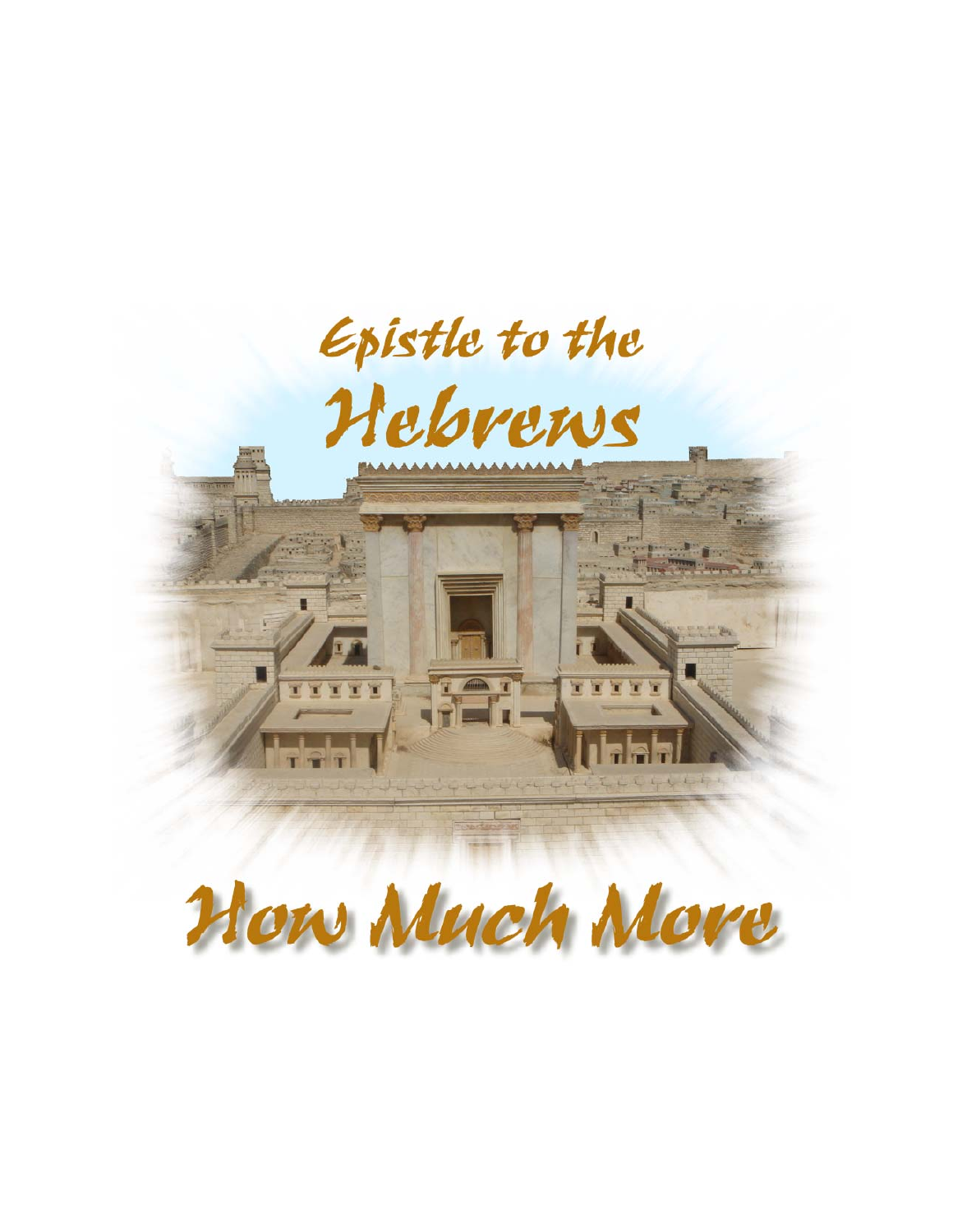# Epistle to the Hebrews

# How Much More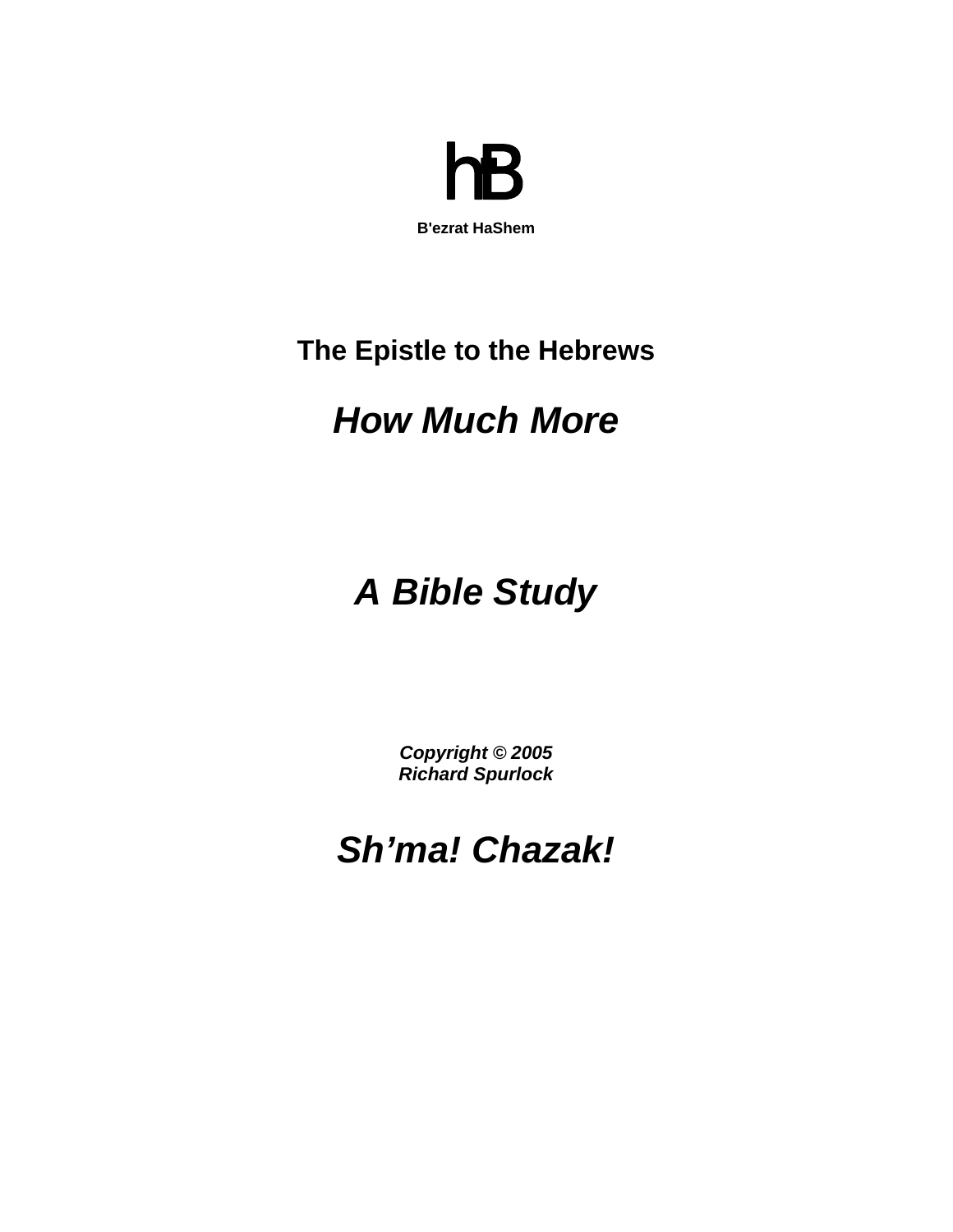**hB**

**B'ezrat HaShem**

## The Epistle to the Hebrews

# *How Much More*

# *A Bible Study*

***Copyright © 2005***
***Richard Spurlock***

# *Sh'ma! Chazak!*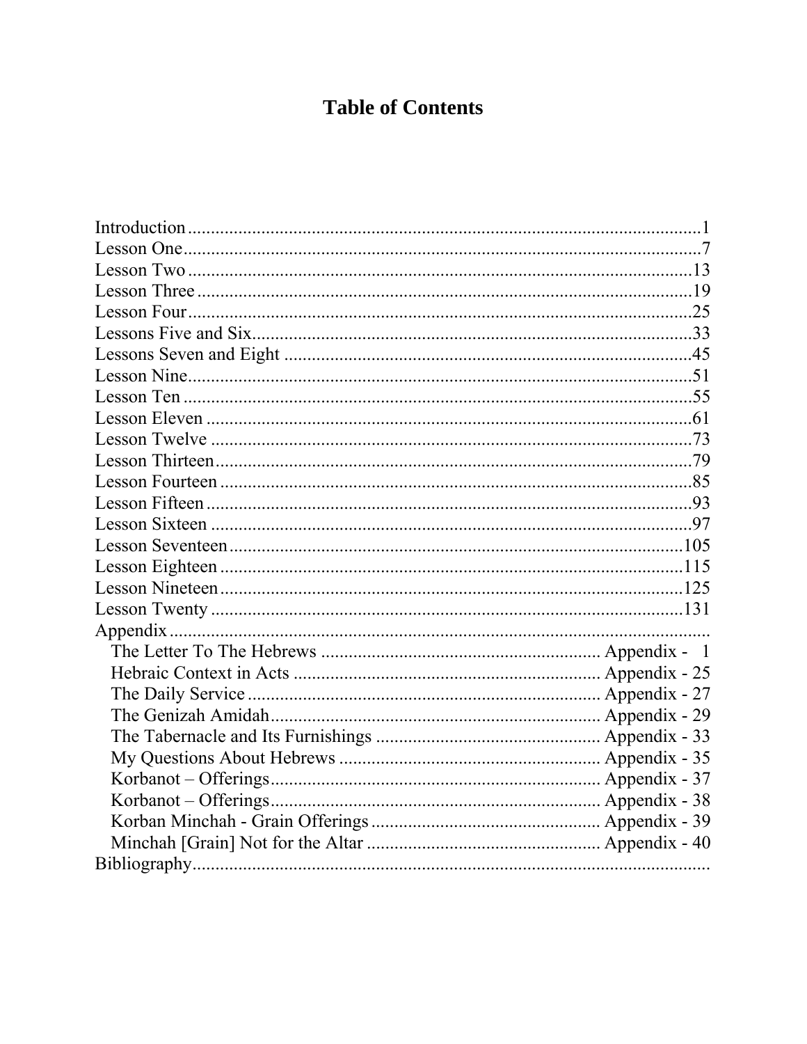# Table of Contents

- Introduction ........ 1
- Lesson One ........ 7
- Lesson Two ........ 13
- Lesson Three ........ 19
- Lesson Four ........ 25
- Lessons Five and Six ........ 33
- Lessons Seven and Eight ........ 45
- Lesson Nine ........ 51
- Lesson Ten ........ 55
- Lesson Eleven ........ 61
- Lesson Twelve ........ 73
- Lesson Thirteen ........ 79
- Lesson Fourteen ........ 85
- Lesson Fifteen ........ 93
- Lesson Sixteen ........ 97
- Lesson Seventeen ........ 105
- Lesson Eighteen ........ 115
- Lesson Nineteen ........ 125
- Lesson Twenty ........ 131
- Appendix ........
  - The Letter To The Hebrews ........ Appendix - 1
  - Hebraic Context in Acts ........ Appendix - 25
  - The Daily Service ........ Appendix - 27
  - The Genizah Amidah ........ Appendix - 29
  - The Tabernacle and Its Furnishings ........ Appendix - 33
  - My Questions About Hebrews ........ Appendix - 35
  - Korbanot – Offerings ........ Appendix - 37
  - Korbanot – Offerings ........ Appendix - 38
  - Korban Minchah - Grain Offerings ........ Appendix - 39
  - Minchah [Grain] Not for the Altar ........ Appendix - 40
- Bibliography ........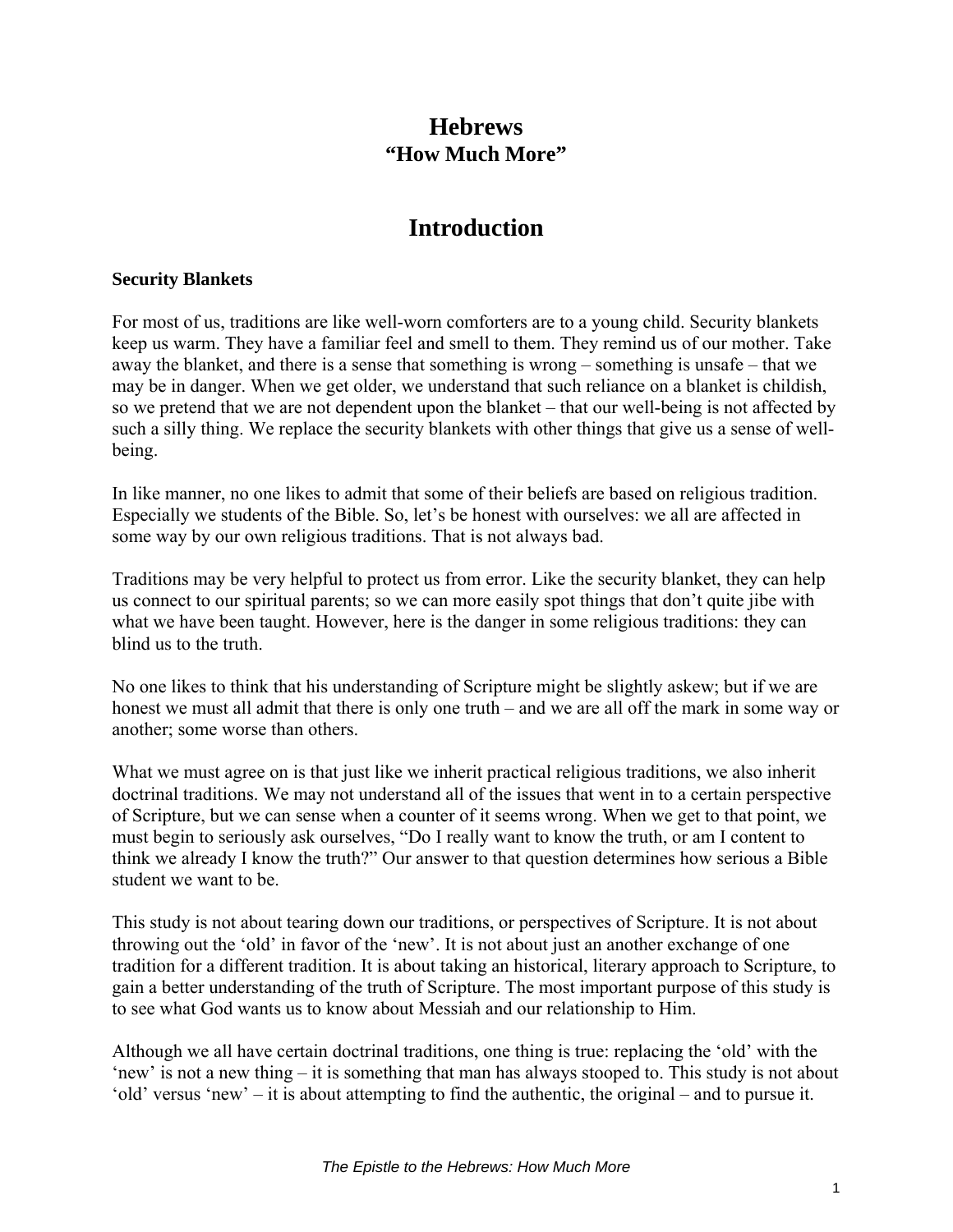# Hebrews
## "How Much More"

# Introduction

### Security Blankets

For most of us, traditions are like well-worn comforters are to a young child. Security blankets keep us warm. They have a familiar feel and smell to them. They remind us of our mother. Take away the blanket, and there is a sense that something is wrong – something is unsafe – that we may be in danger. When we get older, we understand that such reliance on a blanket is childish, so we pretend that we are not dependent upon the blanket – that our well-being is not affected by such a silly thing. We replace the security blankets with other things that give us a sense of well-being.

In like manner, no one likes to admit that some of their beliefs are based on religious tradition. Especially we students of the Bible. So, let's be honest with ourselves: we all are affected in some way by our own religious traditions. That is not always bad.

Traditions may be very helpful to protect us from error. Like the security blanket, they can help us connect to our spiritual parents; so we can more easily spot things that don't quite jibe with what we have been taught. However, here is the danger in some religious traditions: they can blind us to the truth.

No one likes to think that his understanding of Scripture might be slightly askew; but if we are honest we must all admit that there is only one truth – and we are all off the mark in some way or another; some worse than others.

What we must agree on is that just like we inherit practical religious traditions, we also inherit doctrinal traditions. We may not understand all of the issues that went in to a certain perspective of Scripture, but we can sense when a counter of it seems wrong. When we get to that point, we must begin to seriously ask ourselves, "Do I really want to know the truth, or am I content to think we already I know the truth?" Our answer to that question determines how serious a Bible student we want to be.

This study is not about tearing down our traditions, or perspectives of Scripture. It is not about throwing out the 'old' in favor of the 'new'. It is not about just an another exchange of one tradition for a different tradition. It is about taking an historical, literary approach to Scripture, to gain a better understanding of the truth of Scripture. The most important purpose of this study is to see what God wants us to know about Messiah and our relationship to Him.

Although we all have certain doctrinal traditions, one thing is true: replacing the 'old' with the 'new' is not a new thing – it is something that man has always stooped to. This study is not about 'old' versus 'new' – it is about attempting to find the authentic, the original – and to pursue it.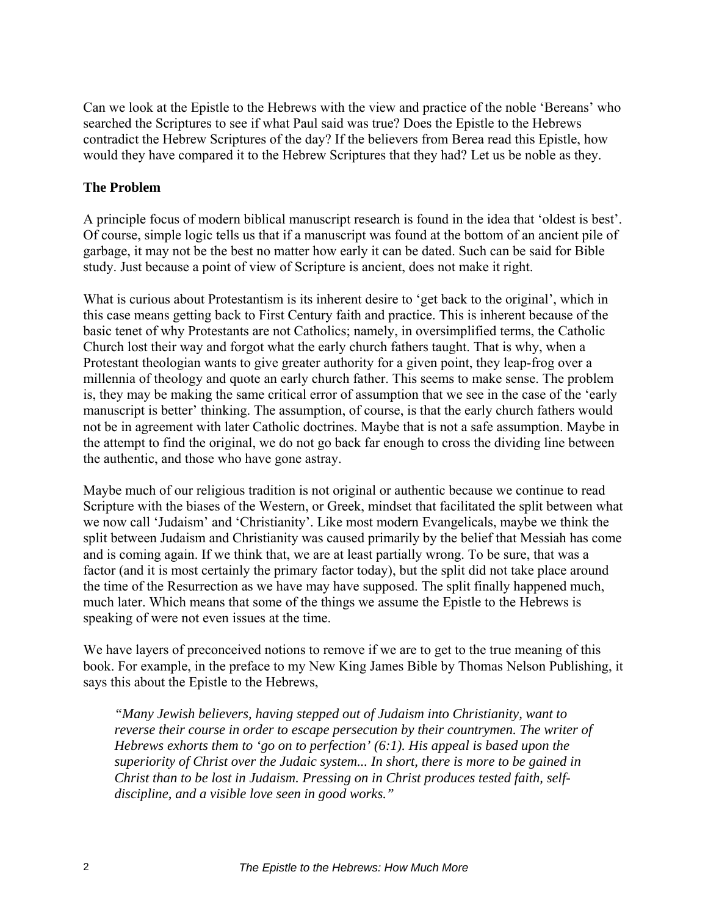Can we look at the Epistle to the Hebrews with the view and practice of the noble 'Bereans' who searched the Scriptures to see if what Paul said was true? Does the Epistle to the Hebrews contradict the Hebrew Scriptures of the day? If the believers from Berea read this Epistle, how would they have compared it to the Hebrew Scriptures that they had? Let us be noble as they.

### The Problem

A principle focus of modern biblical manuscript research is found in the idea that 'oldest is best'. Of course, simple logic tells us that if a manuscript was found at the bottom of an ancient pile of garbage, it may not be the best no matter how early it can be dated. Such can be said for Bible study. Just because a point of view of Scripture is ancient, does not make it right.

What is curious about Protestantism is its inherent desire to 'get back to the original', which in this case means getting back to First Century faith and practice. This is inherent because of the basic tenet of why Protestants are not Catholics; namely, in oversimplified terms, the Catholic Church lost their way and forgot what the early church fathers taught. That is why, when a Protestant theologian wants to give greater authority for a given point, they leap-frog over a millennia of theology and quote an early church father. This seems to make sense. The problem is, they may be making the same critical error of assumption that we see in the case of the 'early manuscript is better' thinking. The assumption, of course, is that the early church fathers would not be in agreement with later Catholic doctrines. Maybe that is not a safe assumption. Maybe in the attempt to find the original, we do not go back far enough to cross the dividing line between the authentic, and those who have gone astray.

Maybe much of our religious tradition is not original or authentic because we continue to read Scripture with the biases of the Western, or Greek, mindset that facilitated the split between what we now call 'Judaism' and 'Christianity'. Like most modern Evangelicals, maybe we think the split between Judaism and Christianity was caused primarily by the belief that Messiah has come and is coming again. If we think that, we are at least partially wrong. To be sure, that was a factor (and it is most certainly the primary factor today), but the split did not take place around the time of the Resurrection as we have may have supposed. The split finally happened much, much later. Which means that some of the things we assume the Epistle to the Hebrews is speaking of were not even issues at the time.

We have layers of preconceived notions to remove if we are to get to the true meaning of this book. For example, in the preface to my New King James Bible by Thomas Nelson Publishing, it says this about the Epistle to the Hebrews,

> *"Many Jewish believers, having stepped out of Judaism into Christianity, want to reverse their course in order to escape persecution by their countrymen. The writer of Hebrews exhorts them to 'go on to perfection' (6:1). His appeal is based upon the superiority of Christ over the Judaic system... In short, there is more to be gained in Christ than to be lost in Judaism. Pressing on in Christ produces tested faith, self-discipline, and a visible love seen in good works."*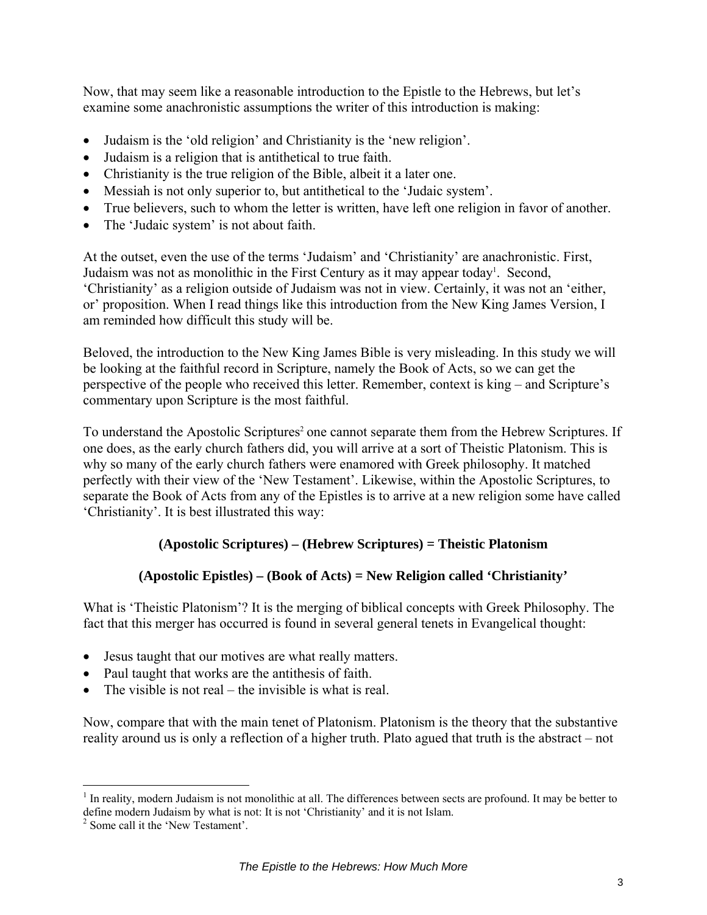Now, that may seem like a reasonable introduction to the Epistle to the Hebrews, but let's examine some anachronistic assumptions the writer of this introduction is making:

- Judaism is the 'old religion' and Christianity is the 'new religion'.
- Judaism is a religion that is antithetical to true faith.
- Christianity is the true religion of the Bible, albeit it a later one.
- Messiah is not only superior to, but antithetical to the 'Judaic system'.
- True believers, such to whom the letter is written, have left one religion in favor of another.
- The 'Judaic system' is not about faith.

At the outset, even the use of the terms 'Judaism' and 'Christianity' are anachronistic. First, Judaism was not as monolithic in the First Century as it may appear today[1]. Second, 'Christianity' as a religion outside of Judaism was not in view. Certainly, it was not an 'either, or' proposition. When I read things like this introduction from the New King James Version, I am reminded how difficult this study will be.

Beloved, the introduction to the New King James Bible is very misleading. In this study we will be looking at the faithful record in Scripture, namely the Book of Acts, so we can get the perspective of the people who received this letter. Remember, context is king – and Scripture's commentary upon Scripture is the most faithful.

To understand the Apostolic Scriptures[2] one cannot separate them from the Hebrew Scriptures. If one does, as the early church fathers did, you will arrive at a sort of Theistic Platonism. This is why so many of the early church fathers were enamored with Greek philosophy. It matched perfectly with their view of the 'New Testament'. Likewise, within the Apostolic Scriptures, to separate the Book of Acts from any of the Epistles is to arrive at a new religion some have called 'Christianity'. It is best illustrated this way:

**(Apostolic Scriptures) – (Hebrew Scriptures) = Theistic Platonism**

**(Apostolic Epistles) – (Book of Acts) = New Religion called 'Christianity'**

What is 'Theistic Platonism'? It is the merging of biblical concepts with Greek Philosophy. The fact that this merger has occurred is found in several general tenets in Evangelical thought:

- Jesus taught that our motives are what really matters.
- Paul taught that works are the antithesis of faith.
- The visible is not real – the invisible is what is real.

Now, compare that with the main tenet of Platonism. Platonism is the theory that the substantive reality around us is only a reflection of a higher truth. Plato agued that truth is the abstract – not

[1] In reality, modern Judaism is not monolithic at all. The differences between sects are profound. It may be better to define modern Judaism by what is not: It is not 'Christianity' and it is not Islam.

[2] Some call it the 'New Testament'.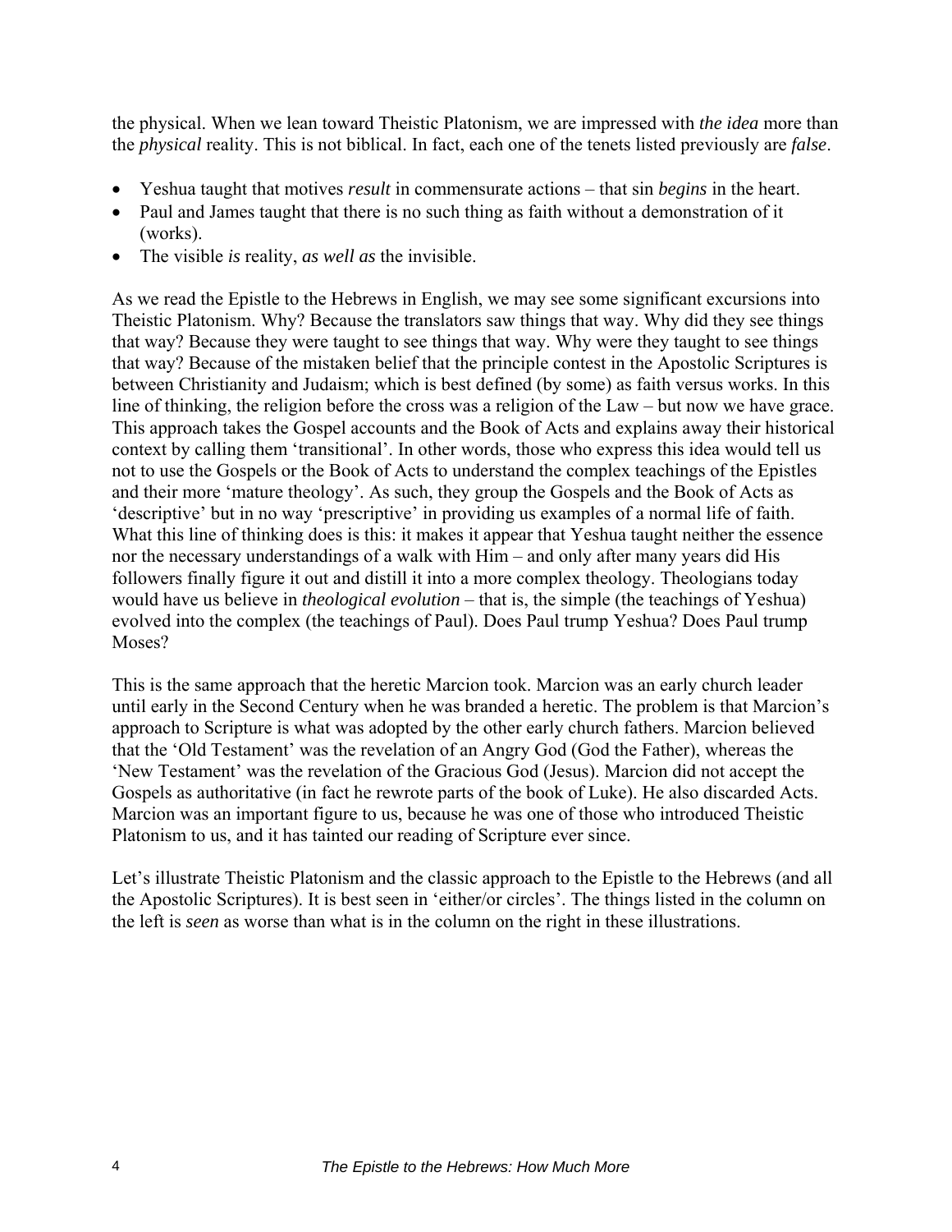the physical. When we lean toward Theistic Platonism, we are impressed with *the idea* more than the *physical* reality. This is not biblical. In fact, each one of the tenets listed previously are *false*.

- Yeshua taught that motives *result* in commensurate actions – that sin *begins* in the heart.
- Paul and James taught that there is no such thing as faith without a demonstration of it (works).
- The visible *is* reality, *as well as* the invisible.

As we read the Epistle to the Hebrews in English, we may see some significant excursions into Theistic Platonism. Why? Because the translators saw things that way. Why did they see things that way? Because they were taught to see things that way. Why were they taught to see things that way? Because of the mistaken belief that the principle contest in the Apostolic Scriptures is between Christianity and Judaism; which is best defined (by some) as faith versus works. In this line of thinking, the religion before the cross was a religion of the Law – but now we have grace. This approach takes the Gospel accounts and the Book of Acts and explains away their historical context by calling them 'transitional'. In other words, those who express this idea would tell us not to use the Gospels or the Book of Acts to understand the complex teachings of the Epistles and their more 'mature theology'. As such, they group the Gospels and the Book of Acts as 'descriptive' but in no way 'prescriptive' in providing us examples of a normal life of faith. What this line of thinking does is this: it makes it appear that Yeshua taught neither the essence nor the necessary understandings of a walk with Him – and only after many years did His followers finally figure it out and distill it into a more complex theology. Theologians today would have us believe in *theological evolution* – that is, the simple (the teachings of Yeshua) evolved into the complex (the teachings of Paul). Does Paul trump Yeshua? Does Paul trump Moses?

This is the same approach that the heretic Marcion took. Marcion was an early church leader until early in the Second Century when he was branded a heretic. The problem is that Marcion's approach to Scripture is what was adopted by the other early church fathers. Marcion believed that the 'Old Testament' was the revelation of an Angry God (God the Father), whereas the 'New Testament' was the revelation of the Gracious God (Jesus). Marcion did not accept the Gospels as authoritative (in fact he rewrote parts of the book of Luke). He also discarded Acts. Marcion was an important figure to us, because he was one of those who introduced Theistic Platonism to us, and it has tainted our reading of Scripture ever since.

Let's illustrate Theistic Platonism and the classic approach to the Epistle to the Hebrews (and all the Apostolic Scriptures). It is best seen in 'either/or circles'. The things listed in the column on the left is *seen* as worse than what is in the column on the right in these illustrations.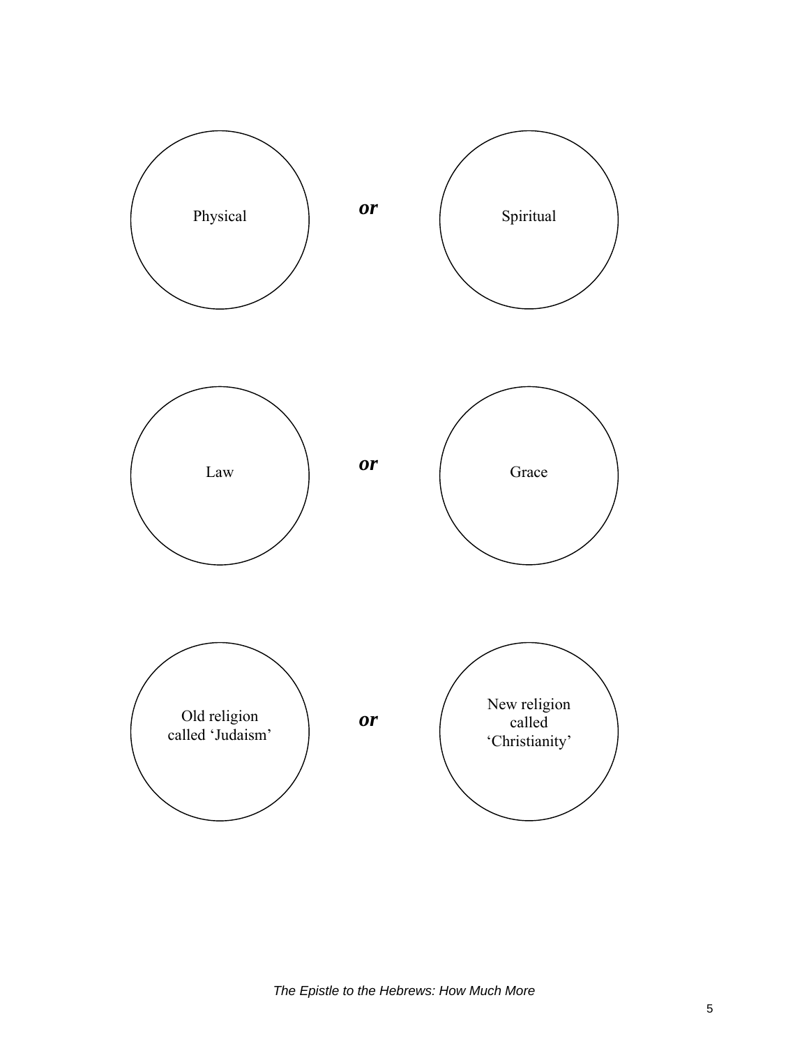Physical *or* Spiritual

Law *or* Grace

Old religion called 'Judaism' *or* New religion called 'Christianity'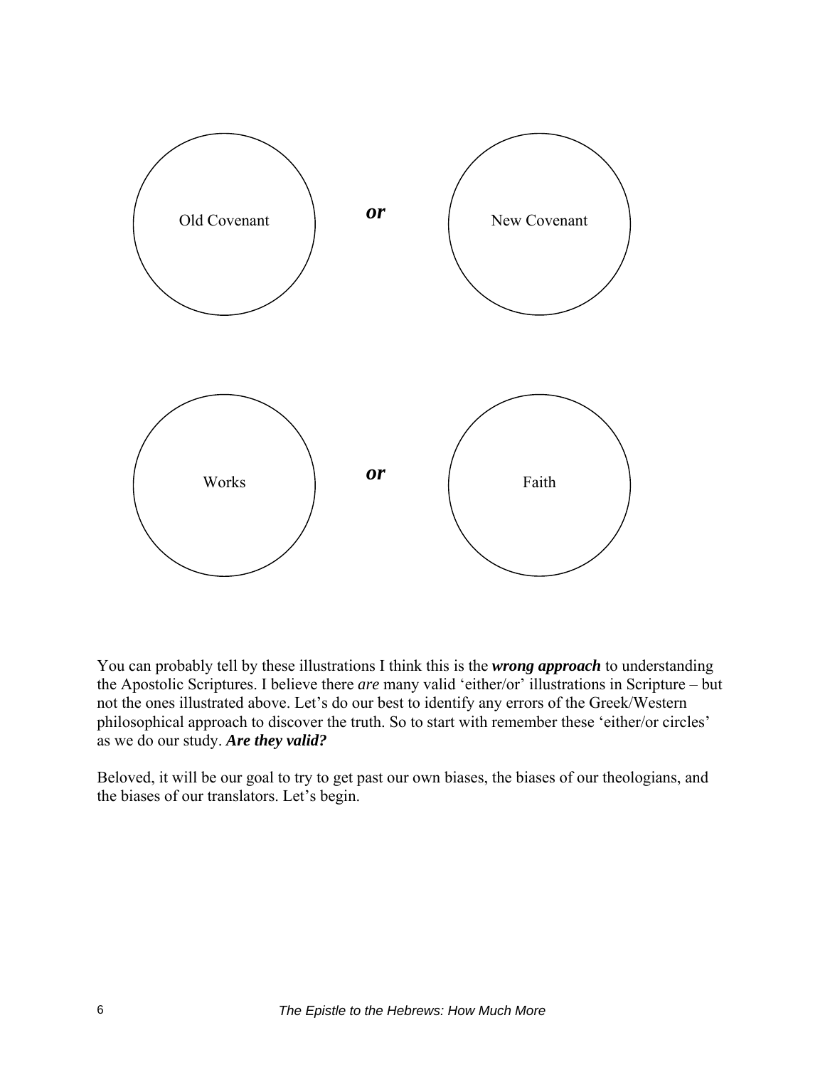Old Covenant ***or*** New Covenant

Works ***or*** Faith

You can probably tell by these illustrations I think this is the ***wrong approach*** to understanding the Apostolic Scriptures. I believe there *are* many valid 'either/or' illustrations in Scripture – but not the ones illustrated above. Let's do our best to identify any errors of the Greek/Western philosophical approach to discover the truth. So to start with remember these 'either/or circles' as we do our study. ***Are they valid?***

Beloved, it will be our goal to try to get past our own biases, the biases of our theologians, and the biases of our translators. Let's begin.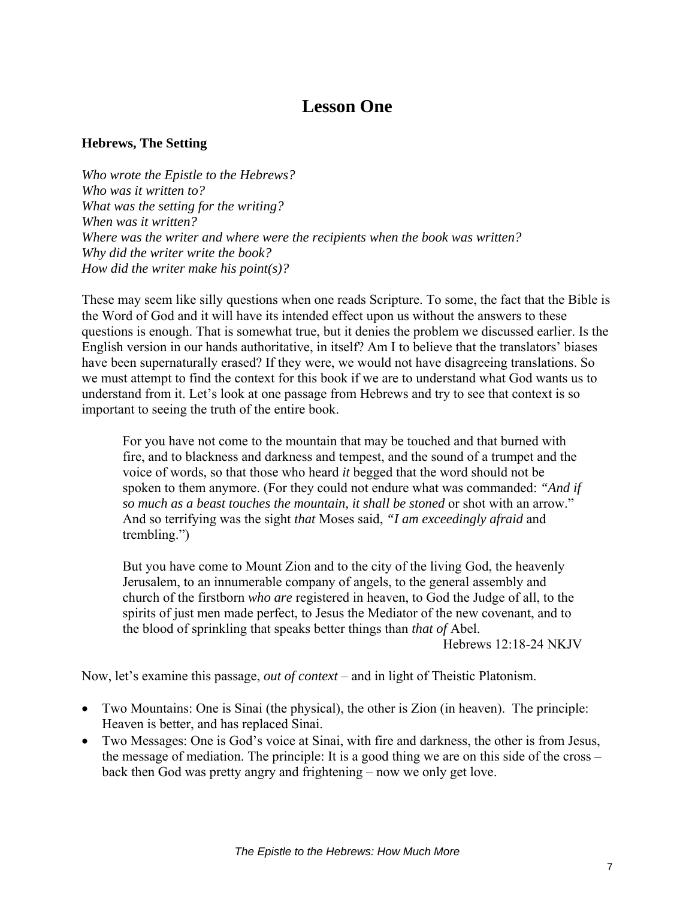# Lesson One

**Hebrews, The Setting**

*Who wrote the Epistle to the Hebrews?*
*Who was it written to?*
*What was the setting for the writing?*
*When was it written?*
*Where was the writer and where were the recipients when the book was written?*
*Why did the writer write the book?*
*How did the writer make his point(s)?*

These may seem like silly questions when one reads Scripture. To some, the fact that the Bible is the Word of God and it will have its intended effect upon us without the answers to these questions is enough. That is somewhat true, but it denies the problem we discussed earlier. Is the English version in our hands authoritative, in itself? Am I to believe that the translators' biases have been supernaturally erased? If they were, we would not have disagreeing translations. So we must attempt to find the context for this book if we are to understand what God wants us to understand from it. Let's look at one passage from Hebrews and try to see that context is so important to seeing the truth of the entire book.

> For you have not come to the mountain that may be touched and that burned with fire, and to blackness and darkness and tempest, and the sound of a trumpet and the voice of words, so that those who heard *it* begged that the word should not be spoken to them anymore. (For they could not endure what was commanded: *"And if so much as a beast touches the mountain, it shall be stoned* or shot with an arrow." And so terrifying was the sight *that* Moses said, *"I am exceedingly afraid* and trembling.")
>
> But you have come to Mount Zion and to the city of the living God, the heavenly Jerusalem, to an innumerable company of angels, to the general assembly and church of the firstborn *who are* registered in heaven, to God the Judge of all, to the spirits of just men made perfect, to Jesus the Mediator of the new covenant, and to the blood of sprinkling that speaks better things than *that of* Abel.
>
> Hebrews 12:18-24 NKJV

Now, let's examine this passage, *out of context* – and in light of Theistic Platonism.

- Two Mountains: One is Sinai (the physical), the other is Zion (in heaven). The principle: Heaven is better, and has replaced Sinai.
- Two Messages: One is God's voice at Sinai, with fire and darkness, the other is from Jesus, the message of mediation. The principle: It is a good thing we are on this side of the cross – back then God was pretty angry and frightening – now we only get love.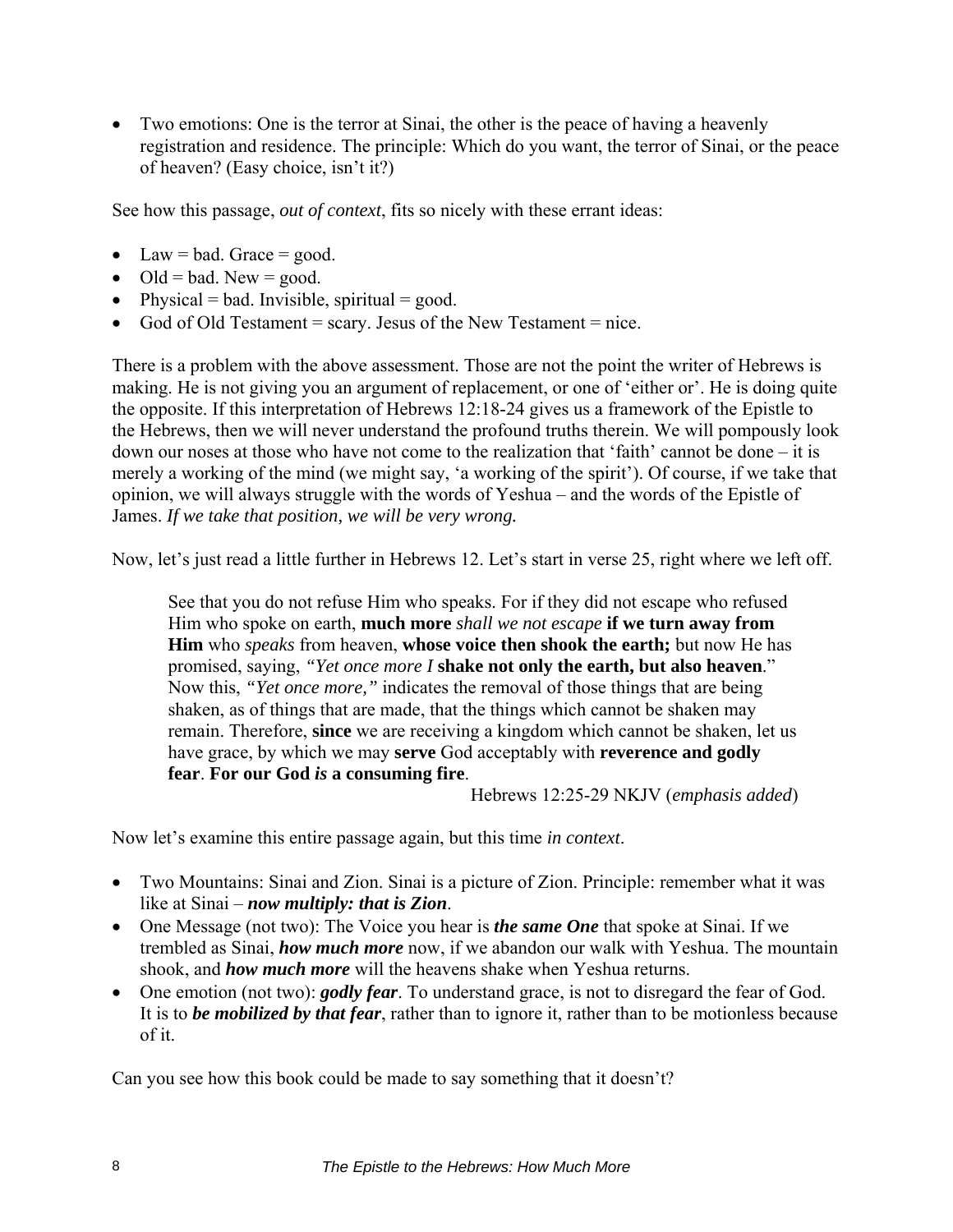- Two emotions: One is the terror at Sinai, the other is the peace of having a heavenly registration and residence. The principle: Which do you want, the terror of Sinai, or the peace of heaven? (Easy choice, isn't it?)

See how this passage, *out of context*, fits so nicely with these errant ideas:

- Law = bad. Grace = good.
- Old = bad. New = good.
- Physical = bad. Invisible, spiritual = good.
- God of Old Testament = scary. Jesus of the New Testament = nice.

There is a problem with the above assessment. Those are not the point the writer of Hebrews is making. He is not giving you an argument of replacement, or one of 'either or'. He is doing quite the opposite. If this interpretation of Hebrews 12:18-24 gives us a framework of the Epistle to the Hebrews, then we will never understand the profound truths therein. We will pompously look down our noses at those who have not come to the realization that 'faith' cannot be done – it is merely a working of the mind (we might say, 'a working of the spirit'). Of course, if we take that opinion, we will always struggle with the words of Yeshua – and the words of the Epistle of James. *If we take that position, we will be very wrong.*

Now, let's just read a little further in Hebrews 12. Let's start in verse 25, right where we left off.

> See that you do not refuse Him who speaks. For if they did not escape who refused Him who spoke on earth, **much more** *shall we not escape* **if we turn away from Him** who *speaks* from heaven, **whose voice then shook the earth;** but now He has promised, saying, *"Yet once more I* **shake not only the earth, but also heaven**." Now this, *"Yet once more,"* indicates the removal of those things that are being shaken, as of things that are made, that the things which cannot be shaken may remain. Therefore, **since** we are receiving a kingdom which cannot be shaken, let us have grace, by which we may **serve** God acceptably with **reverence and godly fear**. **For our God *is* a consuming fire**.
>
> Hebrews 12:25-29 NKJV (*emphasis added*)

Now let's examine this entire passage again, but this time *in context*.

- Two Mountains: Sinai and Zion. Sinai is a picture of Zion. Principle: remember what it was like at Sinai – ***now multiply: that is Zion***.
- One Message (not two): The Voice you hear is ***the same One*** that spoke at Sinai. If we trembled as Sinai, ***how much more*** now, if we abandon our walk with Yeshua. The mountain shook, and ***how much more*** will the heavens shake when Yeshua returns.
- One emotion (not two): ***godly fear***. To understand grace, is not to disregard the fear of God. It is to ***be mobilized by that fear***, rather than to ignore it, rather than to be motionless because of it.

Can you see how this book could be made to say something that it doesn't?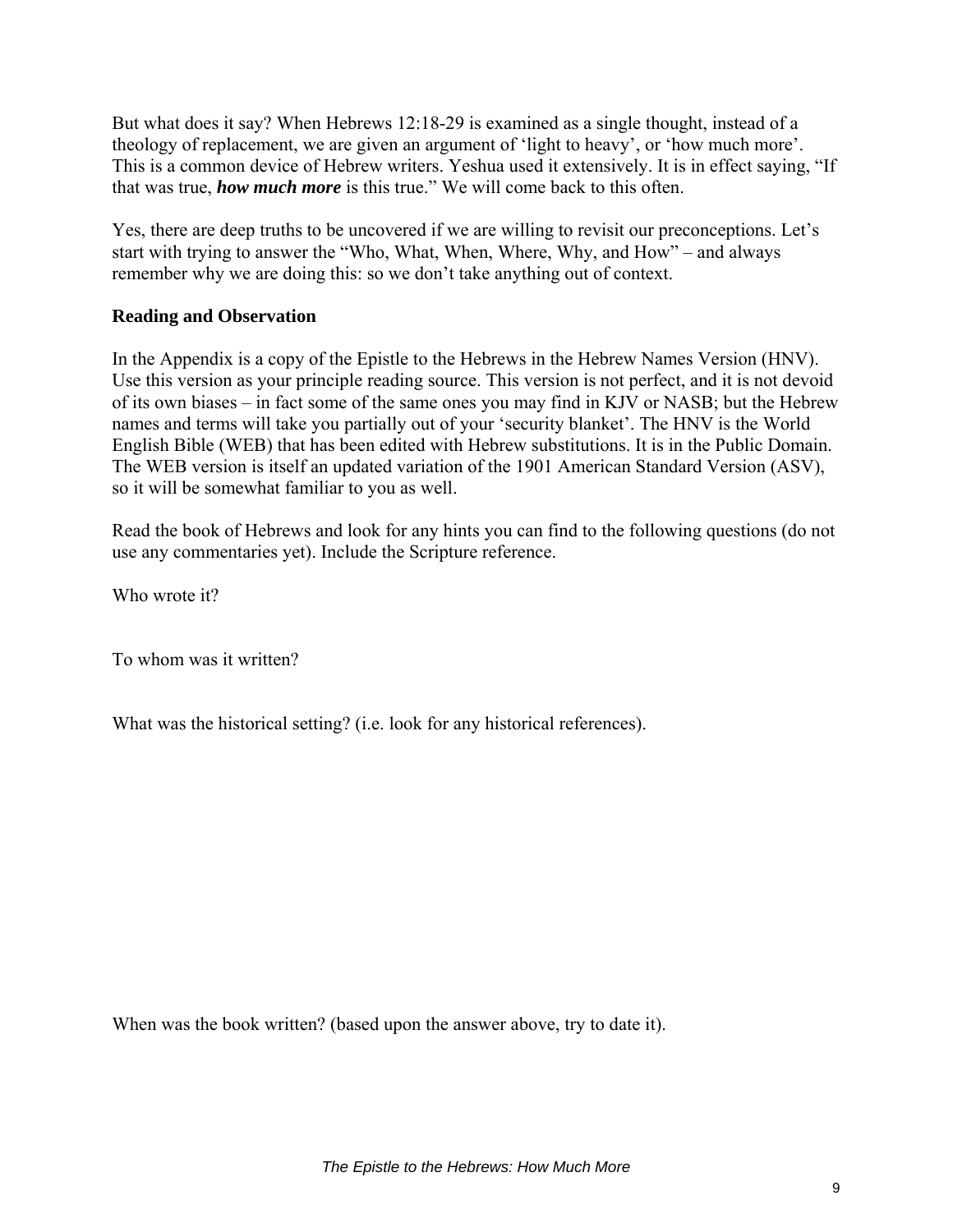But what does it say? When Hebrews 12:18-29 is examined as a single thought, instead of a theology of replacement, we are given an argument of 'light to heavy', or 'how much more'. This is a common device of Hebrew writers. Yeshua used it extensively. It is in effect saying, "If that was true, ***how much more*** is this true." We will come back to this often.

Yes, there are deep truths to be uncovered if we are willing to revisit our preconceptions. Let's start with trying to answer the "Who, What, When, Where, Why, and How" – and always remember why we are doing this: so we don't take anything out of context.

**Reading and Observation**

In the Appendix is a copy of the Epistle to the Hebrews in the Hebrew Names Version (HNV). Use this version as your principle reading source. This version is not perfect, and it is not devoid of its own biases – in fact some of the same ones you may find in KJV or NASB; but the Hebrew names and terms will take you partially out of your 'security blanket'. The HNV is the World English Bible (WEB) that has been edited with Hebrew substitutions. It is in the Public Domain. The WEB version is itself an updated variation of the 1901 American Standard Version (ASV), so it will be somewhat familiar to you as well.

Read the book of Hebrews and look for any hints you can find to the following questions (do not use any commentaries yet). Include the Scripture reference.

Who wrote it?

To whom was it written?

What was the historical setting? (i.e. look for any historical references).

When was the book written? (based upon the answer above, try to date it).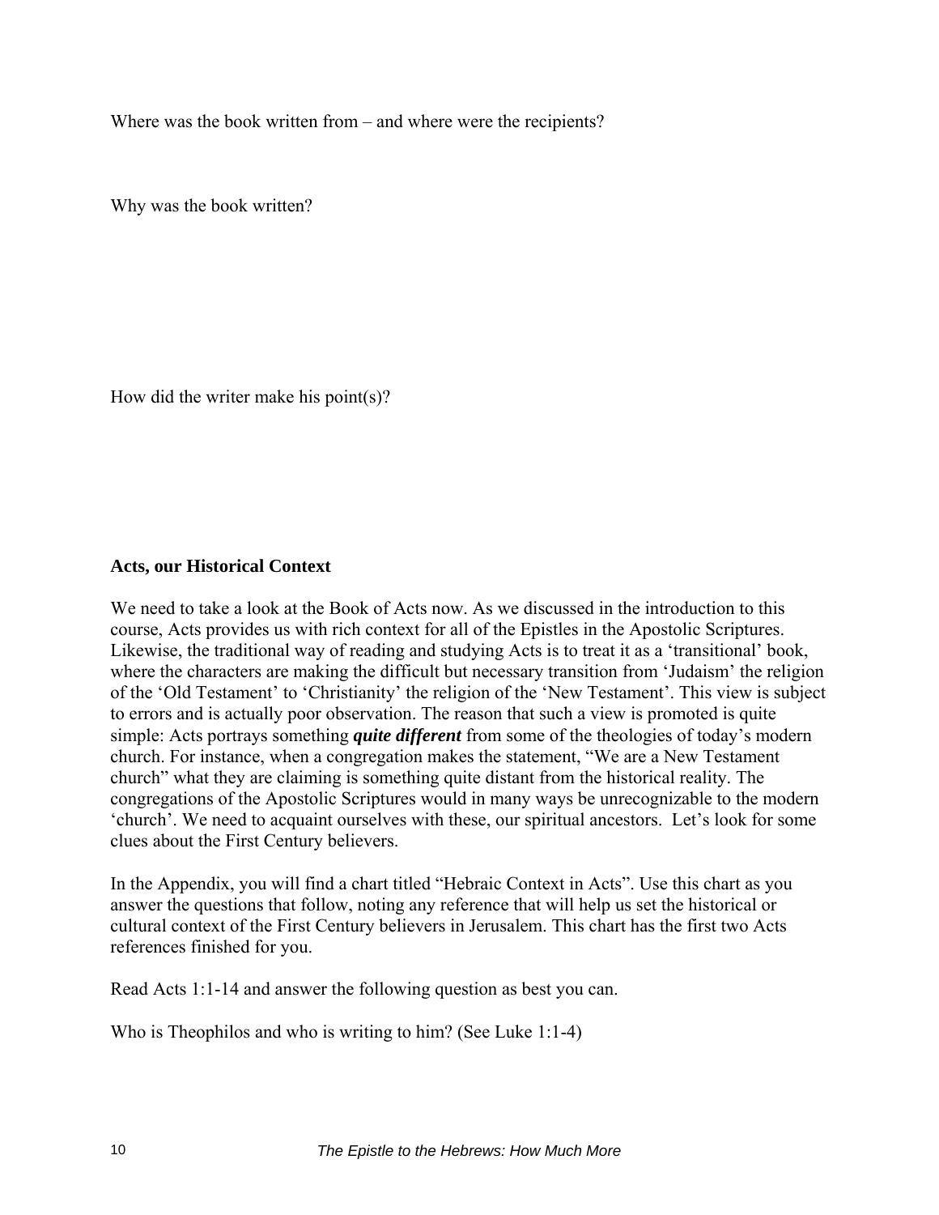Where was the book written from – and where were the recipients?

Why was the book written?

How did the writer make his point(s)?

**Acts, our Historical Context**

We need to take a look at the Book of Acts now. As we discussed in the introduction to this course, Acts provides us with rich context for all of the Epistles in the Apostolic Scriptures. Likewise, the traditional way of reading and studying Acts is to treat it as a 'transitional' book, where the characters are making the difficult but necessary transition from 'Judaism' the religion of the 'Old Testament' to 'Christianity' the religion of the 'New Testament'. This view is subject to errors and is actually poor observation. The reason that such a view is promoted is quite simple: Acts portrays something ***quite different*** from some of the theologies of today's modern church. For instance, when a congregation makes the statement, "We are a New Testament church" what they are claiming is something quite distant from the historical reality. The congregations of the Apostolic Scriptures would in many ways be unrecognizable to the modern 'church'. We need to acquaint ourselves with these, our spiritual ancestors. Let's look for some clues about the First Century believers.

In the Appendix, you will find a chart titled "Hebraic Context in Acts". Use this chart as you answer the questions that follow, noting any reference that will help us set the historical or cultural context of the First Century believers in Jerusalem. This chart has the first two Acts references finished for you.

Read Acts 1:1-14 and answer the following question as best you can.

Who is Theophilos and who is writing to him? (See Luke 1:1-4)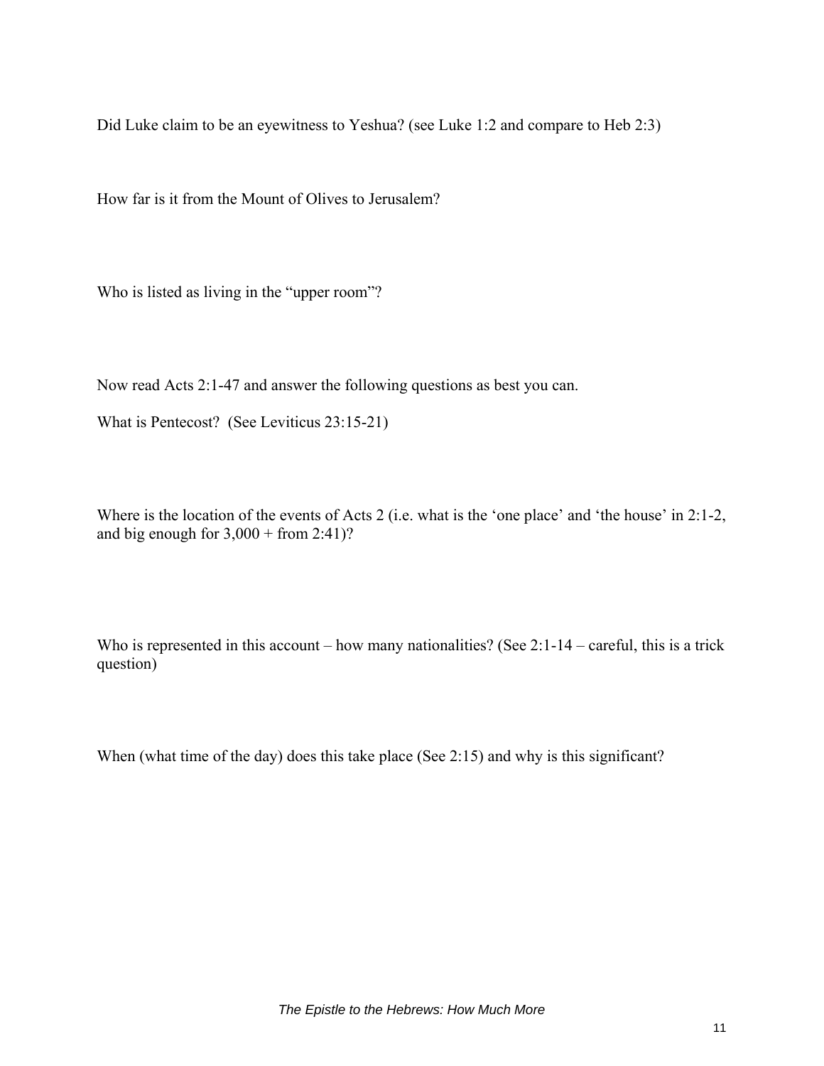Did Luke claim to be an eyewitness to Yeshua? (see Luke 1:2 and compare to Heb 2:3)

How far is it from the Mount of Olives to Jerusalem?

Who is listed as living in the “upper room”?

Now read Acts 2:1-47 and answer the following questions as best you can.

What is Pentecost? (See Leviticus 23:15-21)

Where is the location of the events of Acts 2 (i.e. what is the ‘one place’ and ‘the house’ in 2:1-2, and big enough for 3,000 + from 2:41)?

Who is represented in this account – how many nationalities? (See 2:1-14 – careful, this is a trick question)

When (what time of the day) does this take place (See 2:15) and why is this significant?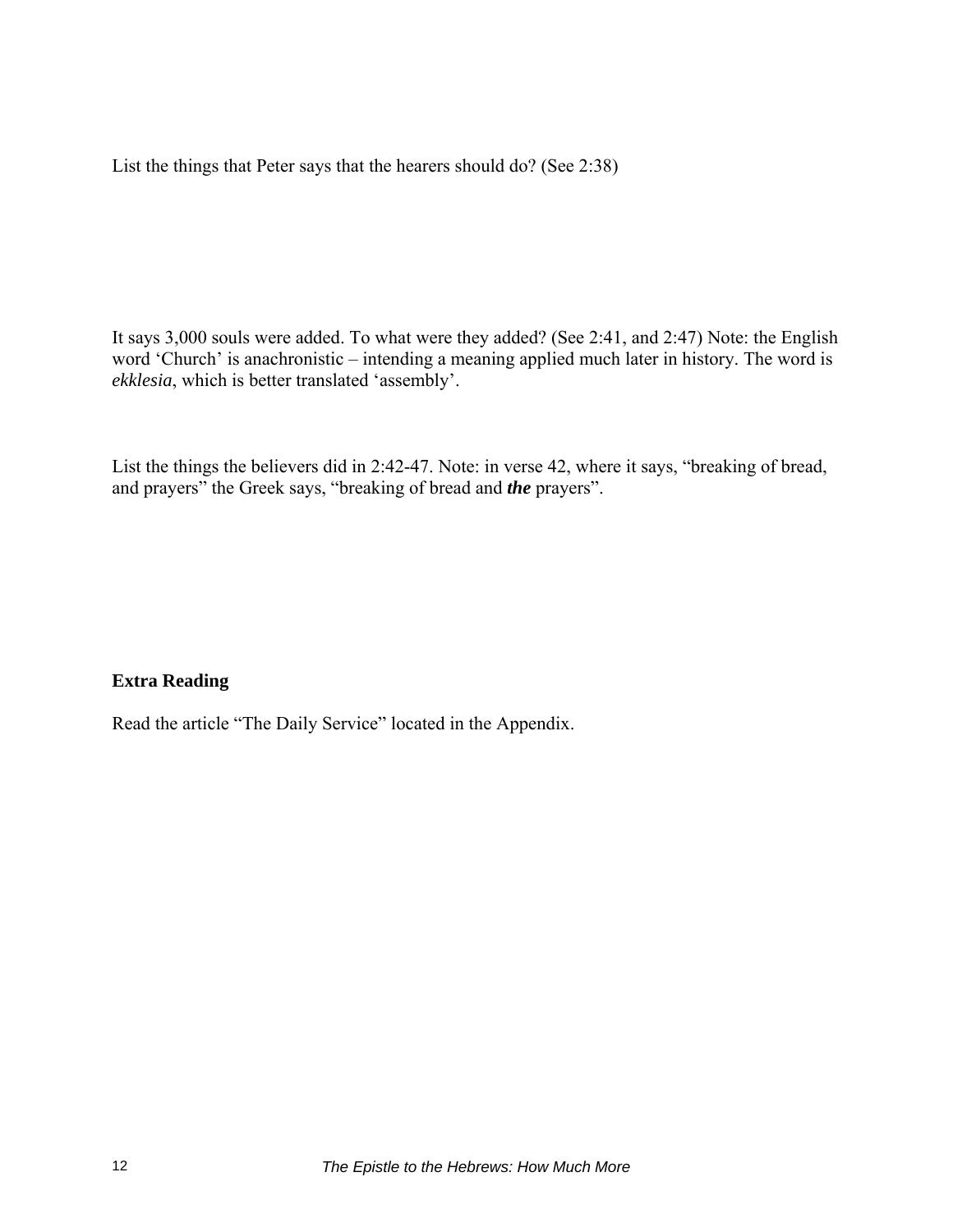List the things that Peter says that the hearers should do? (See 2:38)

It says 3,000 souls were added. To what were they added? (See 2:41, and 2:47) Note: the English word 'Church' is anachronistic – intending a meaning applied much later in history. The word is *ekklesia*, which is better translated 'assembly'.

List the things the believers did in 2:42-47. Note: in verse 42, where it says, "breaking of bread, and prayers" the Greek says, "breaking of bread and ***the*** prayers".

**Extra Reading**

Read the article "The Daily Service" located in the Appendix.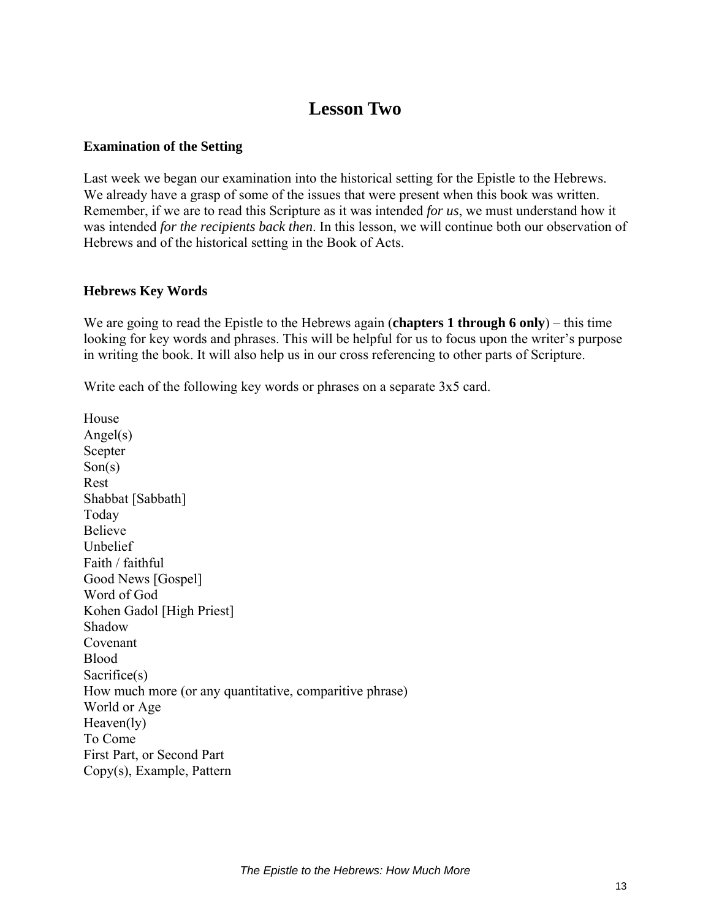# Lesson Two

### Examination of the Setting

Last week we began our examination into the historical setting for the Epistle to the Hebrews. We already have a grasp of some of the issues that were present when this book was written. Remember, if we are to read this Scripture as it was intended *for us*, we must understand how it was intended *for the recipients back then*. In this lesson, we will continue both our observation of Hebrews and of the historical setting in the Book of Acts.

### Hebrews Key Words

We are going to read the Epistle to the Hebrews again (**chapters 1 through 6 only**) – this time looking for key words and phrases. This will be helpful for us to focus upon the writer's purpose in writing the book. It will also help us in our cross referencing to other parts of Scripture.

Write each of the following key words or phrases on a separate 3x5 card.

House
Angel(s)
Scepter
Son(s)
Rest
Shabbat [Sabbath]
Today
Believe
Unbelief
Faith / faithful
Good News [Gospel]
Word of God
Kohen Gadol [High Priest]
Shadow
Covenant
Blood
Sacrifice(s)
How much more (or any quantitative, comparitive phrase)
World or Age
Heaven(ly)
To Come
First Part, or Second Part
Copy(s), Example, Pattern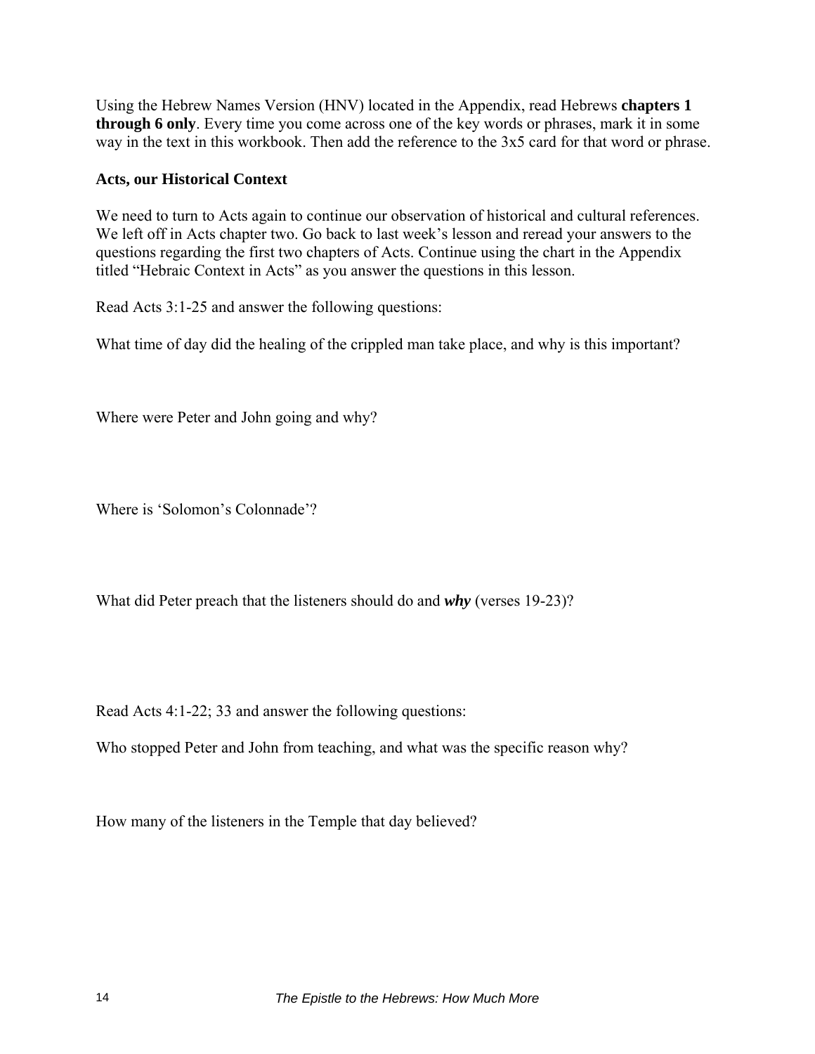Using the Hebrew Names Version (HNV) located in the Appendix, read Hebrews **chapters 1 through 6 only**. Every time you come across one of the key words or phrases, mark it in some way in the text in this workbook. Then add the reference to the 3x5 card for that word or phrase.

**Acts, our Historical Context**

We need to turn to Acts again to continue our observation of historical and cultural references. We left off in Acts chapter two. Go back to last week's lesson and reread your answers to the questions regarding the first two chapters of Acts. Continue using the chart in the Appendix titled "Hebraic Context in Acts" as you answer the questions in this lesson.

Read Acts 3:1-25 and answer the following questions:

What time of day did the healing of the crippled man take place, and why is this important?

Where were Peter and John going and why?

Where is 'Solomon's Colonnade'?

What did Peter preach that the listeners should do and ***why*** (verses 19-23)?

Read Acts 4:1-22; 33 and answer the following questions:

Who stopped Peter and John from teaching, and what was the specific reason why?

How many of the listeners in the Temple that day believed?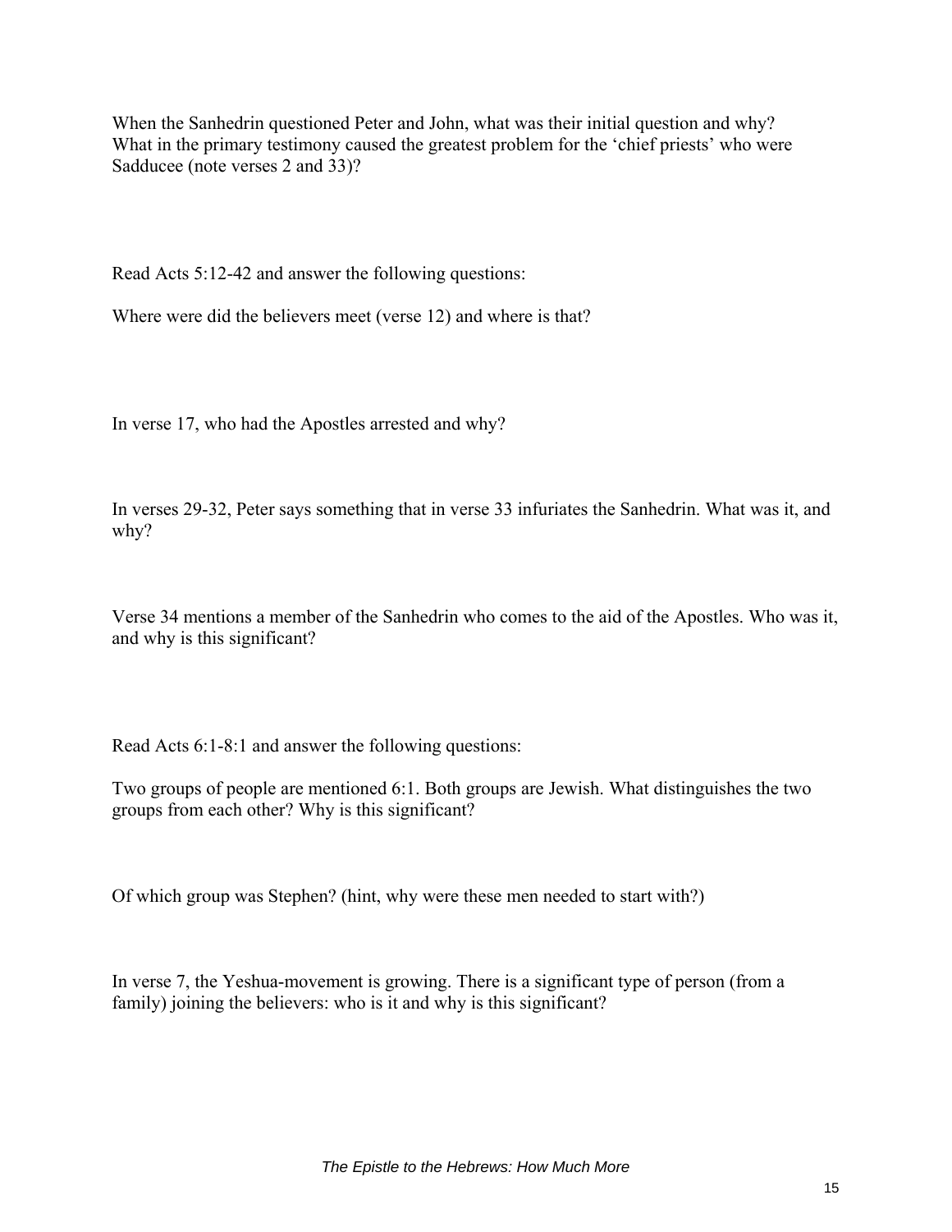When the Sanhedrin questioned Peter and John, what was their initial question and why? What in the primary testimony caused the greatest problem for the 'chief priests' who were Sadducee (note verses 2 and 33)?

Read Acts 5:12-42 and answer the following questions:

Where were did the believers meet (verse 12) and where is that?

In verse 17, who had the Apostles arrested and why?

In verses 29-32, Peter says something that in verse 33 infuriates the Sanhedrin. What was it, and why?

Verse 34 mentions a member of the Sanhedrin who comes to the aid of the Apostles. Who was it, and why is this significant?

Read Acts 6:1-8:1 and answer the following questions:

Two groups of people are mentioned 6:1. Both groups are Jewish. What distinguishes the two groups from each other? Why is this significant?

Of which group was Stephen? (hint, why were these men needed to start with?)

In verse 7, the Yeshua-movement is growing. There is a significant type of person (from a family) joining the believers: who is it and why is this significant?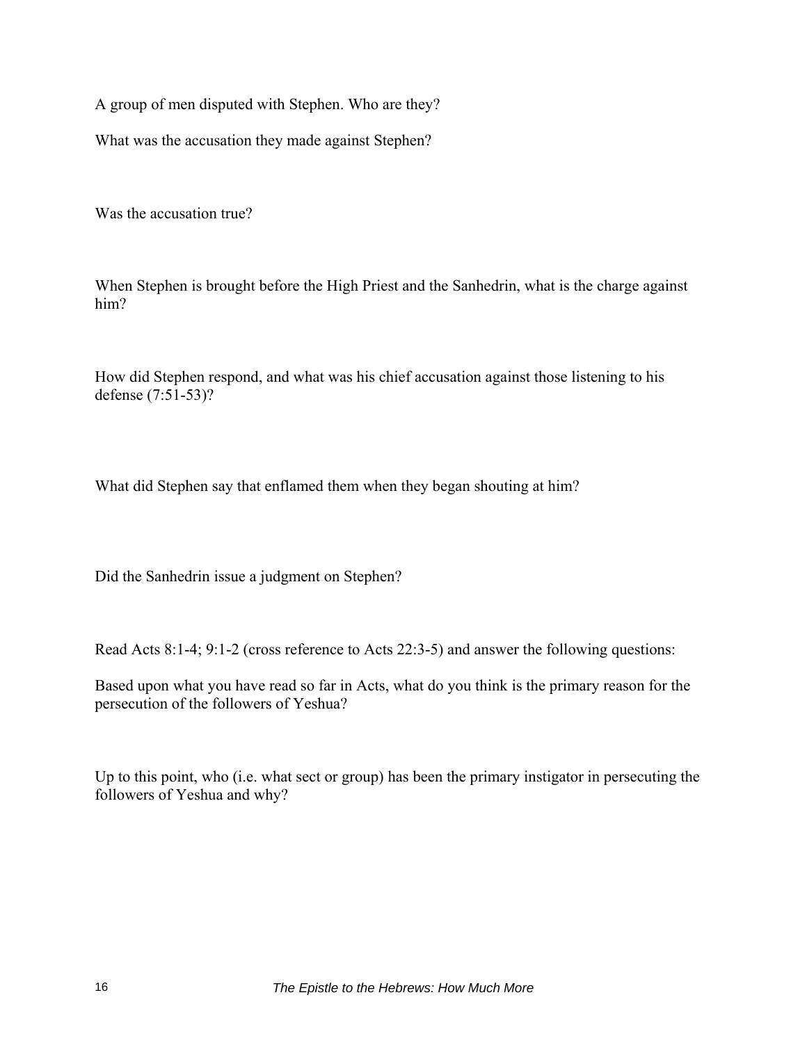A group of men disputed with Stephen. Who are they?

What was the accusation they made against Stephen?

Was the accusation true?

When Stephen is brought before the High Priest and the Sanhedrin, what is the charge against him?

How did Stephen respond, and what was his chief accusation against those listening to his defense (7:51-53)?

What did Stephen say that enflamed them when they began shouting at him?

Did the Sanhedrin issue a judgment on Stephen?

Read Acts 8:1-4; 9:1-2 (cross reference to Acts 22:3-5) and answer the following questions:

Based upon what you have read so far in Acts, what do you think is the primary reason for the persecution of the followers of Yeshua?

Up to this point, who (i.e. what sect or group) has been the primary instigator in persecuting the followers of Yeshua and why?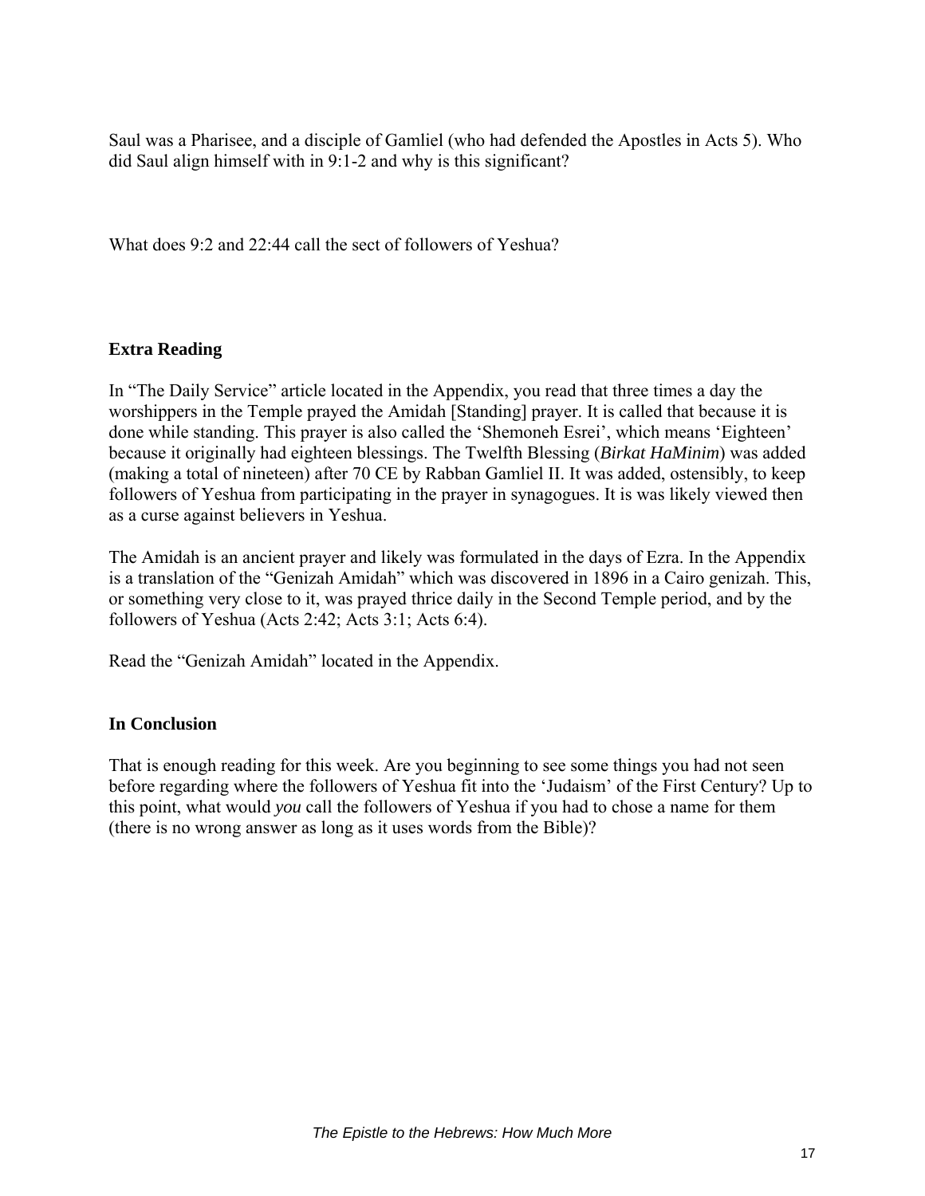Saul was a Pharisee, and a disciple of Gamliel (who had defended the Apostles in Acts 5). Who did Saul align himself with in 9:1-2 and why is this significant?

What does 9:2 and 22:44 call the sect of followers of Yeshua?

**Extra Reading**

In "The Daily Service" article located in the Appendix, you read that three times a day the worshippers in the Temple prayed the Amidah [Standing] prayer. It is called that because it is done while standing. This prayer is also called the 'Shemoneh Esrei', which means 'Eighteen' because it originally had eighteen blessings. The Twelfth Blessing (*Birkat HaMinim*) was added (making a total of nineteen) after 70 CE by Rabban Gamliel II. It was added, ostensibly, to keep followers of Yeshua from participating in the prayer in synagogues. It is was likely viewed then as a curse against believers in Yeshua.

The Amidah is an ancient prayer and likely was formulated in the days of Ezra. In the Appendix is a translation of the "Genizah Amidah" which was discovered in 1896 in a Cairo genizah. This, or something very close to it, was prayed thrice daily in the Second Temple period, and by the followers of Yeshua (Acts 2:42; Acts 3:1; Acts 6:4).

Read the "Genizah Amidah" located in the Appendix.

**In Conclusion**

That is enough reading for this week. Are you beginning to see some things you had not seen before regarding where the followers of Yeshua fit into the 'Judaism' of the First Century? Up to this point, what would *you* call the followers of Yeshua if you had to chose a name for them (there is no wrong answer as long as it uses words from the Bible)?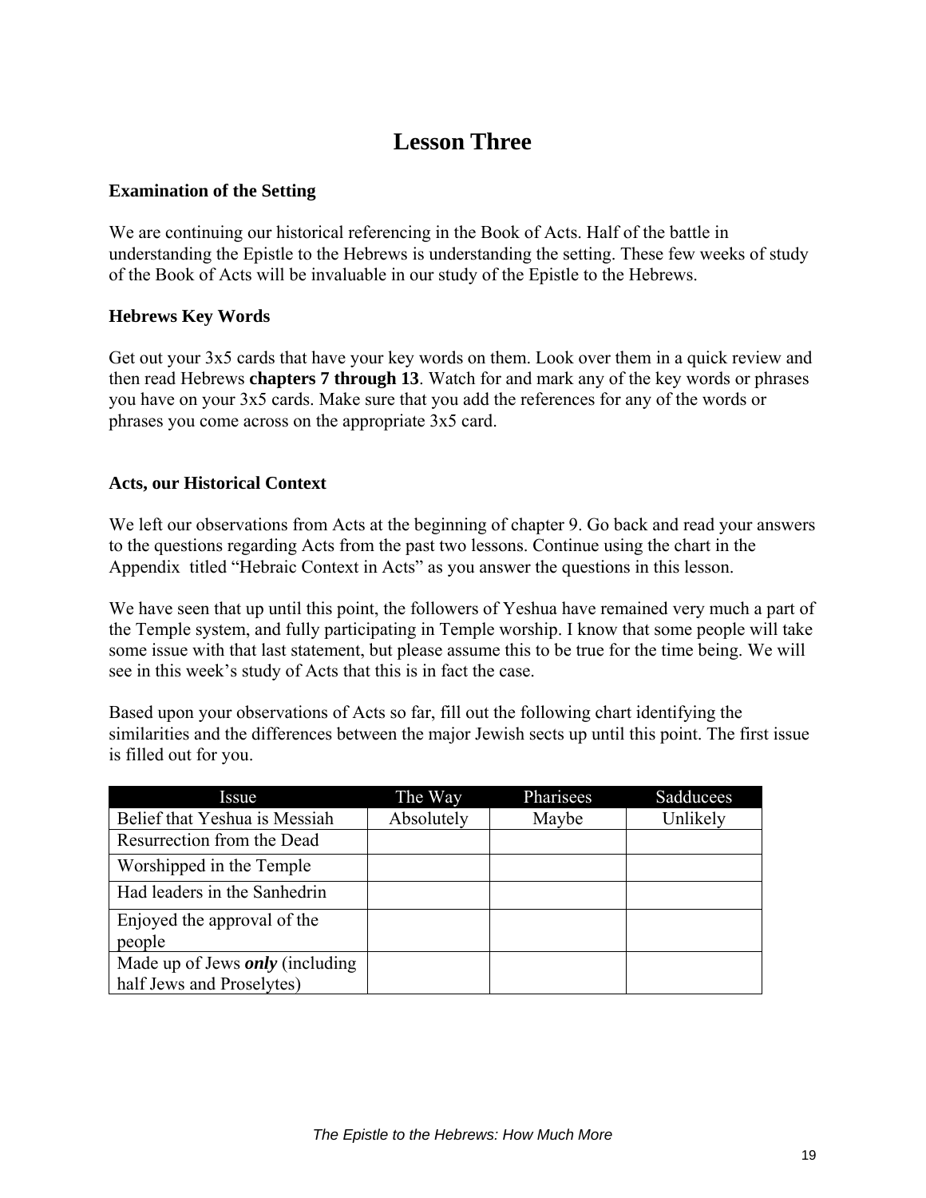# Lesson Three

### Examination of the Setting

We are continuing our historical referencing in the Book of Acts. Half of the battle in understanding the Epistle to the Hebrews is understanding the setting. These few weeks of study of the Book of Acts will be invaluable in our study of the Epistle to the Hebrews.

### Hebrews Key Words

Get out your 3x5 cards that have your key words on them. Look over them in a quick review and then read Hebrews **chapters 7 through 13**. Watch for and mark any of the key words or phrases you have on your 3x5 cards. Make sure that you add the references for any of the words or phrases you come across on the appropriate 3x5 card.

### Acts, our Historical Context

We left our observations from Acts at the beginning of chapter 9. Go back and read your answers to the questions regarding Acts from the past two lessons. Continue using the chart in the Appendix titled "Hebraic Context in Acts" as you answer the questions in this lesson.

We have seen that up until this point, the followers of Yeshua have remained very much a part of the Temple system, and fully participating in Temple worship. I know that some people will take some issue with that last statement, but please assume this to be true for the time being. We will see in this week's study of Acts that this is in fact the case.

Based upon your observations of Acts so far, fill out the following chart identifying the similarities and the differences between the major Jewish sects up until this point. The first issue is filled out for you.

| Issue | The Way | Pharisees | Sadducees |
|---|---|---|---|
| Belief that Yeshua is Messiah | Absolutely | Maybe | Unlikely |
| Resurrection from the Dead | | | |
| Worshipped in the Temple | | | |
| Had leaders in the Sanhedrin | | | |
| Enjoyed the approval of the people | | | |
| Made up of Jews ***only*** (including half Jews and Proselytes) | | | |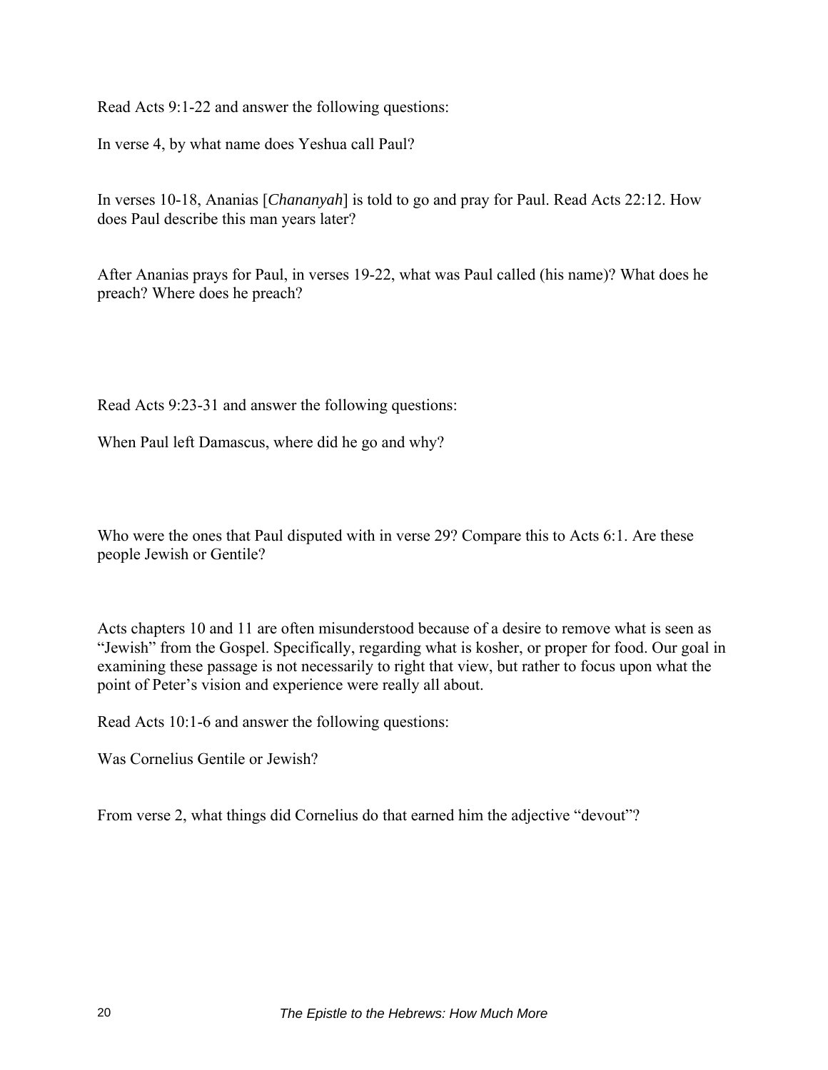Read Acts 9:1-22 and answer the following questions:

In verse 4, by what name does Yeshua call Paul?

In verses 10-18, Ananias [*Chananyah*] is told to go and pray for Paul. Read Acts 22:12. How does Paul describe this man years later?

After Ananias prays for Paul, in verses 19-22, what was Paul called (his name)? What does he preach? Where does he preach?

Read Acts 9:23-31 and answer the following questions:

When Paul left Damascus, where did he go and why?

Who were the ones that Paul disputed with in verse 29? Compare this to Acts 6:1. Are these people Jewish or Gentile?

Acts chapters 10 and 11 are often misunderstood because of a desire to remove what is seen as "Jewish" from the Gospel. Specifically, regarding what is kosher, or proper for food. Our goal in examining these passage is not necessarily to right that view, but rather to focus upon what the point of Peter's vision and experience were really all about.

Read Acts 10:1-6 and answer the following questions:

Was Cornelius Gentile or Jewish?

From verse 2, what things did Cornelius do that earned him the adjective "devout"?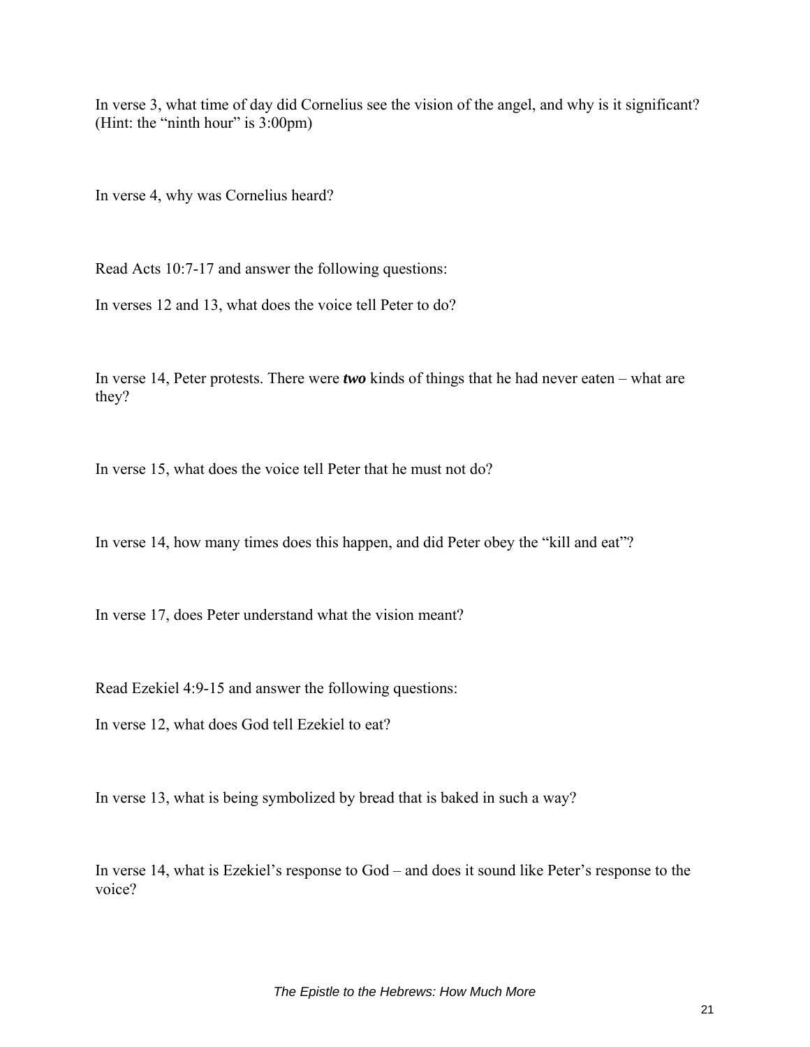In verse 3, what time of day did Cornelius see the vision of the angel, and why is it significant? (Hint: the "ninth hour" is 3:00pm)

In verse 4, why was Cornelius heard?

Read Acts 10:7-17 and answer the following questions:

In verses 12 and 13, what does the voice tell Peter to do?

In verse 14, Peter protests. There were ***two*** kinds of things that he had never eaten – what are they?

In verse 15, what does the voice tell Peter that he must not do?

In verse 14, how many times does this happen, and did Peter obey the "kill and eat"?

In verse 17, does Peter understand what the vision meant?

Read Ezekiel 4:9-15 and answer the following questions:

In verse 12, what does God tell Ezekiel to eat?

In verse 13, what is being symbolized by bread that is baked in such a way?

In verse 14, what is Ezekiel's response to God – and does it sound like Peter's response to the voice?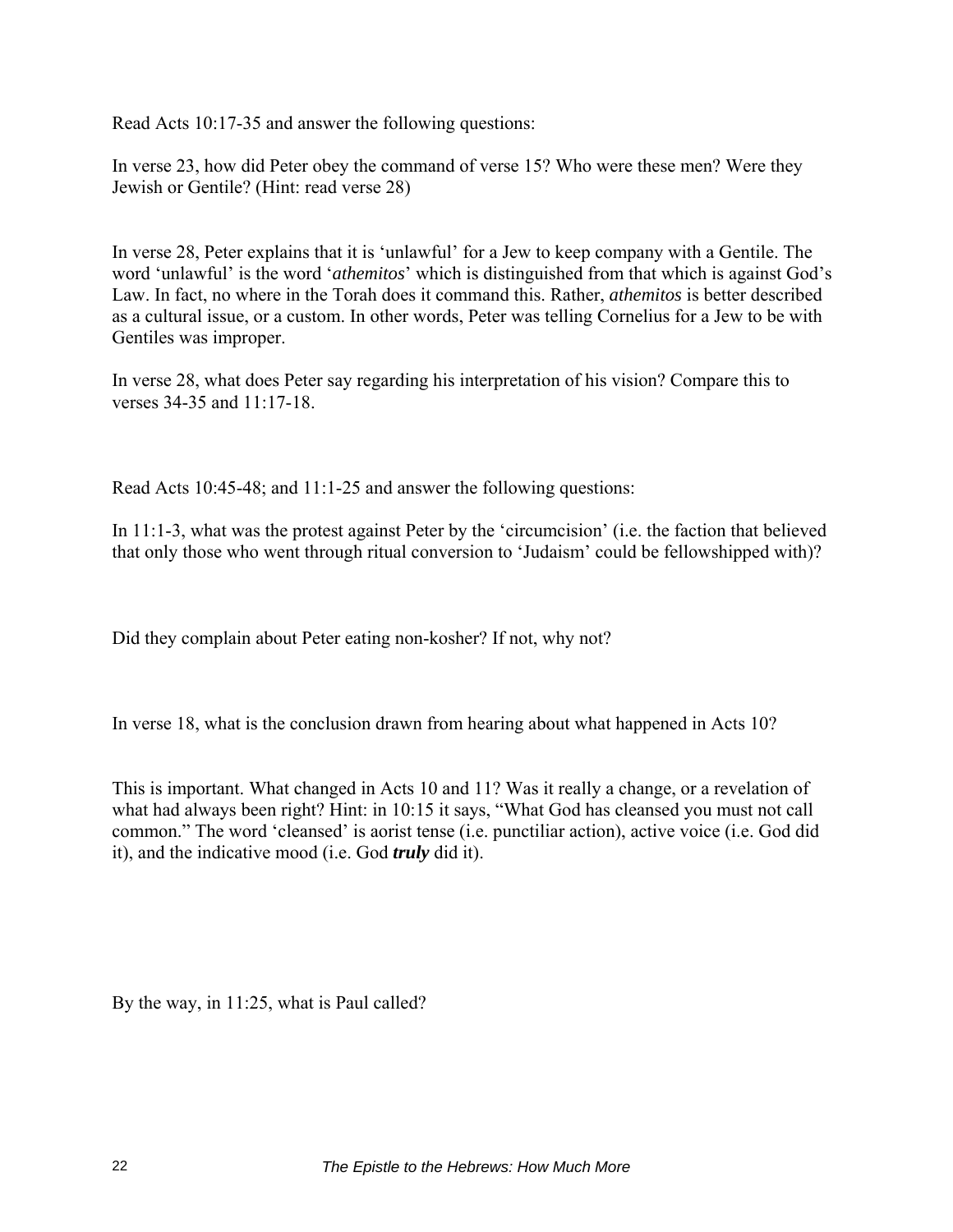Read Acts 10:17-35 and answer the following questions:

In verse 23, how did Peter obey the command of verse 15? Who were these men? Were they Jewish or Gentile? (Hint: read verse 28)

In verse 28, Peter explains that it is 'unlawful' for a Jew to keep company with a Gentile. The word 'unlawful' is the word '*athemitos*' which is distinguished from that which is against God's Law. In fact, no where in the Torah does it command this. Rather, *athemitos* is better described as a cultural issue, or a custom. In other words, Peter was telling Cornelius for a Jew to be with Gentiles was improper.

In verse 28, what does Peter say regarding his interpretation of his vision? Compare this to verses 34-35 and 11:17-18.

Read Acts 10:45-48; and 11:1-25 and answer the following questions:

In 11:1-3, what was the protest against Peter by the 'circumcision' (i.e. the faction that believed that only those who went through ritual conversion to 'Judaism' could be fellowshipped with)?

Did they complain about Peter eating non-kosher? If not, why not?

In verse 18, what is the conclusion drawn from hearing about what happened in Acts 10?

This is important. What changed in Acts 10 and 11? Was it really a change, or a revelation of what had always been right? Hint: in 10:15 it says, "What God has cleansed you must not call common." The word 'cleansed' is aorist tense (i.e. punctiliar action), active voice (i.e. God did it), and the indicative mood (i.e. God ***truly*** did it).

By the way, in 11:25, what is Paul called?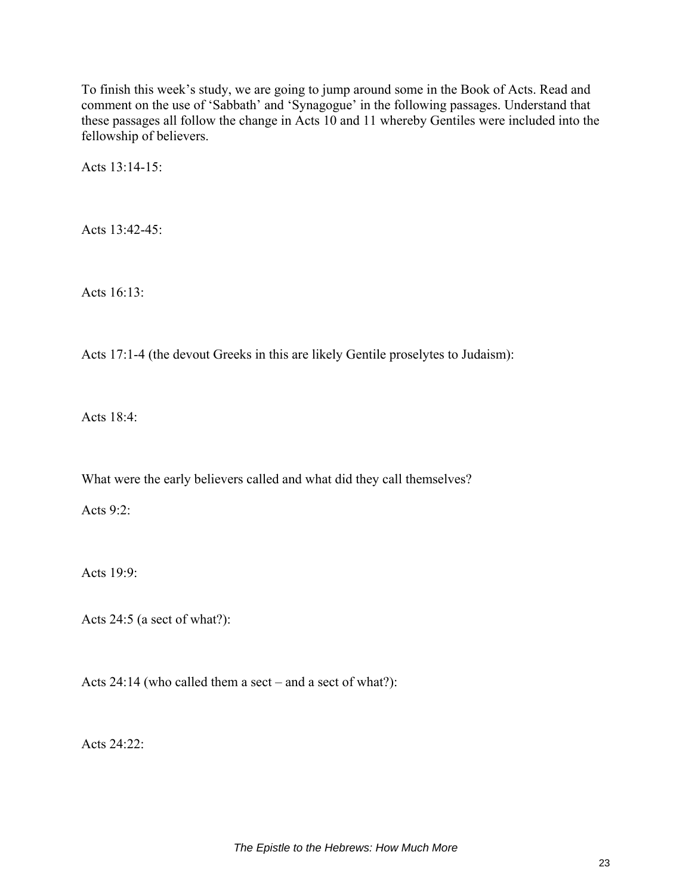To finish this week's study, we are going to jump around some in the Book of Acts. Read and comment on the use of 'Sabbath' and 'Synagogue' in the following passages. Understand that these passages all follow the change in Acts 10 and 11 whereby Gentiles were included into the fellowship of believers.

Acts 13:14-15:

Acts 13:42-45:

Acts 16:13:

Acts 17:1-4 (the devout Greeks in this are likely Gentile proselytes to Judaism):

Acts 18:4:

What were the early believers called and what did they call themselves?

Acts 9:2:

Acts 19:9:

Acts 24:5 (a sect of what?):

Acts 24:14 (who called them a sect – and a sect of what?):

Acts 24:22: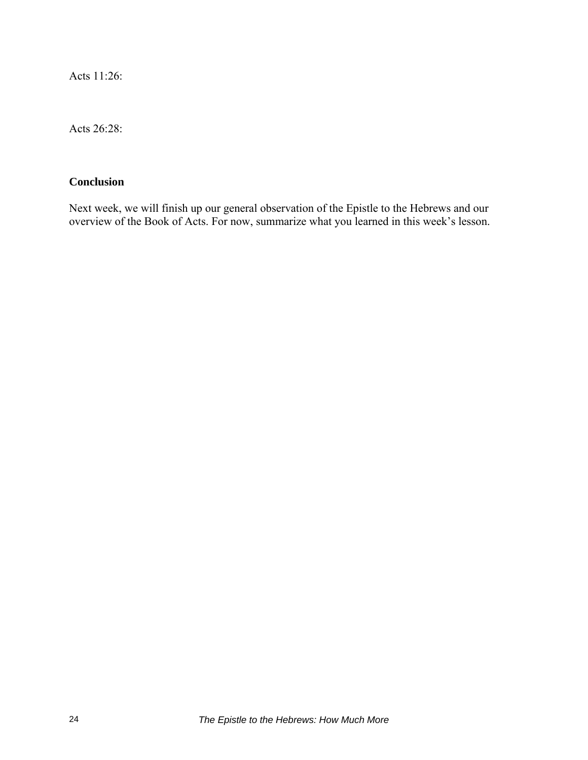Acts 11:26:

Acts 26:28:

**Conclusion**

Next week, we will finish up our general observation of the Epistle to the Hebrews and our overview of the Book of Acts. For now, summarize what you learned in this week's lesson.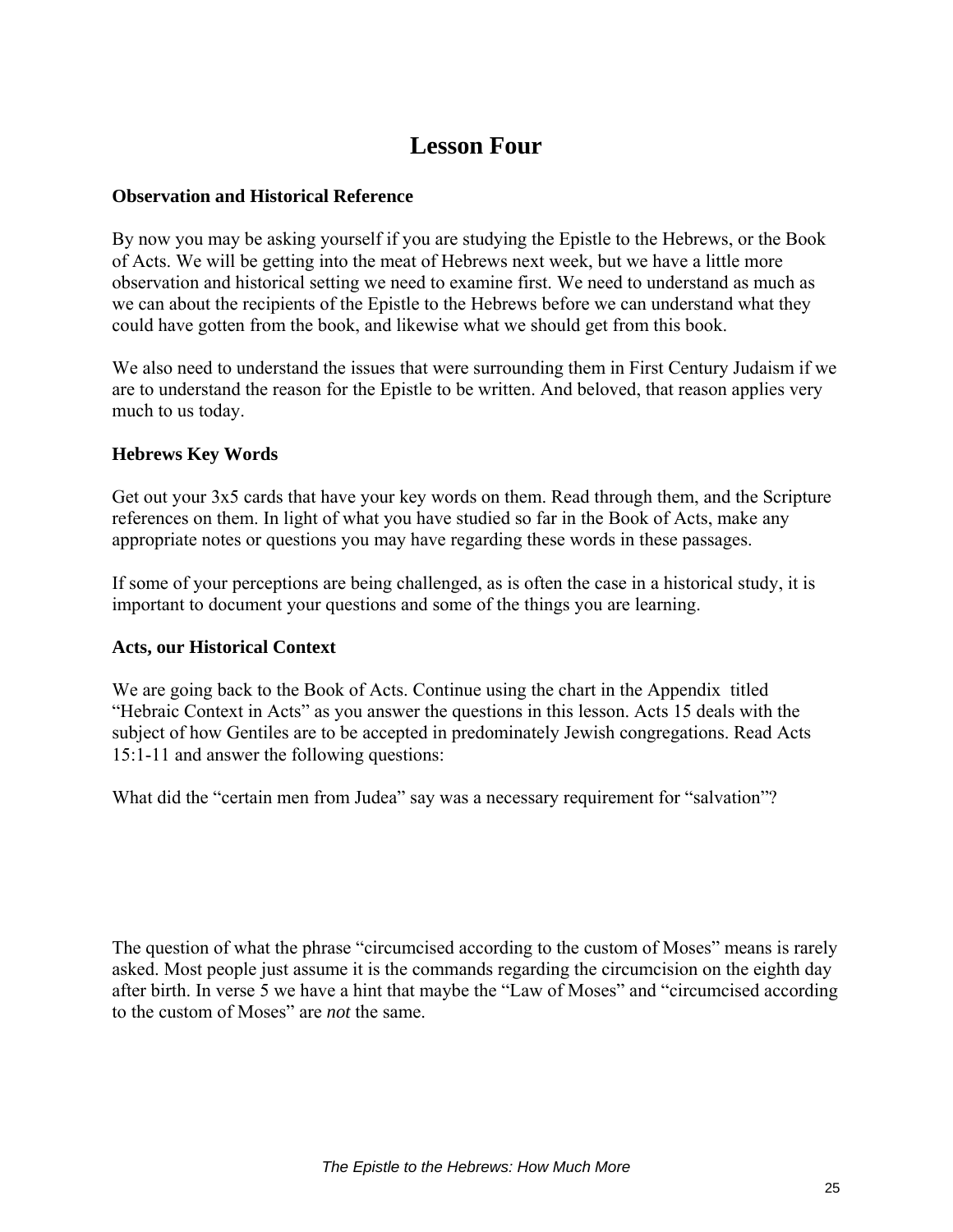# Lesson Four

### Observation and Historical Reference

By now you may be asking yourself if you are studying the Epistle to the Hebrews, or the Book of Acts. We will be getting into the meat of Hebrews next week, but we have a little more observation and historical setting we need to examine first. We need to understand as much as we can about the recipients of the Epistle to the Hebrews before we can understand what they could have gotten from the book, and likewise what we should get from this book.

We also need to understand the issues that were surrounding them in First Century Judaism if we are to understand the reason for the Epistle to be written. And beloved, that reason applies very much to us today.

### Hebrews Key Words

Get out your 3x5 cards that have your key words on them. Read through them, and the Scripture references on them. In light of what you have studied so far in the Book of Acts, make any appropriate notes or questions you may have regarding these words in these passages.

If some of your perceptions are being challenged, as is often the case in a historical study, it is important to document your questions and some of the things you are learning.

### Acts, our Historical Context

We are going back to the Book of Acts. Continue using the chart in the Appendix titled "Hebraic Context in Acts" as you answer the questions in this lesson. Acts 15 deals with the subject of how Gentiles are to be accepted in predominately Jewish congregations. Read Acts 15:1-11 and answer the following questions:

What did the "certain men from Judea" say was a necessary requirement for "salvation"?

The question of what the phrase "circumcised according to the custom of Moses" means is rarely asked. Most people just assume it is the commands regarding the circumcision on the eighth day after birth. In verse 5 we have a hint that maybe the "Law of Moses" and "circumcised according to the custom of Moses" are *not* the same.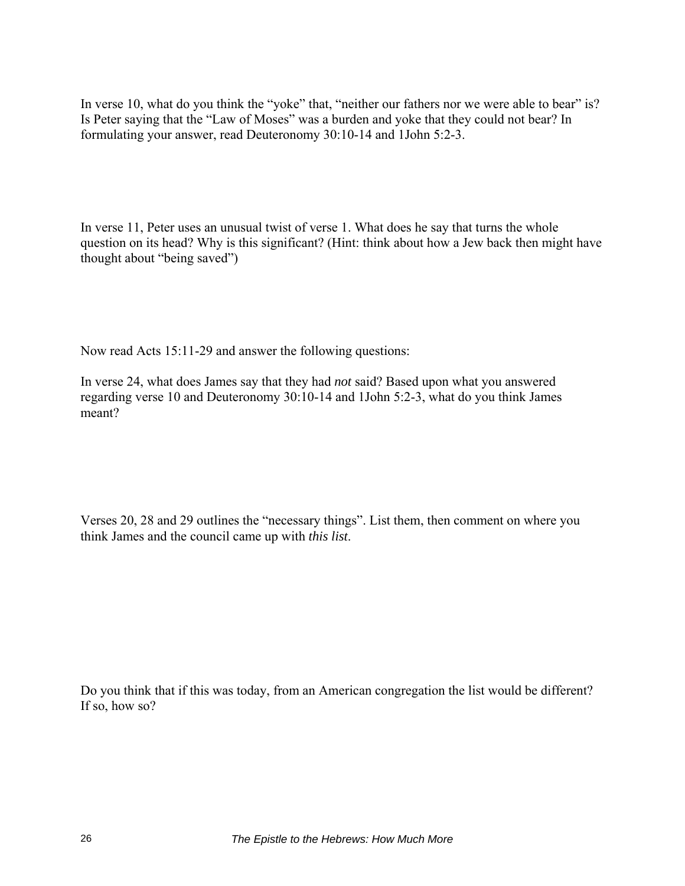In verse 10, what do you think the "yoke" that, "neither our fathers nor we were able to bear" is? Is Peter saying that the "Law of Moses" was a burden and yoke that they could not bear? In formulating your answer, read Deuteronomy 30:10-14 and 1John 5:2-3.

In verse 11, Peter uses an unusual twist of verse 1. What does he say that turns the whole question on its head? Why is this significant? (Hint: think about how a Jew back then might have thought about "being saved")

Now read Acts 15:11-29 and answer the following questions:

In verse 24, what does James say that they had *not* said? Based upon what you answered regarding verse 10 and Deuteronomy 30:10-14 and 1John 5:2-3, what do you think James meant?

Verses 20, 28 and 29 outlines the "necessary things". List them, then comment on where you think James and the council came up with *this list*.

Do you think that if this was today, from an American congregation the list would be different? If so, how so?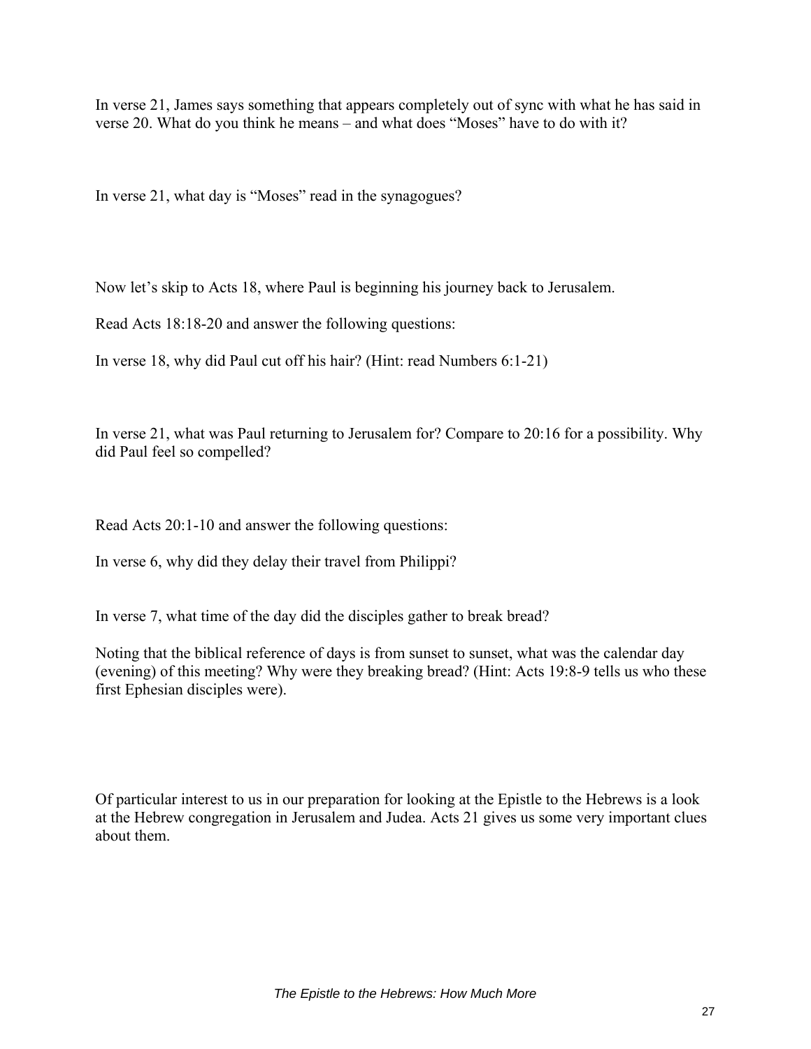In verse 21, James says something that appears completely out of sync with what he has said in verse 20. What do you think he means – and what does "Moses" have to do with it?

In verse 21, what day is "Moses" read in the synagogues?

Now let's skip to Acts 18, where Paul is beginning his journey back to Jerusalem.

Read Acts 18:18-20 and answer the following questions:

In verse 18, why did Paul cut off his hair? (Hint: read Numbers 6:1-21)

In verse 21, what was Paul returning to Jerusalem for? Compare to 20:16 for a possibility. Why did Paul feel so compelled?

Read Acts 20:1-10 and answer the following questions:

In verse 6, why did they delay their travel from Philippi?

In verse 7, what time of the day did the disciples gather to break bread?

Noting that the biblical reference of days is from sunset to sunset, what was the calendar day (evening) of this meeting? Why were they breaking bread? (Hint: Acts 19:8-9 tells us who these first Ephesian disciples were).

Of particular interest to us in our preparation for looking at the Epistle to the Hebrews is a look at the Hebrew congregation in Jerusalem and Judea. Acts 21 gives us some very important clues about them.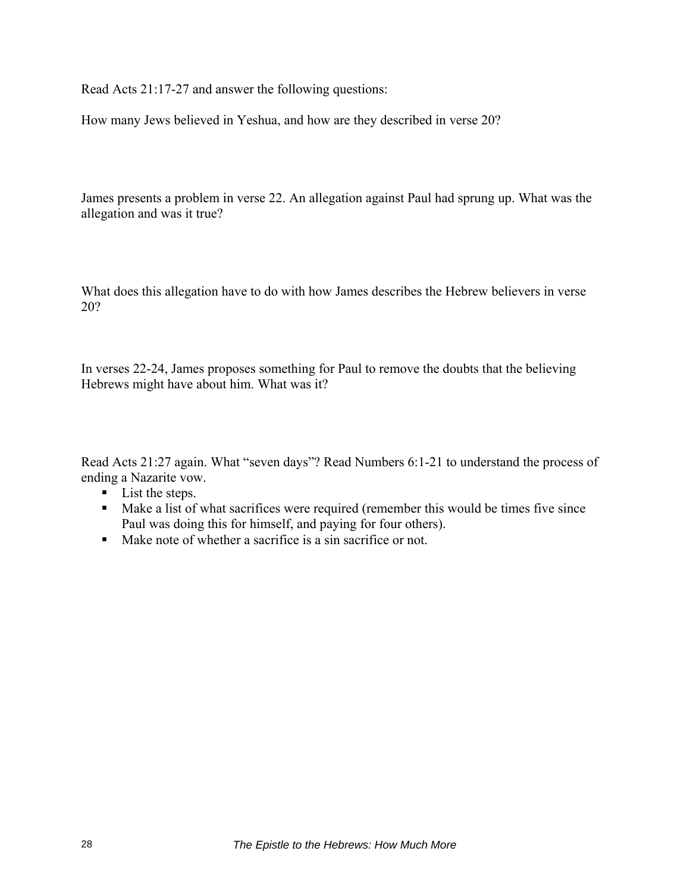Read Acts 21:17-27 and answer the following questions:

How many Jews believed in Yeshua, and how are they described in verse 20?

James presents a problem in verse 22. An allegation against Paul had sprung up. What was the allegation and was it true?

What does this allegation have to do with how James describes the Hebrew believers in verse 20?

In verses 22-24, James proposes something for Paul to remove the doubts that the believing Hebrews might have about him. What was it?

Read Acts 21:27 again. What "seven days"? Read Numbers 6:1-21 to understand the process of ending a Nazarite vow.

- List the steps.
- Make a list of what sacrifices were required (remember this would be times five since Paul was doing this for himself, and paying for four others).
- Make note of whether a sacrifice is a sin sacrifice or not.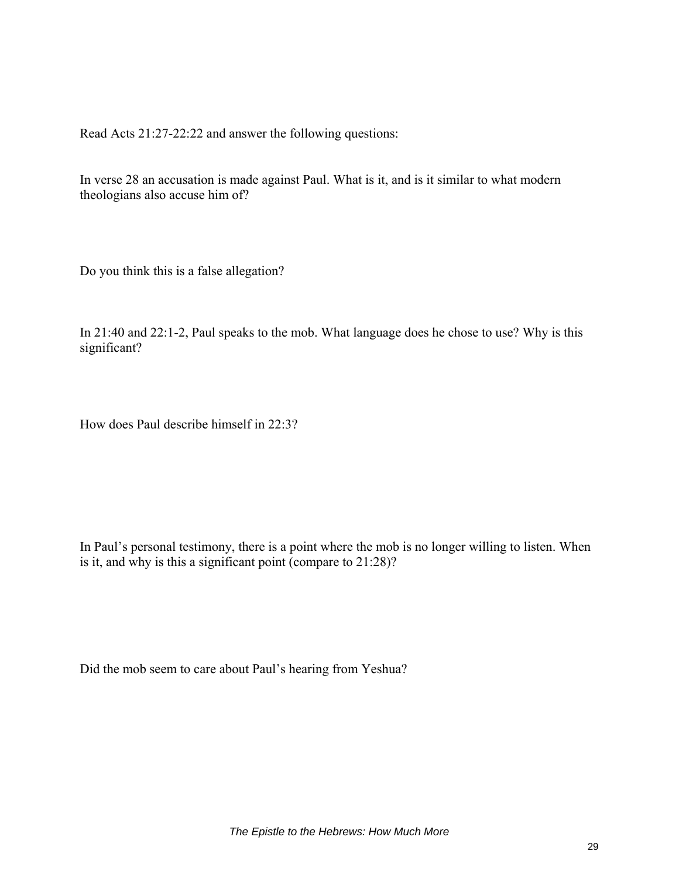Read Acts 21:27-22:22 and answer the following questions:

In verse 28 an accusation is made against Paul. What is it, and is it similar to what modern theologians also accuse him of?

Do you think this is a false allegation?

In 21:40 and 22:1-2, Paul speaks to the mob. What language does he chose to use? Why is this significant?

How does Paul describe himself in 22:3?

In Paul's personal testimony, there is a point where the mob is no longer willing to listen. When is it, and why is this a significant point (compare to 21:28)?

Did the mob seem to care about Paul's hearing from Yeshua?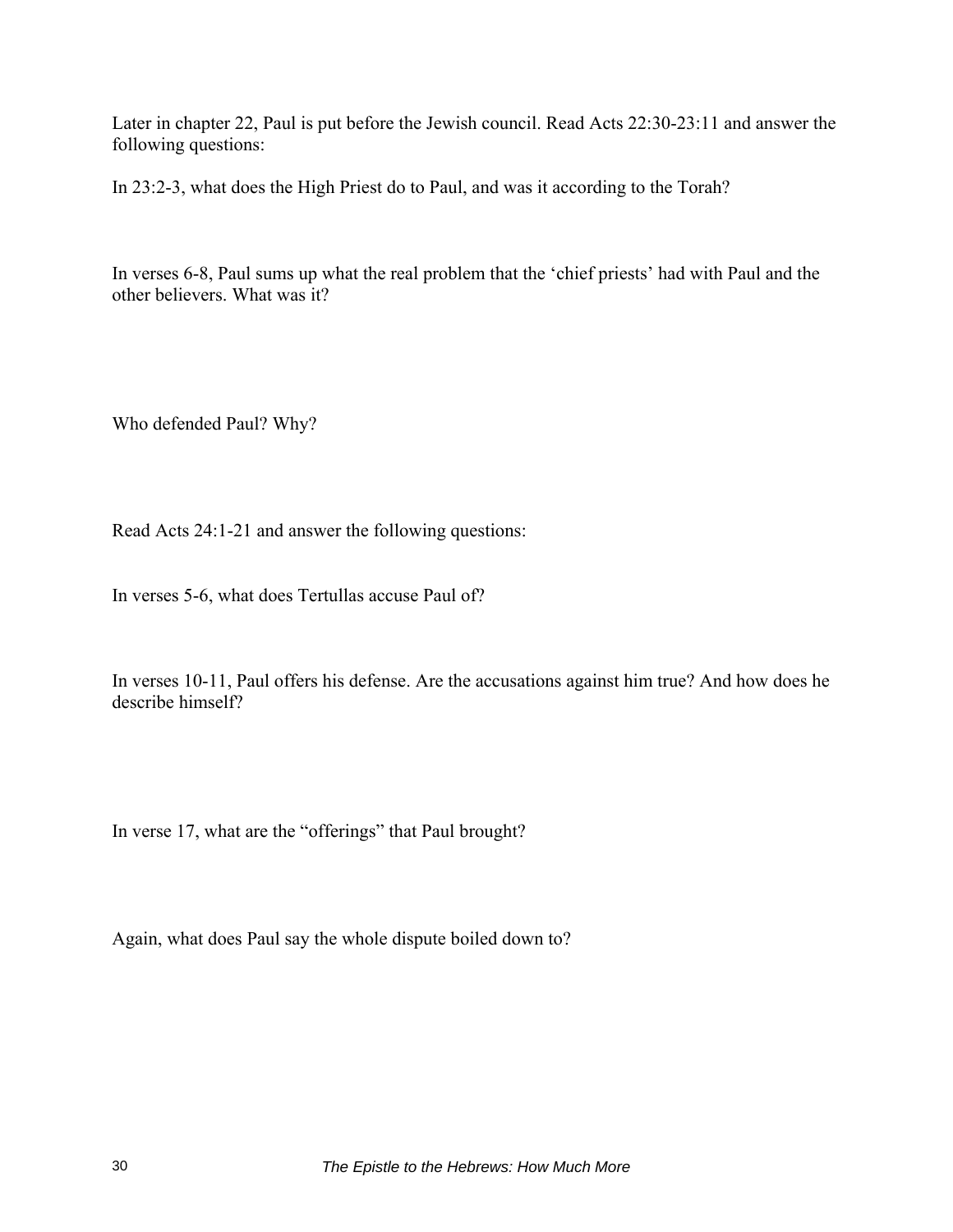Later in chapter 22, Paul is put before the Jewish council. Read Acts 22:30-23:11 and answer the following questions:

In 23:2-3, what does the High Priest do to Paul, and was it according to the Torah?

In verses 6-8, Paul sums up what the real problem that the 'chief priests' had with Paul and the other believers. What was it?

Who defended Paul? Why?

Read Acts 24:1-21 and answer the following questions:

In verses 5-6, what does Tertullas accuse Paul of?

In verses 10-11, Paul offers his defense. Are the accusations against him true? And how does he describe himself?

In verse 17, what are the "offerings" that Paul brought?

Again, what does Paul say the whole dispute boiled down to?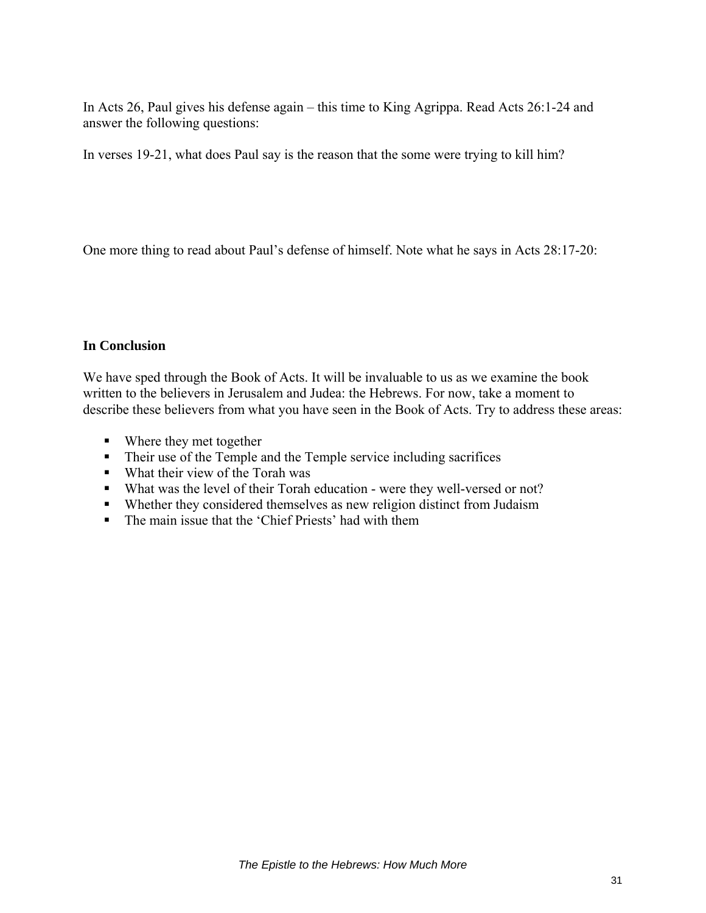In Acts 26, Paul gives his defense again – this time to King Agrippa. Read Acts 26:1-24 and answer the following questions:

In verses 19-21, what does Paul say is the reason that the some were trying to kill him?

One more thing to read about Paul's defense of himself. Note what he says in Acts 28:17-20:

**In Conclusion**

We have sped through the Book of Acts. It will be invaluable to us as we examine the book written to the believers in Jerusalem and Judea: the Hebrews. For now, take a moment to describe these believers from what you have seen in the Book of Acts. Try to address these areas:

- Where they met together
- Their use of the Temple and the Temple service including sacrifices
- What their view of the Torah was
- What was the level of their Torah education - were they well-versed or not?
- Whether they considered themselves as new religion distinct from Judaism
- The main issue that the 'Chief Priests' had with them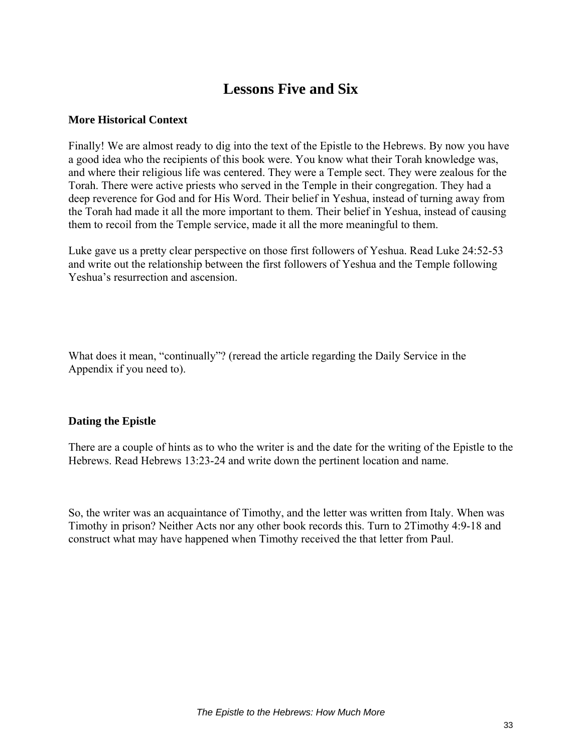# Lessons Five and Six

### More Historical Context

Finally! We are almost ready to dig into the text of the Epistle to the Hebrews. By now you have a good idea who the recipients of this book were. You know what their Torah knowledge was, and where their religious life was centered. They were a Temple sect. They were zealous for the Torah. There were active priests who served in the Temple in their congregation. They had a deep reverence for God and for His Word. Their belief in Yeshua, instead of turning away from the Torah had made it all the more important to them. Their belief in Yeshua, instead of causing them to recoil from the Temple service, made it all the more meaningful to them.

Luke gave us a pretty clear perspective on those first followers of Yeshua. Read Luke 24:52-53 and write out the relationship between the first followers of Yeshua and the Temple following Yeshua's resurrection and ascension.

What does it mean, "continually"? (reread the article regarding the Daily Service in the Appendix if you need to).

### Dating the Epistle

There are a couple of hints as to who the writer is and the date for the writing of the Epistle to the Hebrews. Read Hebrews 13:23-24 and write down the pertinent location and name.

So, the writer was an acquaintance of Timothy, and the letter was written from Italy. When was Timothy in prison? Neither Acts nor any other book records this. Turn to 2Timothy 4:9-18 and construct what may have happened when Timothy received the that letter from Paul.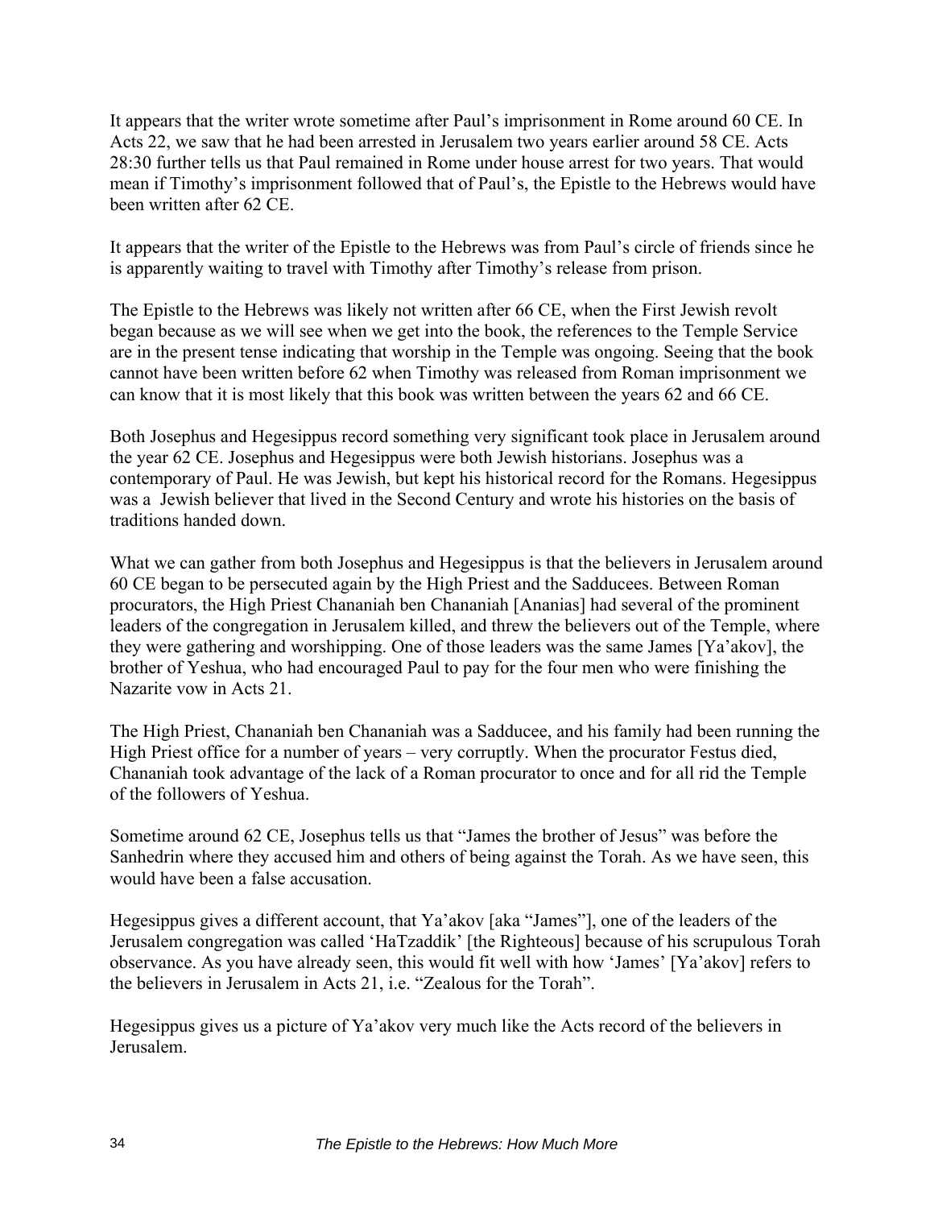It appears that the writer wrote sometime after Paul's imprisonment in Rome around 60 CE. In Acts 22, we saw that he had been arrested in Jerusalem two years earlier around 58 CE. Acts 28:30 further tells us that Paul remained in Rome under house arrest for two years. That would mean if Timothy's imprisonment followed that of Paul's, the Epistle to the Hebrews would have been written after 62 CE.

It appears that the writer of the Epistle to the Hebrews was from Paul's circle of friends since he is apparently waiting to travel with Timothy after Timothy's release from prison.

The Epistle to the Hebrews was likely not written after 66 CE, when the First Jewish revolt began because as we will see when we get into the book, the references to the Temple Service are in the present tense indicating that worship in the Temple was ongoing. Seeing that the book cannot have been written before 62 when Timothy was released from Roman imprisonment we can know that it is most likely that this book was written between the years 62 and 66 CE.

Both Josephus and Hegesippus record something very significant took place in Jerusalem around the year 62 CE. Josephus and Hegesippus were both Jewish historians. Josephus was a contemporary of Paul. He was Jewish, but kept his historical record for the Romans. Hegesippus was a Jewish believer that lived in the Second Century and wrote his histories on the basis of traditions handed down.

What we can gather from both Josephus and Hegesippus is that the believers in Jerusalem around 60 CE began to be persecuted again by the High Priest and the Sadducees. Between Roman procurators, the High Priest Chananiah ben Chananiah [Ananias] had several of the prominent leaders of the congregation in Jerusalem killed, and threw the believers out of the Temple, where they were gathering and worshipping. One of those leaders was the same James [Ya'akov], the brother of Yeshua, who had encouraged Paul to pay for the four men who were finishing the Nazarite vow in Acts 21.

The High Priest, Chananiah ben Chananiah was a Sadducee, and his family had been running the High Priest office for a number of years – very corruptly. When the procurator Festus died, Chananiah took advantage of the lack of a Roman procurator to once and for all rid the Temple of the followers of Yeshua.

Sometime around 62 CE, Josephus tells us that "James the brother of Jesus" was before the Sanhedrin where they accused him and others of being against the Torah. As we have seen, this would have been a false accusation.

Hegesippus gives a different account, that Ya'akov [aka "James"], one of the leaders of the Jerusalem congregation was called 'HaTzaddik' [the Righteous] because of his scrupulous Torah observance. As you have already seen, this would fit well with how 'James' [Ya'akov] refers to the believers in Jerusalem in Acts 21, i.e. "Zealous for the Torah".

Hegesippus gives us a picture of Ya'akov very much like the Acts record of the believers in Jerusalem.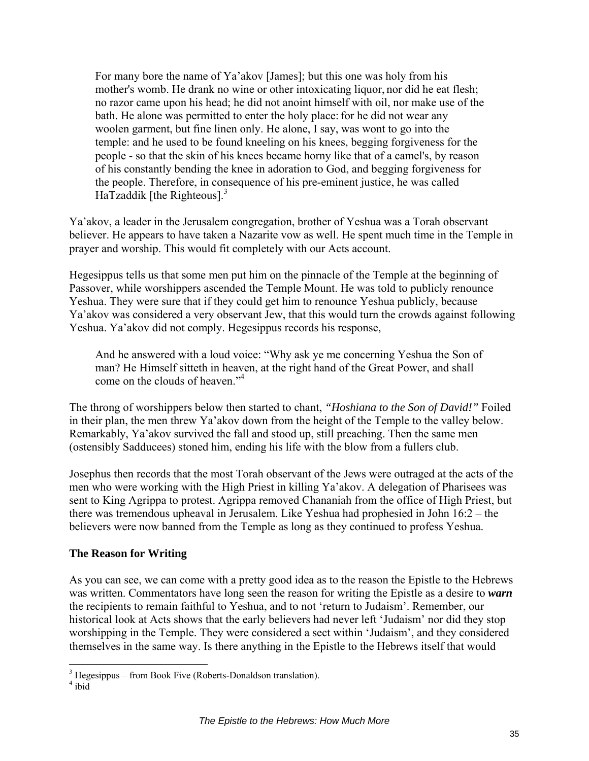> For many bore the name of Ya'akov [James]; but this one was holy from his mother's womb. He drank no wine or other intoxicating liquor, nor did he eat flesh; no razor came upon his head; he did not anoint himself with oil, nor make use of the bath. He alone was permitted to enter the holy place: for he did not wear any woolen garment, but fine linen only. He alone, I say, was wont to go into the temple: and he used to be found kneeling on his knees, begging forgiveness for the people - so that the skin of his knees became horny like that of a camel's, by reason of his constantly bending the knee in adoration to God, and begging forgiveness for the people. Therefore, in consequence of his pre-eminent justice, he was called HaTzaddik [the Righteous].[3]

Ya'akov, a leader in the Jerusalem congregation, brother of Yeshua was a Torah observant believer. He appears to have taken a Nazarite vow as well. He spent much time in the Temple in prayer and worship. This would fit completely with our Acts account.

Hegesippus tells us that some men put him on the pinnacle of the Temple at the beginning of Passover, while worshippers ascended the Temple Mount. He was told to publicly renounce Yeshua. They were sure that if they could get him to renounce Yeshua publicly, because Ya'akov was considered a very observant Jew, that this would turn the crowds against following Yeshua. Ya'akov did not comply. Hegesippus records his response,

> And he answered with a loud voice: "Why ask ye me concerning Yeshua the Son of man? He Himself sitteth in heaven, at the right hand of the Great Power, and shall come on the clouds of heaven."[4]

The throng of worshippers below then started to chant, *"Hoshiana to the Son of David!"* Foiled in their plan, the men threw Ya'akov down from the height of the Temple to the valley below. Remarkably, Ya'akov survived the fall and stood up, still preaching. Then the same men (ostensibly Sadducees) stoned him, ending his life with the blow from a fullers club.

Josephus then records that the most Torah observant of the Jews were outraged at the acts of the men who were working with the High Priest in killing Ya'akov. A delegation of Pharisees was sent to King Agrippa to protest. Agrippa removed Chananiah from the office of High Priest, but there was tremendous upheaval in Jerusalem. Like Yeshua had prophesied in John 16:2 – the believers were now banned from the Temple as long as they continued to profess Yeshua.

### The Reason for Writing

As you can see, we can come with a pretty good idea as to the reason the Epistle to the Hebrews was written. Commentators have long seen the reason for writing the Epistle as a desire to ***warn*** the recipients to remain faithful to Yeshua, and to not 'return to Judaism'. Remember, our historical look at Acts shows that the early believers had never left 'Judaism' nor did they stop worshipping in the Temple. They were considered a sect within 'Judaism', and they considered themselves in the same way. Is there anything in the Epistle to the Hebrews itself that would

---

[3] Hegesippus – from Book Five (Roberts-Donaldson translation).
[4] ibid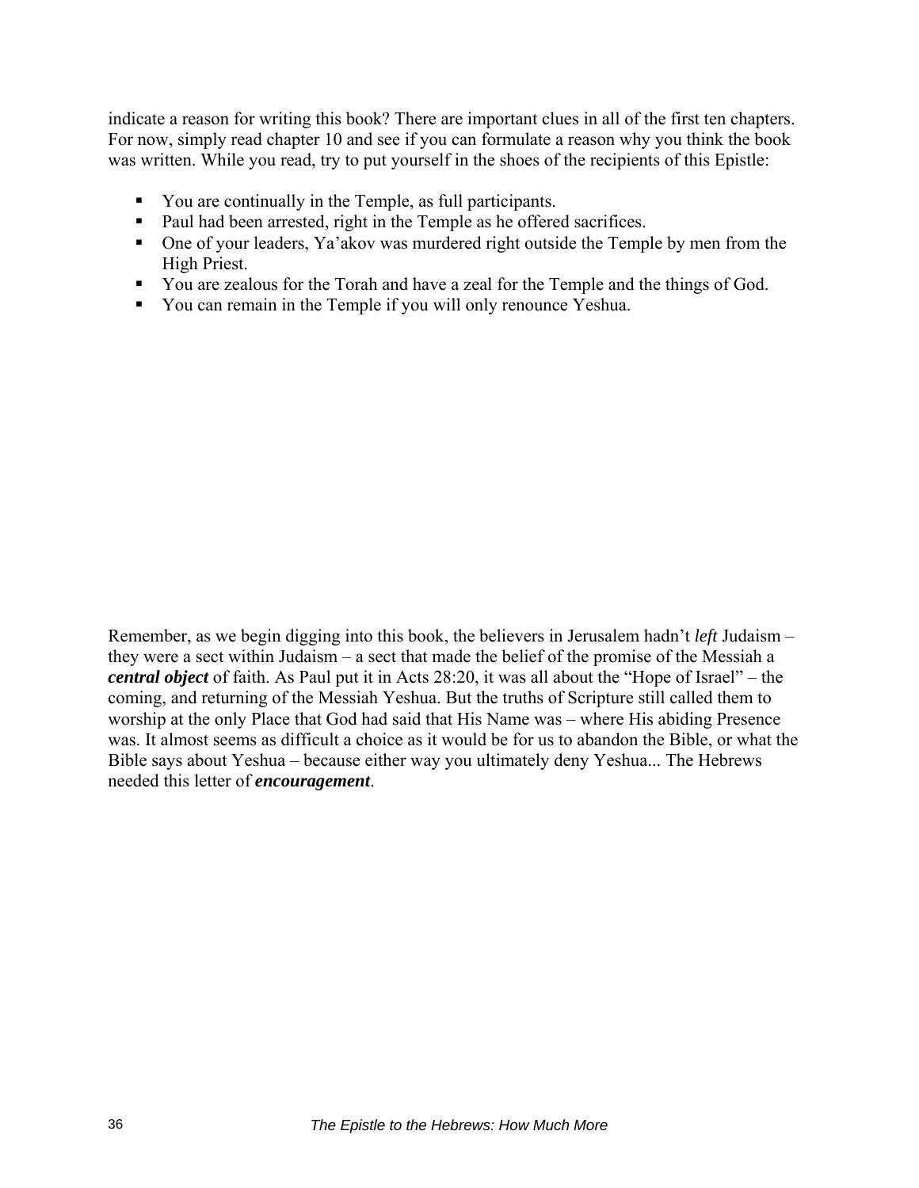indicate a reason for writing this book? There are important clues in all of the first ten chapters. For now, simply read chapter 10 and see if you can formulate a reason why you think the book was written. While you read, try to put yourself in the shoes of the recipients of this Epistle:

- You are continually in the Temple, as full participants.
- Paul had been arrested, right in the Temple as he offered sacrifices.
- One of your leaders, Ya'akov was murdered right outside the Temple by men from the High Priest.
- You are zealous for the Torah and have a zeal for the Temple and the things of God.
- You can remain in the Temple if you will only renounce Yeshua.

Remember, as we begin digging into this book, the believers in Jerusalem hadn't *left* Judaism – they were a sect within Judaism – a sect that made the belief of the promise of the Messiah a ***central object*** of faith. As Paul put it in Acts 28:20, it was all about the "Hope of Israel" – the coming, and returning of the Messiah Yeshua. But the truths of Scripture still called them to worship at the only Place that God had said that His Name was – where His abiding Presence was. It almost seems as difficult a choice as it would be for us to abandon the Bible, or what the Bible says about Yeshua – because either way you ultimately deny Yeshua... The Hebrews needed this letter of ***encouragement***.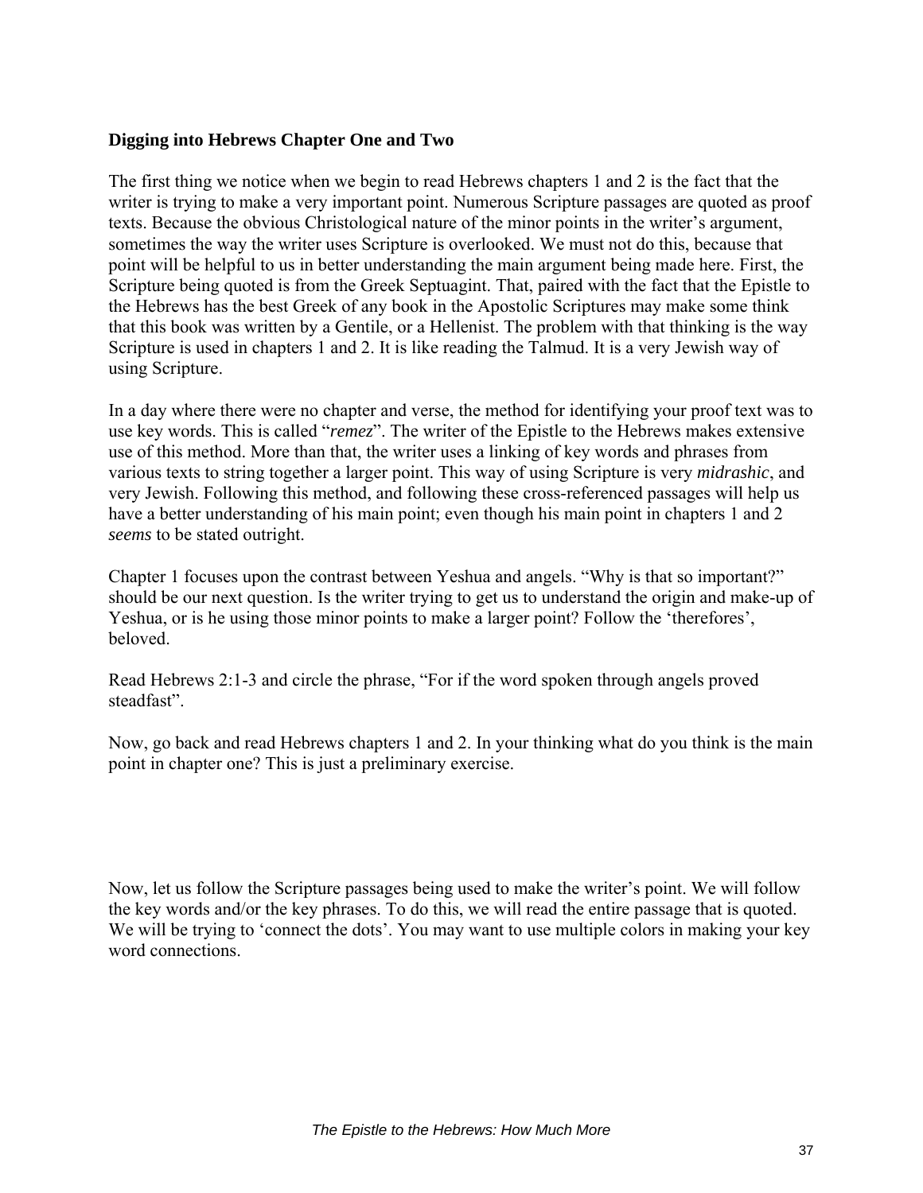**Digging into Hebrews Chapter One and Two**

The first thing we notice when we begin to read Hebrews chapters 1 and 2 is the fact that the writer is trying to make a very important point. Numerous Scripture passages are quoted as proof texts. Because the obvious Christological nature of the minor points in the writer's argument, sometimes the way the writer uses Scripture is overlooked. We must not do this, because that point will be helpful to us in better understanding the main argument being made here. First, the Scripture being quoted is from the Greek Septuagint. That, paired with the fact that the Epistle to the Hebrews has the best Greek of any book in the Apostolic Scriptures may make some think that this book was written by a Gentile, or a Hellenist. The problem with that thinking is the way Scripture is used in chapters 1 and 2. It is like reading the Talmud. It is a very Jewish way of using Scripture.

In a day where there were no chapter and verse, the method for identifying your proof text was to use key words. This is called "*remez*". The writer of the Epistle to the Hebrews makes extensive use of this method. More than that, the writer uses a linking of key words and phrases from various texts to string together a larger point. This way of using Scripture is very *midrashic*, and very Jewish. Following this method, and following these cross-referenced passages will help us have a better understanding of his main point; even though his main point in chapters 1 and 2 *seems* to be stated outright.

Chapter 1 focuses upon the contrast between Yeshua and angels. "Why is that so important?" should be our next question. Is the writer trying to get us to understand the origin and make-up of Yeshua, or is he using those minor points to make a larger point? Follow the 'therefores', beloved.

Read Hebrews 2:1-3 and circle the phrase, "For if the word spoken through angels proved steadfast".

Now, go back and read Hebrews chapters 1 and 2. In your thinking what do you think is the main point in chapter one? This is just a preliminary exercise.

Now, let us follow the Scripture passages being used to make the writer's point. We will follow the key words and/or the key phrases. To do this, we will read the entire passage that is quoted. We will be trying to 'connect the dots'. You may want to use multiple colors in making your key word connections.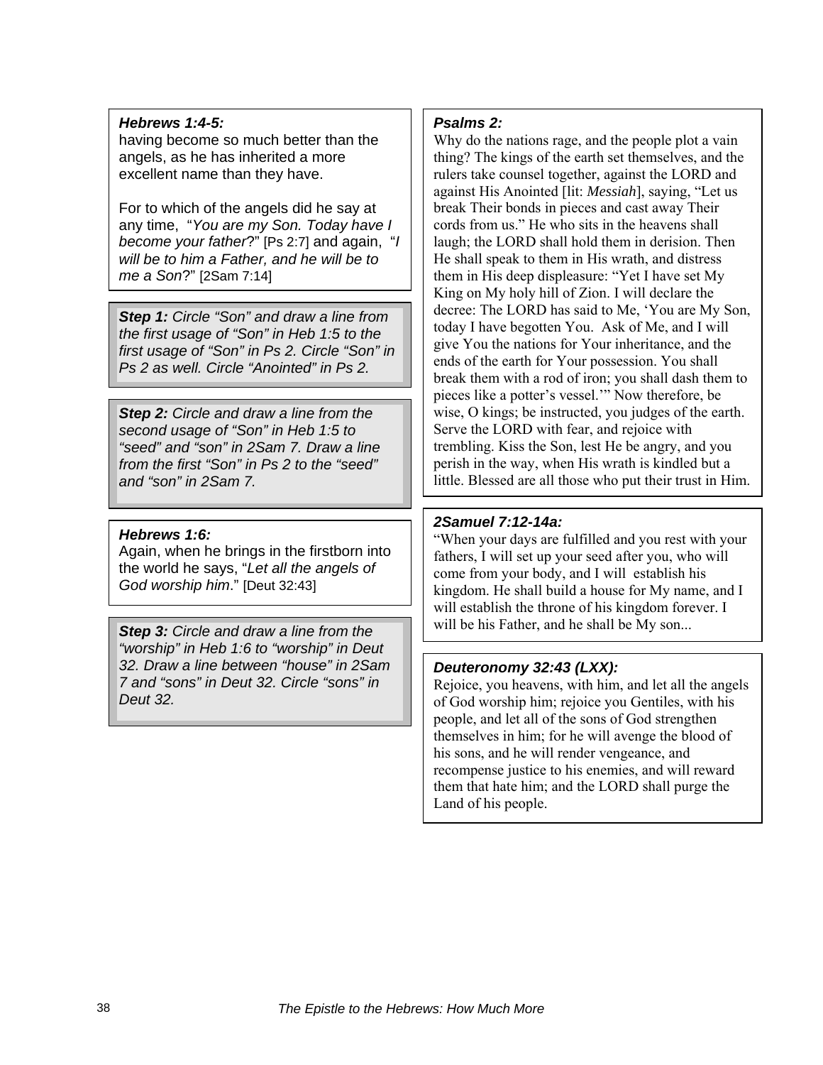***Hebrews 1:4-5:***
having become so much better than the angels, as he has inherited a more excellent name than they have.

For to which of the angels did he say at any time, "*You are my Son. Today have I become your father*?" [Ps 2:7] and again, "*I will be to him a Father, and he will be to me a Son*?" [2Sam 7:14]

***Step 1:*** *Circle "Son" and draw a line from the first usage of "Son" in Heb 1:5 to the first usage of "Son" in Ps 2. Circle "Son" in Ps 2 as well. Circle "Anointed" in Ps 2.*

***Step 2:*** *Circle and draw a line from the second usage of "Son" in Heb 1:5 to "seed" and "son" in 2Sam 7. Draw a line from the first "Son" in Ps 2 to the "seed" and "son" in 2Sam 7.*

***Hebrews 1:6:***
Again, when he brings in the firstborn into the world he says, "*Let all the angels of God worship him*." [Deut 32:43]

***Step 3:*** *Circle and draw a line from the "worship" in Heb 1:6 to "worship" in Deut 32. Draw a line between "house" in 2Sam 7 and "sons" in Deut 32. Circle "sons" in Deut 32.*

***Psalms 2:***
Why do the nations rage, and the people plot a vain thing? The kings of the earth set themselves, and the rulers take counsel together, against the LORD and against His Anointed [lit: *Messiah*], saying, "Let us break Their bonds in pieces and cast away Their cords from us." He who sits in the heavens shall laugh; the LORD shall hold them in derision. Then He shall speak to them in His wrath, and distress them in His deep displeasure: "Yet I have set My King on My holy hill of Zion. I will declare the decree: The LORD has said to Me, 'You are My Son, today I have begotten You. Ask of Me, and I will give You the nations for Your inheritance, and the ends of the earth for Your possession. You shall break them with a rod of iron; you shall dash them to pieces like a potter's vessel.'" Now therefore, be wise, O kings; be instructed, you judges of the earth. Serve the LORD with fear, and rejoice with trembling. Kiss the Son, lest He be angry, and you perish in the way, when His wrath is kindled but a little. Blessed are all those who put their trust in Him.

***2Samuel 7:12-14a:***
"When your days are fulfilled and you rest with your fathers, I will set up your seed after you, who will come from your body, and I will establish his kingdom. He shall build a house for My name, and I will establish the throne of his kingdom forever. I will be his Father, and he shall be My son...

***Deuteronomy 32:43 (LXX):***
Rejoice, you heavens, with him, and let all the angels of God worship him; rejoice you Gentiles, with his people, and let all of the sons of God strengthen themselves in him; for he will avenge the blood of his sons, and he will render vengeance, and recompense justice to his enemies, and will reward them that hate him; and the LORD shall purge the Land of his people.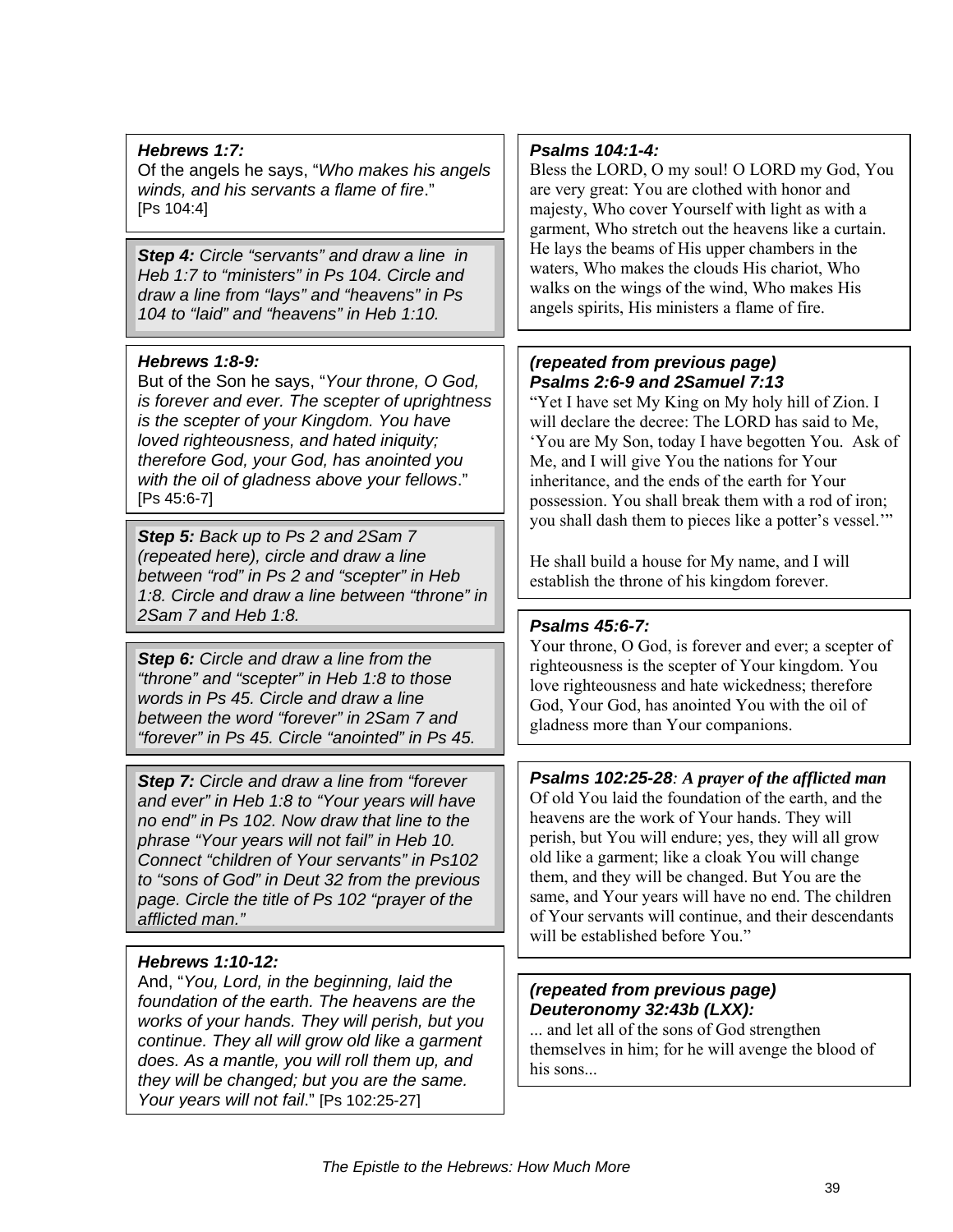***Hebrews 1:7:***
Of the angels he says, "*Who makes his angels winds, and his servants a flame of fire*." [Ps 104:4]

***Step 4:*** *Circle "servants" and draw a line in Heb 1:7 to "ministers" in Ps 104. Circle and draw a line from "lays" and "heavens" in Ps 104 to "laid" and "heavens" in Heb 1:10.*

***Hebrews 1:8-9:***
But of the Son he says, "*Your throne, O God, is forever and ever. The scepter of uprightness is the scepter of your Kingdom. You have loved righteousness, and hated iniquity; therefore God, your God, has anointed you with the oil of gladness above your fellows*." [Ps 45:6-7]

***Step 5:*** *Back up to Ps 2 and 2Sam 7 (repeated here), circle and draw a line between "rod" in Ps 2 and "scepter" in Heb 1:8. Circle and draw a line between "throne" in 2Sam 7 and Heb 1:8.*

***Step 6:*** *Circle and draw a line from the "throne" and "scepter" in Heb 1:8 to those words in Ps 45. Circle and draw a line between the word "forever" in 2Sam 7 and "forever" in Ps 45. Circle "anointed" in Ps 45.*

***Step 7:*** *Circle and draw a line from "forever and ever" in Heb 1:8 to "Your years will have no end" in Ps 102. Now draw that line to the phrase "Your years will not fail" in Heb 10. Connect "children of Your servants" in Ps102 to "sons of God" in Deut 32 from the previous page. Circle the title of Ps 102 "prayer of the afflicted man."*

***Hebrews 1:10-12:***
And, "*You, Lord, in the beginning, laid the foundation of the earth. The heavens are the works of your hands. They will perish, but you continue. They all will grow old like a garment does. As a mantle, you will roll them up, and they will be changed; but you are the same. Your years will not fail*." [Ps 102:25-27]

***Psalms 104:1-4:***
Bless the LORD, O my soul! O LORD my God, You are very great: You are clothed with honor and majesty, Who cover Yourself with light as with a garment, Who stretch out the heavens like a curtain. He lays the beams of His upper chambers in the waters, Who makes the clouds His chariot, Who walks on the wings of the wind, Who makes His angels spirits, His ministers a flame of fire.

***(repeated from previous page)***
***Psalms 2:6-9 and 2Samuel 7:13***
"Yet I have set My King on My holy hill of Zion. I will declare the decree: The LORD has said to Me, 'You are My Son, today I have begotten You. Ask of Me, and I will give You the nations for Your inheritance, and the ends of the earth for Your possession. You shall break them with a rod of iron; you shall dash them to pieces like a potter's vessel.'"

He shall build a house for My name, and I will establish the throne of his kingdom forever.

***Psalms 45:6-7:***
Your throne, O God, is forever and ever; a scepter of righteousness is the scepter of Your kingdom. You love righteousness and hate wickedness; therefore God, Your God, has anointed You with the oil of gladness more than Your companions.

***Psalms 102:25-28**: **A prayer of the afflicted man***
Of old You laid the foundation of the earth, and the heavens are the work of Your hands. They will perish, but You will endure; yes, they will all grow old like a garment; like a cloak You will change them, and they will be changed. But You are the same, and Your years will have no end. The children of Your servants will continue, and their descendants will be established before You."

***(repeated from previous page)***
***Deuteronomy 32:43b (LXX):***
... and let all of the sons of God strengthen themselves in him; for he will avenge the blood of his sons...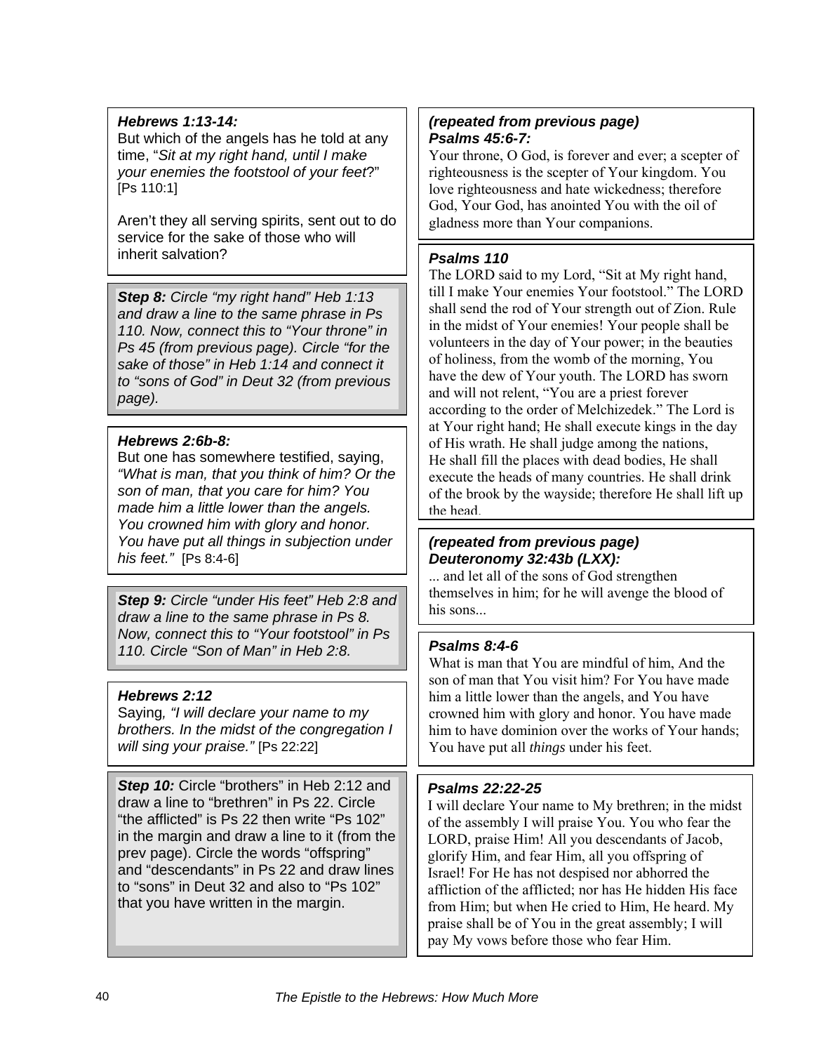***Hebrews 1:13-14:***

But which of the angels has he told at any time, "*Sit at my right hand, until I make your enemies the footstool of your feet*?" [Ps 110:1]

Aren't they all serving spirits, sent out to do service for the sake of those who will inherit salvation?

***Step 8:*** *Circle "my right hand" Heb 1:13 and draw a line to the same phrase in Ps 110. Now, connect this to "Your throne" in Ps 45 (from previous page). Circle "for the sake of those" in Heb 1:14 and connect it to "sons of God" in Deut 32 (from previous page).*

***Hebrews 2:6b-8:***

But one has somewhere testified, saying, *"What is man, that you think of him? Or the son of man, that you care for him? You made him a little lower than the angels. You crowned him with glory and honor. You have put all things in subjection under his feet."* [Ps 8:4-6]

***Step 9:*** *Circle "under His feet" Heb 2:8 and draw a line to the same phrase in Ps 8. Now, connect this to "Your footstool" in Ps 110. Circle "Son of Man" in Heb 2:8.*

***Hebrews 2:12***

Saying*, "I will declare your name to my brothers. In the midst of the congregation I will sing your praise."* [Ps 22:22]

***Step 10:*** Circle "brothers" in Heb 2:12 and draw a line to "brethren" in Ps 22. Circle "the afflicted" is Ps 22 then write "Ps 102" in the margin and draw a line to it (from the prev page). Circle the words "offspring" and "descendants" in Ps 22 and draw lines to "sons" in Deut 32 and also to "Ps 102" that you have written in the margin.

***(repeated from previous page)***
***Psalms 45:6-7:***

Your throne, O God, is forever and ever; a scepter of righteousness is the scepter of Your kingdom. You love righteousness and hate wickedness; therefore God, Your God, has anointed You with the oil of gladness more than Your companions.

***Psalms 110***

The LORD said to my Lord, "Sit at My right hand, till I make Your enemies Your footstool." The LORD shall send the rod of Your strength out of Zion. Rule in the midst of Your enemies! Your people shall be volunteers in the day of Your power; in the beauties of holiness, from the womb of the morning, You have the dew of Your youth. The LORD has sworn and will not relent, "You are a priest forever according to the order of Melchizedek." The Lord is at Your right hand; He shall execute kings in the day of His wrath. He shall judge among the nations, He shall fill the places with dead bodies, He shall execute the heads of many countries. He shall drink of the brook by the wayside; therefore He shall lift up the head.

***(repeated from previous page)***
***Deuteronomy 32:43b (LXX):***

... and let all of the sons of God strengthen themselves in him; for he will avenge the blood of his sons...

***Psalms 8:4-6***

What is man that You are mindful of him, And the son of man that You visit him? For You have made him a little lower than the angels, and You have crowned him with glory and honor. You have made him to have dominion over the works of Your hands; You have put all *things* under his feet.

***Psalms 22:22-25***

I will declare Your name to My brethren; in the midst of the assembly I will praise You. You who fear the LORD, praise Him! All you descendants of Jacob, glorify Him, and fear Him, all you offspring of Israel! For He has not despised nor abhorred the affliction of the afflicted; nor has He hidden His face from Him; but when He cried to Him, He heard. My praise shall be of You in the great assembly; I will pay My vows before those who fear Him.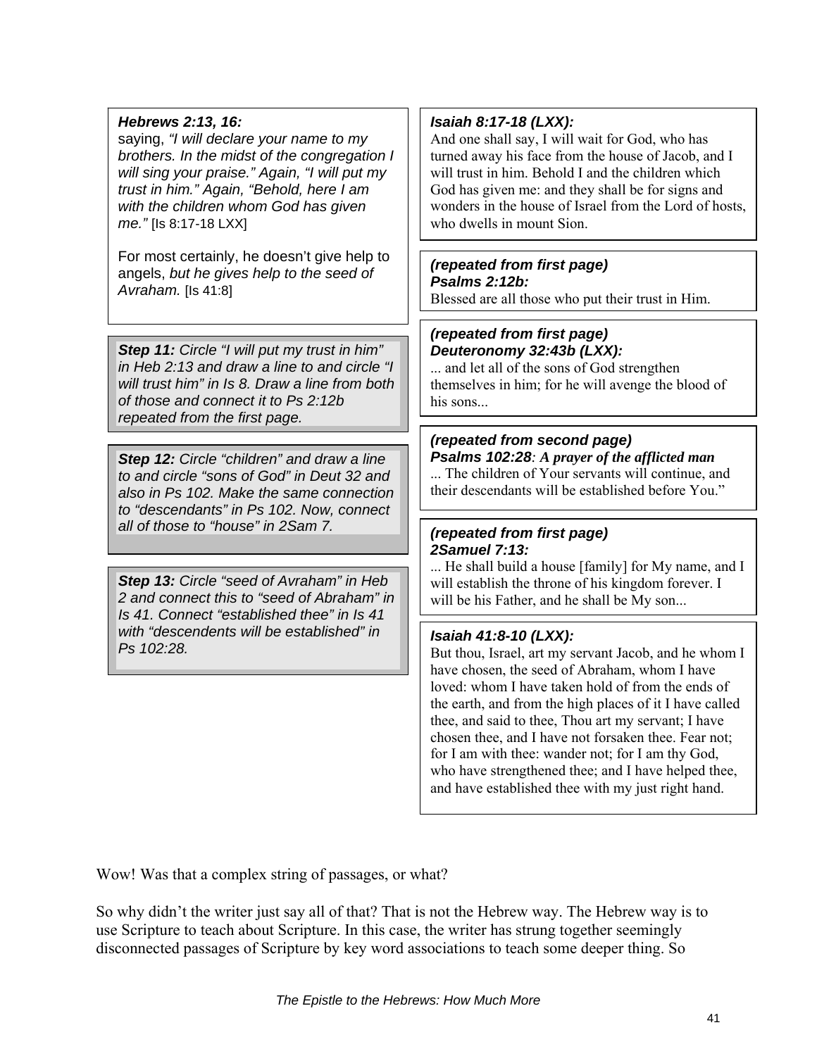**_Hebrews 2:13, 16:_**
saying, *"I will declare your name to my brothers. In the midst of the congregation I will sing your praise." Again, "I will put my trust in him." Again, "Behold, here I am with the children whom God has given me."* [Is 8:17-18 LXX]

For most certainly, he doesn't give help to angels, *but he gives help to the seed of Avraham.* [Is 41:8]

***Step 11:*** *Circle "I will put my trust in him" in Heb 2:13 and draw a line to and circle "I will trust him" in Is 8. Draw a line from both of those and connect it to Ps 2:12b repeated from the first page.*

***Step 12:*** *Circle "children" and draw a line to and circle "sons of God" in Deut 32 and also in Ps 102. Make the same connection to "descendants" in Ps 102. Now, connect all of those to "house" in 2Sam 7.*

***Step 13:*** *Circle "seed of Avraham" in Heb 2 and connect this to "seed of Abraham" in Is 41. Connect "established thee" in Is 41 with "descendents will be established" in Ps 102:28.*

**_Isaiah 8:17-18 (LXX):_**
And one shall say, I will wait for God, who has turned away his face from the house of Jacob, and I will trust in him. Behold I and the children which God has given me: and they shall be for signs and wonders in the house of Israel from the Lord of hosts, who dwells in mount Sion.

***(repeated from first page)***
***Psalms 2:12b:***
Blessed are all those who put their trust in Him.

***(repeated from first page)***
***Deuteronomy 32:43b (LXX):***
... and let all of the sons of God strengthen themselves in him; for he will avenge the blood of his sons...

***(repeated from second page)***
***Psalms 102:28**: A prayer of the afflicted man*
... The children of Your servants will continue, and their descendants will be established before You."

***(repeated from first page)***
***2Samuel 7:13:***
... He shall build a house [family] for My name, and I will establish the throne of his kingdom forever. I will be his Father, and he shall be My son...

**_Isaiah 41:8-10 (LXX):_**
But thou, Israel, art my servant Jacob, and he whom I have chosen, the seed of Abraham, whom I have loved: whom I have taken hold of from the ends of the earth, and from the high places of it I have called thee, and said to thee, Thou art my servant; I have chosen thee, and I have not forsaken thee. Fear not; for I am with thee: wander not; for I am thy God, who have strengthened thee; and I have helped thee, and have established thee with my just right hand.

Wow! Was that a complex string of passages, or what?

So why didn't the writer just say all of that? That is not the Hebrew way. The Hebrew way is to use Scripture to teach about Scripture. In this case, the writer has strung together seemingly disconnected passages of Scripture by key word associations to teach some deeper thing. So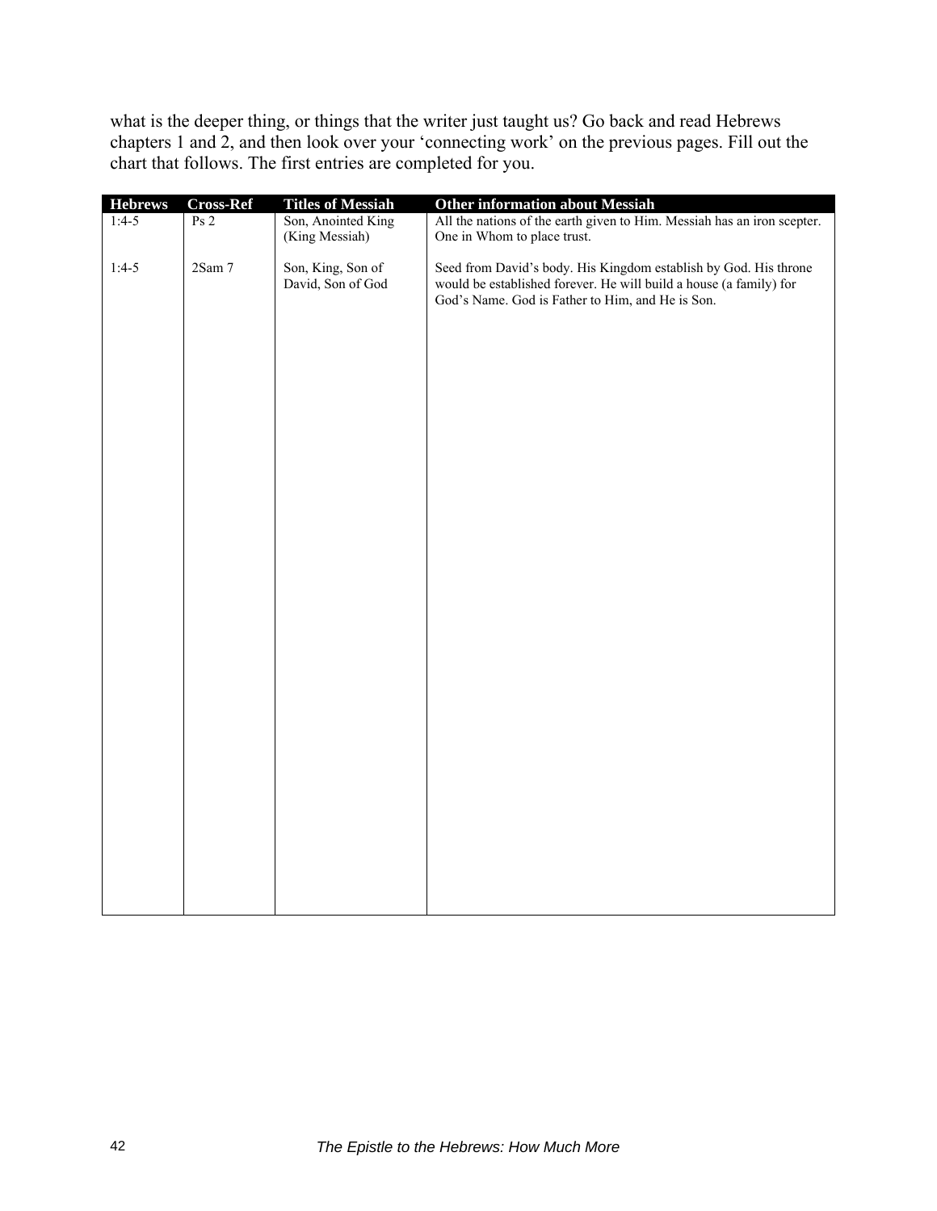what is the deeper thing, or things that the writer just taught us? Go back and read Hebrews chapters 1 and 2, and then look over your 'connecting work' on the previous pages. Fill out the chart that follows. The first entries are completed for you.

| Hebrews | Cross-Ref | Titles of Messiah | Other information about Messiah |
|---|---|---|---|
| 1:4-5 | Ps 2 | Son, Anointed King (King Messiah) | All the nations of the earth given to Him. Messiah has an iron scepter. One in Whom to place trust. |
| 1:4-5 | 2Sam 7 | Son, King, Son of David, Son of God | Seed from David's body. His Kingdom establish by God. His throne would be established forever. He will build a house (a family) for God's Name. God is Father to Him, and He is Son. |
| | | | |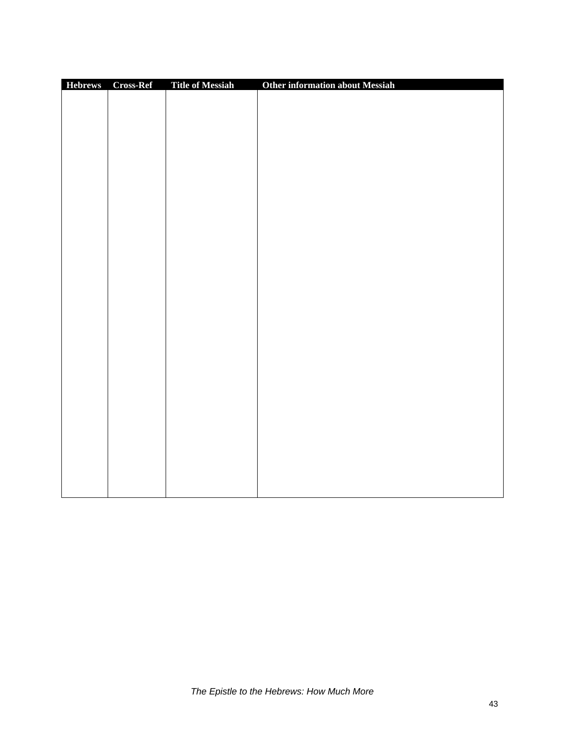| Hebrews | Cross-Ref | Title of Messiah | Other information about Messiah |
|---|---|---|---|
| | | | |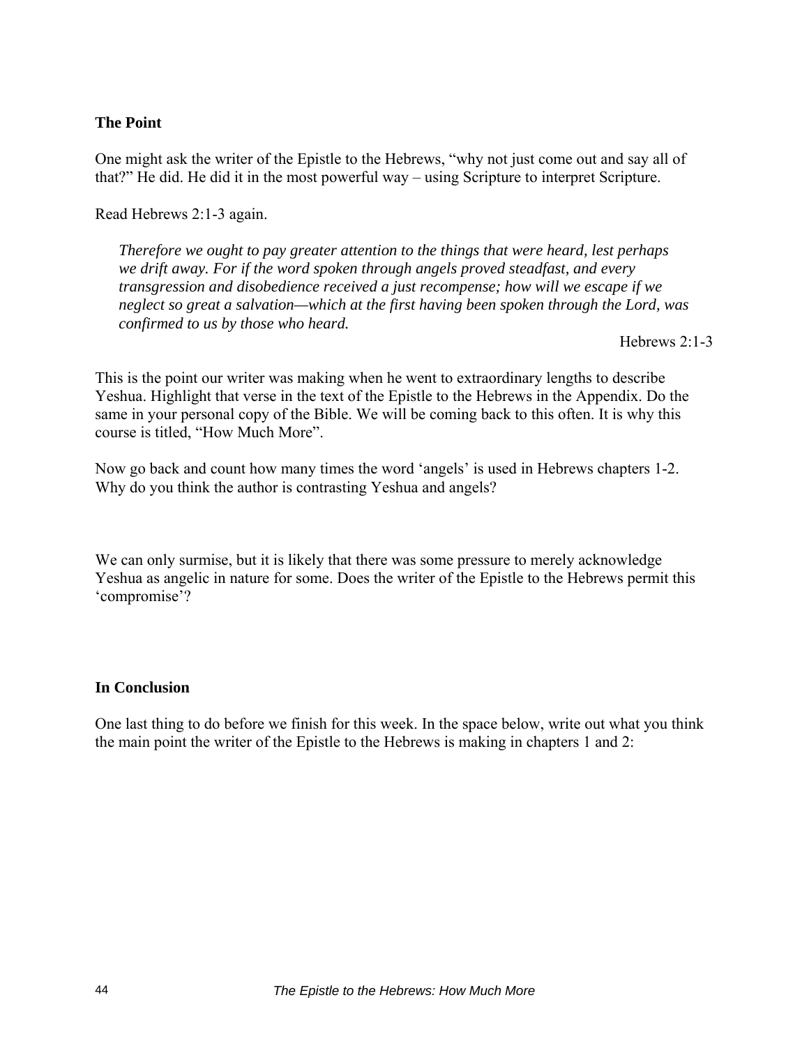**The Point**

One might ask the writer of the Epistle to the Hebrews, "why not just come out and say all of that?" He did. He did it in the most powerful way – using Scripture to interpret Scripture.

Read Hebrews 2:1-3 again.

> *Therefore we ought to pay greater attention to the things that were heard, lest perhaps we drift away. For if the word spoken through angels proved steadfast, and every transgression and disobedience received a just recompense; how will we escape if we neglect so great a salvation—which at the first having been spoken through the Lord, was confirmed to us by those who heard.*
>
> Hebrews 2:1-3

This is the point our writer was making when he went to extraordinary lengths to describe Yeshua. Highlight that verse in the text of the Epistle to the Hebrews in the Appendix. Do the same in your personal copy of the Bible. We will be coming back to this often. It is why this course is titled, "How Much More".

Now go back and count how many times the word 'angels' is used in Hebrews chapters 1-2. Why do you think the author is contrasting Yeshua and angels?

We can only surmise, but it is likely that there was some pressure to merely acknowledge Yeshua as angelic in nature for some. Does the writer of the Epistle to the Hebrews permit this 'compromise'?

**In Conclusion**

One last thing to do before we finish for this week. In the space below, write out what you think the main point the writer of the Epistle to the Hebrews is making in chapters 1 and 2: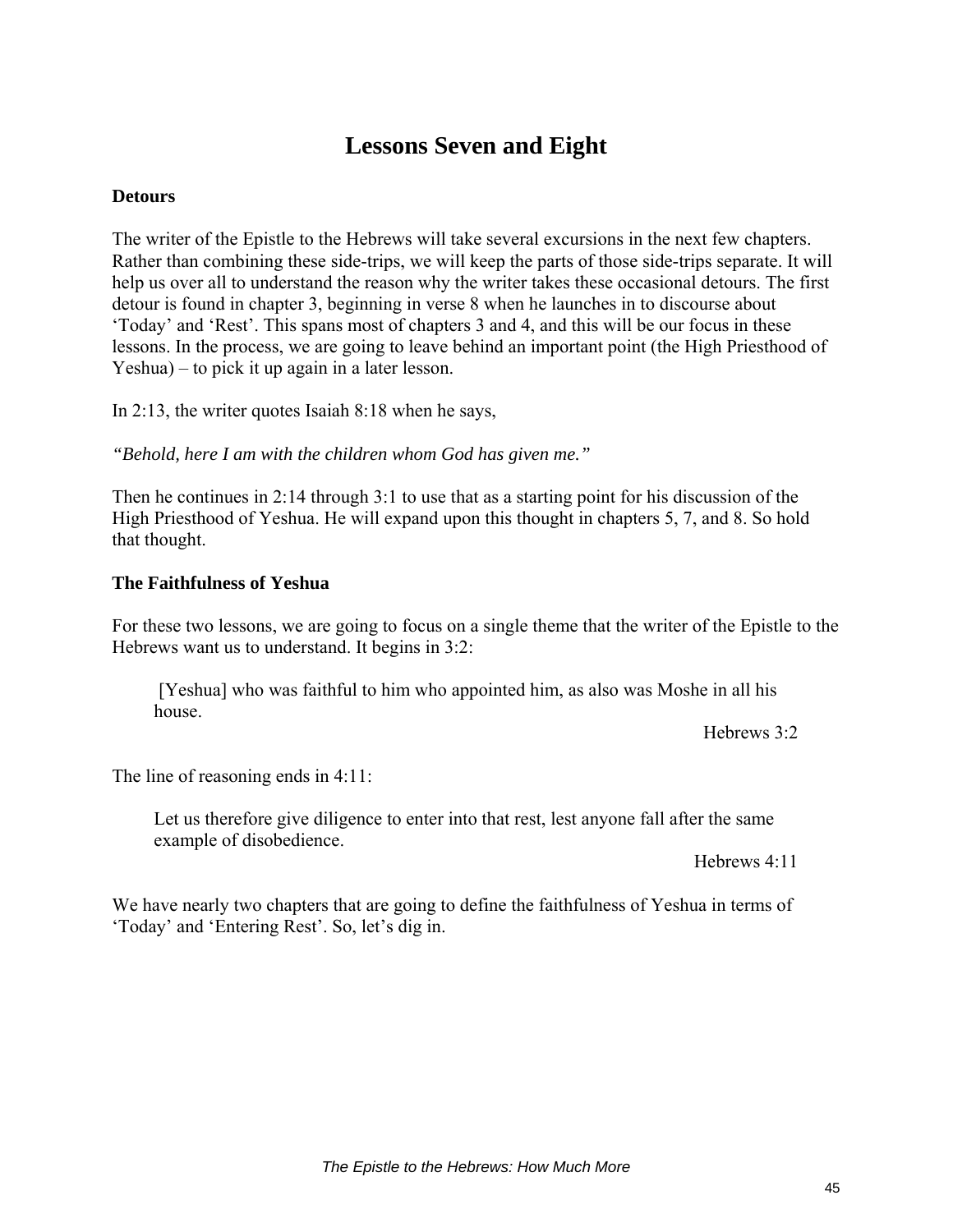# Lessons Seven and Eight

### Detours

The writer of the Epistle to the Hebrews will take several excursions in the next few chapters. Rather than combining these side-trips, we will keep the parts of those side-trips separate. It will help us over all to understand the reason why the writer takes these occasional detours. The first detour is found in chapter 3, beginning in verse 8 when he launches in to discourse about 'Today' and 'Rest'. This spans most of chapters 3 and 4, and this will be our focus in these lessons. In the process, we are going to leave behind an important point (the High Priesthood of Yeshua) – to pick it up again in a later lesson.

In 2:13, the writer quotes Isaiah 8:18 when he says,

*"Behold, here I am with the children whom God has given me."*

Then he continues in 2:14 through 3:1 to use that as a starting point for his discussion of the High Priesthood of Yeshua. He will expand upon this thought in chapters 5, 7, and 8. So hold that thought.

### The Faithfulness of Yeshua

For these two lessons, we are going to focus on a single theme that the writer of the Epistle to the Hebrews want us to understand. It begins in 3:2:

> [Yeshua] who was faithful to him who appointed him, as also was Moshe in all his house.
>
> Hebrews 3:2

The line of reasoning ends in 4:11:

> Let us therefore give diligence to enter into that rest, lest anyone fall after the same example of disobedience.
>
> Hebrews 4:11

We have nearly two chapters that are going to define the faithfulness of Yeshua in terms of 'Today' and 'Entering Rest'. So, let's dig in.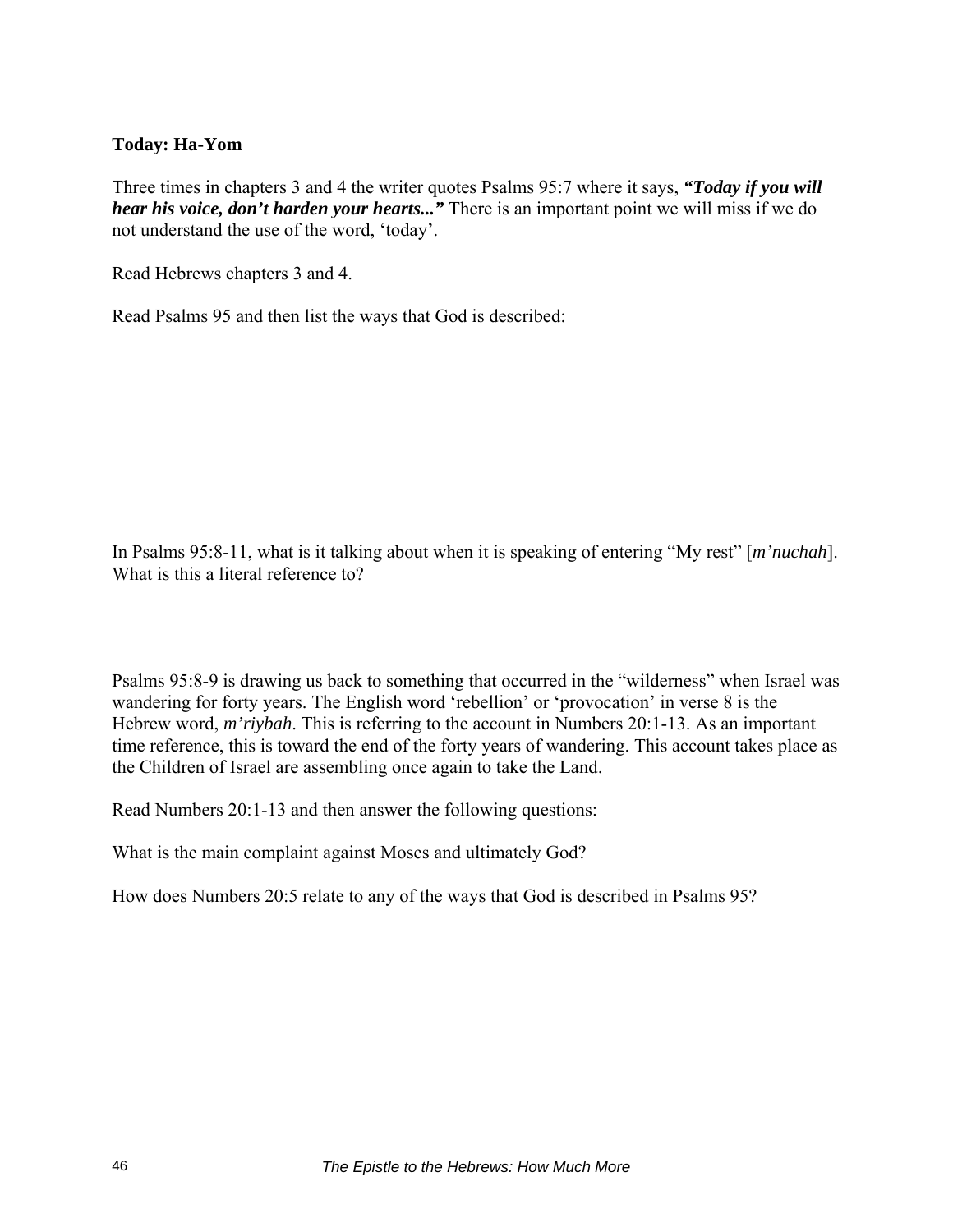**Today: Ha-Yom**

Three times in chapters 3 and 4 the writer quotes Psalms 95:7 where it says, ***"Today if you will hear his voice, don't harden your hearts..."*** There is an important point we will miss if we do not understand the use of the word, 'today'.

Read Hebrews chapters 3 and 4.

Read Psalms 95 and then list the ways that God is described:

In Psalms 95:8-11, what is it talking about when it is speaking of entering "My rest" [*m'nuchah*]. What is this a literal reference to?

Psalms 95:8-9 is drawing us back to something that occurred in the "wilderness" when Israel was wandering for forty years. The English word 'rebellion' or 'provocation' in verse 8 is the Hebrew word, *m'riybah*. This is referring to the account in Numbers 20:1-13. As an important time reference, this is toward the end of the forty years of wandering. This account takes place as the Children of Israel are assembling once again to take the Land.

Read Numbers 20:1-13 and then answer the following questions:

What is the main complaint against Moses and ultimately God?

How does Numbers 20:5 relate to any of the ways that God is described in Psalms 95?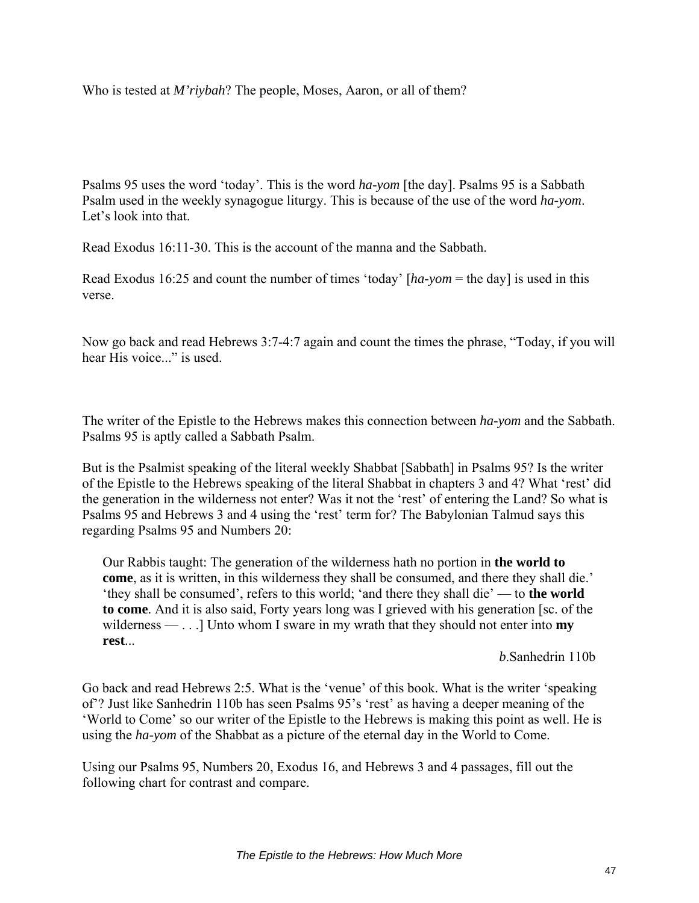Who is tested at *M'riybah*? The people, Moses, Aaron, or all of them?

Psalms 95 uses the word 'today'. This is the word *ha-yom* [the day]. Psalms 95 is a Sabbath Psalm used in the weekly synagogue liturgy. This is because of the use of the word *ha-yom*. Let's look into that.

Read Exodus 16:11-30. This is the account of the manna and the Sabbath.

Read Exodus 16:25 and count the number of times 'today' [*ha-yom* = the day] is used in this verse.

Now go back and read Hebrews 3:7-4:7 again and count the times the phrase, "Today, if you will hear His voice..." is used.

The writer of the Epistle to the Hebrews makes this connection between *ha-yom* and the Sabbath. Psalms 95 is aptly called a Sabbath Psalm.

But is the Psalmist speaking of the literal weekly Shabbat [Sabbath] in Psalms 95? Is the writer of the Epistle to the Hebrews speaking of the literal Shabbat in chapters 3 and 4? What 'rest' did the generation in the wilderness not enter? Was it not the 'rest' of entering the Land? So what is Psalms 95 and Hebrews 3 and 4 using the 'rest' term for? The Babylonian Talmud says this regarding Psalms 95 and Numbers 20:

> Our Rabbis taught: The generation of the wilderness hath no portion in **the world to come**, as it is written, in this wilderness they shall be consumed, and there they shall die.' 'they shall be consumed', refers to this world; 'and there they shall die' — to **the world to come**. And it is also said, Forty years long was I grieved with his generation [sc. of the wilderness — . . .] Unto whom I sware in my wrath that they should not enter into **my rest**...
>
> *b*.Sanhedrin 110b

Go back and read Hebrews 2:5. What is the 'venue' of this book. What is the writer 'speaking of'? Just like Sanhedrin 110b has seen Psalms 95's 'rest' as having a deeper meaning of the 'World to Come' so our writer of the Epistle to the Hebrews is making this point as well. He is using the *ha-yom* of the Shabbat as a picture of the eternal day in the World to Come.

Using our Psalms 95, Numbers 20, Exodus 16, and Hebrews 3 and 4 passages, fill out the following chart for contrast and compare.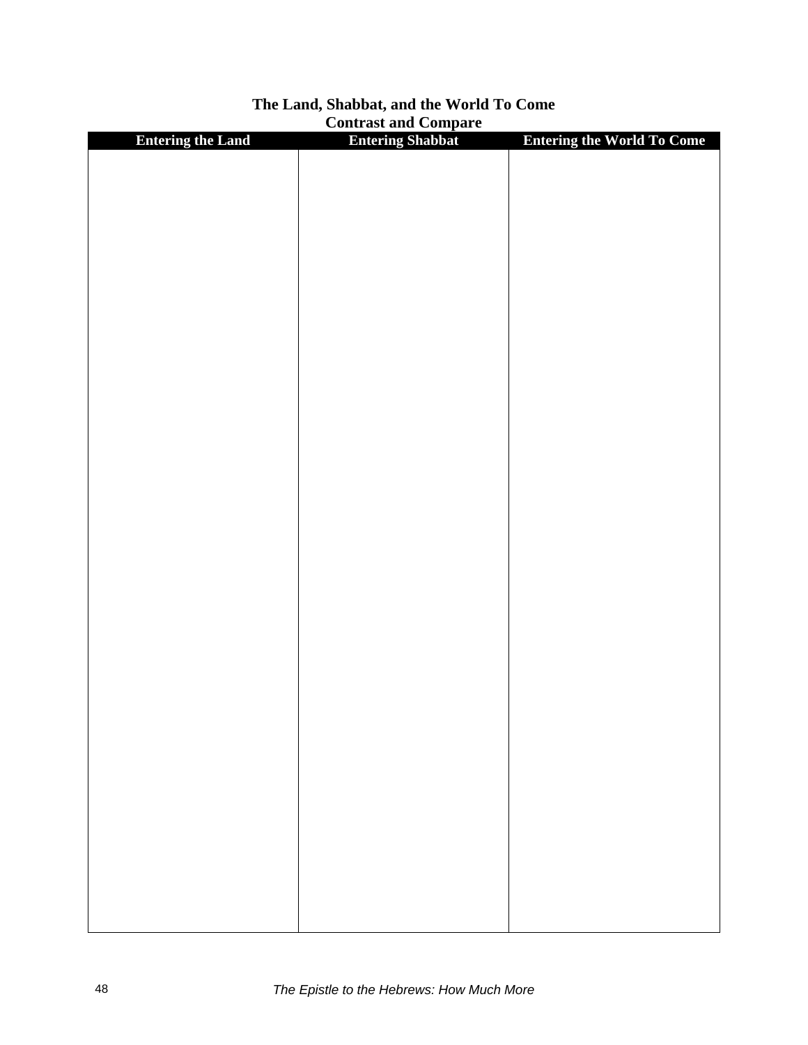# The Land, Shabbat, and the World To Come

## Contrast and Compare

| Entering the Land | Entering Shabbat | Entering the World To Come |
| --- | --- | --- |
| | | |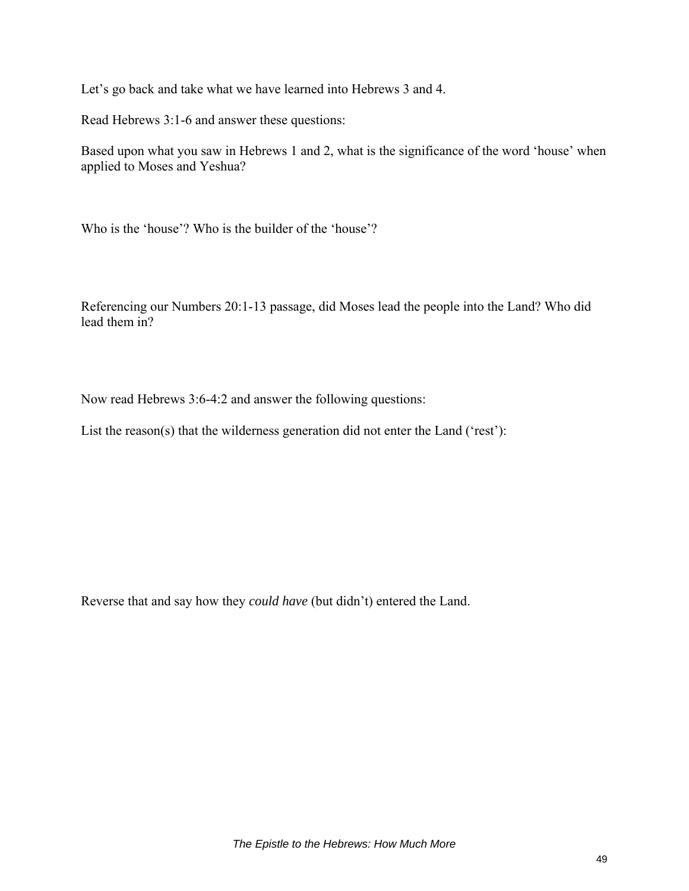Let's go back and take what we have learned into Hebrews 3 and 4.

Read Hebrews 3:1-6 and answer these questions:

Based upon what you saw in Hebrews 1 and 2, what is the significance of the word 'house' when applied to Moses and Yeshua?

Who is the 'house'? Who is the builder of the 'house'?

Referencing our Numbers 20:1-13 passage, did Moses lead the people into the Land? Who did lead them in?

Now read Hebrews 3:6-4:2 and answer the following questions:

List the reason(s) that the wilderness generation did not enter the Land ('rest'):

Reverse that and say how they *could have* (but didn't) entered the Land.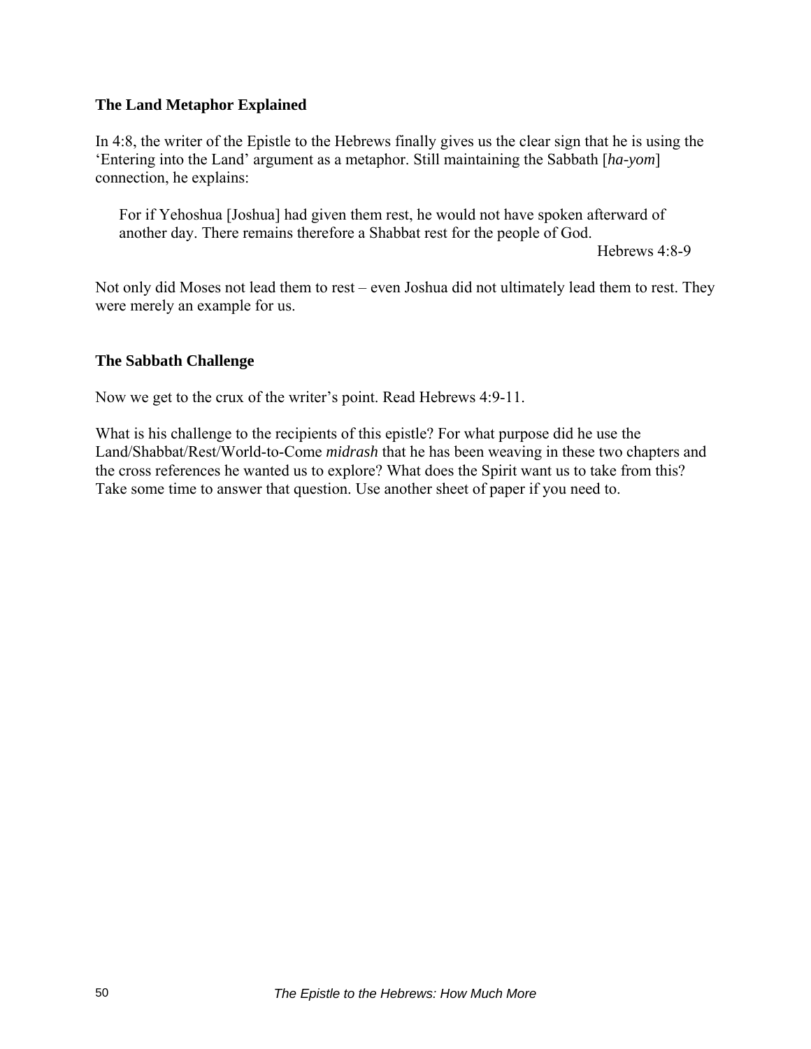### The Land Metaphor Explained

In 4:8, the writer of the Epistle to the Hebrews finally gives us the clear sign that he is using the 'Entering into the Land' argument as a metaphor. Still maintaining the Sabbath [*ha-yom*] connection, he explains:

> For if Yehoshua [Joshua] had given them rest, he would not have spoken afterward of another day. There remains therefore a Shabbat rest for the people of God.
>
> Hebrews 4:8-9

Not only did Moses not lead them to rest – even Joshua did not ultimately lead them to rest. They were merely an example for us.

### The Sabbath Challenge

Now we get to the crux of the writer's point. Read Hebrews 4:9-11.

What is his challenge to the recipients of this epistle? For what purpose did he use the Land/Shabbat/Rest/World-to-Come *midrash* that he has been weaving in these two chapters and the cross references he wanted us to explore? What does the Spirit want us to take from this? Take some time to answer that question. Use another sheet of paper if you need to.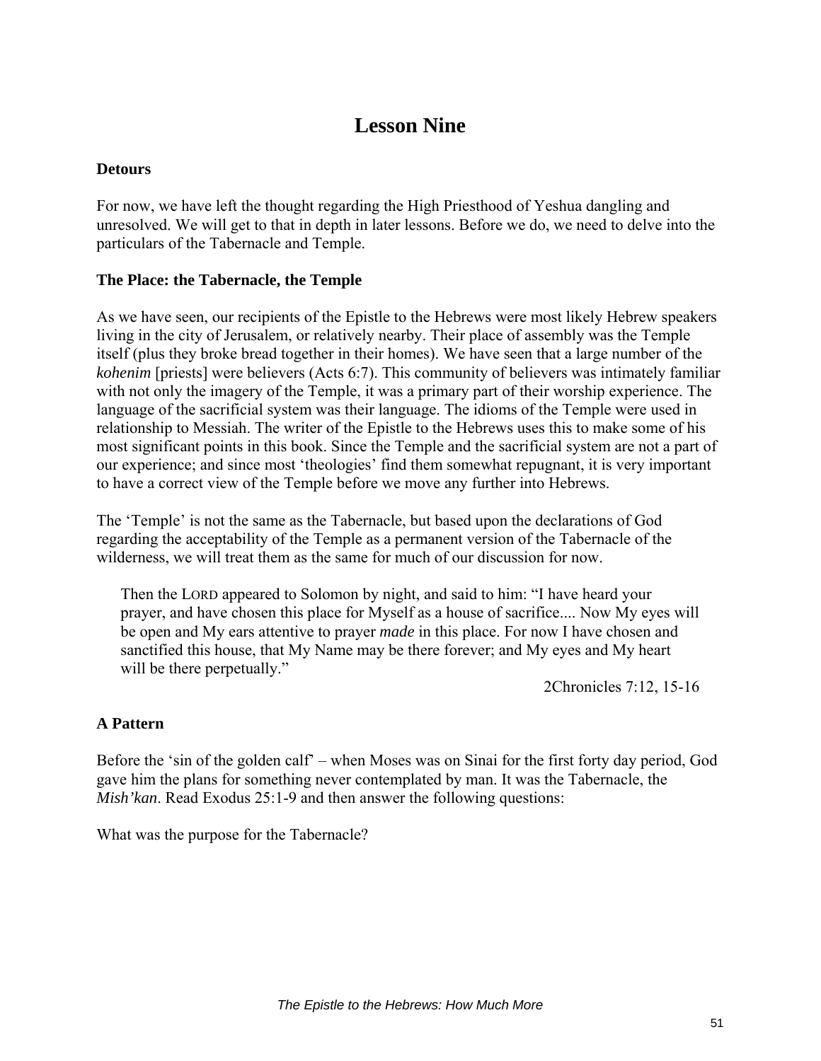# Lesson Nine

### Detours

For now, we have left the thought regarding the High Priesthood of Yeshua dangling and unresolved. We will get to that in depth in later lessons. Before we do, we need to delve into the particulars of the Tabernacle and Temple.

### The Place: the Tabernacle, the Temple

As we have seen, our recipients of the Epistle to the Hebrews were most likely Hebrew speakers living in the city of Jerusalem, or relatively nearby. Their place of assembly was the Temple itself (plus they broke bread together in their homes). We have seen that a large number of the *kohenim* [priests] were believers (Acts 6:7). This community of believers was intimately familiar with not only the imagery of the Temple, it was a primary part of their worship experience. The language of the sacrificial system was their language. The idioms of the Temple were used in relationship to Messiah. The writer of the Epistle to the Hebrews uses this to make some of his most significant points in this book. Since the Temple and the sacrificial system are not a part of our experience; and since most 'theologies' find them somewhat repugnant, it is very important to have a correct view of the Temple before we move any further into Hebrews.

The 'Temple' is not the same as the Tabernacle, but based upon the declarations of God regarding the acceptability of the Temple as a permanent version of the Tabernacle of the wilderness, we will treat them as the same for much of our discussion for now.

> Then the LORD appeared to Solomon by night, and said to him: "I have heard your prayer, and have chosen this place for Myself as a house of sacrifice.... Now My eyes will be open and My ears attentive to prayer *made* in this place. For now I have chosen and sanctified this house, that My Name may be there forever; and My eyes and My heart will be there perpetually."
>
> 2Chronicles 7:12, 15-16

### A Pattern

Before the 'sin of the golden calf' – when Moses was on Sinai for the first forty day period, God gave him the plans for something never contemplated by man. It was the Tabernacle, the *Mish'kan*. Read Exodus 25:1-9 and then answer the following questions:

What was the purpose for the Tabernacle?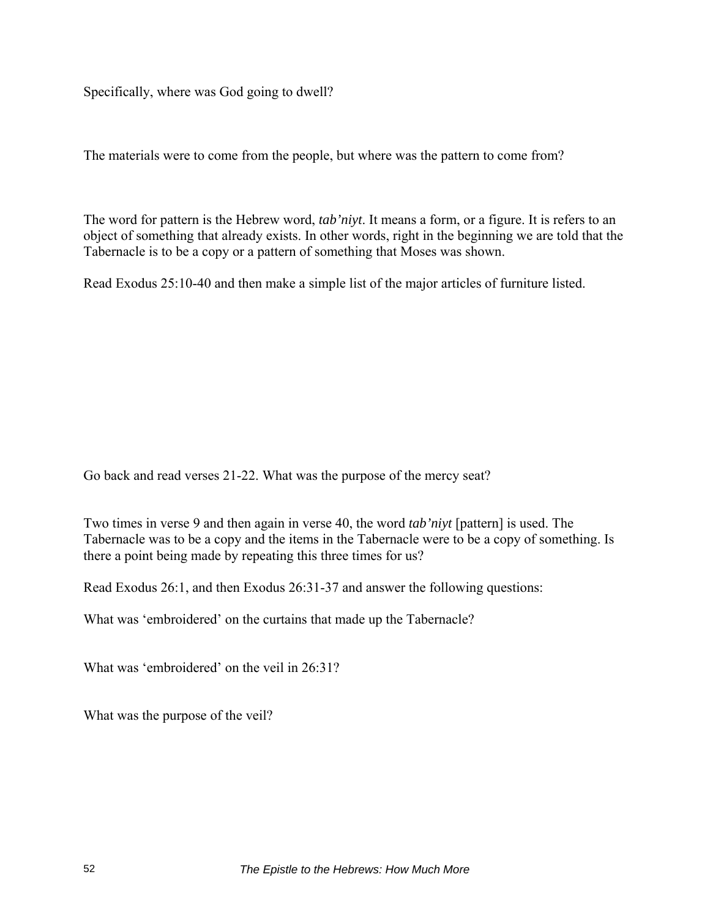Specifically, where was God going to dwell?

The materials were to come from the people, but where was the pattern to come from?

The word for pattern is the Hebrew word, *tab'niyt*. It means a form, or a figure. It is refers to an object of something that already exists. In other words, right in the beginning we are told that the Tabernacle is to be a copy or a pattern of something that Moses was shown.

Read Exodus 25:10-40 and then make a simple list of the major articles of furniture listed.

Go back and read verses 21-22. What was the purpose of the mercy seat?

Two times in verse 9 and then again in verse 40, the word *tab'niyt* [pattern] is used. The Tabernacle was to be a copy and the items in the Tabernacle were to be a copy of something. Is there a point being made by repeating this three times for us?

Read Exodus 26:1, and then Exodus 26:31-37 and answer the following questions:

What was 'embroidered' on the curtains that made up the Tabernacle?

What was 'embroidered' on the veil in 26:31?

What was the purpose of the veil?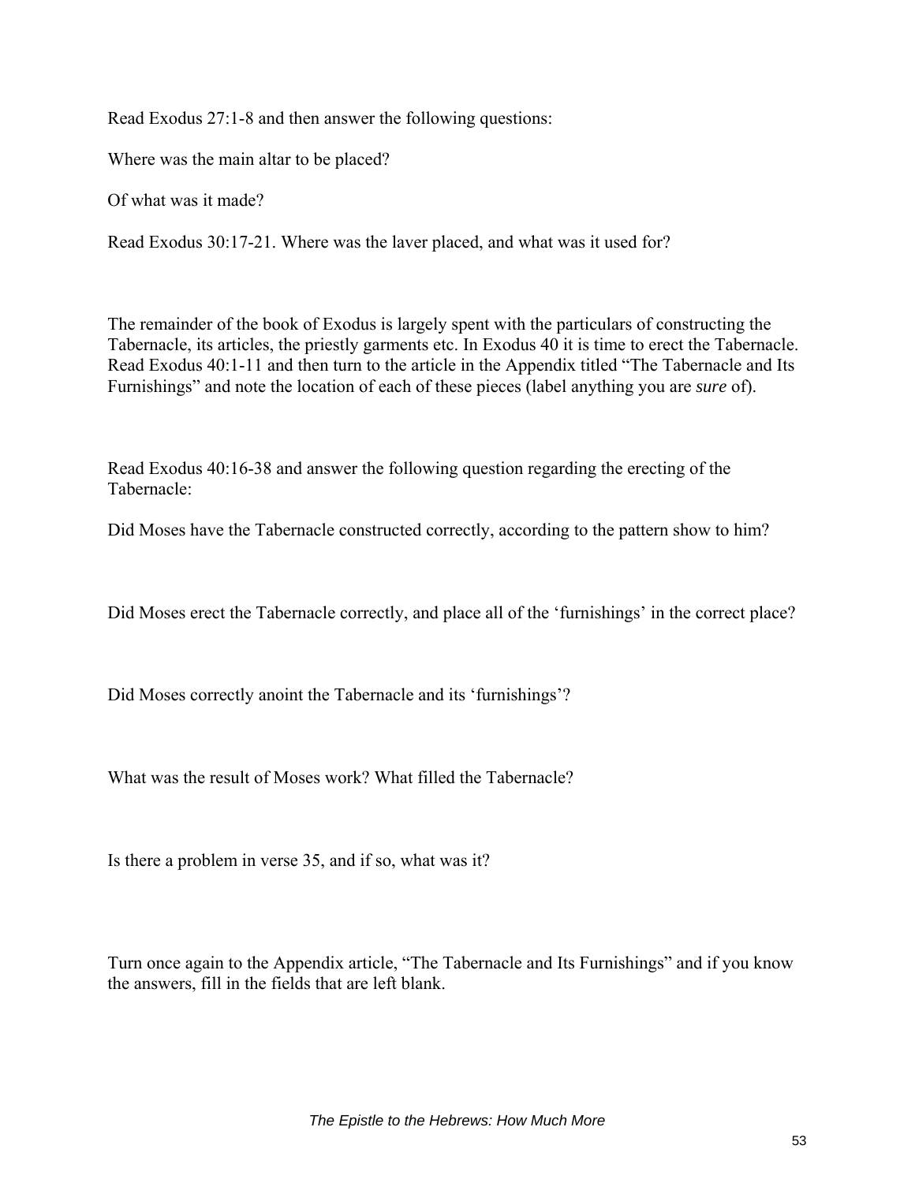Read Exodus 27:1-8 and then answer the following questions:

Where was the main altar to be placed?

Of what was it made?

Read Exodus 30:17-21. Where was the laver placed, and what was it used for?

The remainder of the book of Exodus is largely spent with the particulars of constructing the Tabernacle, its articles, the priestly garments etc. In Exodus 40 it is time to erect the Tabernacle. Read Exodus 40:1-11 and then turn to the article in the Appendix titled "The Tabernacle and Its Furnishings" and note the location of each of these pieces (label anything you are *sure* of).

Read Exodus 40:16-38 and answer the following question regarding the erecting of the Tabernacle:

Did Moses have the Tabernacle constructed correctly, according to the pattern show to him?

Did Moses erect the Tabernacle correctly, and place all of the 'furnishings' in the correct place?

Did Moses correctly anoint the Tabernacle and its 'furnishings'?

What was the result of Moses work? What filled the Tabernacle?

Is there a problem in verse 35, and if so, what was it?

Turn once again to the Appendix article, "The Tabernacle and Its Furnishings" and if you know the answers, fill in the fields that are left blank.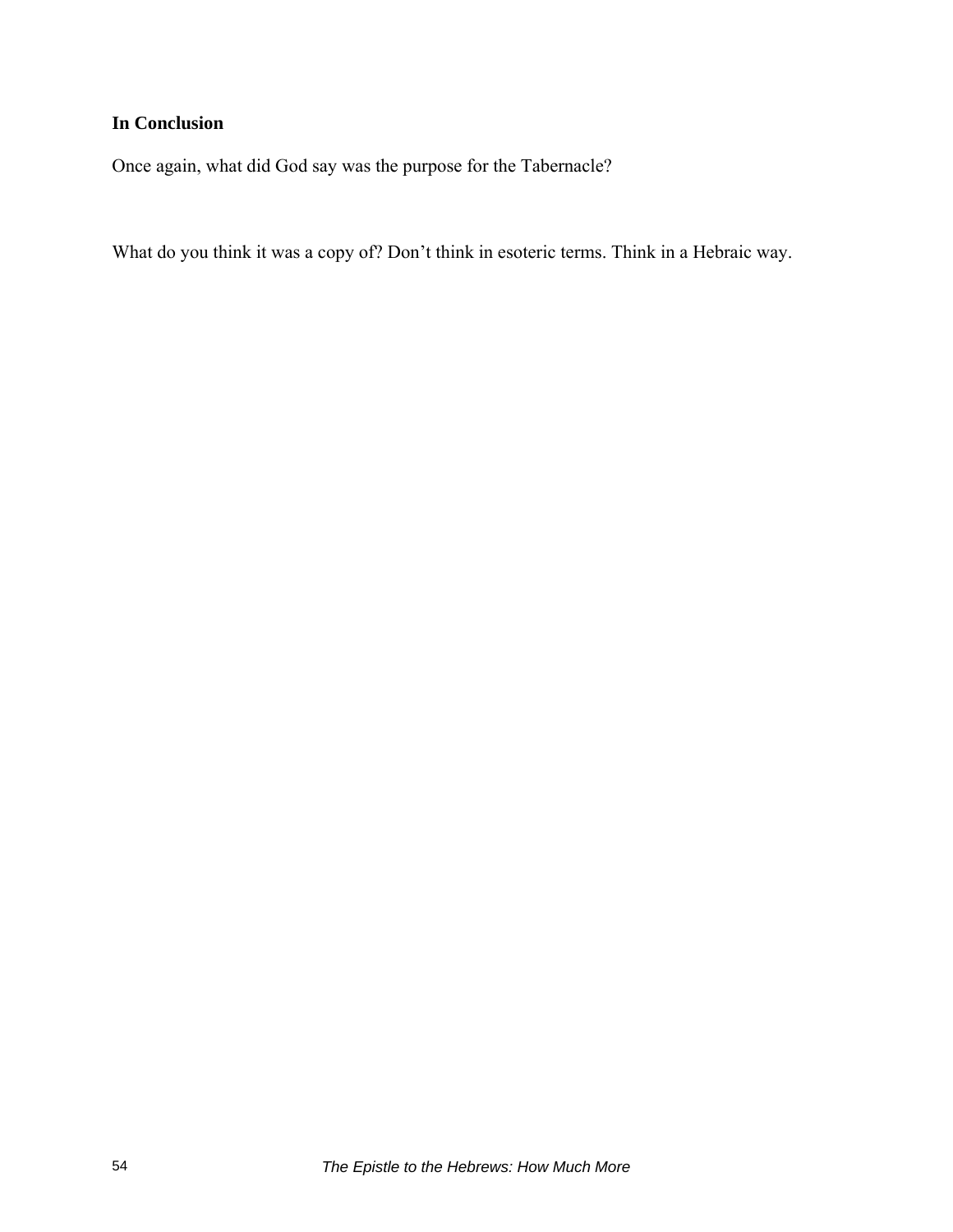**In Conclusion**

Once again, what did God say was the purpose for the Tabernacle?

What do you think it was a copy of? Don't think in esoteric terms. Think in a Hebraic way.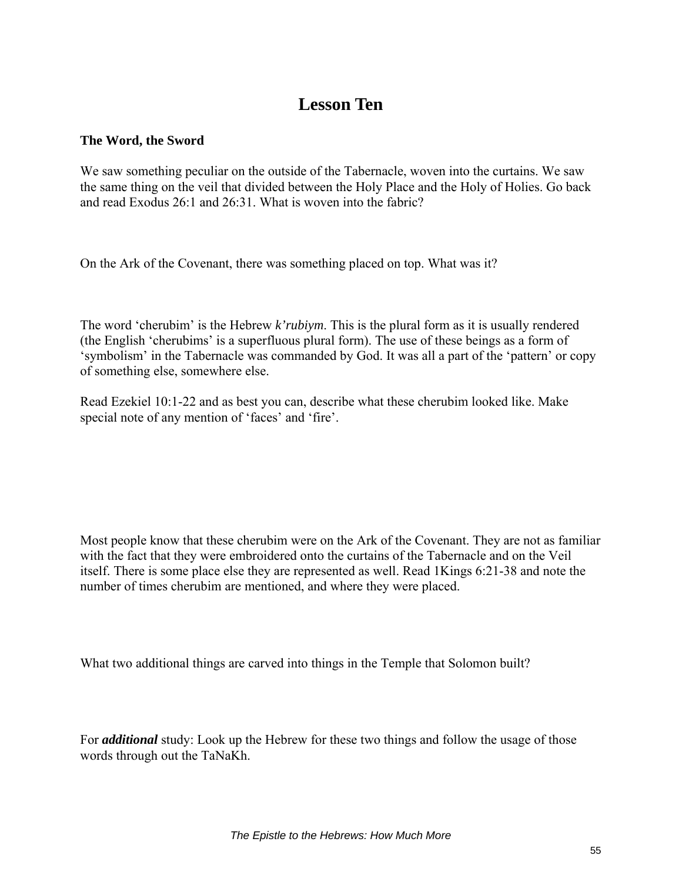# Lesson Ten

**The Word, the Sword**

We saw something peculiar on the outside of the Tabernacle, woven into the curtains. We saw the same thing on the veil that divided between the Holy Place and the Holy of Holies. Go back and read Exodus 26:1 and 26:31. What is woven into the fabric?

On the Ark of the Covenant, there was something placed on top. What was it?

The word 'cherubim' is the Hebrew *k'rubiym*. This is the plural form as it is usually rendered (the English 'cherubims' is a superfluous plural form). The use of these beings as a form of 'symbolism' in the Tabernacle was commanded by God. It was all a part of the 'pattern' or copy of something else, somewhere else.

Read Ezekiel 10:1-22 and as best you can, describe what these cherubim looked like. Make special note of any mention of 'faces' and 'fire'.

Most people know that these cherubim were on the Ark of the Covenant. They are not as familiar with the fact that they were embroidered onto the curtains of the Tabernacle and on the Veil itself. There is some place else they are represented as well. Read 1Kings 6:21-38 and note the number of times cherubim are mentioned, and where they were placed.

What two additional things are carved into things in the Temple that Solomon built?

For ***additional*** study: Look up the Hebrew for these two things and follow the usage of those words through out the TaNaKh.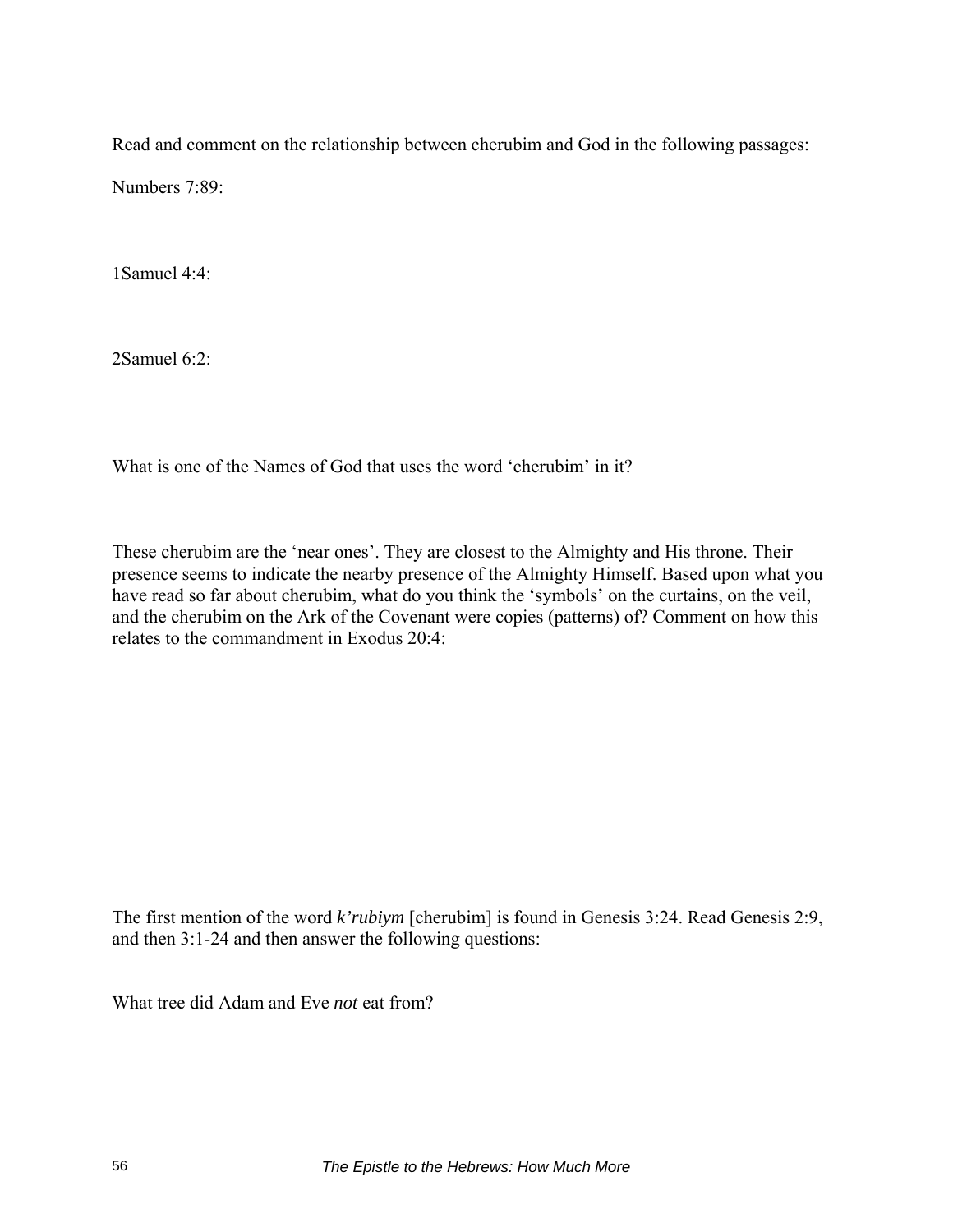Read and comment on the relationship between cherubim and God in the following passages:

Numbers 7:89:

1Samuel 4:4:

2Samuel 6:2:

What is one of the Names of God that uses the word 'cherubim' in it?

These cherubim are the 'near ones'. They are closest to the Almighty and His throne. Their presence seems to indicate the nearby presence of the Almighty Himself. Based upon what you have read so far about cherubim, what do you think the 'symbols' on the curtains, on the veil, and the cherubim on the Ark of the Covenant were copies (patterns) of? Comment on how this relates to the commandment in Exodus 20:4:

The first mention of the word *k'rubiym* [cherubim] is found in Genesis 3:24. Read Genesis 2:9, and then 3:1-24 and then answer the following questions:

What tree did Adam and Eve *not* eat from?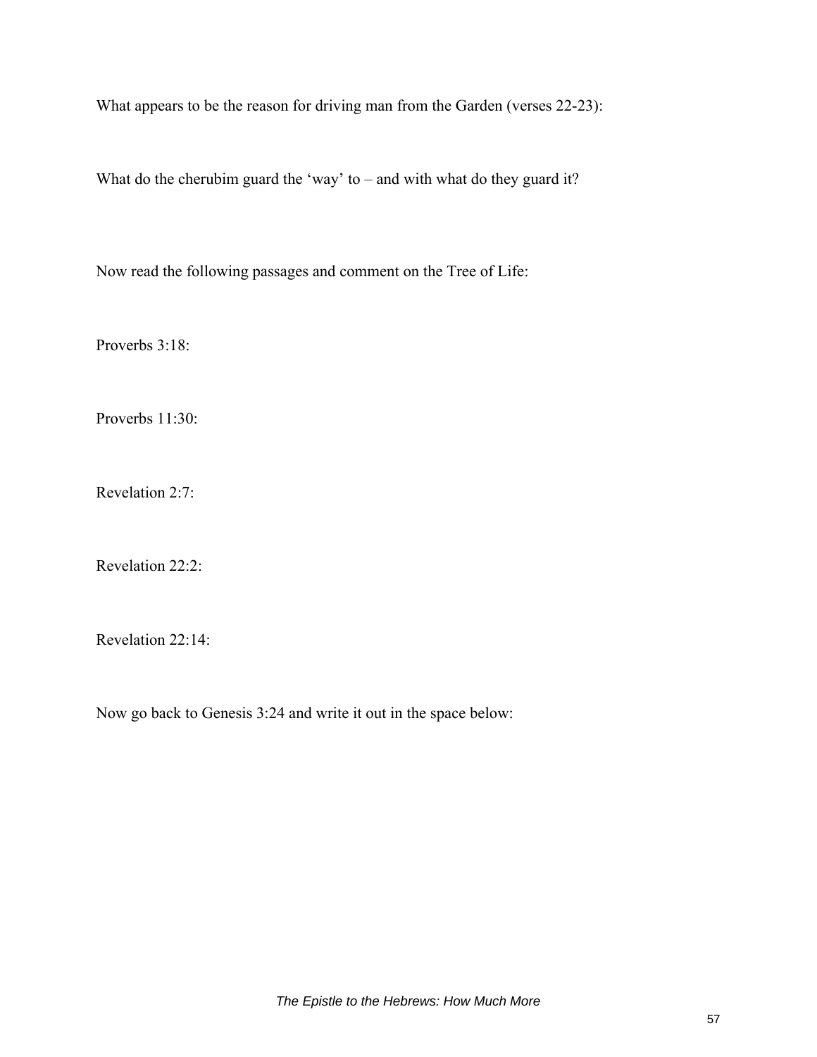What appears to be the reason for driving man from the Garden (verses 22-23):

What do the cherubim guard the 'way' to – and with what do they guard it?

Now read the following passages and comment on the Tree of Life:

Proverbs 3:18:

Proverbs 11:30:

Revelation 2:7:

Revelation 22:2:

Revelation 22:14:

Now go back to Genesis 3:24 and write it out in the space below: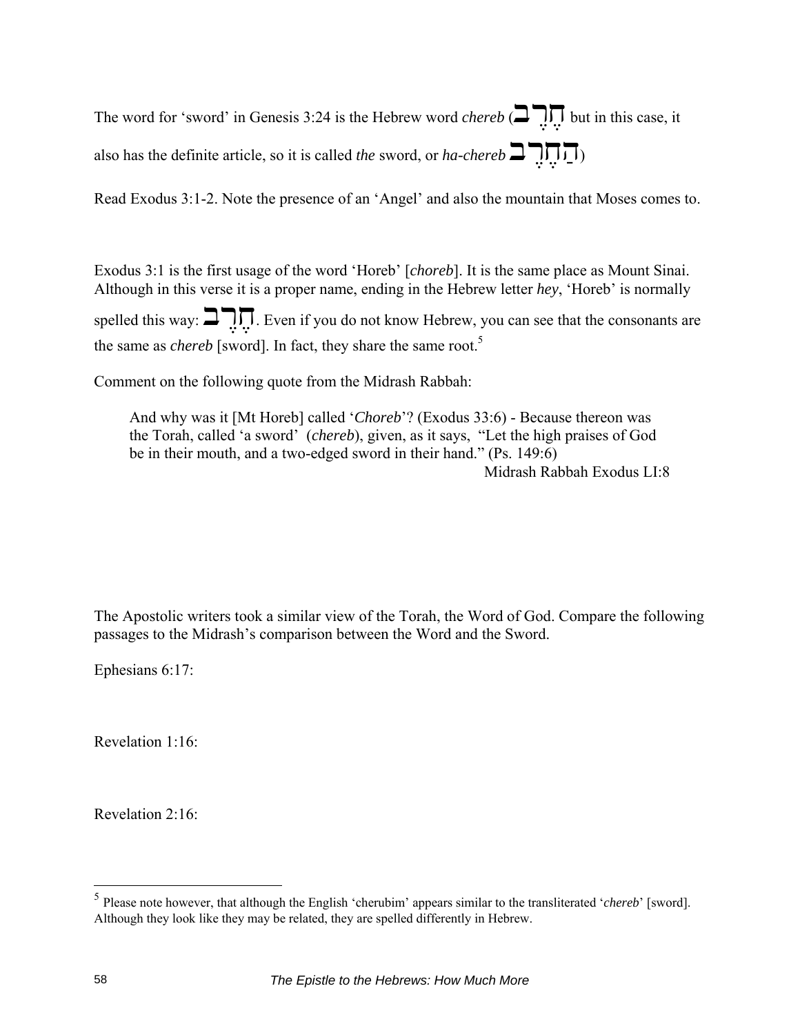The word for 'sword' in Genesis 3:24 is the Hebrew word *chereb* (חֶרֶב but in this case, it also has the definite article, so it is called *the* sword, or *ha-chereb* הַחֶרֶב)

Read Exodus 3:1-2. Note the presence of an 'Angel' and also the mountain that Moses comes to.

Exodus 3:1 is the first usage of the word 'Horeb' [*choreb*]. It is the same place as Mount Sinai. Although in this verse it is a proper name, ending in the Hebrew letter *hey*, 'Horeb' is normally spelled this way: חֹרֵב. Even if you do not know Hebrew, you can see that the consonants are the same as *chereb* [sword]. In fact, they share the same root.[5]

Comment on the following quote from the Midrash Rabbah:

> And why was it [Mt Horeb] called '*Choreb*'? (Exodus 33:6) - Because thereon was the Torah, called 'a sword' (*chereb*), given, as it says, "Let the high praises of God be in their mouth, and a two-edged sword in their hand." (Ps. 149:6)
>
> Midrash Rabbah Exodus LI:8

The Apostolic writers took a similar view of the Torah, the Word of God. Compare the following passages to the Midrash's comparison between the Word and the Sword.

Ephesians 6:17:

Revelation 1:16:

Revelation 2:16:

---

[5] Please note however, that although the English 'cherubim' appears similar to the transliterated '*chereb*' [sword]. Although they look like they may be related, they are spelled differently in Hebrew.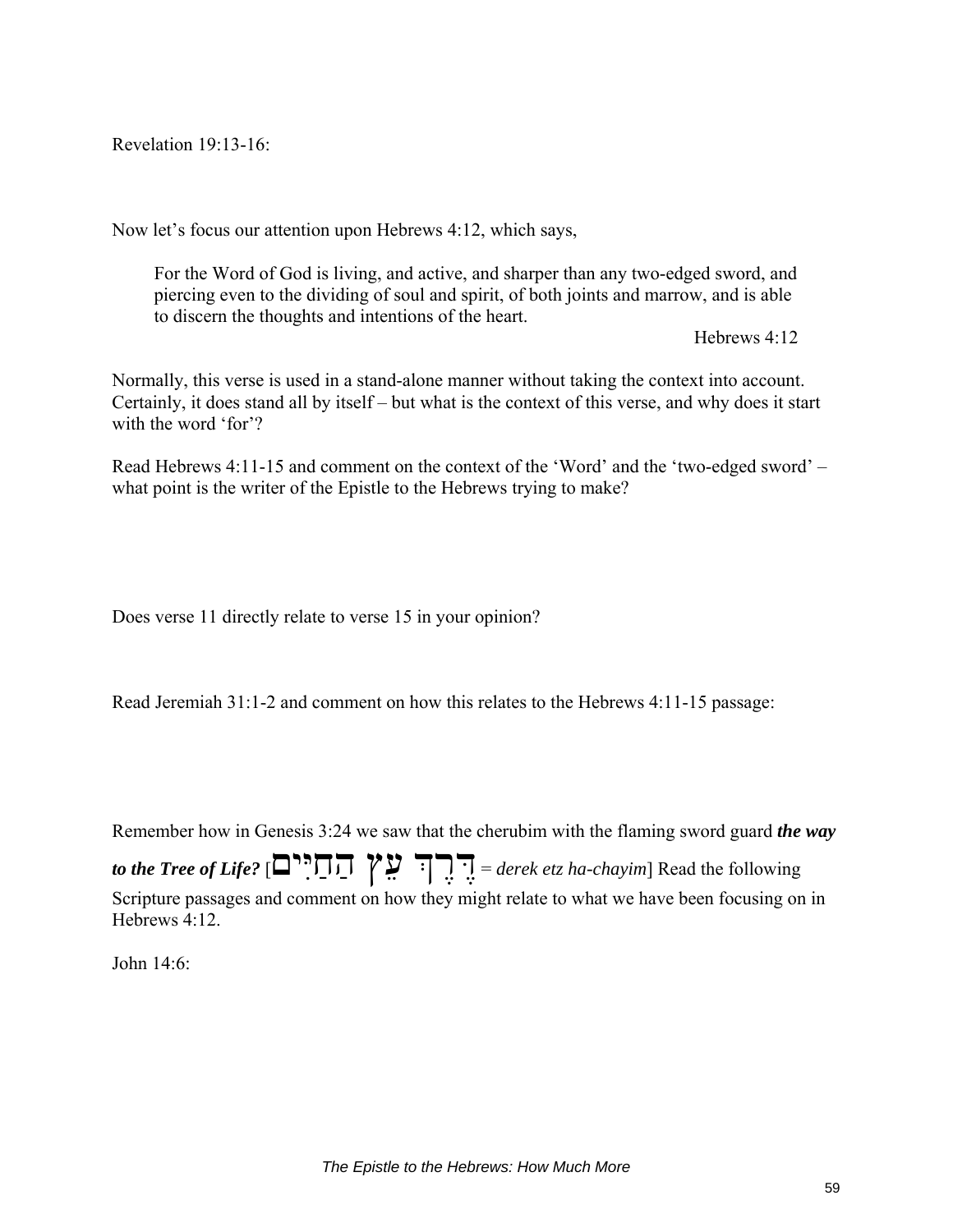Revelation 19:13-16:

Now let's focus our attention upon Hebrews 4:12, which says,

> For the Word of God is living, and active, and sharper than any two-edged sword, and piercing even to the dividing of soul and spirit, of both joints and marrow, and is able to discern the thoughts and intentions of the heart.
>
> Hebrews 4:12

Normally, this verse is used in a stand-alone manner without taking the context into account. Certainly, it does stand all by itself – but what is the context of this verse, and why does it start with the word 'for'?

Read Hebrews 4:11-15 and comment on the context of the 'Word' and the 'two-edged sword' – what point is the writer of the Epistle to the Hebrews trying to make?

Does verse 11 directly relate to verse 15 in your opinion?

Read Jeremiah 31:1-2 and comment on how this relates to the Hebrews 4:11-15 passage:

Remember how in Genesis 3:24 we saw that the cherubim with the flaming sword guard ***the way to the Tree of Life?*** [דֶּרֶךְ עֵץ הַחַיִּים = *derek etz ha-chayim*] Read the following Scripture passages and comment on how they might relate to what we have been focusing on in Hebrews 4:12.

John 14:6: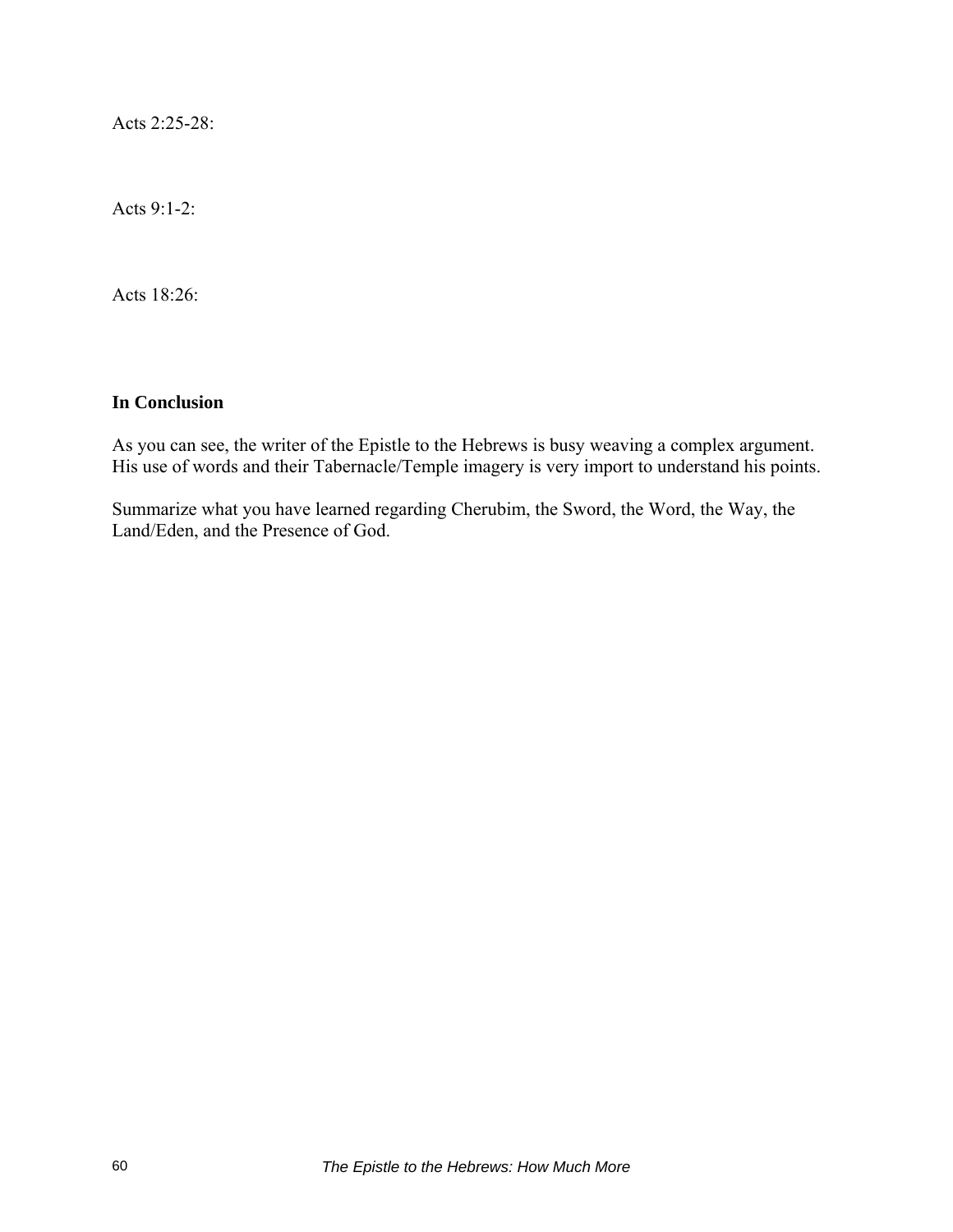Acts 2:25-28:

Acts 9:1-2:

Acts 18:26:

**In Conclusion**

As you can see, the writer of the Epistle to the Hebrews is busy weaving a complex argument. His use of words and their Tabernacle/Temple imagery is very import to understand his points.

Summarize what you have learned regarding Cherubim, the Sword, the Word, the Way, the Land/Eden, and the Presence of God.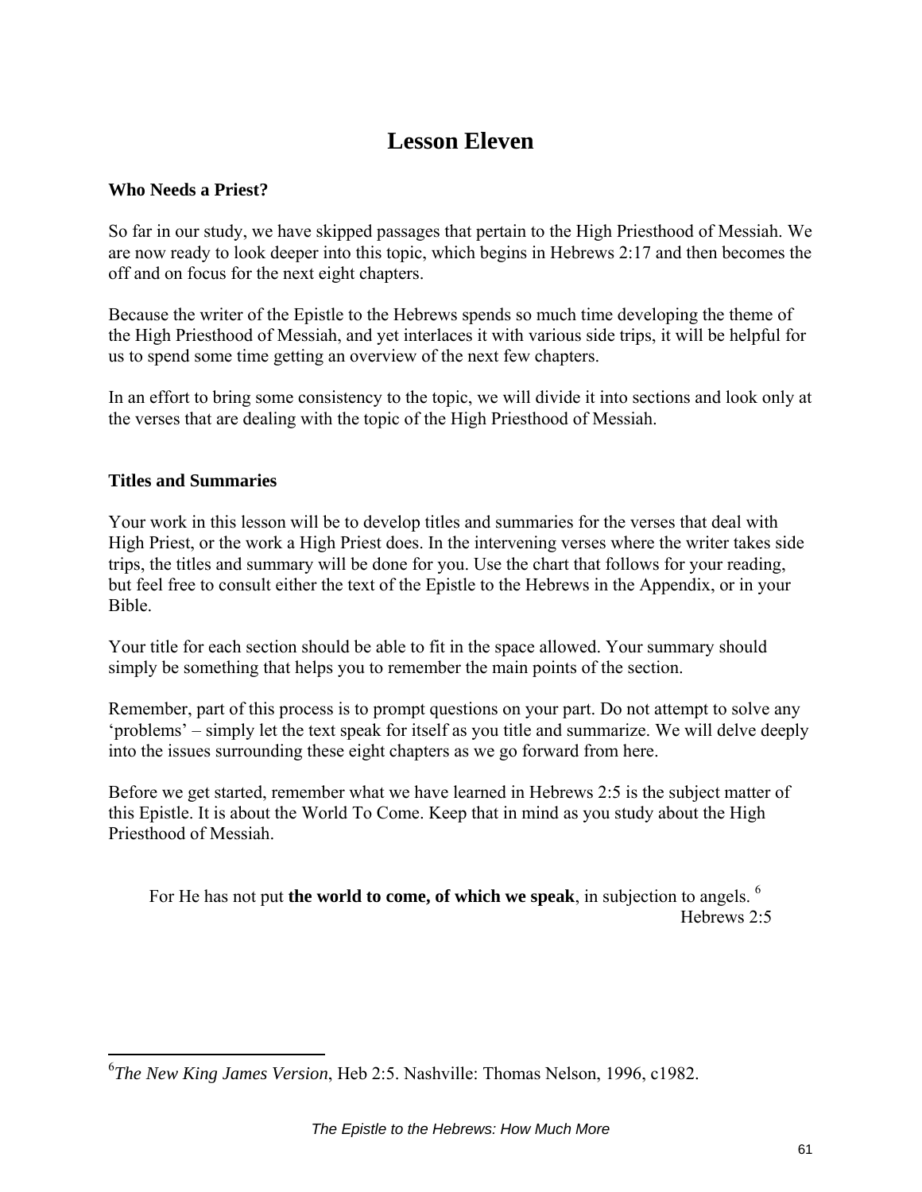# Lesson Eleven

### Who Needs a Priest?

So far in our study, we have skipped passages that pertain to the High Priesthood of Messiah. We are now ready to look deeper into this topic, which begins in Hebrews 2:17 and then becomes the off and on focus for the next eight chapters.

Because the writer of the Epistle to the Hebrews spends so much time developing the theme of the High Priesthood of Messiah, and yet interlaces it with various side trips, it will be helpful for us to spend some time getting an overview of the next few chapters.

In an effort to bring some consistency to the topic, we will divide it into sections and look only at the verses that are dealing with the topic of the High Priesthood of Messiah.

### Titles and Summaries

Your work in this lesson will be to develop titles and summaries for the verses that deal with High Priest, or the work a High Priest does. In the intervening verses where the writer takes side trips, the titles and summary will be done for you. Use the chart that follows for your reading, but feel free to consult either the text of the Epistle to the Hebrews in the Appendix, or in your Bible.

Your title for each section should be able to fit in the space allowed. Your summary should simply be something that helps you to remember the main points of the section.

Remember, part of this process is to prompt questions on your part. Do not attempt to solve any 'problems' – simply let the text speak for itself as you title and summarize. We will delve deeply into the issues surrounding these eight chapters as we go forward from here.

Before we get started, remember what we have learned in Hebrews 2:5 is the subject matter of this Epistle. It is about the World To Come. Keep that in mind as you study about the High Priesthood of Messiah.

> For He has not put **the world to come, of which we speak**, in subjection to angels. [6]
>
> Hebrews 2:5

---

[6] *The New King James Version*, Heb 2:5. Nashville: Thomas Nelson, 1996, c1982.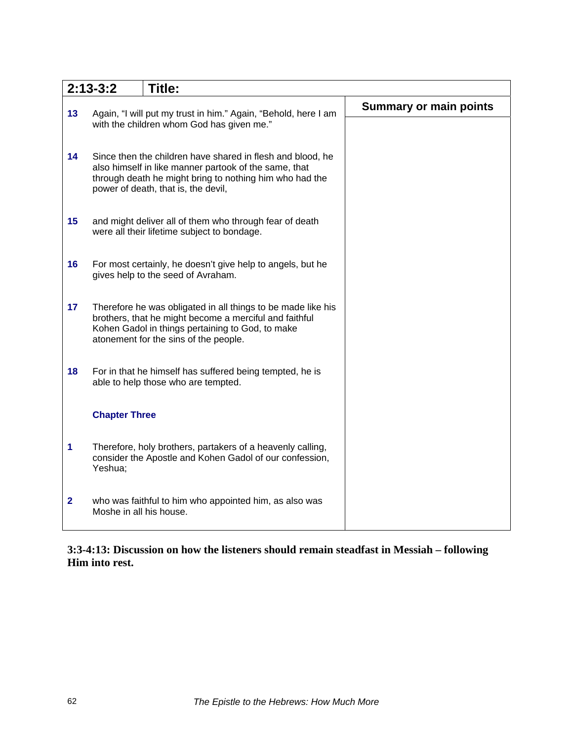| 2:13-3:2 | Title: | |
|---|---|---|
| | | **Summary or main points** |
| **13** | Again, "I will put my trust in him." Again, "Behold, here I am with the children whom God has given me." | |
| **14** | Since then the children have shared in flesh and blood, he also himself in like manner partook of the same, that through death he might bring to nothing him who had the power of death, that is, the devil, | |
| **15** | and might deliver all of them who through fear of death were all their lifetime subject to bondage. | |
| **16** | For most certainly, he doesn't give help to angels, but he gives help to the seed of Avraham. | |
| **17** | Therefore he was obligated in all things to be made like his brothers, that he might become a merciful and faithful Kohen Gadol in things pertaining to God, to make atonement for the sins of the people. | |
| **18** | For in that he himself has suffered being tempted, he is able to help those who are tempted. | |
| | **Chapter Three** | |
| **1** | Therefore, holy brothers, partakers of a heavenly calling, consider the Apostle and Kohen Gadol of our confession, Yeshua; | |
| **2** | who was faithful to him who appointed him, as also was Moshe in all his house. | |

**3:3-4:13: Discussion on how the listeners should remain steadfast in Messiah – following Him into rest.**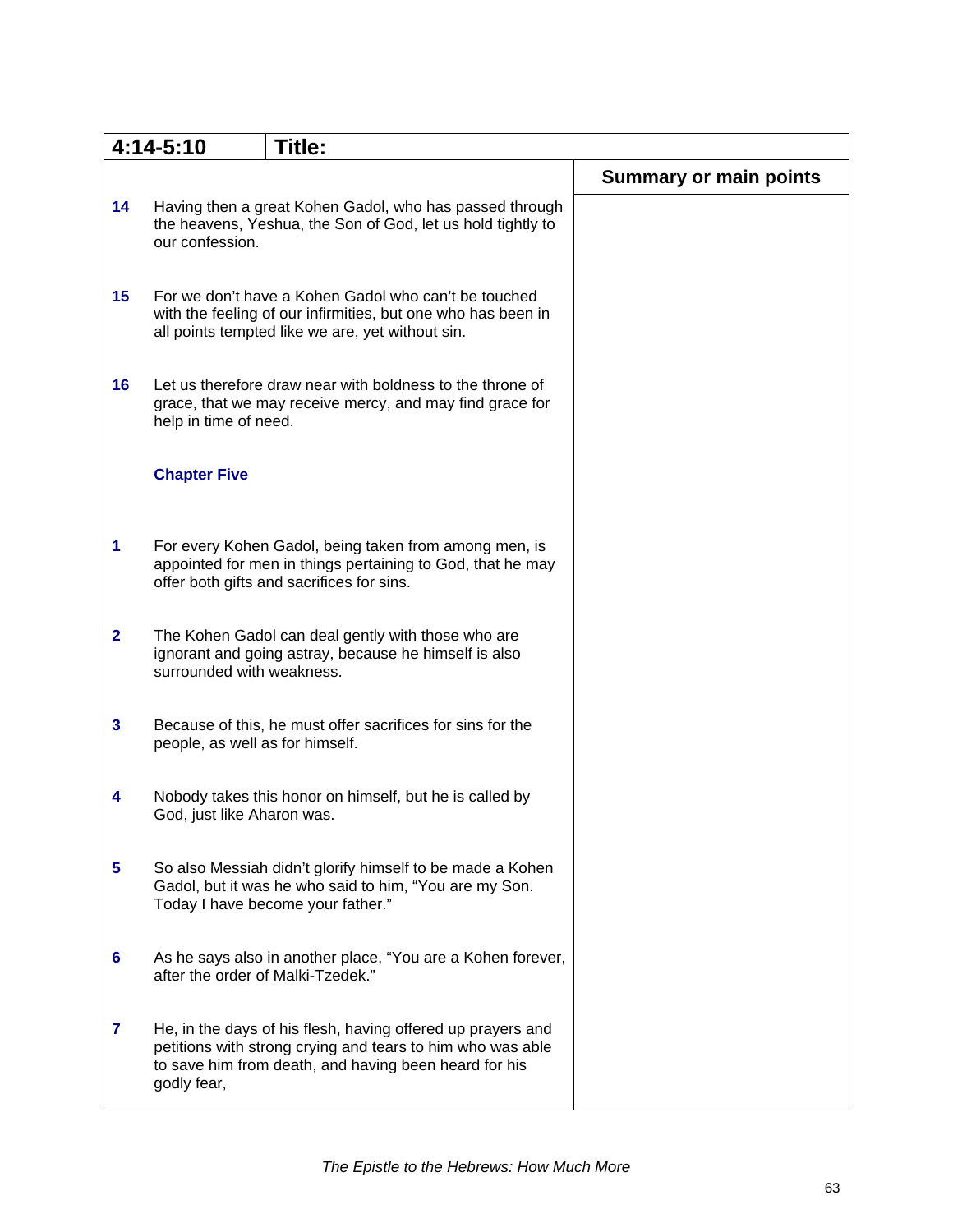| 4:14-5:10 | Title: | |
|---|---|---|
| | | **Summary or main points** |
| **14** | Having then a great Kohen Gadol, who has passed through the heavens, Yeshua, the Son of God, let us hold tightly to our confession. | |
| **15** | For we don't have a Kohen Gadol who can't be touched with the feeling of our infirmities, but one who has been in all points tempted like we are, yet without sin. | |
| **16** | Let us therefore draw near with boldness to the throne of grace, that we may receive mercy, and may find grace for help in time of need. | |
| | **Chapter Five** | |
| **1** | For every Kohen Gadol, being taken from among men, is appointed for men in things pertaining to God, that he may offer both gifts and sacrifices for sins. | |
| **2** | The Kohen Gadol can deal gently with those who are ignorant and going astray, because he himself is also surrounded with weakness. | |
| **3** | Because of this, he must offer sacrifices for sins for the people, as well as for himself. | |
| **4** | Nobody takes this honor on himself, but he is called by God, just like Aharon was. | |
| **5** | So also Messiah didn't glorify himself to be made a Kohen Gadol, but it was he who said to him, "You are my Son. Today I have become your father." | |
| **6** | As he says also in another place, "You are a Kohen forever, after the order of Malki-Tzedek." | |
| **7** | He, in the days of his flesh, having offered up prayers and petitions with strong crying and tears to him who was able to save him from death, and having been heard for his godly fear, | |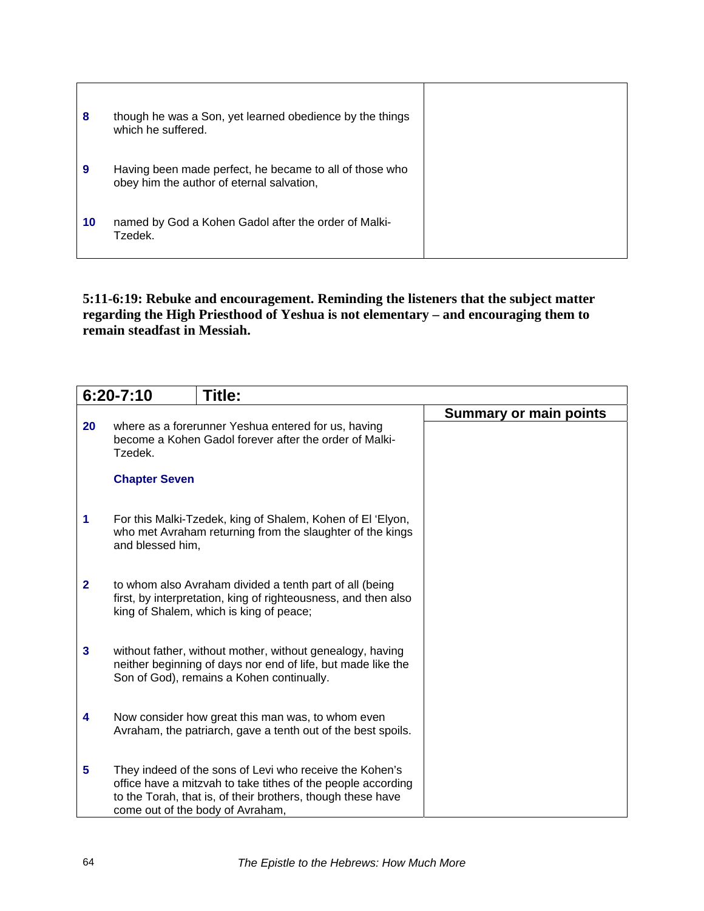| | | |
|---|---|---|
| **8** | though he was a Son, yet learned obedience by the things which he suffered. | |
| **9** | Having been made perfect, he became to all of those who obey him the author of eternal salvation, | |
| **10** | named by God a Kohen Gadol after the order of Malki-Tzedek. | |

**5:11-6:19: Rebuke and encouragement. Reminding the listeners that the subject matter regarding the High Priesthood of Yeshua is not elementary – and encouraging them to remain steadfast in Messiah.**

| **6:20-7:10** | **Title:** | |
|---|---|---|
| | | **Summary or main points** |
| **20** | where as a forerunner Yeshua entered for us, having become a Kohen Gadol forever after the order of Malki-Tzedek. | |
| | **Chapter Seven** | |
| **1** | For this Malki-Tzedek, king of Shalem, Kohen of El 'Elyon, who met Avraham returning from the slaughter of the kings and blessed him, | |
| **2** | to whom also Avraham divided a tenth part of all (being first, by interpretation, king of righteousness, and then also king of Shalem, which is king of peace; | |
| **3** | without father, without mother, without genealogy, having neither beginning of days nor end of life, but made like the Son of God), remains a Kohen continually. | |
| **4** | Now consider how great this man was, to whom even Avraham, the patriarch, gave a tenth out of the best spoils. | |
| **5** | They indeed of the sons of Levi who receive the Kohen's office have a mitzvah to take tithes of the people according to the Torah, that is, of their brothers, though these have come out of the body of Avraham, | |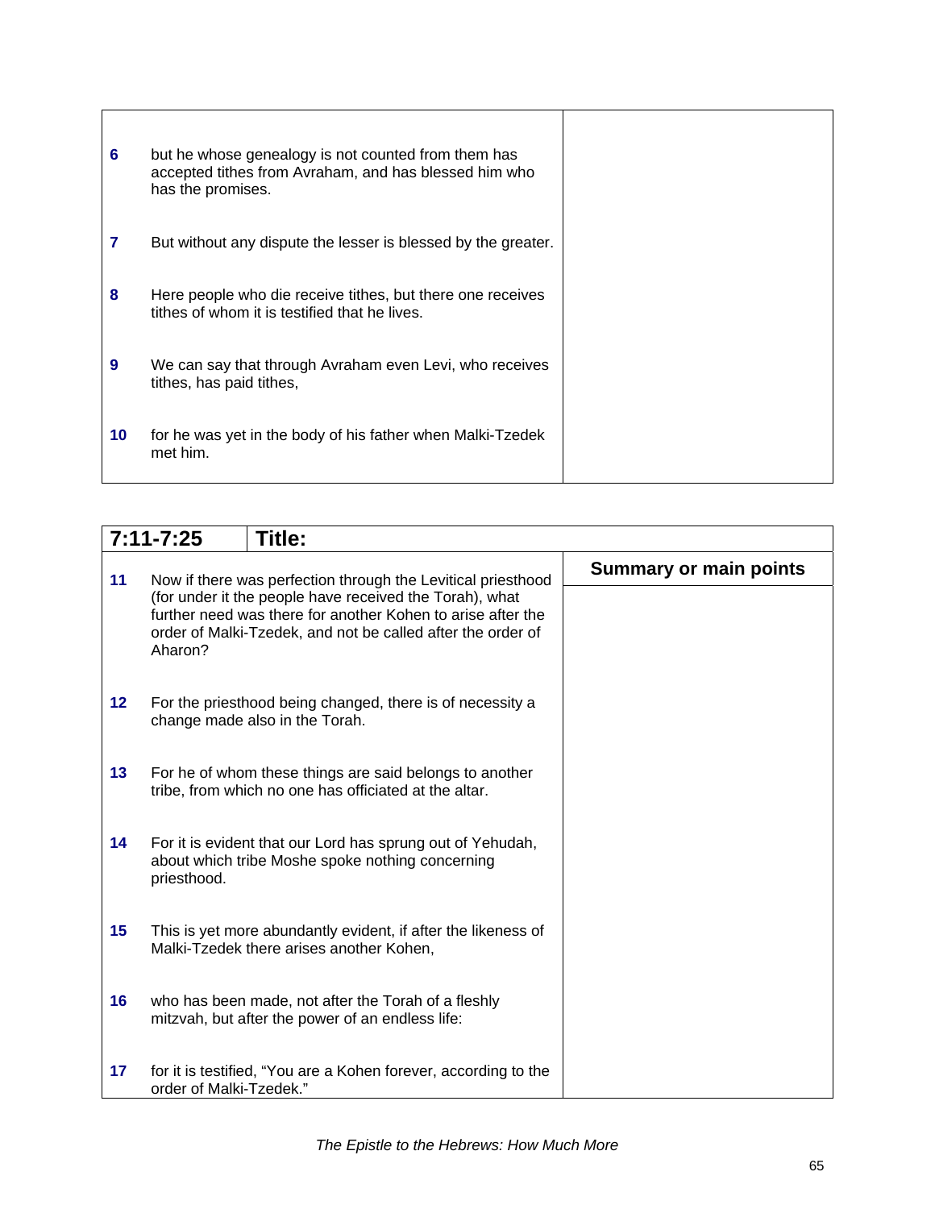| | | |
|---|---|---|
| 6 | but he whose genealogy is not counted from them has accepted tithes from Avraham, and has blessed him who has the promises. | |
| 7 | But without any dispute the lesser is blessed by the greater. | |
| 8 | Here people who die receive tithes, but there one receives tithes of whom it is testified that he lives. | |
| 9 | We can say that through Avraham even Levi, who receives tithes, has paid tithes, | |
| 10 | for he was yet in the body of his father when Malki-Tzedek met him. | |

| 7:11-7:25 | Title: | |
|---|---|---|
| | | **Summary or main points** |
| 11 | Now if there was perfection through the Levitical priesthood (for under it the people have received the Torah), what further need was there for another Kohen to arise after the order of Malki-Tzedek, and not be called after the order of Aharon? | |
| 12 | For the priesthood being changed, there is of necessity a change made also in the Torah. | |
| 13 | For he of whom these things are said belongs to another tribe, from which no one has officiated at the altar. | |
| 14 | For it is evident that our Lord has sprung out of Yehudah, about which tribe Moshe spoke nothing concerning priesthood. | |
| 15 | This is yet more abundantly evident, if after the likeness of Malki-Tzedek there arises another Kohen, | |
| 16 | who has been made, not after the Torah of a fleshly mitzvah, but after the power of an endless life: | |
| 17 | for it is testified, “You are a Kohen forever, according to the order of Malki-Tzedek.” | |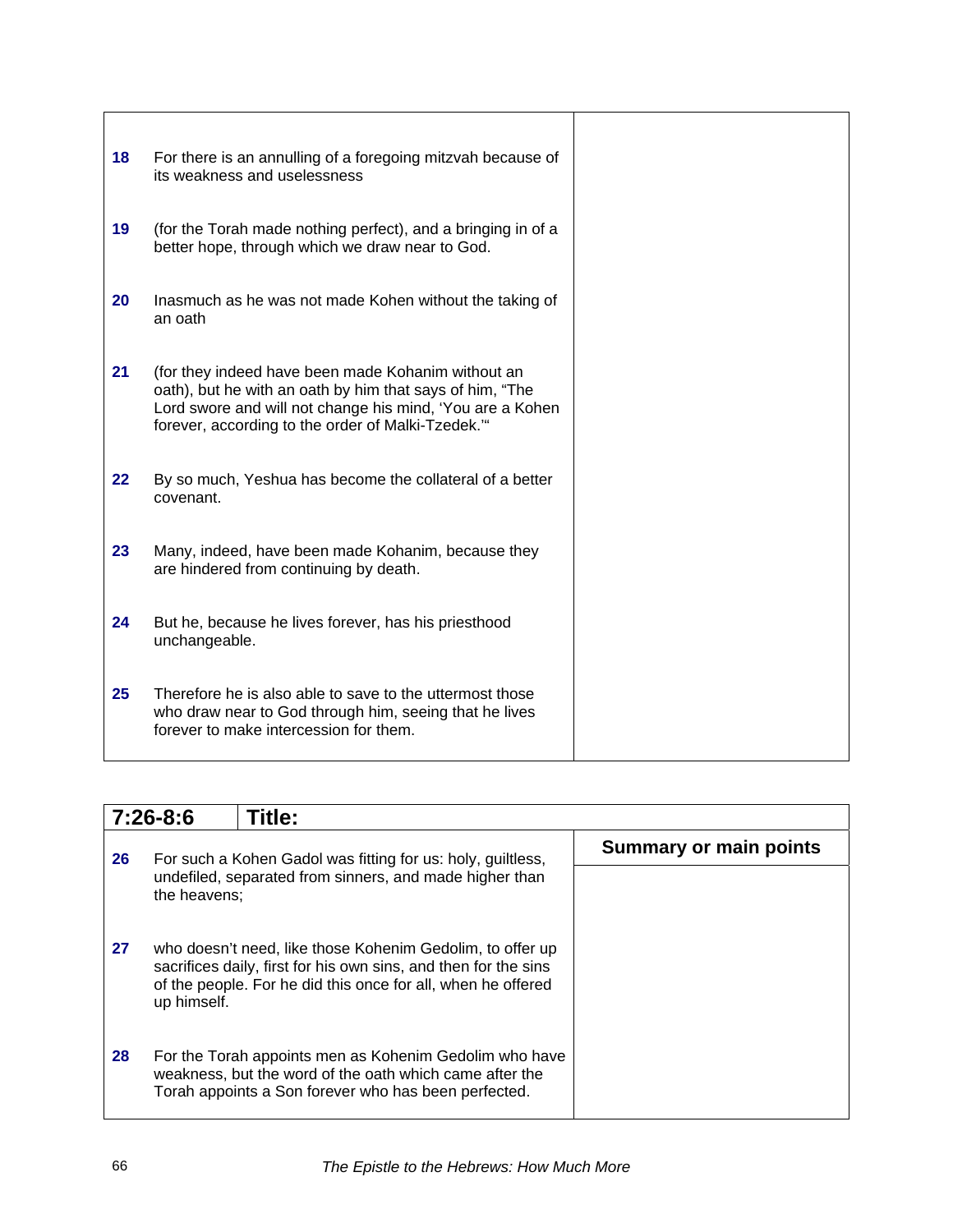| | | |
|---|---|---|
| **18** | For there is an annulling of a foregoing mitzvah because of its weakness and uselessness | |
| **19** | (for the Torah made nothing perfect), and a bringing in of a better hope, through which we draw near to God. | |
| **20** | Inasmuch as he was not made Kohen without the taking of an oath | |
| **21** | (for they indeed have been made Kohanim without an oath), but he with an oath by him that says of him, "The Lord swore and will not change his mind, 'You are a Kohen forever, according to the order of Malki-Tzedek.'" | |
| **22** | By so much, Yeshua has become the collateral of a better covenant. | |
| **23** | Many, indeed, have been made Kohanim, because they are hindered from continuing by death. | |
| **24** | But he, because he lives forever, has his priesthood unchangeable. | |
| **25** | Therefore he is also able to save to the uttermost those who draw near to God through him, seeing that he lives forever to make intercession for them. | |

| **7:26-8:6** | **Title:** | |
|---|---|---|
| | | **Summary or main points** |
| **26** | For such a Kohen Gadol was fitting for us: holy, guiltless, undefiled, separated from sinners, and made higher than the heavens; | |
| **27** | who doesn't need, like those Kohenim Gedolim, to offer up sacrifices daily, first for his own sins, and then for the sins of the people. For he did this once for all, when he offered up himself. | |
| **28** | For the Torah appoints men as Kohenim Gedolim who have weakness, but the word of the oath which came after the Torah appoints a Son forever who has been perfected. | |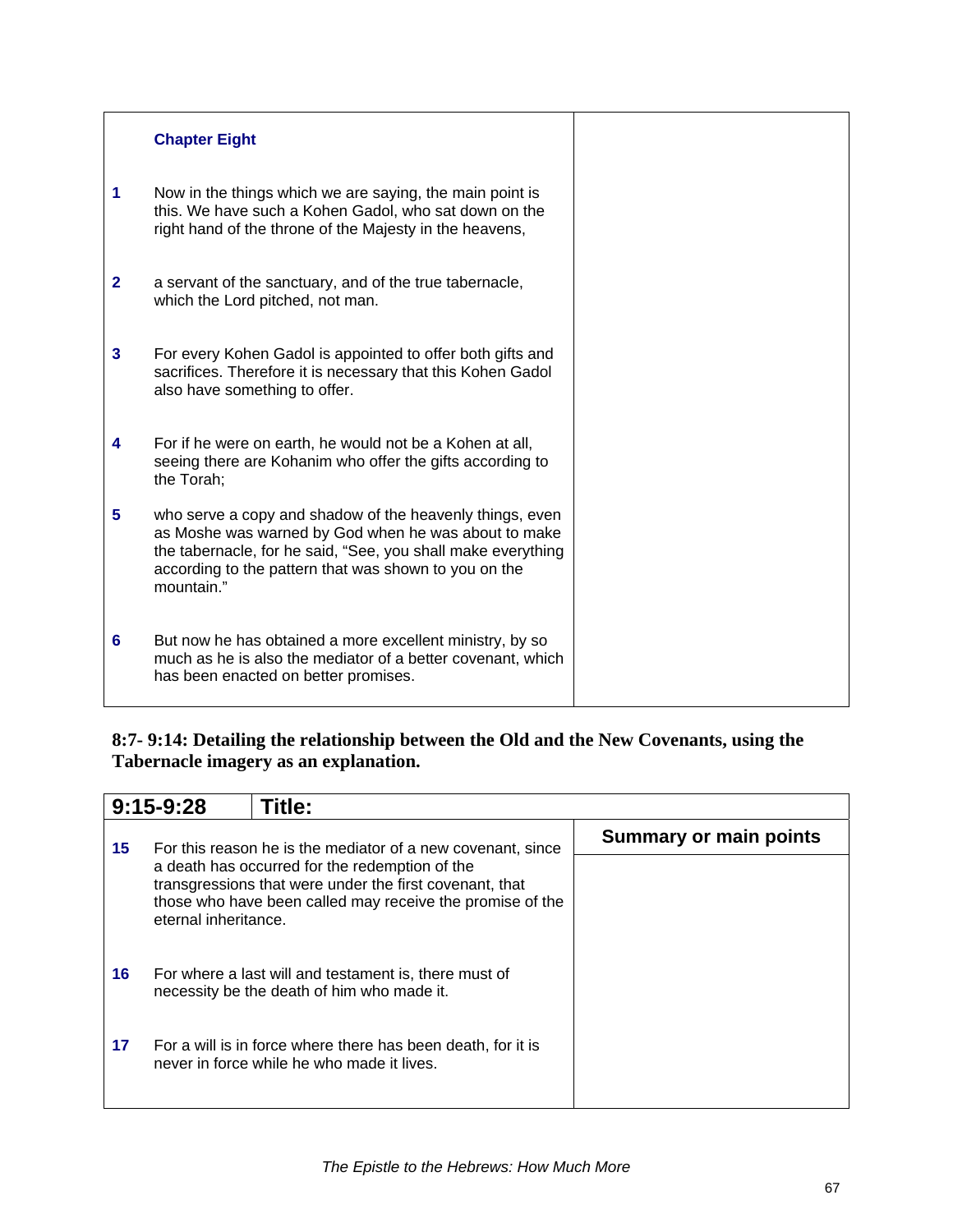| | Chapter Eight | |
|---|---|---|
| **1** | Now in the things which we are saying, the main point is this. We have such a Kohen Gadol, who sat down on the right hand of the throne of the Majesty in the heavens, | |
| **2** | a servant of the sanctuary, and of the true tabernacle, which the Lord pitched, not man. | |
| **3** | For every Kohen Gadol is appointed to offer both gifts and sacrifices. Therefore it is necessary that this Kohen Gadol also have something to offer. | |
| **4** | For if he were on earth, he would not be a Kohen at all, seeing there are Kohanim who offer the gifts according to the Torah; | |
| **5** | who serve a copy and shadow of the heavenly things, even as Moshe was warned by God when he was about to make the tabernacle, for he said, "See, you shall make everything according to the pattern that was shown to you on the mountain." | |
| **6** | But now he has obtained a more excellent ministry, by so much as he is also the mediator of a better covenant, which has been enacted on better promises. | |

**8:7- 9:14: Detailing the relationship between the Old and the New Covenants, using the Tabernacle imagery as an explanation.**

| **9:15-9:28** | **Title:** | |
|---|---|---|
| | | **Summary or main points** |
| **15** | For this reason he is the mediator of a new covenant, since a death has occurred for the redemption of the transgressions that were under the first covenant, that those who have been called may receive the promise of the eternal inheritance. | |
| **16** | For where a last will and testament is, there must of necessity be the death of him who made it. | |
| **17** | For a will is in force where there has been death, for it is never in force while he who made it lives. | |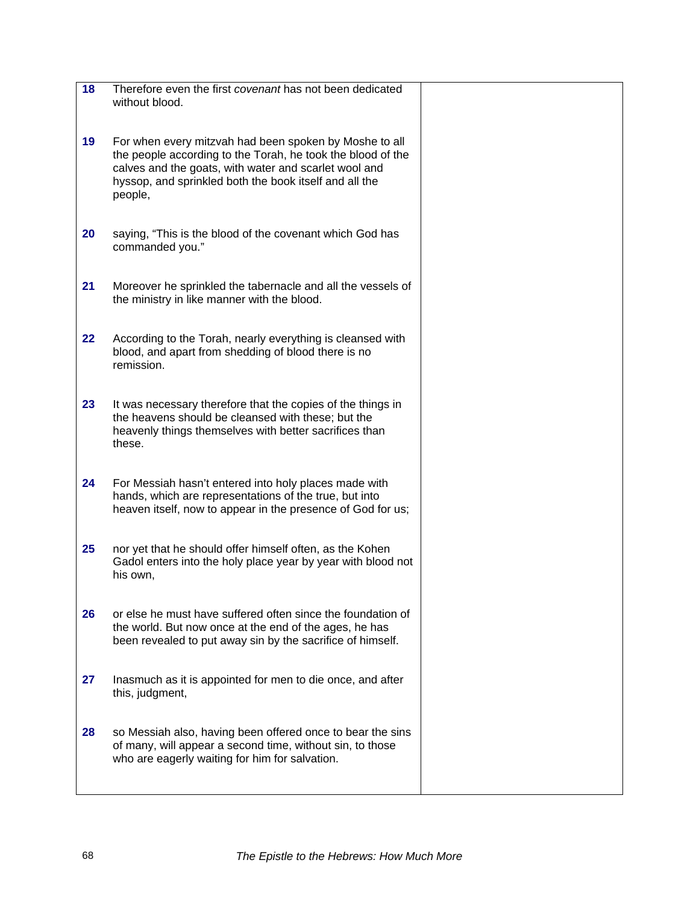| | | |
|---|---|---|
| **18** | Therefore even the first *covenant* has not been dedicated without blood. | |
| **19** | For when every mitzvah had been spoken by Moshe to all the people according to the Torah, he took the blood of the calves and the goats, with water and scarlet wool and hyssop, and sprinkled both the book itself and all the people, | |
| **20** | saying, “This is the blood of the covenant which God has commanded you.” | |
| **21** | Moreover he sprinkled the tabernacle and all the vessels of the ministry in like manner with the blood. | |
| **22** | According to the Torah, nearly everything is cleansed with blood, and apart from shedding of blood there is no remission. | |
| **23** | It was necessary therefore that the copies of the things in the heavens should be cleansed with these; but the heavenly things themselves with better sacrifices than these. | |
| **24** | For Messiah hasn’t entered into holy places made with hands, which are representations of the true, but into heaven itself, now to appear in the presence of God for us; | |
| **25** | nor yet that he should offer himself often, as the Kohen Gadol enters into the holy place year by year with blood not his own, | |
| **26** | or else he must have suffered often since the foundation of the world. But now once at the end of the ages, he has been revealed to put away sin by the sacrifice of himself. | |
| **27** | Inasmuch as it is appointed for men to die once, and after this, judgment, | |
| **28** | so Messiah also, having been offered once to bear the sins of many, will appear a second time, without sin, to those who are eagerly waiting for him for salvation. | |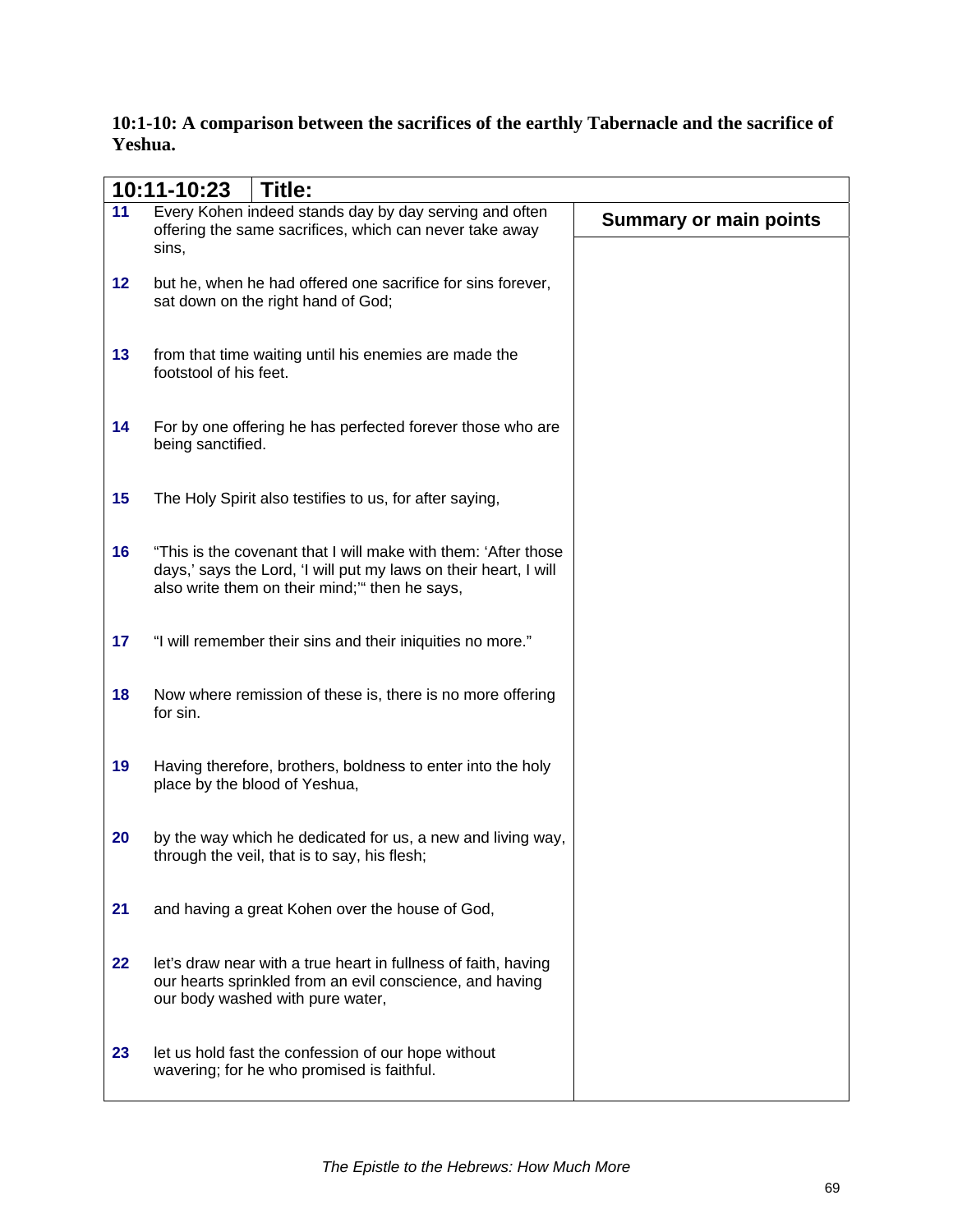**10:1-10: A comparison between the sacrifices of the earthly Tabernacle and the sacrifice of Yeshua.**

| 10:11-10:23 | Title: | |
|---|---|---|
| **11** | Every Kohen indeed stands day by day serving and often offering the same sacrifices, which can never take away sins, | **Summary or main points** |
| **12** | but he, when he had offered one sacrifice for sins forever, sat down on the right hand of God; | |
| **13** | from that time waiting until his enemies are made the footstool of his feet. | |
| **14** | For by one offering he has perfected forever those who are being sanctified. | |
| **15** | The Holy Spirit also testifies to us, for after saying, | |
| **16** | "This is the covenant that I will make with them: 'After those days,' says the Lord, 'I will put my laws on their heart, I will also write them on their mind;'" then he says, | |
| **17** | "I will remember their sins and their iniquities no more." | |
| **18** | Now where remission of these is, there is no more offering for sin. | |
| **19** | Having therefore, brothers, boldness to enter into the holy place by the blood of Yeshua, | |
| **20** | by the way which he dedicated for us, a new and living way, through the veil, that is to say, his flesh; | |
| **21** | and having a great Kohen over the house of God, | |
| **22** | let's draw near with a true heart in fullness of faith, having our hearts sprinkled from an evil conscience, and having our body washed with pure water, | |
| **23** | let us hold fast the confession of our hope without wavering; for he who promised is faithful. | |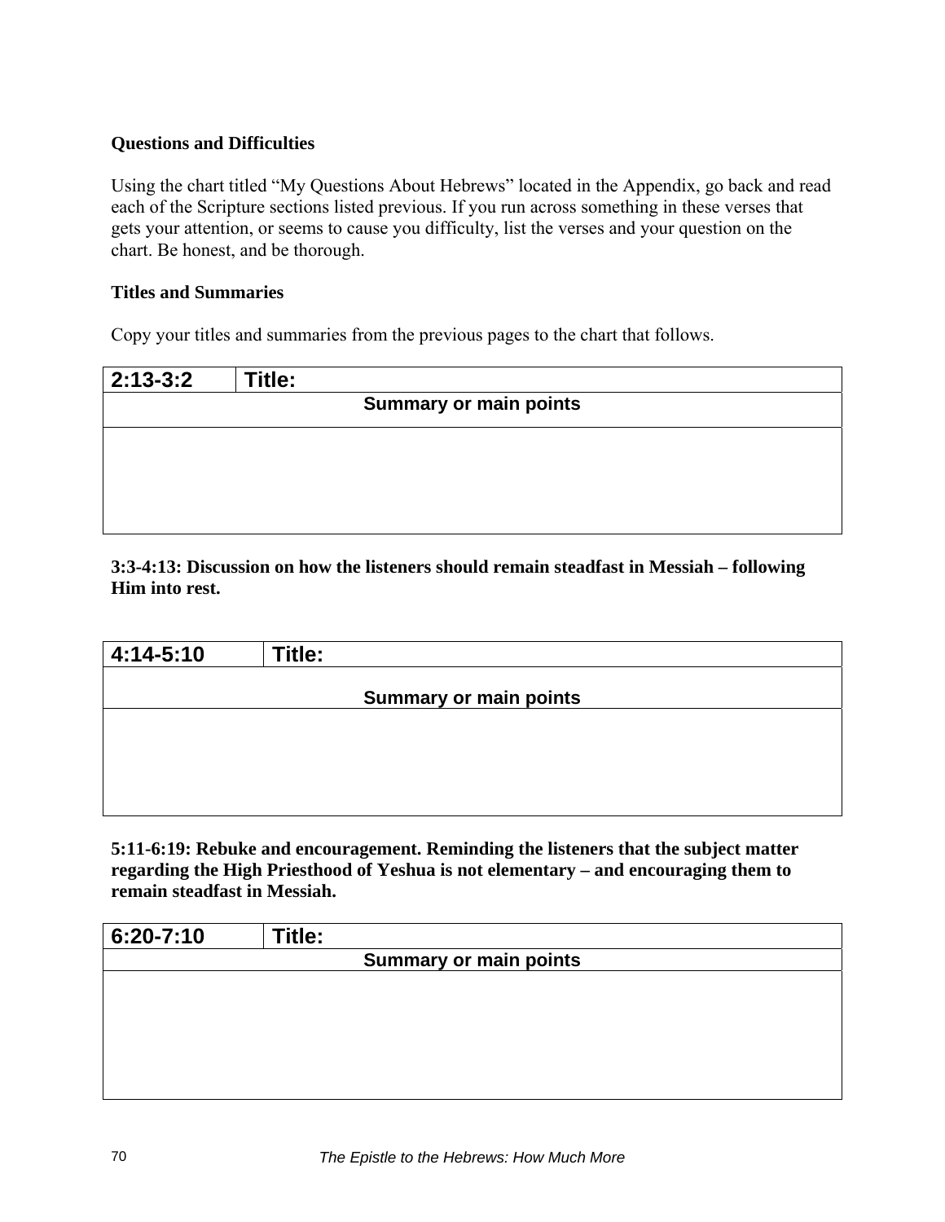**Questions and Difficulties**

Using the chart titled "My Questions About Hebrews" located in the Appendix, go back and read each of the Scripture sections listed previous. If you run across something in these verses that gets your attention, or seems to cause you difficulty, list the verses and your question on the chart. Be honest, and be thorough.

**Titles and Summaries**

Copy your titles and summaries from the previous pages to the chart that follows.

| 2:13-3:2 | Title: |
|---|---|
| Summary or main points | |
| | |

**3:3-4:13: Discussion on how the listeners should remain steadfast in Messiah – following Him into rest.**

| 4:14-5:10 | Title: |
|---|---|
| Summary or main points | |
| | |

**5:11-6:19: Rebuke and encouragement. Reminding the listeners that the subject matter regarding the High Priesthood of Yeshua is not elementary – and encouraging them to remain steadfast in Messiah.**

| 6:20-7:10 | Title: |
|---|---|
| Summary or main points | |
| | |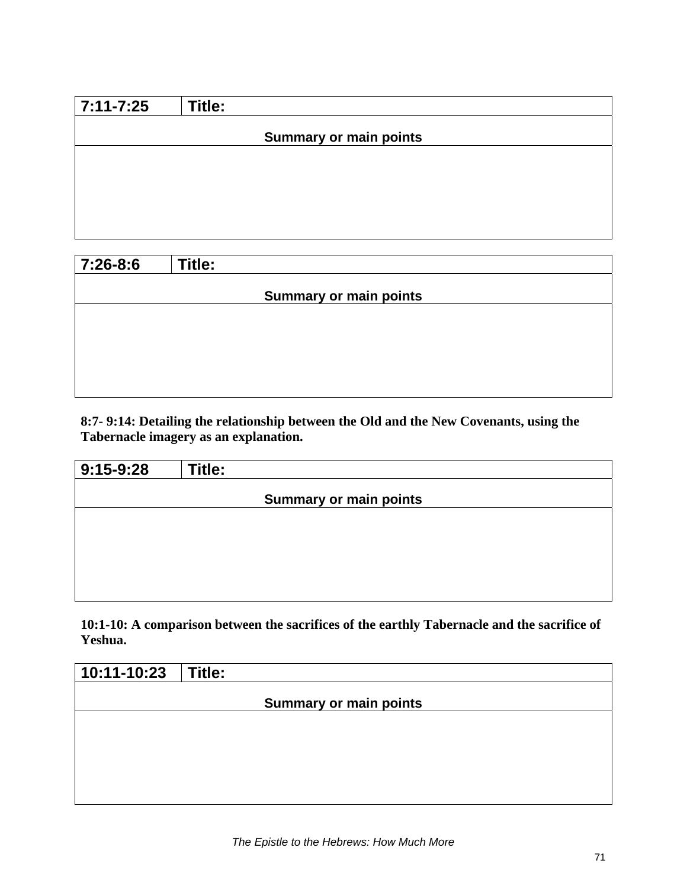| 7:11-7:25 | Title: |
| --- | --- |
| Summary or main points | |
| | |

| 7:26-8:6 | Title: |
| --- | --- |
| Summary or main points | |
| | |

**8:7- 9:14: Detailing the relationship between the Old and the New Covenants, using the Tabernacle imagery as an explanation.**

| 9:15-9:28 | Title: |
| --- | --- |
| Summary or main points | |
| | |

**10:1-10: A comparison between the sacrifices of the earthly Tabernacle and the sacrifice of Yeshua.**

| 10:11-10:23 | Title: |
| --- | --- |
| Summary or main points | |
| | |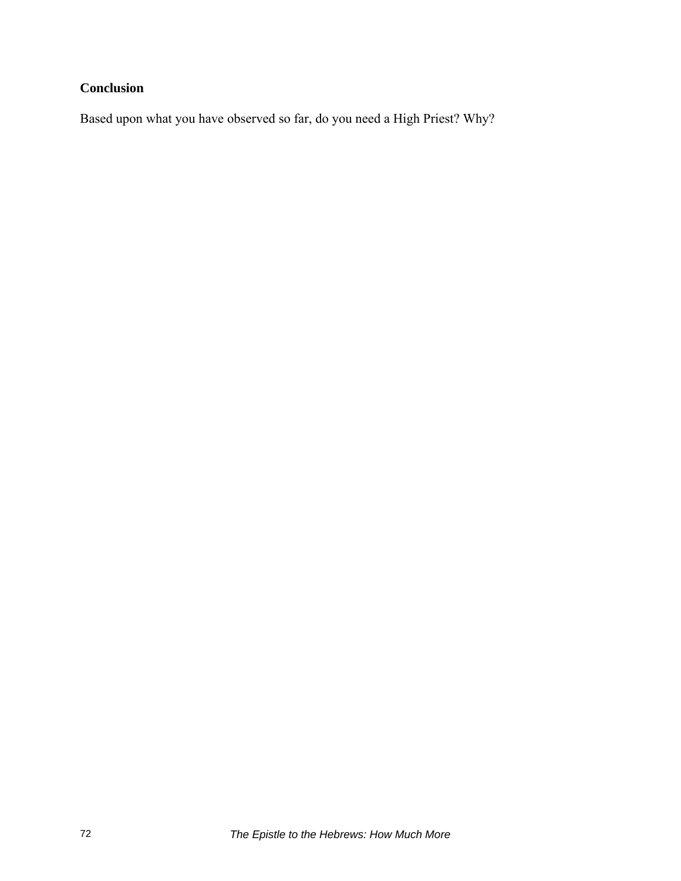**Conclusion**

Based upon what you have observed so far, do you need a High Priest? Why?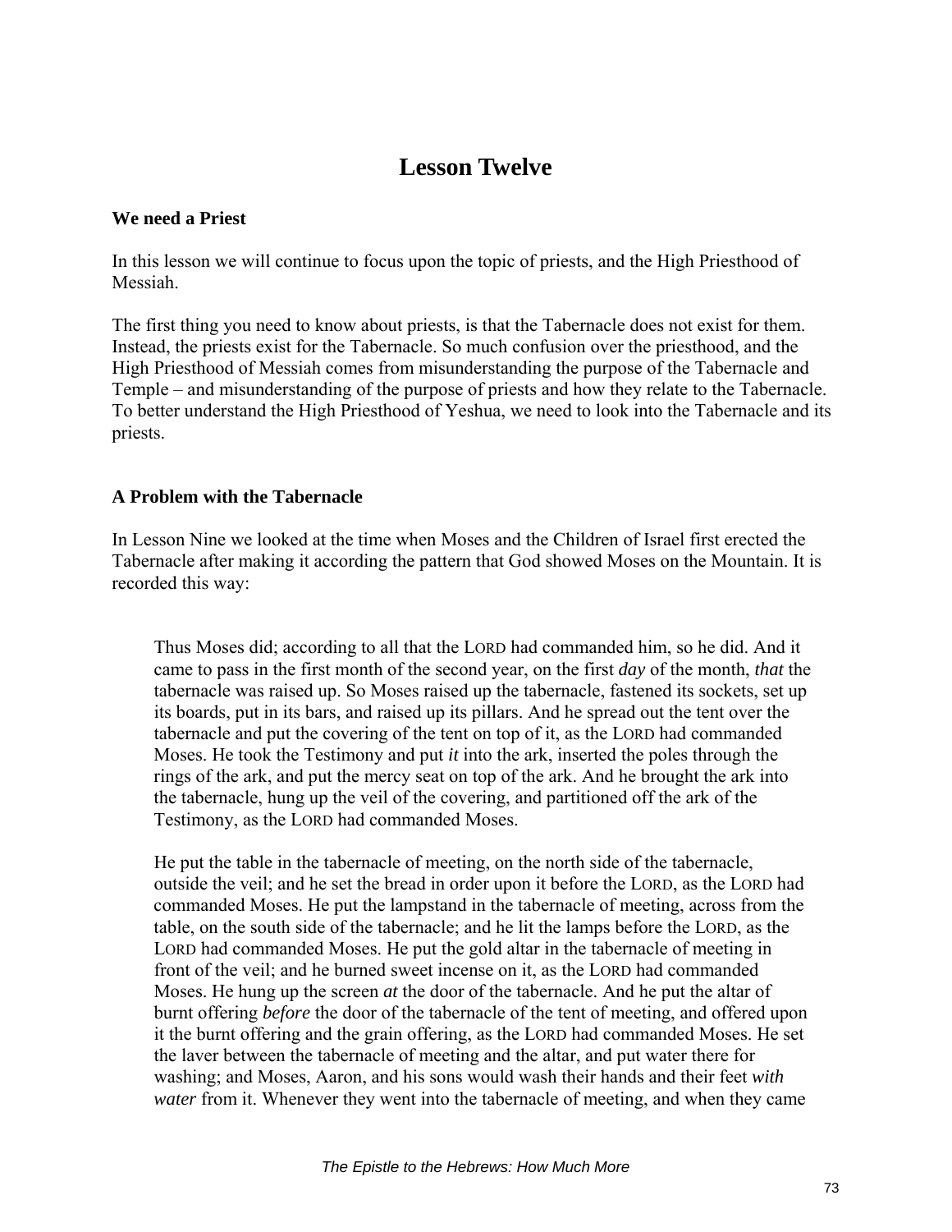# Lesson Twelve

### We need a Priest

In this lesson we will continue to focus upon the topic of priests, and the High Priesthood of Messiah.

The first thing you need to know about priests, is that the Tabernacle does not exist for them. Instead, the priests exist for the Tabernacle. So much confusion over the priesthood, and the High Priesthood of Messiah comes from misunderstanding the purpose of the Tabernacle and Temple – and misunderstanding of the purpose of priests and how they relate to the Tabernacle. To better understand the High Priesthood of Yeshua, we need to look into the Tabernacle and its priests.

### A Problem with the Tabernacle

In Lesson Nine we looked at the time when Moses and the Children of Israel first erected the Tabernacle after making it according the pattern that God showed Moses on the Mountain. It is recorded this way:

> Thus Moses did; according to all that the LORD had commanded him, so he did. And it came to pass in the first month of the second year, on the first *day* of the month, *that* the tabernacle was raised up. So Moses raised up the tabernacle, fastened its sockets, set up its boards, put in its bars, and raised up its pillars. And he spread out the tent over the tabernacle and put the covering of the tent on top of it, as the LORD had commanded Moses. He took the Testimony and put *it* into the ark, inserted the poles through the rings of the ark, and put the mercy seat on top of the ark. And he brought the ark into the tabernacle, hung up the veil of the covering, and partitioned off the ark of the Testimony, as the LORD had commanded Moses.
>
> He put the table in the tabernacle of meeting, on the north side of the tabernacle, outside the veil; and he set the bread in order upon it before the LORD, as the LORD had commanded Moses. He put the lampstand in the tabernacle of meeting, across from the table, on the south side of the tabernacle; and he lit the lamps before the LORD, as the LORD had commanded Moses. He put the gold altar in the tabernacle of meeting in front of the veil; and he burned sweet incense on it, as the LORD had commanded Moses. He hung up the screen *at* the door of the tabernacle. And he put the altar of burnt offering *before* the door of the tabernacle of the tent of meeting, and offered upon it the burnt offering and the grain offering, as the LORD had commanded Moses. He set the laver between the tabernacle of meeting and the altar, and put water there for washing; and Moses, Aaron, and his sons would wash their hands and their feet *with water* from it. Whenever they went into the tabernacle of meeting, and when they came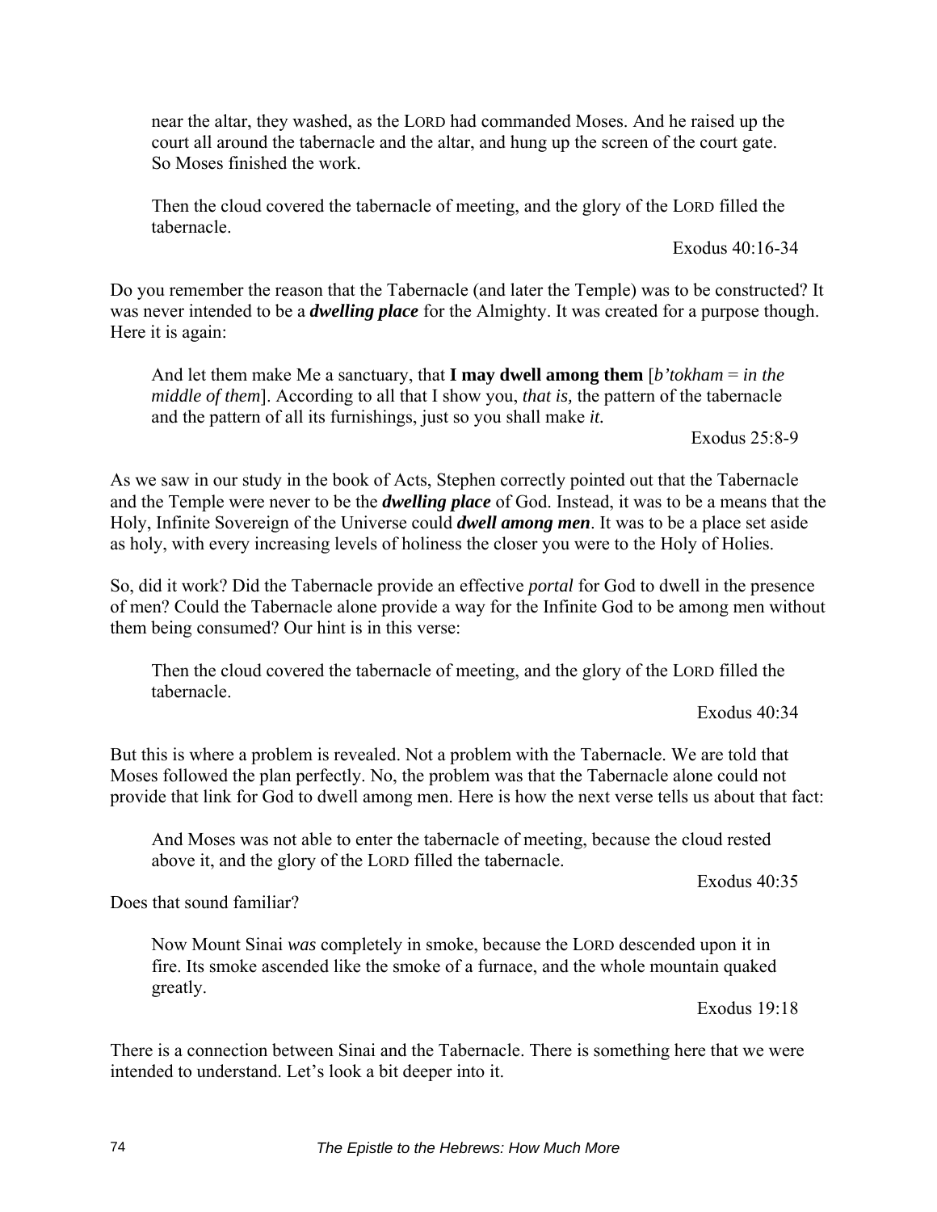> near the altar, they washed, as the LORD had commanded Moses. And he raised up the court all around the tabernacle and the altar, and hung up the screen of the court gate. So Moses finished the work.
>
> Then the cloud covered the tabernacle of meeting, and the glory of the LORD filled the tabernacle.
>
> Exodus 40:16-34

Do you remember the reason that the Tabernacle (and later the Temple) was to be constructed? It was never intended to be a ***dwelling place*** for the Almighty. It was created for a purpose though. Here it is again:

> And let them make Me a sanctuary, that **I may dwell among them** [*b'tokham* = *in the middle of them*]. According to all that I show you, *that is,* the pattern of the tabernacle and the pattern of all its furnishings, just so you shall make *it.*
>
> Exodus 25:8-9

As we saw in our study in the book of Acts, Stephen correctly pointed out that the Tabernacle and the Temple were never to be the ***dwelling place*** of God. Instead, it was to be a means that the Holy, Infinite Sovereign of the Universe could ***dwell among men***. It was to be a place set aside as holy, with every increasing levels of holiness the closer you were to the Holy of Holies.

So, did it work? Did the Tabernacle provide an effective *portal* for God to dwell in the presence of men? Could the Tabernacle alone provide a way for the Infinite God to be among men without them being consumed? Our hint is in this verse:

> Then the cloud covered the tabernacle of meeting, and the glory of the LORD filled the tabernacle.
>
> Exodus 40:34

But this is where a problem is revealed. Not a problem with the Tabernacle. We are told that Moses followed the plan perfectly. No, the problem was that the Tabernacle alone could not provide that link for God to dwell among men. Here is how the next verse tells us about that fact:

> And Moses was not able to enter the tabernacle of meeting, because the cloud rested above it, and the glory of the LORD filled the tabernacle.
>
> Exodus 40:35

Does that sound familiar?

> Now Mount Sinai *was* completely in smoke, because the LORD descended upon it in fire. Its smoke ascended like the smoke of a furnace, and the whole mountain quaked greatly.
>
> Exodus 19:18

There is a connection between Sinai and the Tabernacle. There is something here that we were intended to understand. Let's look a bit deeper into it.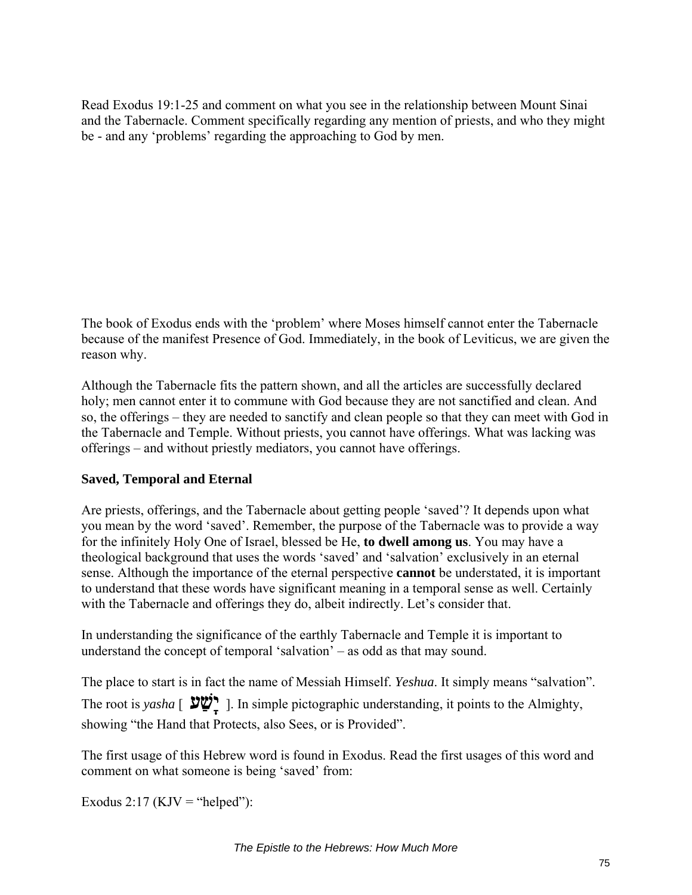Read Exodus 19:1-25 and comment on what you see in the relationship between Mount Sinai and the Tabernacle. Comment specifically regarding any mention of priests, and who they might be - and any 'problems' regarding the approaching to God by men.

The book of Exodus ends with the 'problem' where Moses himself cannot enter the Tabernacle because of the manifest Presence of God. Immediately, in the book of Leviticus, we are given the reason why.

Although the Tabernacle fits the pattern shown, and all the articles are successfully declared holy; men cannot enter it to commune with God because they are not sanctified and clean. And so, the offerings – they are needed to sanctify and clean people so that they can meet with God in the Tabernacle and Temple. Without priests, you cannot have offerings. What was lacking was offerings – and without priestly mediators, you cannot have offerings.

**Saved, Temporal and Eternal**

Are priests, offerings, and the Tabernacle about getting people 'saved'? It depends upon what you mean by the word 'saved'. Remember, the purpose of the Tabernacle was to provide a way for the infinitely Holy One of Israel, blessed be He, **to dwell among us**. You may have a theological background that uses the words 'saved' and 'salvation' exclusively in an eternal sense. Although the importance of the eternal perspective **cannot** be understated, it is important to understand that these words have significant meaning in a temporal sense as well. Certainly with the Tabernacle and offerings they do, albeit indirectly. Let's consider that.

In understanding the significance of the earthly Tabernacle and Temple it is important to understand the concept of temporal 'salvation' – as odd as that may sound.

The place to start is in fact the name of Messiah Himself. *Yeshua*. It simply means "salvation". The root is *yasha* [ יָשַׁע ]. In simple pictographic understanding, it points to the Almighty, showing "the Hand that Protects, also Sees, or is Provided".

The first usage of this Hebrew word is found in Exodus. Read the first usages of this word and comment on what someone is being 'saved' from:

Exodus 2:17 (KJV = "helped"):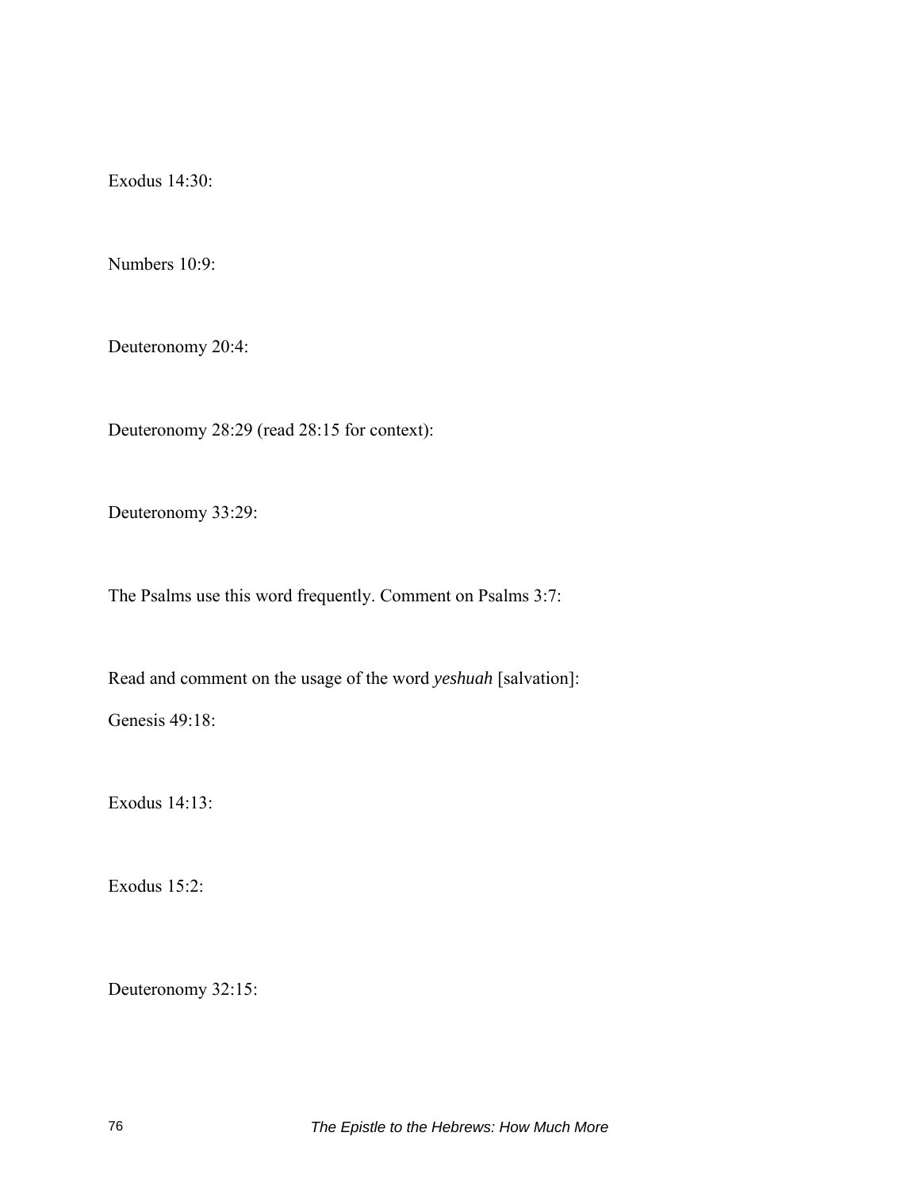Exodus 14:30:

Numbers 10:9:

Deuteronomy 20:4:

Deuteronomy 28:29 (read 28:15 for context):

Deuteronomy 33:29:

The Psalms use this word frequently. Comment on Psalms 3:7:

Read and comment on the usage of the word *yeshuah* [salvation]:

Genesis 49:18:

Exodus 14:13:

Exodus 15:2:

Deuteronomy 32:15: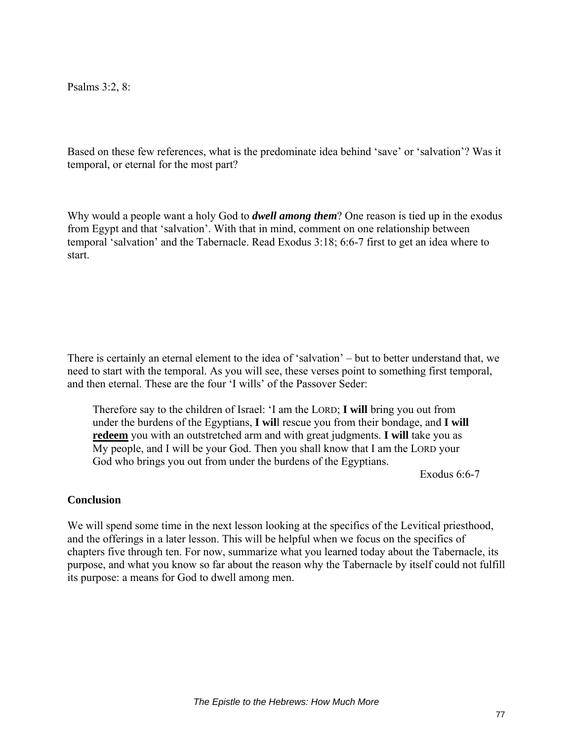Psalms 3:2, 8:

Based on these few references, what is the predominate idea behind ‘save’ or ‘salvation’? Was it temporal, or eternal for the most part?

Why would a people want a holy God to ***dwell among them***? One reason is tied up in the exodus from Egypt and that ‘salvation’. With that in mind, comment on one relationship between temporal ‘salvation’ and the Tabernacle. Read Exodus 3:18; 6:6-7 first to get an idea where to start.

There is certainly an eternal element to the idea of ‘salvation’ – but to better understand that, we need to start with the temporal. As you will see, these verses point to something first temporal, and then eternal. These are the four ‘I wills’ of the Passover Seder:

> Therefore say to the children of Israel: ‘I am the LORD; **I will** bring you out from under the burdens of the Egyptians, **I will** rescue you from their bondage, and **I will** <u>**redeem**</u> you with an outstretched arm and with great judgments. **I will** take you as My people, and I will be your God. Then you shall know that I am the LORD your God who brings you out from under the burdens of the Egyptians.
>
> Exodus 6:6-7

**Conclusion**

We will spend some time in the next lesson looking at the specifics of the Levitical priesthood, and the offerings in a later lesson. This will be helpful when we focus on the specifics of chapters five through ten. For now, summarize what you learned today about the Tabernacle, its purpose, and what you know so far about the reason why the Tabernacle by itself could not fulfill its purpose: a means for God to dwell among men.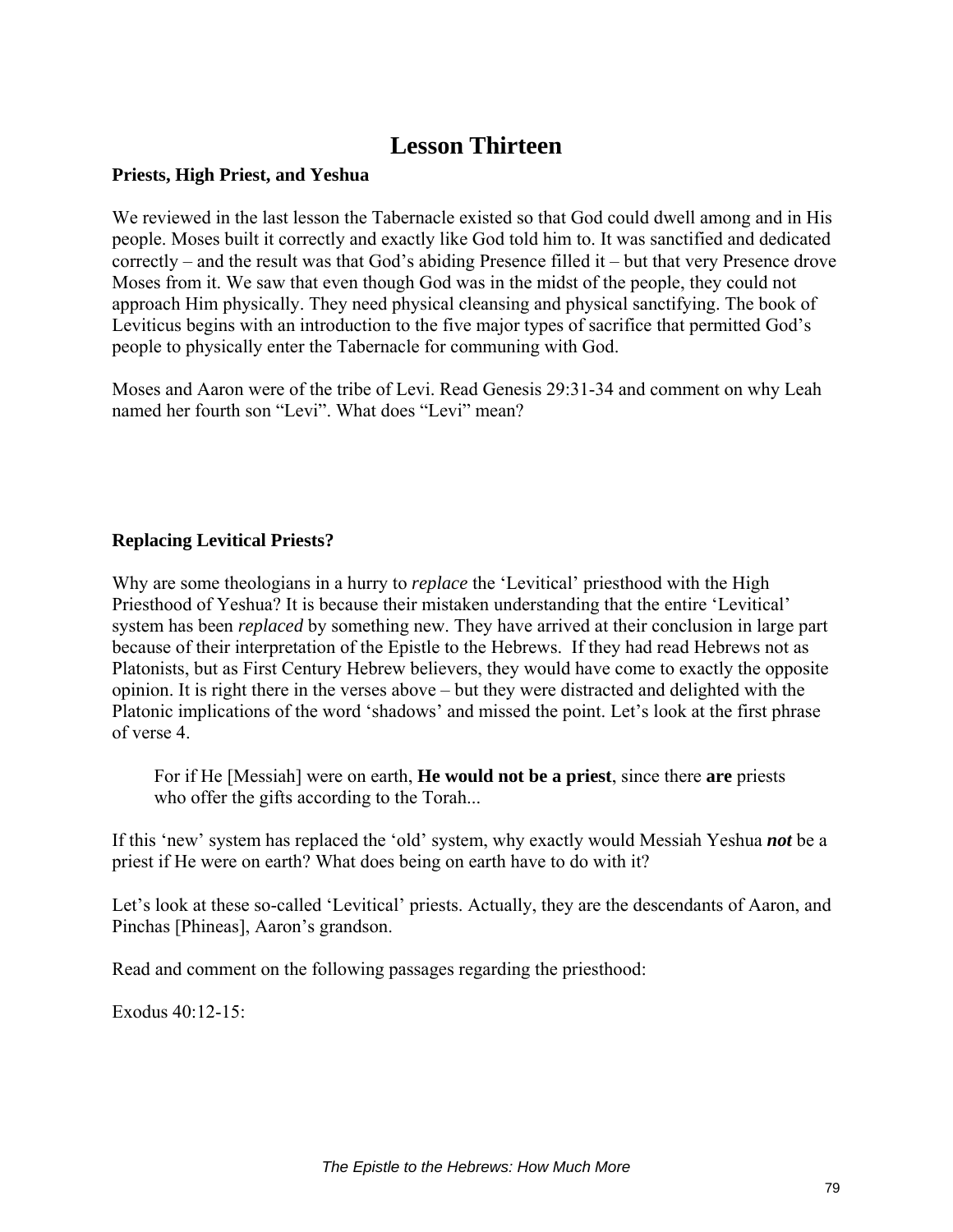# Lesson Thirteen

**Priests, High Priest, and Yeshua**

We reviewed in the last lesson the Tabernacle existed so that God could dwell among and in His people. Moses built it correctly and exactly like God told him to. It was sanctified and dedicated correctly – and the result was that God's abiding Presence filled it – but that very Presence drove Moses from it. We saw that even though God was in the midst of the people, they could not approach Him physically. They need physical cleansing and physical sanctifying. The book of Leviticus begins with an introduction to the five major types of sacrifice that permitted God's people to physically enter the Tabernacle for communing with God.

Moses and Aaron were of the tribe of Levi. Read Genesis 29:31-34 and comment on why Leah named her fourth son "Levi". What does "Levi" mean?

**Replacing Levitical Priests?**

Why are some theologians in a hurry to *replace* the 'Levitical' priesthood with the High Priesthood of Yeshua? It is because their mistaken understanding that the entire 'Levitical' system has been *replaced* by something new. They have arrived at their conclusion in large part because of their interpretation of the Epistle to the Hebrews. If they had read Hebrews not as Platonists, but as First Century Hebrew believers, they would have come to exactly the opposite opinion. It is right there in the verses above – but they were distracted and delighted with the Platonic implications of the word 'shadows' and missed the point. Let's look at the first phrase of verse 4.

> For if He [Messiah] were on earth, **He would not be a priest**, since there **are** priests who offer the gifts according to the Torah...

If this 'new' system has replaced the 'old' system, why exactly would Messiah Yeshua ***not*** be a priest if He were on earth? What does being on earth have to do with it?

Let's look at these so-called 'Levitical' priests. Actually, they are the descendants of Aaron, and Pinchas [Phineas], Aaron's grandson.

Read and comment on the following passages regarding the priesthood:

Exodus 40:12-15: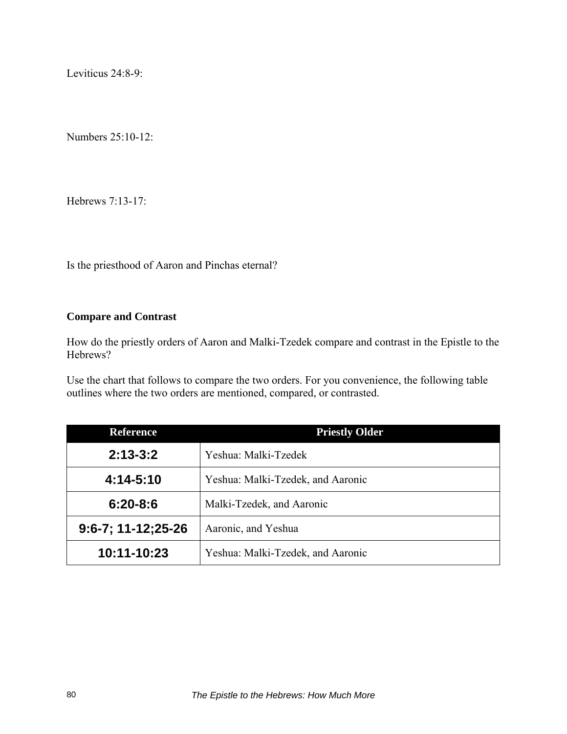Leviticus 24:8-9:

Numbers 25:10-12:

Hebrews 7:13-17:

Is the priesthood of Aaron and Pinchas eternal?

**Compare and Contrast**

How do the priestly orders of Aaron and Malki-Tzedek compare and contrast in the Epistle to the Hebrews?

Use the chart that follows to compare the two orders. For you convenience, the following table outlines where the two orders are mentioned, compared, or contrasted.

| Reference | Priestly Older |
|---|---|
| **2:13-3:2** | Yeshua: Malki-Tzedek |
| **4:14-5:10** | Yeshua: Malki-Tzedek, and Aaronic |
| **6:20-8:6** | Malki-Tzedek, and Aaronic |
| **9:6-7; 11-12;25-26** | Aaronic, and Yeshua |
| **10:11-10:23** | Yeshua: Malki-Tzedek, and Aaronic |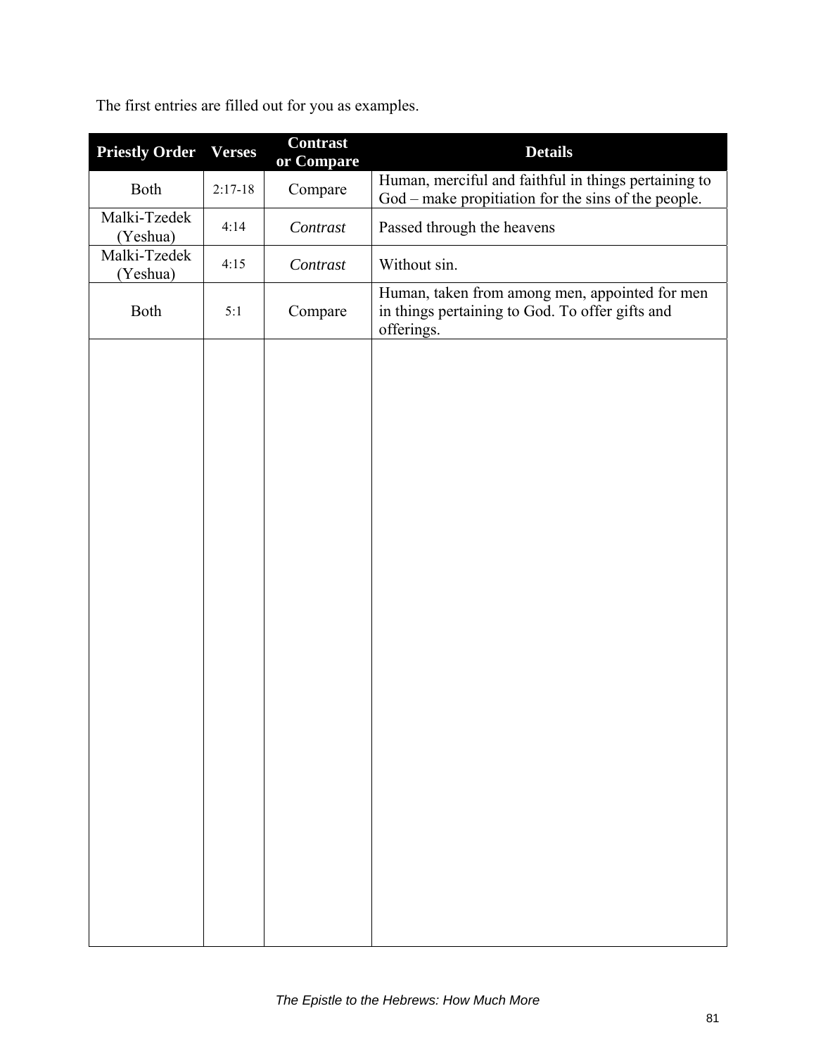The first entries are filled out for you as examples.

| Priestly Order | Verses | Contrast or Compare | Details |
|---|---|---|---|
| Both | 2:17-18 | Compare | Human, merciful and faithful in things pertaining to God – make propitiation for the sins of the people. |
| Malki-Tzedek (Yeshua) | 4:14 | *Contrast* | Passed through the heavens |
| Malki-Tzedek (Yeshua) | 4:15 | *Contrast* | Without sin. |
| Both | 5:1 | Compare | Human, taken from among men, appointed for men in things pertaining to God. To offer gifts and offerings. |
| | | | |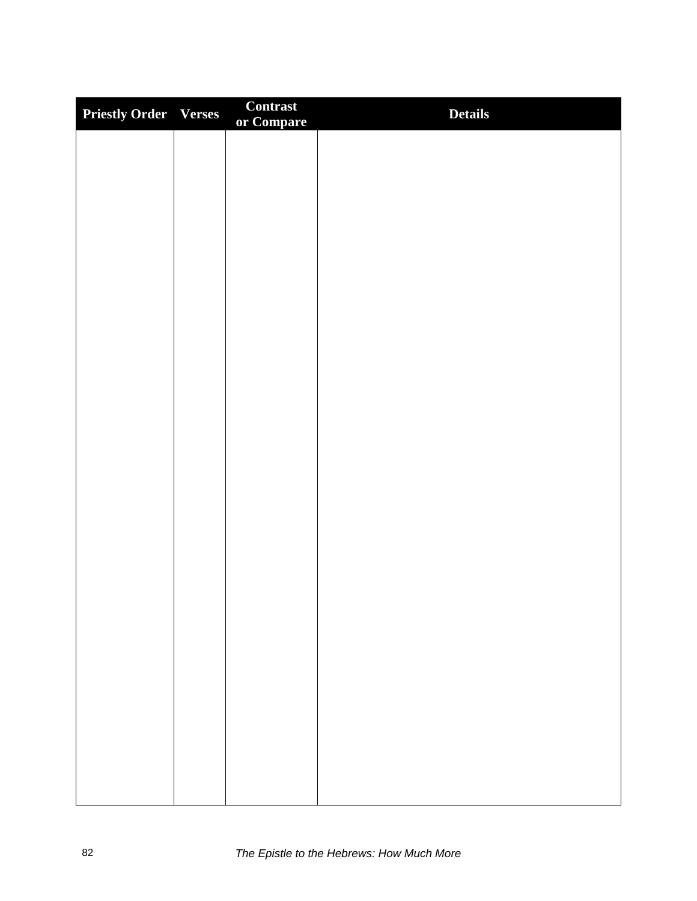| Priestly Order | Verses | Contrast or Compare | Details |
| --- | --- | --- | --- |
| | | | |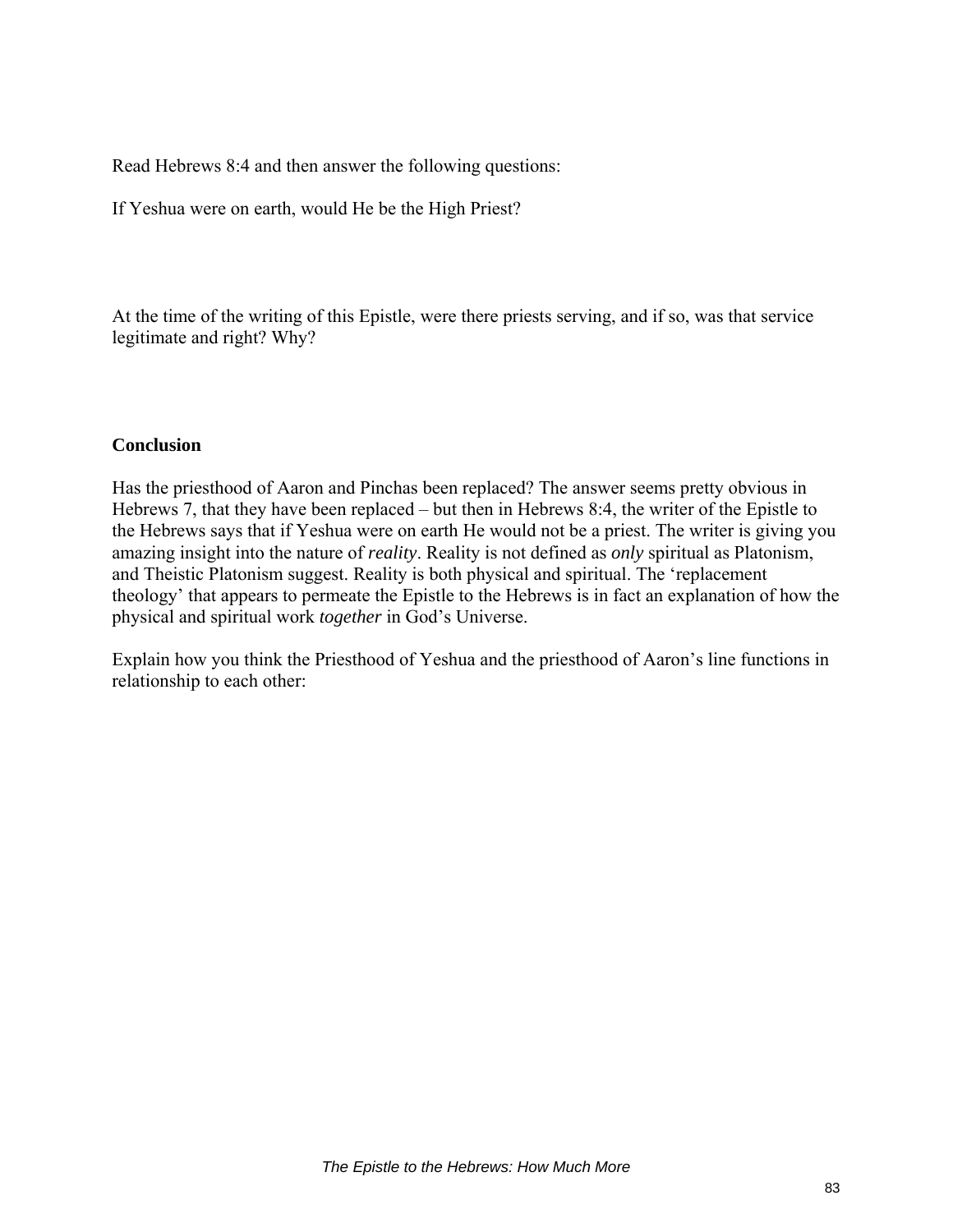Read Hebrews 8:4 and then answer the following questions:

If Yeshua were on earth, would He be the High Priest?

At the time of the writing of this Epistle, were there priests serving, and if so, was that service legitimate and right? Why?

### Conclusion

Has the priesthood of Aaron and Pinchas been replaced? The answer seems pretty obvious in Hebrews 7, that they have been replaced – but then in Hebrews 8:4, the writer of the Epistle to the Hebrews says that if Yeshua were on earth He would not be a priest. The writer is giving you amazing insight into the nature of *reality*. Reality is not defined as *only* spiritual as Platonism, and Theistic Platonism suggest. Reality is both physical and spiritual. The 'replacement theology' that appears to permeate the Epistle to the Hebrews is in fact an explanation of how the physical and spiritual work *together* in God's Universe.

Explain how you think the Priesthood of Yeshua and the priesthood of Aaron's line functions in relationship to each other: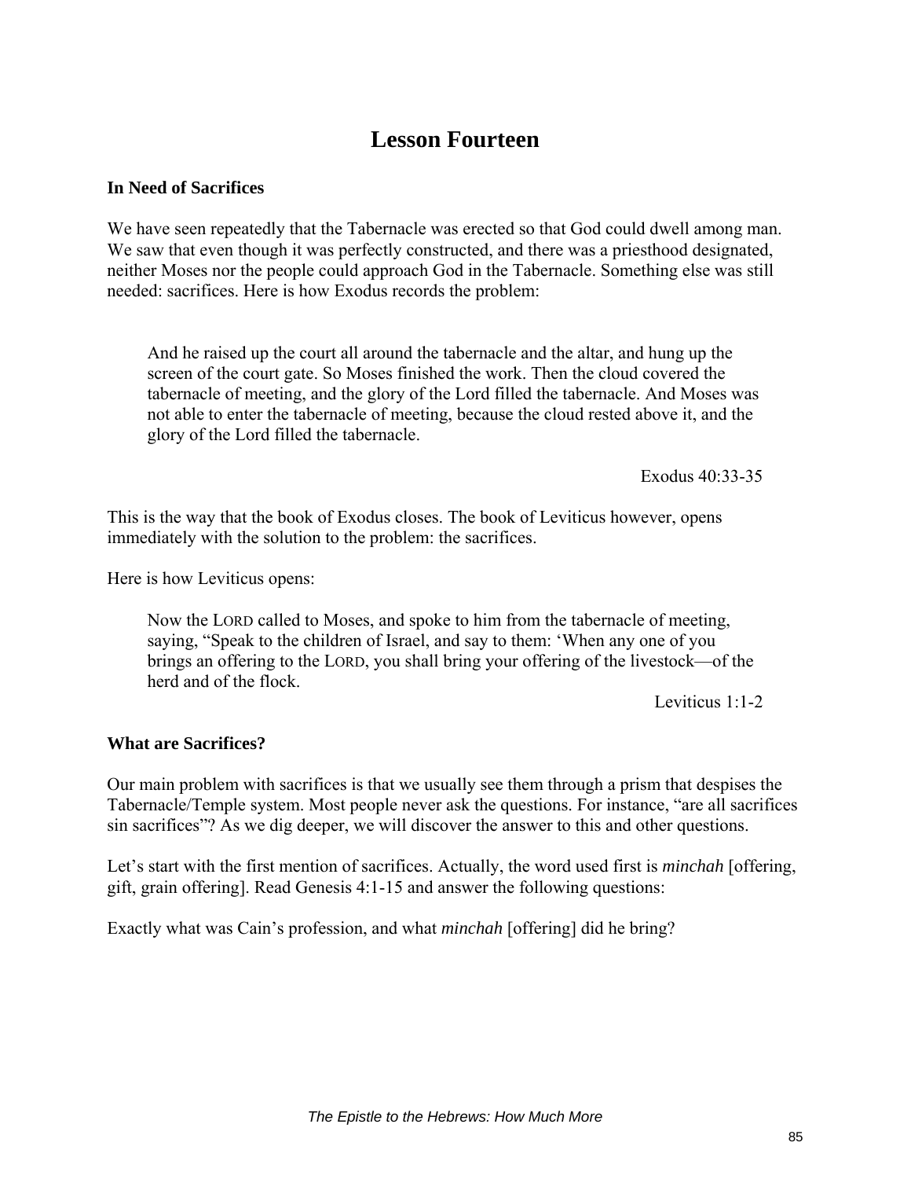# Lesson Fourteen

### In Need of Sacrifices

We have seen repeatedly that the Tabernacle was erected so that God could dwell among man. We saw that even though it was perfectly constructed, and there was a priesthood designated, neither Moses nor the people could approach God in the Tabernacle. Something else was still needed: sacrifices. Here is how Exodus records the problem:

> And he raised up the court all around the tabernacle and the altar, and hung up the screen of the court gate. So Moses finished the work. Then the cloud covered the tabernacle of meeting, and the glory of the Lord filled the tabernacle. And Moses was not able to enter the tabernacle of meeting, because the cloud rested above it, and the glory of the Lord filled the tabernacle.
>
> Exodus 40:33-35

This is the way that the book of Exodus closes. The book of Leviticus however, opens immediately with the solution to the problem: the sacrifices.

Here is how Leviticus opens:

> Now the LORD called to Moses, and spoke to him from the tabernacle of meeting, saying, "Speak to the children of Israel, and say to them: 'When any one of you brings an offering to the LORD, you shall bring your offering of the livestock—of the herd and of the flock.
>
> Leviticus 1:1-2

### What are Sacrifices?

Our main problem with sacrifices is that we usually see them through a prism that despises the Tabernacle/Temple system. Most people never ask the questions. For instance, "are all sacrifices sin sacrifices"? As we dig deeper, we will discover the answer to this and other questions.

Let's start with the first mention of sacrifices. Actually, the word used first is *minchah* [offering, gift, grain offering]. Read Genesis 4:1-15 and answer the following questions:

Exactly what was Cain's profession, and what *minchah* [offering] did he bring?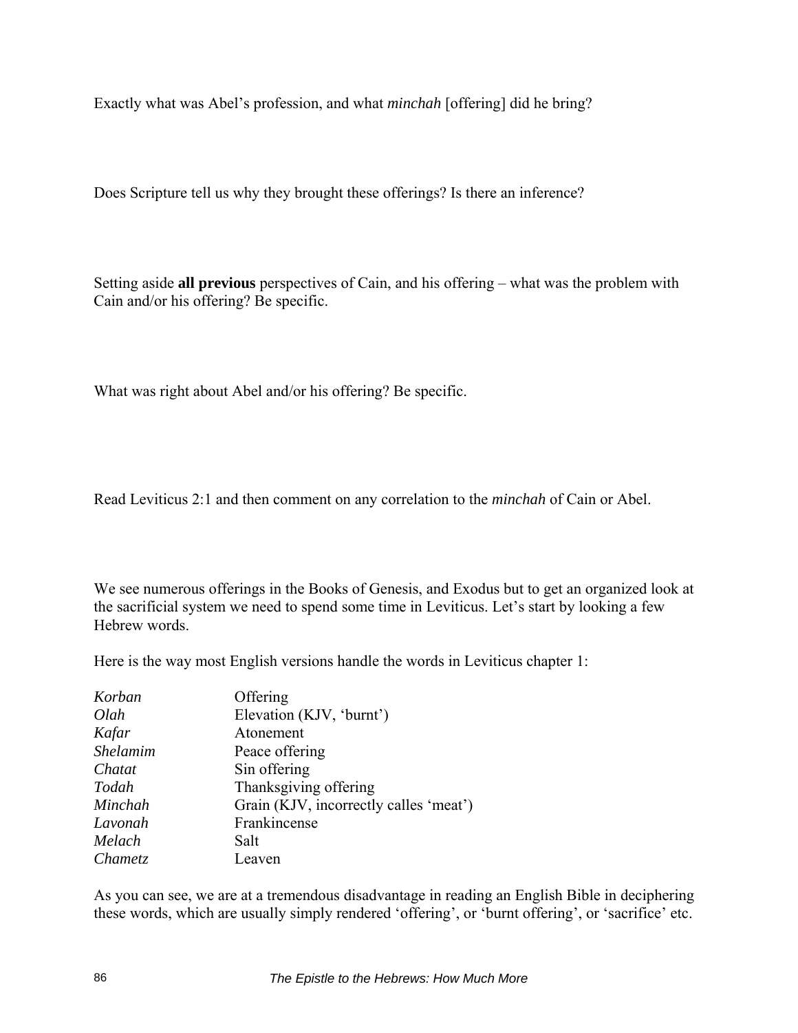Exactly what was Abel's profession, and what *minchah* [offering] did he bring?

Does Scripture tell us why they brought these offerings? Is there an inference?

Setting aside **all previous** perspectives of Cain, and his offering – what was the problem with Cain and/or his offering? Be specific.

What was right about Abel and/or his offering? Be specific.

Read Leviticus 2:1 and then comment on any correlation to the *minchah* of Cain or Abel.

We see numerous offerings in the Books of Genesis, and Exodus but to get an organized look at the sacrificial system we need to spend some time in Leviticus. Let's start by looking a few Hebrew words.

Here is the way most English versions handle the words in Leviticus chapter 1:

| | |
|---|---|
| *Korban* | Offering |
| *Olah* | Elevation (KJV, 'burnt') |
| *Kafar* | Atonement |
| *Shelamim* | Peace offering |
| *Chatat* | Sin offering |
| *Todah* | Thanksgiving offering |
| *Minchah* | Grain (KJV, incorrectly calles 'meat') |
| *Lavonah* | Frankincense |
| *Melach* | Salt |
| *Chametz* | Leaven |

As you can see, we are at a tremendous disadvantage in reading an English Bible in deciphering these words, which are usually simply rendered 'offering', or 'burnt offering', or 'sacrifice' etc.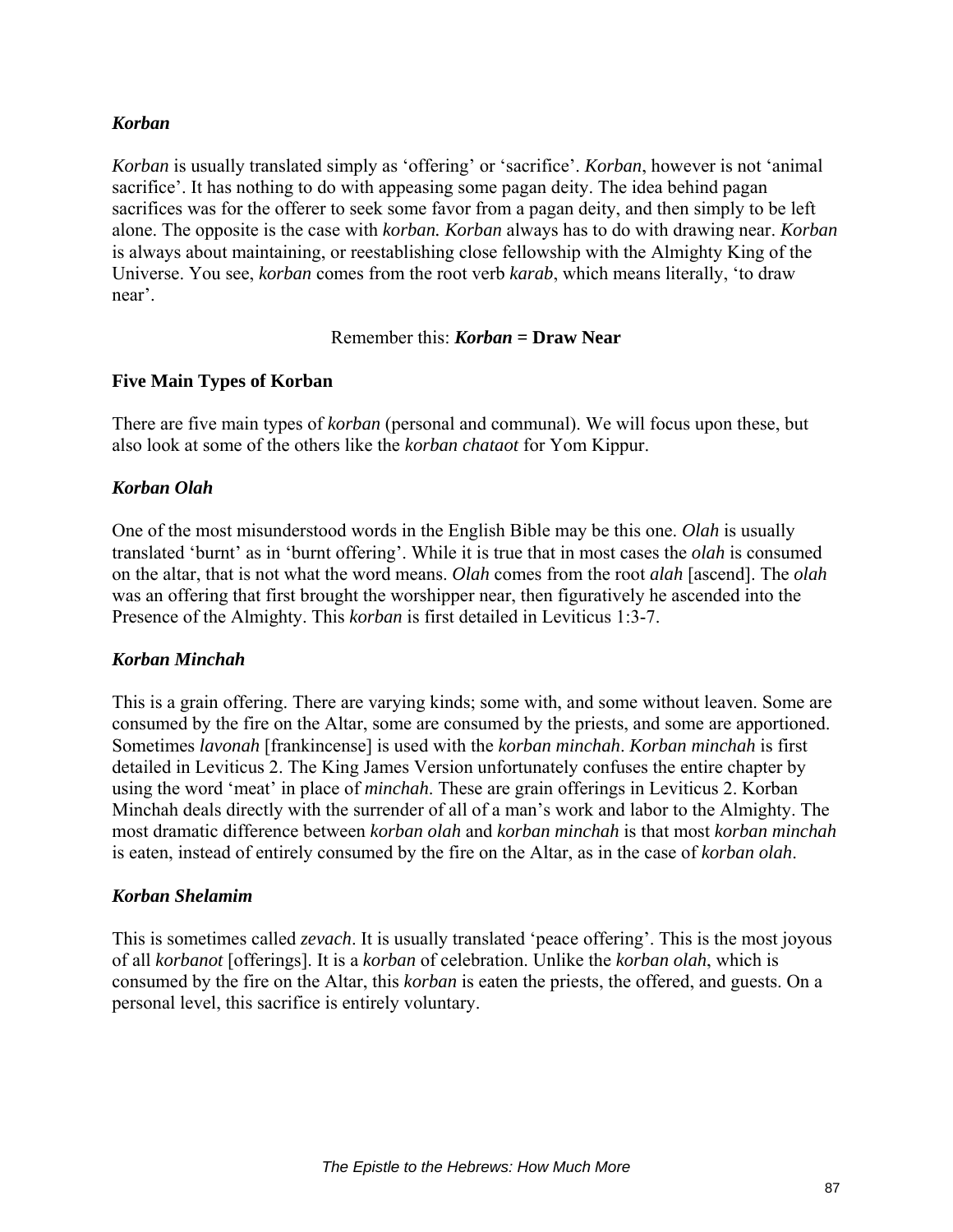### *Korban*

*Korban* is usually translated simply as 'offering' or 'sacrifice'. *Korban*, however is not 'animal sacrifice'. It has nothing to do with appeasing some pagan deity. The idea behind pagan sacrifices was for the offerer to seek some favor from a pagan deity, and then simply to be left alone. The opposite is the case with *korban. Korban* always has to do with drawing near. *Korban* is always about maintaining, or reestablishing close fellowship with the Almighty King of the Universe. You see, *korban* comes from the root verb *karab*, which means literally, 'to draw near'.

Remember this: ***Korban* = Draw Near**

### Five Main Types of Korban

There are five main types of *korban* (personal and communal). We will focus upon these, but also look at some of the others like the *korban chataot* for Yom Kippur.

### *Korban Olah*

One of the most misunderstood words in the English Bible may be this one. *Olah* is usually translated 'burnt' as in 'burnt offering'. While it is true that in most cases the *olah* is consumed on the altar, that is not what the word means. *Olah* comes from the root *alah* [ascend]. The *olah* was an offering that first brought the worshipper near, then figuratively he ascended into the Presence of the Almighty. This *korban* is first detailed in Leviticus 1:3-7.

### *Korban Minchah*

This is a grain offering. There are varying kinds; some with, and some without leaven. Some are consumed by the fire on the Altar, some are consumed by the priests, and some are apportioned. Sometimes *lavonah* [frankincense] is used with the *korban minchah*. *Korban minchah* is first detailed in Leviticus 2. The King James Version unfortunately confuses the entire chapter by using the word 'meat' in place of *minchah*. These are grain offerings in Leviticus 2. Korban Minchah deals directly with the surrender of all of a man's work and labor to the Almighty. The most dramatic difference between *korban olah* and *korban minchah* is that most *korban minchah* is eaten, instead of entirely consumed by the fire on the Altar, as in the case of *korban olah*.

### *Korban Shelamim*

This is sometimes called *zevach*. It is usually translated 'peace offering'. This is the most joyous of all *korbanot* [offerings]. It is a *korban* of celebration. Unlike the *korban olah*, which is consumed by the fire on the Altar, this *korban* is eaten the priests, the offered, and guests. On a personal level, this sacrifice is entirely voluntary.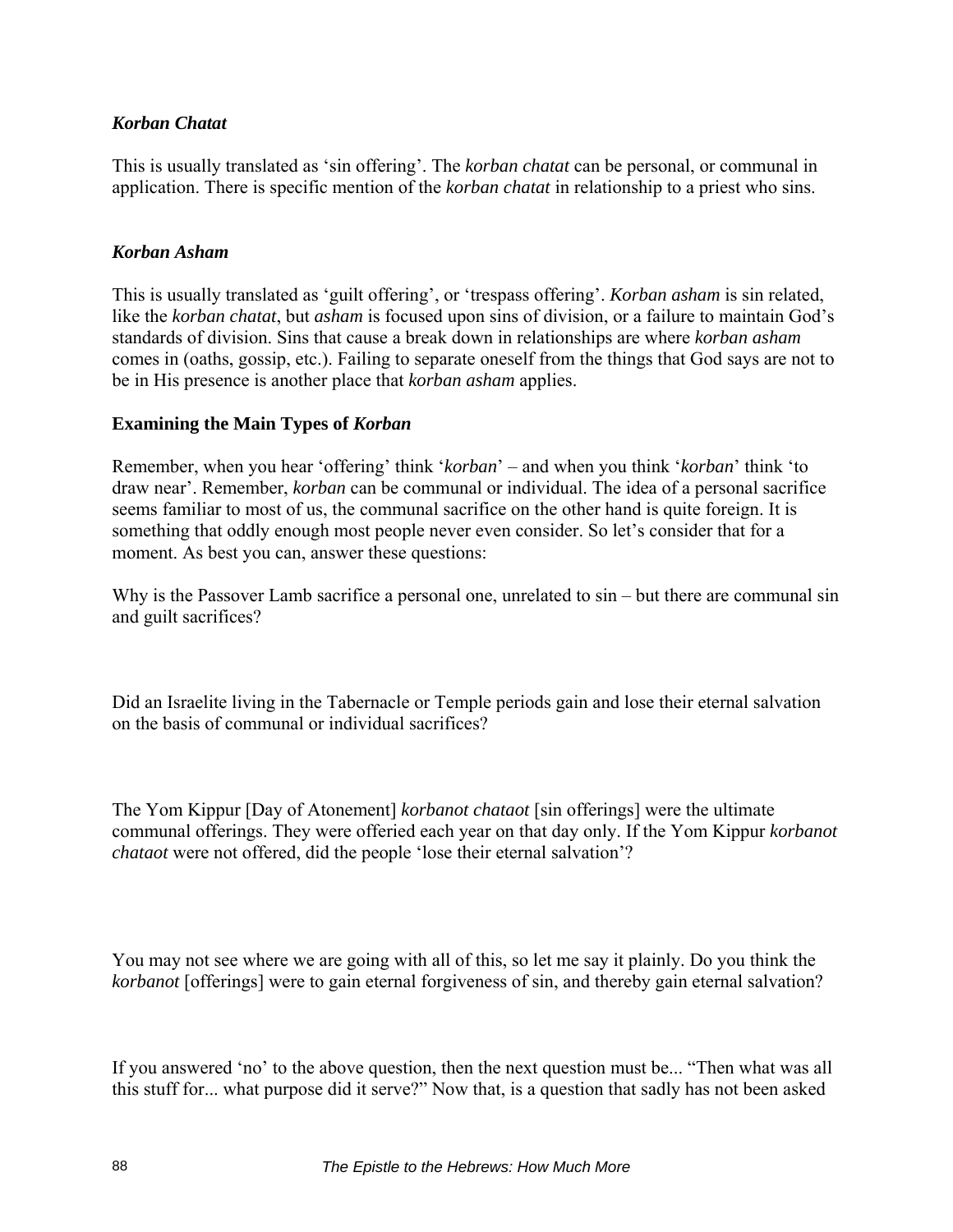### *Korban Chatat*

This is usually translated as 'sin offering'. The *korban chatat* can be personal, or communal in application. There is specific mention of the *korban chatat* in relationship to a priest who sins.

### *Korban Asham*

This is usually translated as 'guilt offering', or 'trespass offering'. *Korban asham* is sin related, like the *korban chatat*, but *asham* is focused upon sins of division, or a failure to maintain God's standards of division. Sins that cause a break down in relationships are where *korban asham* comes in (oaths, gossip, etc.). Failing to separate oneself from the things that God says are not to be in His presence is another place that *korban asham* applies.

## Examining the Main Types of *Korban*

Remember, when you hear 'offering' think '*korban*' – and when you think '*korban*' think 'to draw near'. Remember, *korban* can be communal or individual. The idea of a personal sacrifice seems familiar to most of us, the communal sacrifice on the other hand is quite foreign. It is something that oddly enough most people never even consider. So let's consider that for a moment. As best you can, answer these questions:

Why is the Passover Lamb sacrifice a personal one, unrelated to sin – but there are communal sin and guilt sacrifices?

Did an Israelite living in the Tabernacle or Temple periods gain and lose their eternal salvation on the basis of communal or individual sacrifices?

The Yom Kippur [Day of Atonement] *korbanot chataot* [sin offerings] were the ultimate communal offerings. They were offeried each year on that day only. If the Yom Kippur *korbanot chataot* were not offered, did the people 'lose their eternal salvation'?

You may not see where we are going with all of this, so let me say it plainly. Do you think the *korbanot* [offerings] were to gain eternal forgiveness of sin, and thereby gain eternal salvation?

If you answered 'no' to the above question, then the next question must be... "Then what was all this stuff for... what purpose did it serve?" Now that, is a question that sadly has not been asked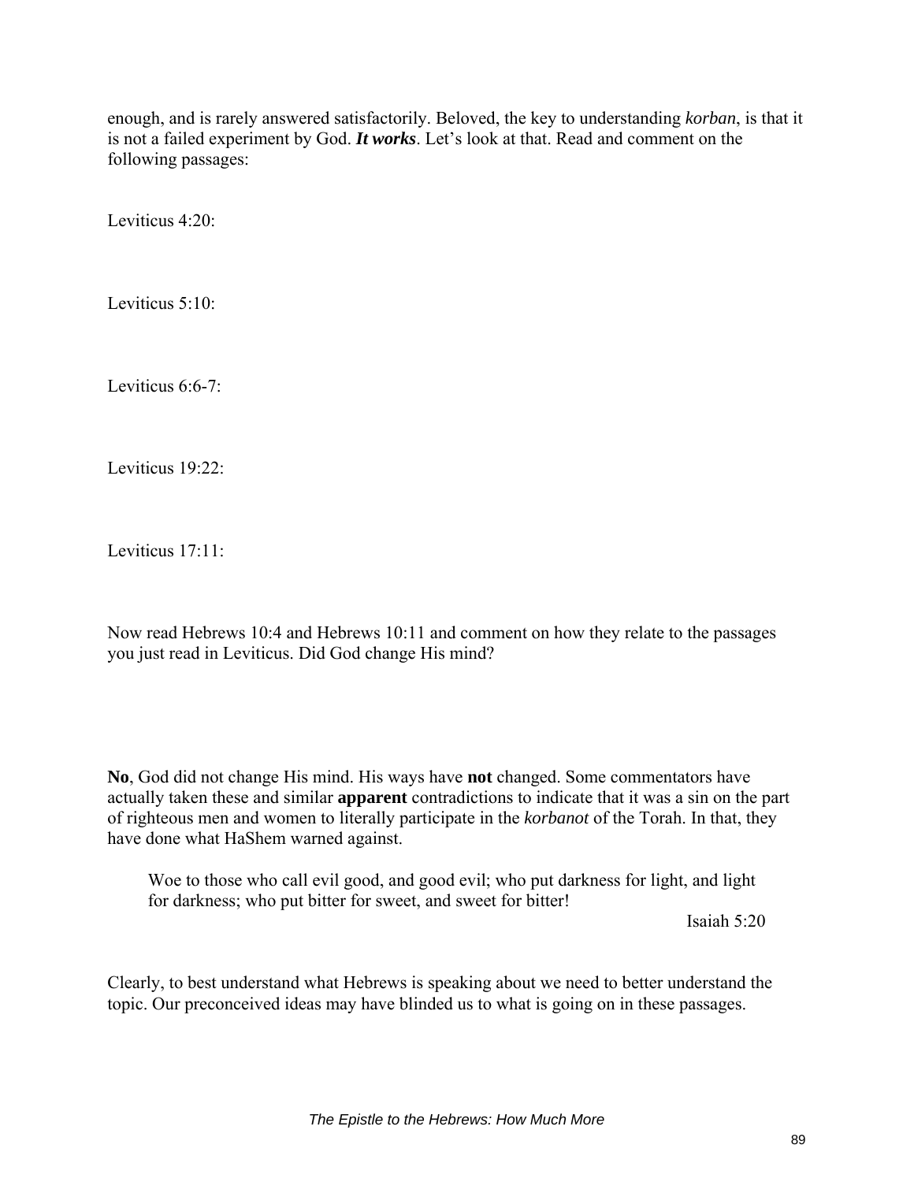enough, and is rarely answered satisfactorily. Beloved, the key to understanding *korban*, is that it is not a failed experiment by God. ***It works***. Let's look at that. Read and comment on the following passages:

Leviticus 4:20:

Leviticus 5:10:

Leviticus 6:6-7:

Leviticus 19:22:

Leviticus 17:11:

Now read Hebrews 10:4 and Hebrews 10:11 and comment on how they relate to the passages you just read in Leviticus. Did God change His mind?

**No**, God did not change His mind. His ways have **not** changed. Some commentators have actually taken these and similar **apparent** contradictions to indicate that it was a sin on the part of righteous men and women to literally participate in the *korbanot* of the Torah. In that, they have done what HaShem warned against.

> Woe to those who call evil good, and good evil; who put darkness for light, and light for darkness; who put bitter for sweet, and sweet for bitter!
>
> Isaiah 5:20

Clearly, to best understand what Hebrews is speaking about we need to better understand the topic. Our preconceived ideas may have blinded us to what is going on in these passages.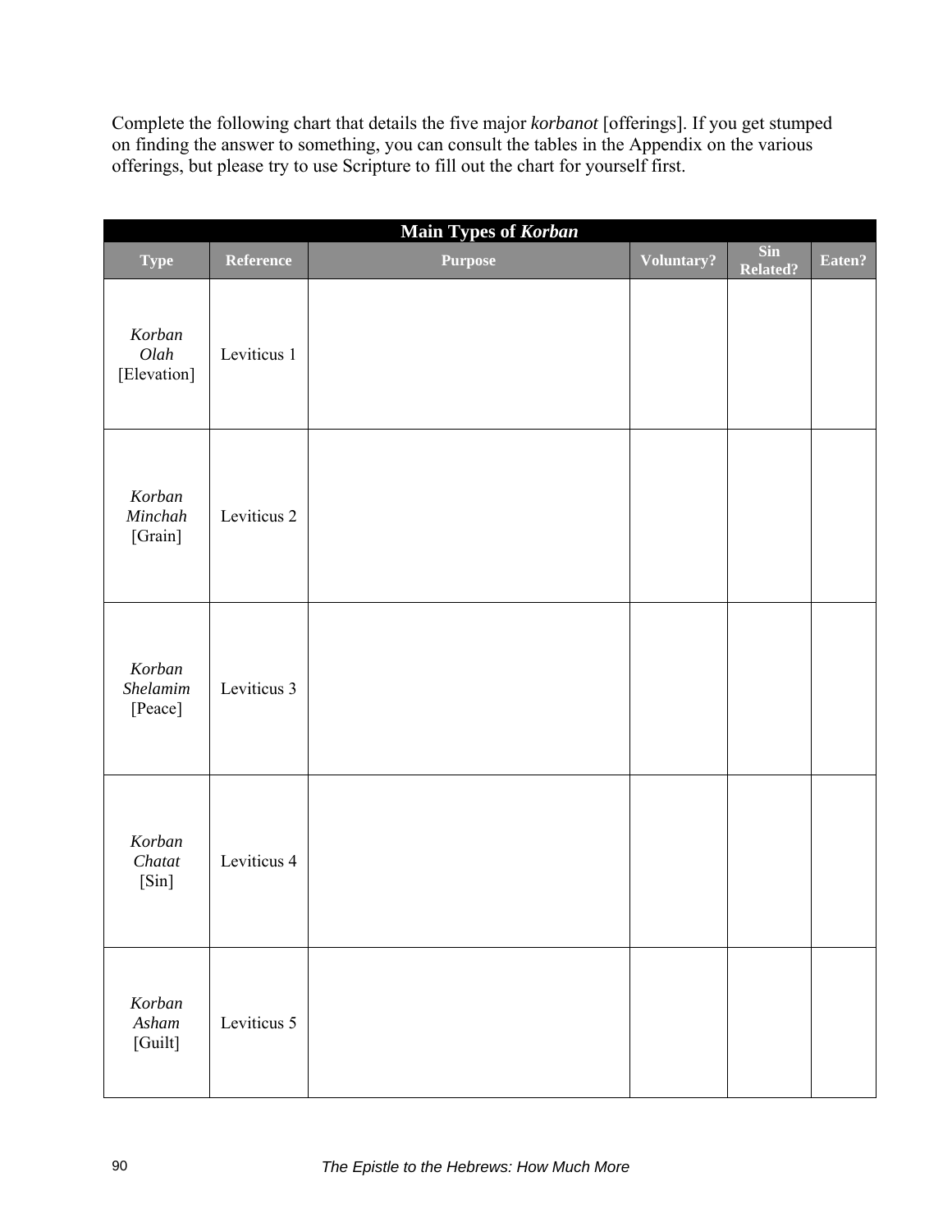Complete the following chart that details the five major *korbanot* [offerings]. If you get stumped on finding the answer to something, you can consult the tables in the Appendix on the various offerings, but please try to use Scripture to fill out the chart for yourself first.

**Main Types of *Korban***

| Type | Reference | Purpose | Voluntary? | Sin Related? | Eaten? |
|---|---|---|---|---|---|
| *Korban Olah* [Elevation] | Leviticus 1 | | | | |
| *Korban Minchah* [Grain] | Leviticus 2 | | | | |
| *Korban Shelamim* [Peace] | Leviticus 3 | | | | |
| *Korban Chatat* [Sin] | Leviticus 4 | | | | |
| *Korban Asham* [Guilt] | Leviticus 5 | | | | |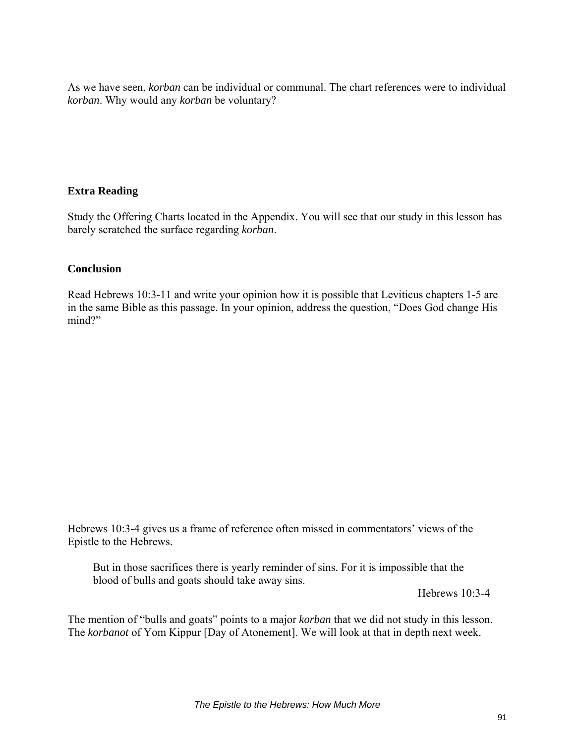As we have seen, *korban* can be individual or communal. The chart references were to individual *korban*. Why would any *korban* be voluntary?

**Extra Reading**

Study the Offering Charts located in the Appendix. You will see that our study in this lesson has barely scratched the surface regarding *korban*.

**Conclusion**

Read Hebrews 10:3-11 and write your opinion how it is possible that Leviticus chapters 1-5 are in the same Bible as this passage. In your opinion, address the question, "Does God change His mind?"

Hebrews 10:3-4 gives us a frame of reference often missed in commentators' views of the Epistle to the Hebrews.

> But in those sacrifices there is yearly reminder of sins. For it is impossible that the blood of bulls and goats should take away sins.
>
> Hebrews 10:3-4

The mention of "bulls and goats" points to a major *korban* that we did not study in this lesson. The *korbanot* of Yom Kippur [Day of Atonement]. We will look at that in depth next week.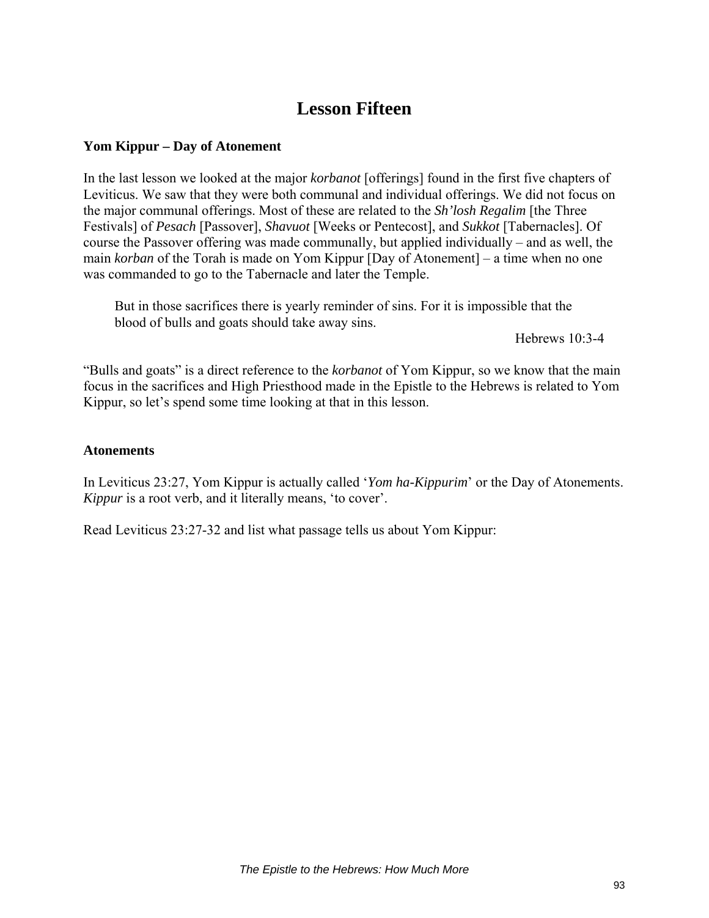# Lesson Fifteen

### Yom Kippur – Day of Atonement

In the last lesson we looked at the major *korbanot* [offerings] found in the first five chapters of Leviticus. We saw that they were both communal and individual offerings. We did not focus on the major communal offerings. Most of these are related to the ***Sh'losh Regalim*** [the Three Festivals] of ***Pesach*** [Passover], ***Shavuot*** [Weeks or Pentecost], and ***Sukkot*** [Tabernacles]. Of course the Passover offering was made communally, but applied individually – and as well, the main *korban* of the Torah is made on Yom Kippur [Day of Atonement] – a time when no one was commanded to go to the Tabernacle and later the Temple.

> But in those sacrifices there is yearly reminder of sins. For it is impossible that the blood of bulls and goats should take away sins.
>
> Hebrews 10:3-4

"Bulls and goats" is a direct reference to the *korbanot* of Yom Kippur, so we know that the main focus in the sacrifices and High Priesthood made in the Epistle to the Hebrews is related to Yom Kippur, so let's spend some time looking at that in this lesson.

### Atonements

In Leviticus 23:27, Yom Kippur is actually called '*Yom ha-Kippurim*' or the Day of Atonements. *Kippur* is a root verb, and it literally means, 'to cover'.

Read Leviticus 23:27-32 and list what passage tells us about Yom Kippur: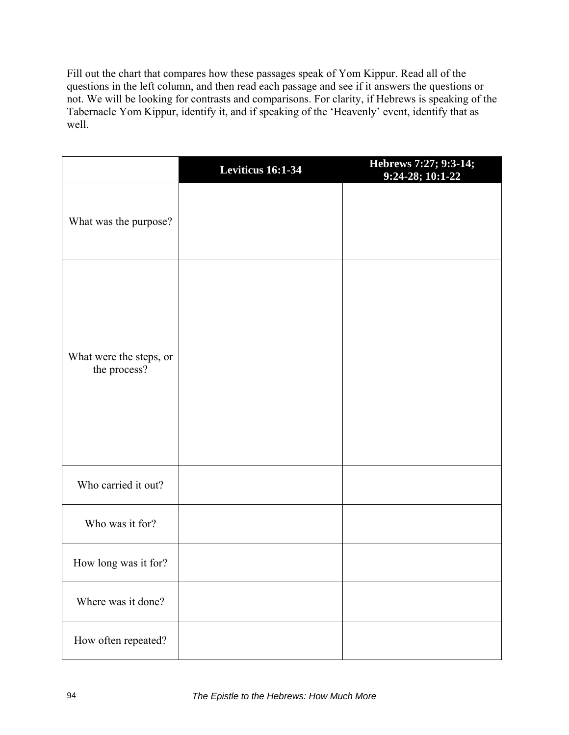Fill out the chart that compares how these passages speak of Yom Kippur. Read all of the questions in the left column, and then read each passage and see if it answers the questions or not. We will be looking for contrasts and comparisons. For clarity, if Hebrews is speaking of the Tabernacle Yom Kippur, identify it, and if speaking of the 'Heavenly' event, identify that as well.

| | **Leviticus 16:1-34** | **Hebrews 7:27; 9:3-14; 9:24-28; 10:1-22** |
|---|---|---|
| What was the purpose? | | |
| What were the steps, or the process? | | |
| Who carried it out? | | |
| Who was it for? | | |
| How long was it for? | | |
| Where was it done? | | |
| How often repeated? | | |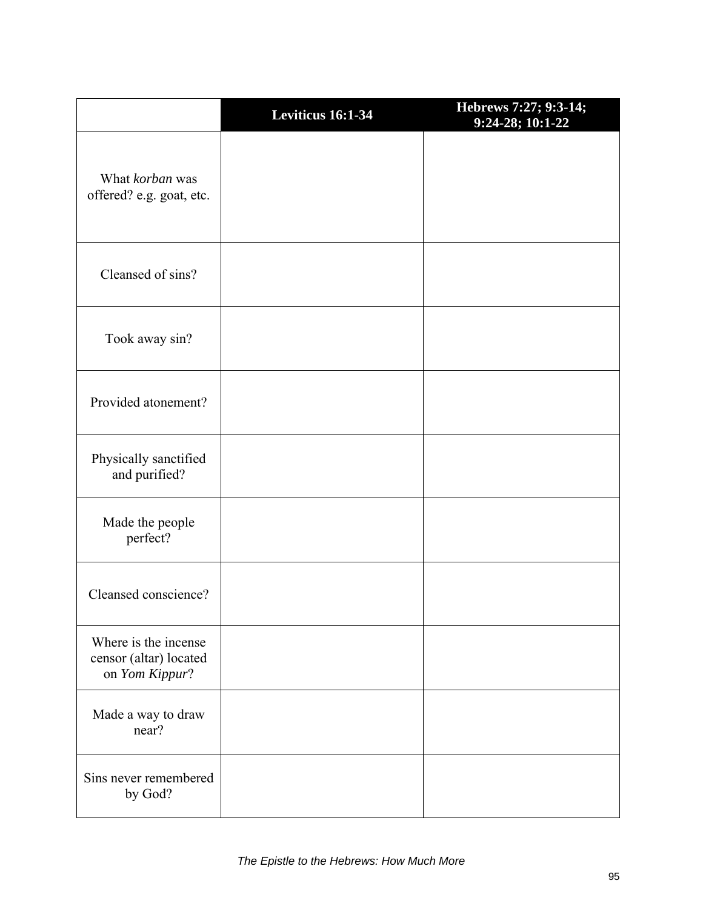| | Leviticus 16:1-34 | Hebrews 7:27; 9:3-14; 9:24-28; 10:1-22 |
|---|---|---|
| What *korban* was offered? e.g. goat, etc. | | |
| Cleansed of sins? | | |
| Took away sin? | | |
| Provided atonement? | | |
| Physically sanctified and purified? | | |
| Made the people perfect? | | |
| Cleansed conscience? | | |
| Where is the incense censor (altar) located on *Yom Kippur*? | | |
| Made a way to draw near? | | |
| Sins never remembered by God? | | |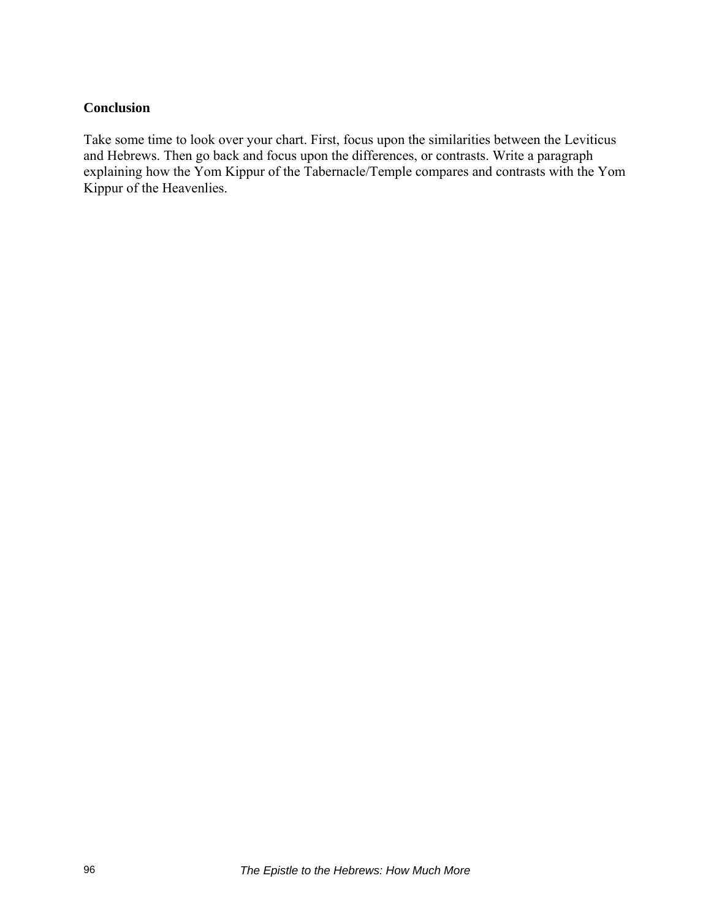**Conclusion**

Take some time to look over your chart. First, focus upon the similarities between the Leviticus and Hebrews. Then go back and focus upon the differences, or contrasts. Write a paragraph explaining how the Yom Kippur of the Tabernacle/Temple compares and contrasts with the Yom Kippur of the Heavenlies.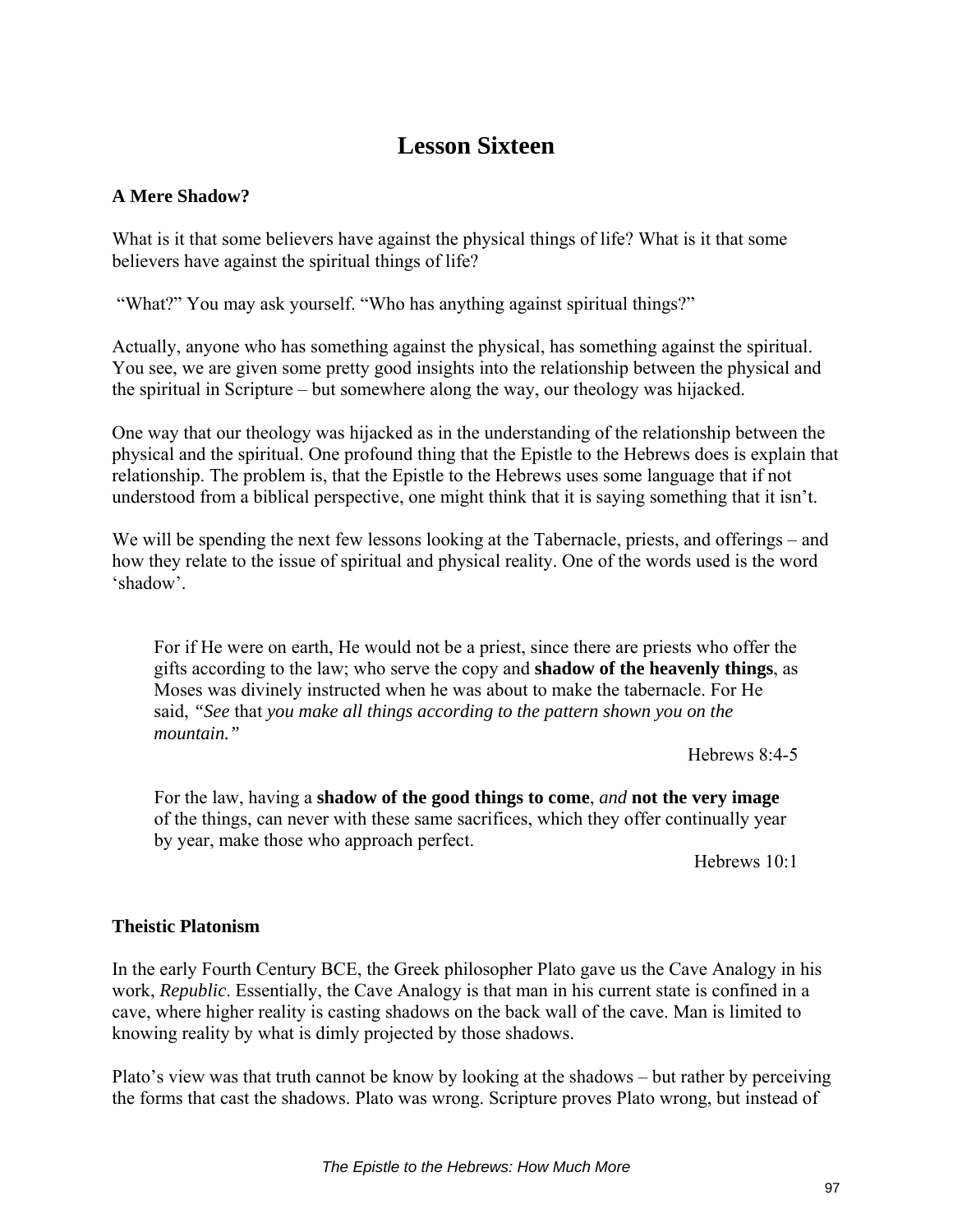# Lesson Sixteen

### A Mere Shadow?

What is it that some believers have against the physical things of life? What is it that some believers have against the spiritual things of life?

"What?" You may ask yourself. "Who has anything against spiritual things?"

Actually, anyone who has something against the physical, has something against the spiritual. You see, we are given some pretty good insights into the relationship between the physical and the spiritual in Scripture – but somewhere along the way, our theology was hijacked.

One way that our theology was hijacked as in the understanding of the relationship between the physical and the spiritual. One profound thing that the Epistle to the Hebrews does is explain that relationship. The problem is, that the Epistle to the Hebrews uses some language that if not understood from a biblical perspective, one might think that it is saying something that it isn't.

We will be spending the next few lessons looking at the Tabernacle, priests, and offerings – and how they relate to the issue of spiritual and physical reality. One of the words used is the word 'shadow'.

> For if He were on earth, He would not be a priest, since there are priests who offer the gifts according to the law; who serve the copy and **shadow of the heavenly things**, as Moses was divinely instructed when he was about to make the tabernacle. For He said, *"See* that *you make all things according to the pattern shown you on the mountain."*
>
> Hebrews 8:4-5

> For the law, having a **shadow of the good things to come**, *and* **not the very image** of the things, can never with these same sacrifices, which they offer continually year by year, make those who approach perfect.
>
> Hebrews 10:1

### Theistic Platonism

In the early Fourth Century BCE, the Greek philosopher Plato gave us the Cave Analogy in his work, *Republic*. Essentially, the Cave Analogy is that man in his current state is confined in a cave, where higher reality is casting shadows on the back wall of the cave. Man is limited to knowing reality by what is dimly projected by those shadows.

Plato's view was that truth cannot be know by looking at the shadows – but rather by perceiving the forms that cast the shadows. Plato was wrong. Scripture proves Plato wrong, but instead of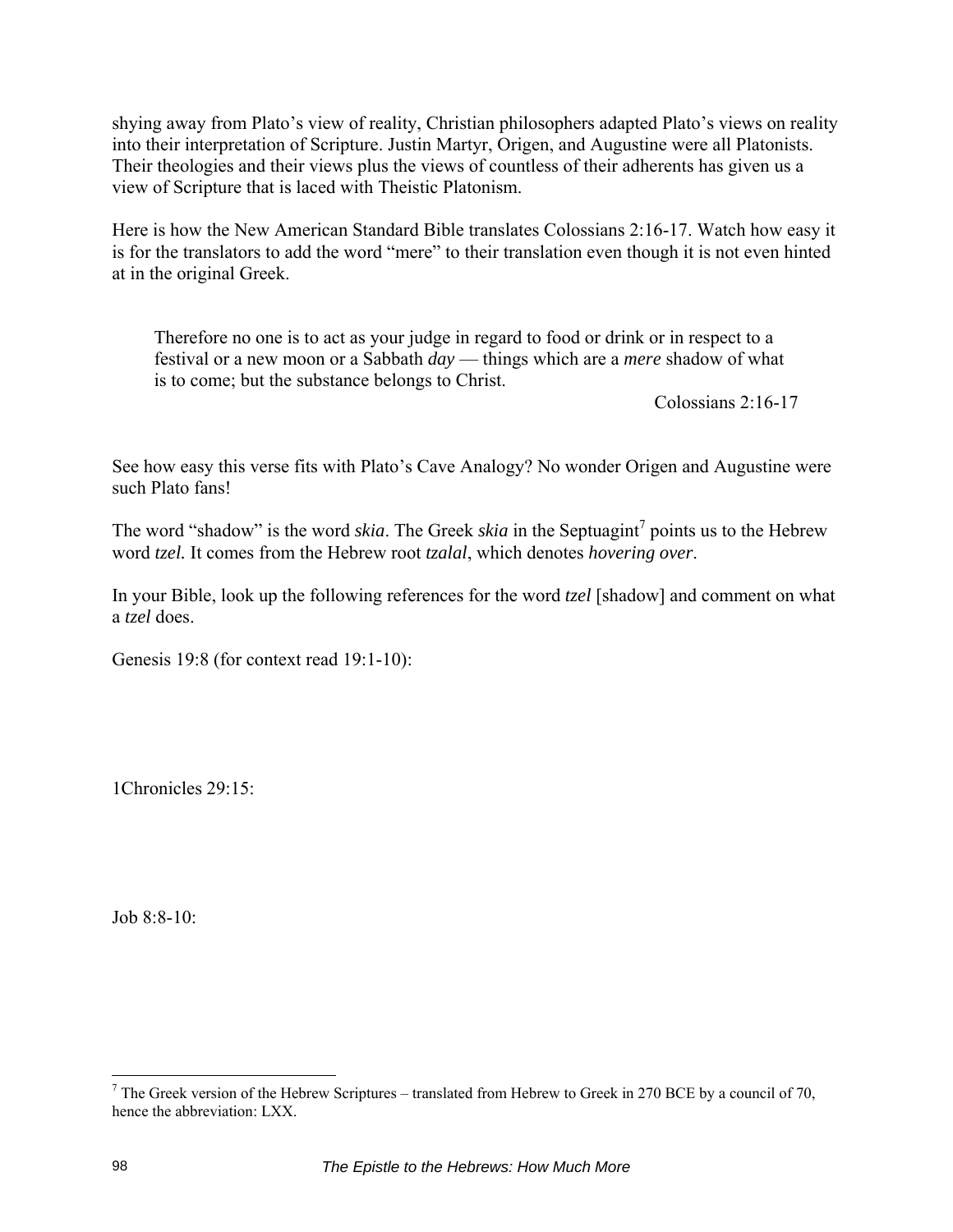shying away from Plato's view of reality, Christian philosophers adapted Plato's views on reality into their interpretation of Scripture. Justin Martyr, Origen, and Augustine were all Platonists. Their theologies and their views plus the views of countless of their adherents has given us a view of Scripture that is laced with Theistic Platonism.

Here is how the New American Standard Bible translates Colossians 2:16-17. Watch how easy it is for the translators to add the word "mere" to their translation even though it is not even hinted at in the original Greek.

> Therefore no one is to act as your judge in regard to food or drink or in respect to a festival or a new moon or a Sabbath *day* — things which are a *mere* shadow of what is to come; but the substance belongs to Christ.
>
> Colossians 2:16-17

See how easy this verse fits with Plato's Cave Analogy? No wonder Origen and Augustine were such Plato fans!

The word "shadow" is the word *skia*. The Greek *skia* in the Septuagint[7] points us to the Hebrew word *tzel.* It comes from the Hebrew root *tzalal*, which denotes *hovering over*.

In your Bible, look up the following references for the word *tzel* [shadow] and comment on what a *tzel* does.

Genesis 19:8 (for context read 19:1-10):

1Chronicles 29:15:

Job 8:8-10:

---

[7] The Greek version of the Hebrew Scriptures – translated from Hebrew to Greek in 270 BCE by a council of 70, hence the abbreviation: LXX.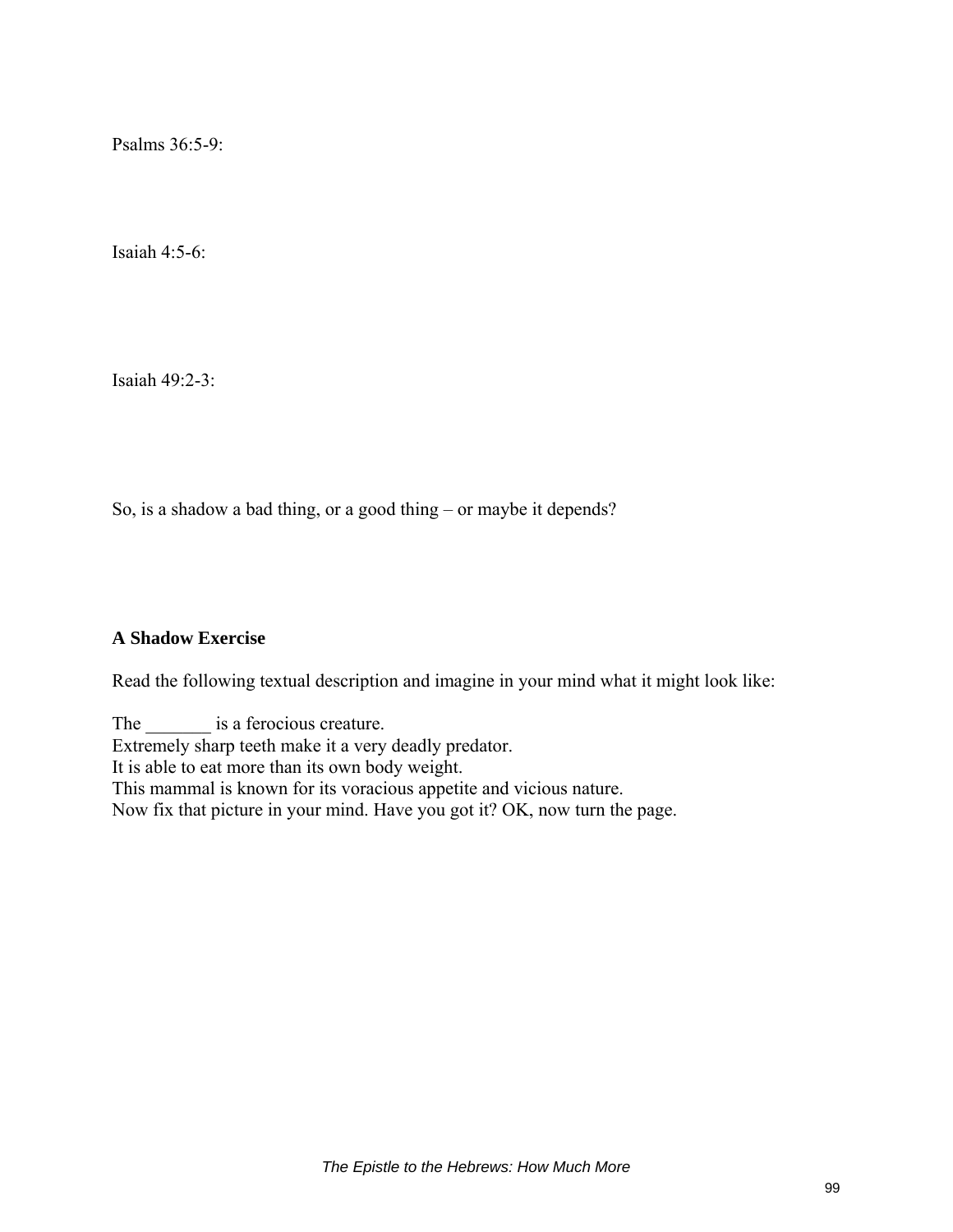Psalms 36:5-9:

Isaiah 4:5-6:

Isaiah 49:2-3:

So, is a shadow a bad thing, or a good thing – or maybe it depends?

**A Shadow Exercise**

Read the following textual description and imagine in your mind what it might look like:

The _______ is a ferocious creature.
Extremely sharp teeth make it a very deadly predator.
It is able to eat more than its own body weight.
This mammal is known for its voracious appetite and vicious nature.
Now fix that picture in your mind. Have you got it? OK, now turn the page.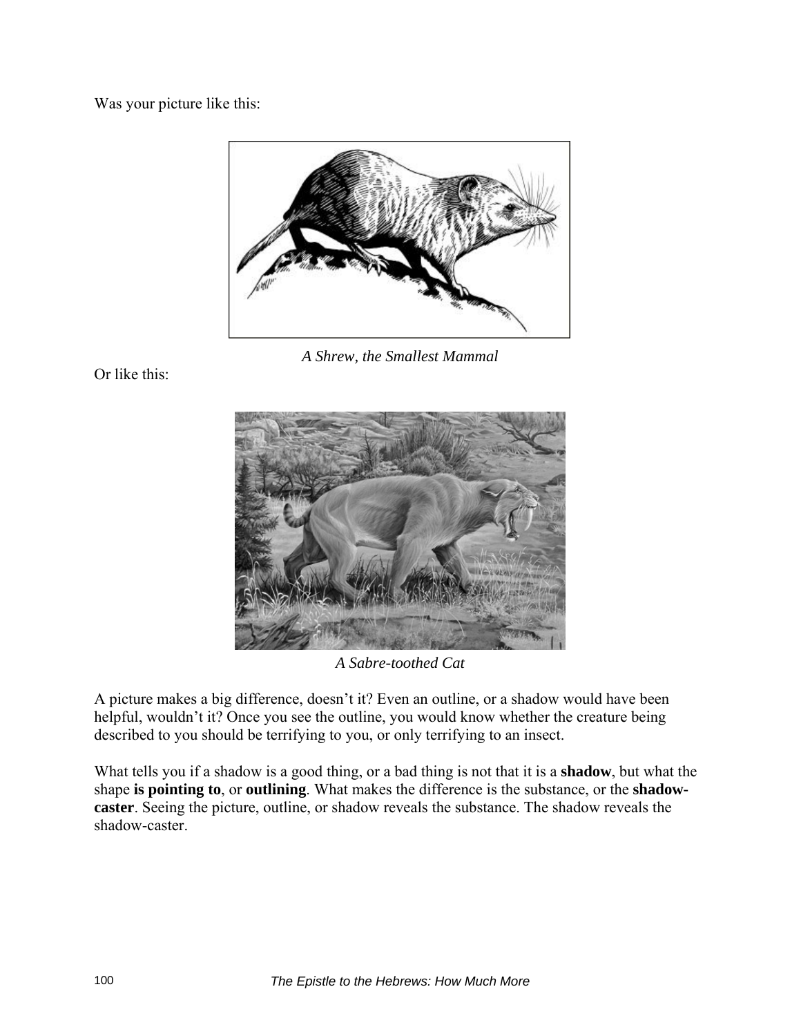Was your picture like this:

*A Shrew, the Smallest Mammal*

Or like this:

*A Sabre-toothed Cat*

A picture makes a big difference, doesn't it? Even an outline, or a shadow would have been helpful, wouldn't it? Once you see the outline, you would know whether the creature being described to you should be terrifying to you, or only terrifying to an insect.

What tells you if a shadow is a good thing, or a bad thing is not that it is a **shadow**, but what the shape **is pointing to**, or **outlining**. What makes the difference is the substance, or the **shadow-caster**. Seeing the picture, outline, or shadow reveals the substance. The shadow reveals the shadow-caster.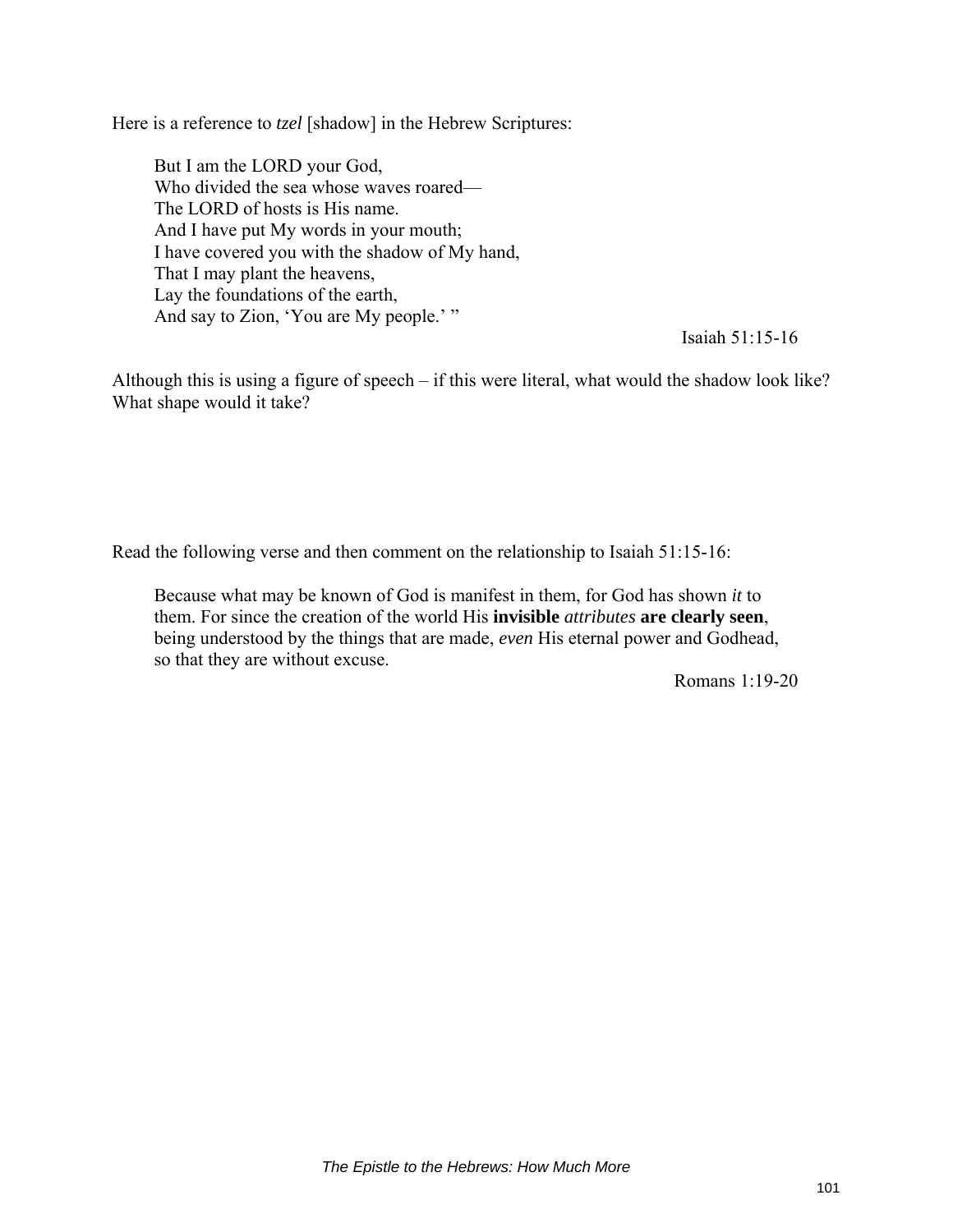Here is a reference to *tzel* [shadow] in the Hebrew Scriptures:

> But I am the LORD your God,
> Who divided the sea whose waves roared—
> The LORD of hosts is His name.
> And I have put My words in your mouth;
> I have covered you with the shadow of My hand,
> That I may plant the heavens,
> Lay the foundations of the earth,
> And say to Zion, 'You are My people.' "
>
> Isaiah 51:15-16

Although this is using a figure of speech – if this were literal, what would the shadow look like? What shape would it take?

Read the following verse and then comment on the relationship to Isaiah 51:15-16:

> Because what may be known of God is manifest in them, for God has shown *it* to them. For since the creation of the world His **invisible** *attributes* **are clearly seen**, being understood by the things that are made, *even* His eternal power and Godhead, so that they are without excuse.
>
> Romans 1:19-20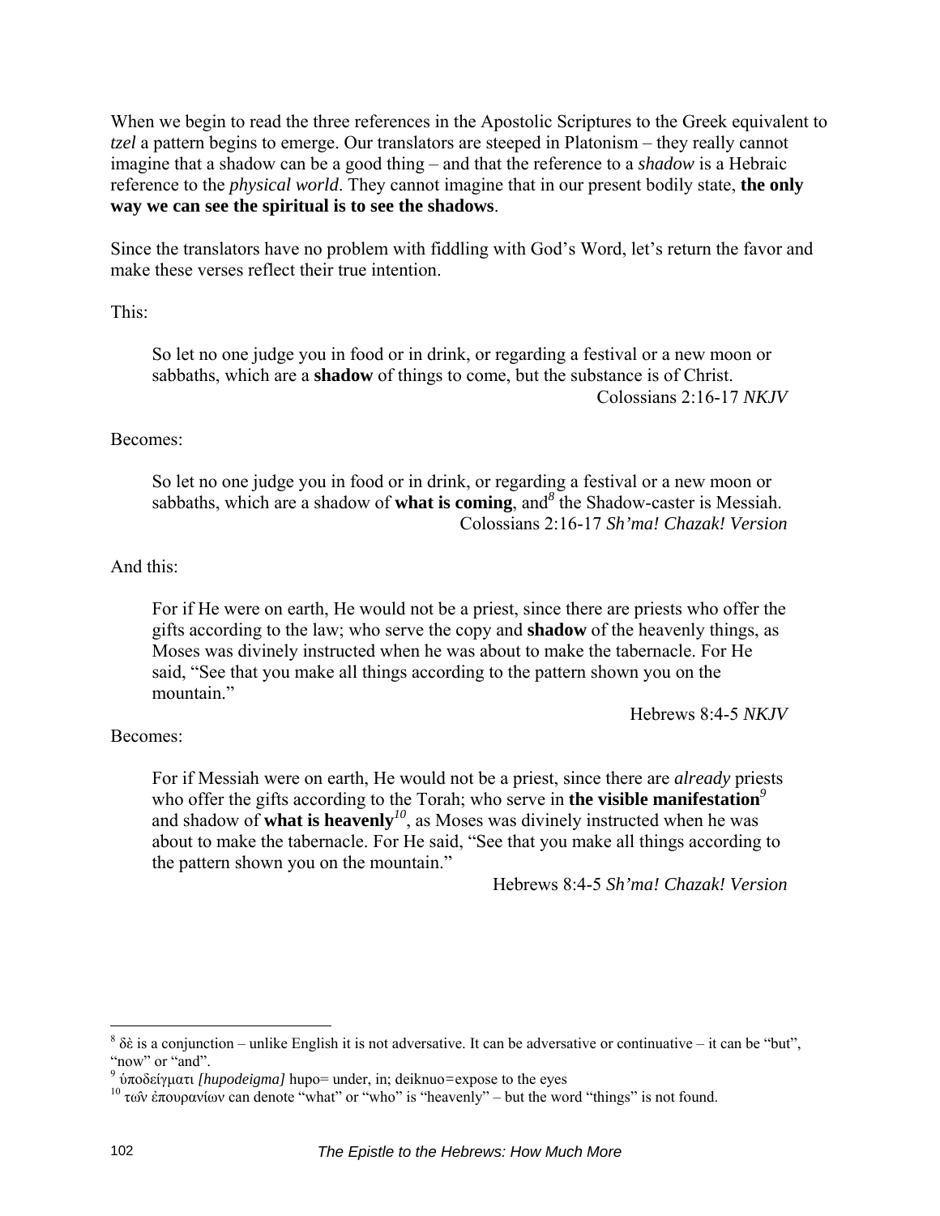When we begin to read the three references in the Apostolic Scriptures to the Greek equivalent to *tzel* a pattern begins to emerge. Our translators are steeped in Platonism – they really cannot imagine that a shadow can be a good thing – and that the reference to a *shadow* is a Hebraic reference to the *physical world*. They cannot imagine that in our present bodily state, **the only way we can see the spiritual is to see the shadows**.

Since the translators have no problem with fiddling with God's Word, let's return the favor and make these verses reflect their true intention.

This:

> So let no one judge you in food or in drink, or regarding a festival or a new moon or sabbaths, which are a **shadow** of things to come, but the substance is of Christ.
>
> Colossians 2:16-17 *NKJV*

Becomes:

> So let no one judge you in food or in drink, or regarding a festival or a new moon or sabbaths, which are a shadow of **what is coming**, and[8] the Shadow-caster is Messiah.
>
> Colossians 2:16-17 *Sh'ma! Chazak! Version*

And this:

> For if He were on earth, He would not be a priest, since there are priests who offer the gifts according to the law; who serve the copy and **shadow** of the heavenly things, as Moses was divinely instructed when he was about to make the tabernacle. For He said, "See that you make all things according to the pattern shown you on the mountain."
>
> Hebrews 8:4-5 *NKJV*

Becomes:

> For if Messiah were on earth, He would not be a priest, since there are *already* priests who offer the gifts according to the Torah; who serve in **the visible manifestation**[9] and shadow of **what is heavenly**[10], as Moses was divinely instructed when he was about to make the tabernacle. For He said, "See that you make all things according to the pattern shown you on the mountain."
>
> Hebrews 8:4-5 *Sh'ma! Chazak! Version*

---

[8] δὲ is a conjunction – unlike English it is not adversative. It can be adversative or continuative – it can be "but", "now" or "and".

[9] ὑποδείγματι *[hupodeigma]* hupo= under, in; deiknuo=expose to the eyes

[10] τῶν ἐπουρανίων can denote "what" or "who" is "heavenly" – but the word "things" is not found.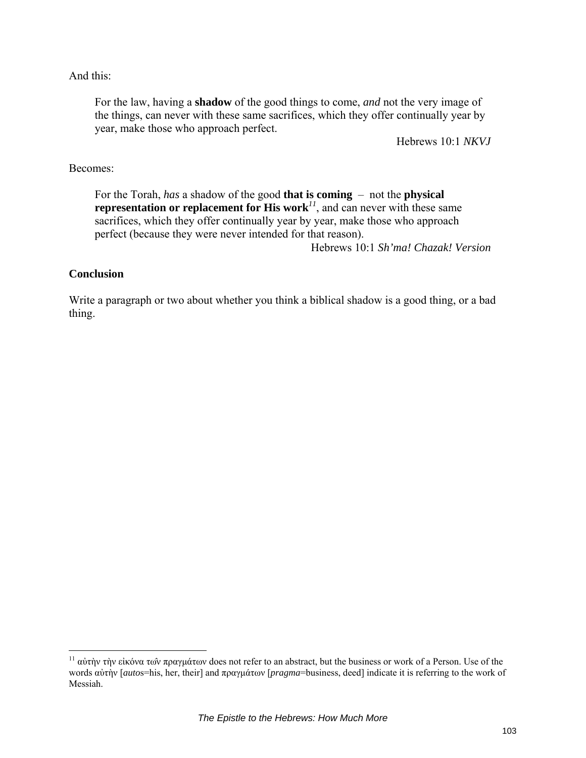And this:

> For the law, having a **shadow** of the good things to come, *and* not the very image of the things, can never with these same sacrifices, which they offer continually year by year, make those who approach perfect.
>
> Hebrews 10:1 *NKVJ*

Becomes:

> For the Torah, *has* a shadow of the good **that is coming** – not the **physical representation or replacement for His work**[11], and can never with these same sacrifices, which they offer continually year by year, make those who approach perfect (because they were never intended for that reason).
>
> Hebrews 10:1 *Sh'ma! Chazak! Version*

**Conclusion**

Write a paragraph or two about whether you think a biblical shadow is a good thing, or a bad thing.

---

[11] αὐτὴν τὴν εἰκόνα τῶν πραγμάτων does not refer to an abstract, but the business or work of a Person. Use of the words αὐτὴν [*autos*=his, her, their] and πραγμάτων [*pragma*=business, deed] indicate it is referring to the work of Messiah.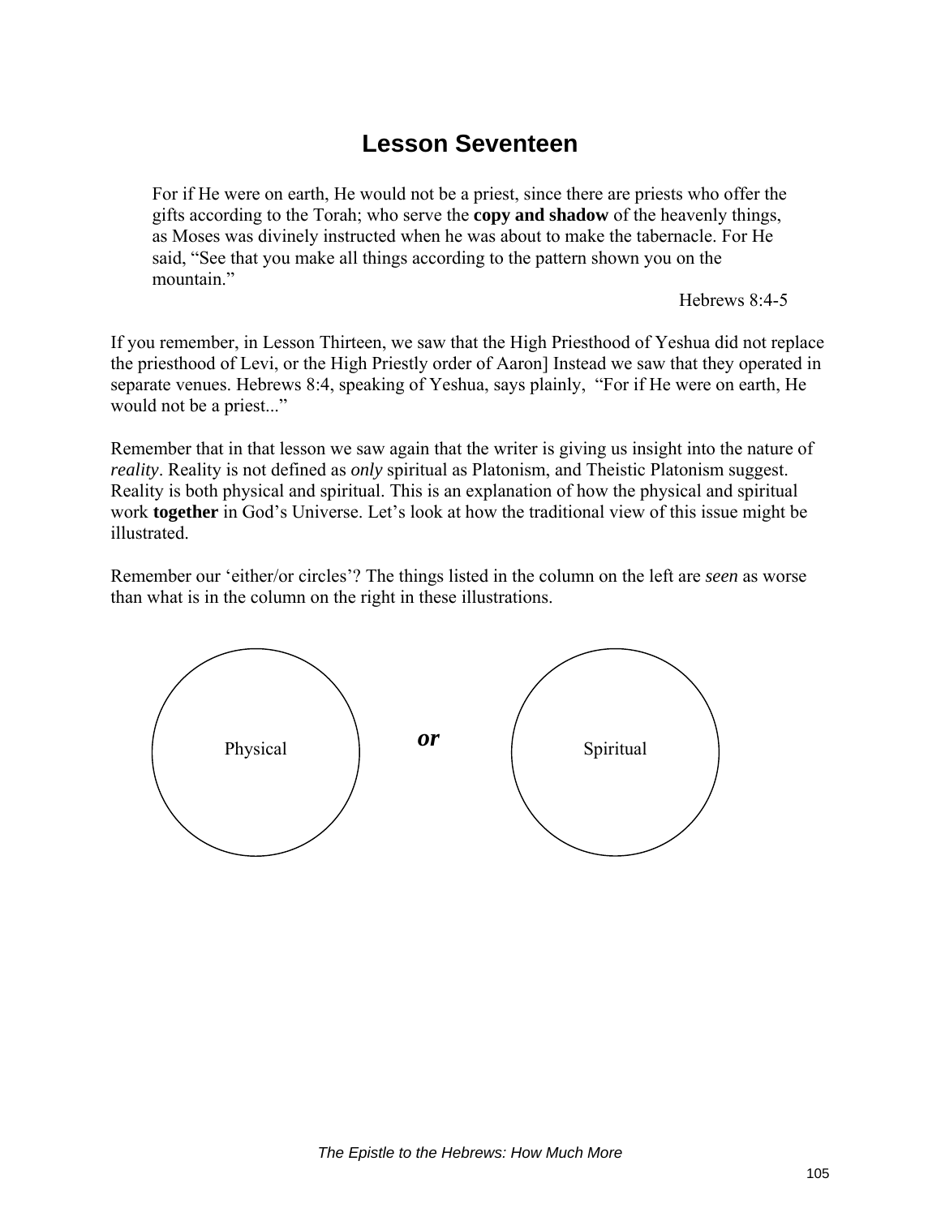# Lesson Seventeen

> For if He were on earth, He would not be a priest, since there are priests who offer the gifts according to the Torah; who serve the **copy and shadow** of the heavenly things, as Moses was divinely instructed when he was about to make the tabernacle. For He said, “See that you make all things according to the pattern shown you on the mountain.”
>
> Hebrews 8:4-5

If you remember, in Lesson Thirteen, we saw that the High Priesthood of Yeshua did not replace the priesthood of Levi, or the High Priestly order of Aaron] Instead we saw that they operated in separate venues. Hebrews 8:4, speaking of Yeshua, says plainly, “For if He were on earth, He would not be a priest...”

Remember that in that lesson we saw again that the writer is giving us insight into the nature of *reality*. Reality is not defined as *only* spiritual as Platonism, and Theistic Platonism suggest. Reality is both physical and spiritual. This is an explanation of how the physical and spiritual work **together** in God’s Universe. Let’s look at how the traditional view of this issue might be illustrated.

Remember our ‘either/or circles’? The things listed in the column on the left are *seen* as worse than what is in the column on the right in these illustrations.

Physical ***or*** Spiritual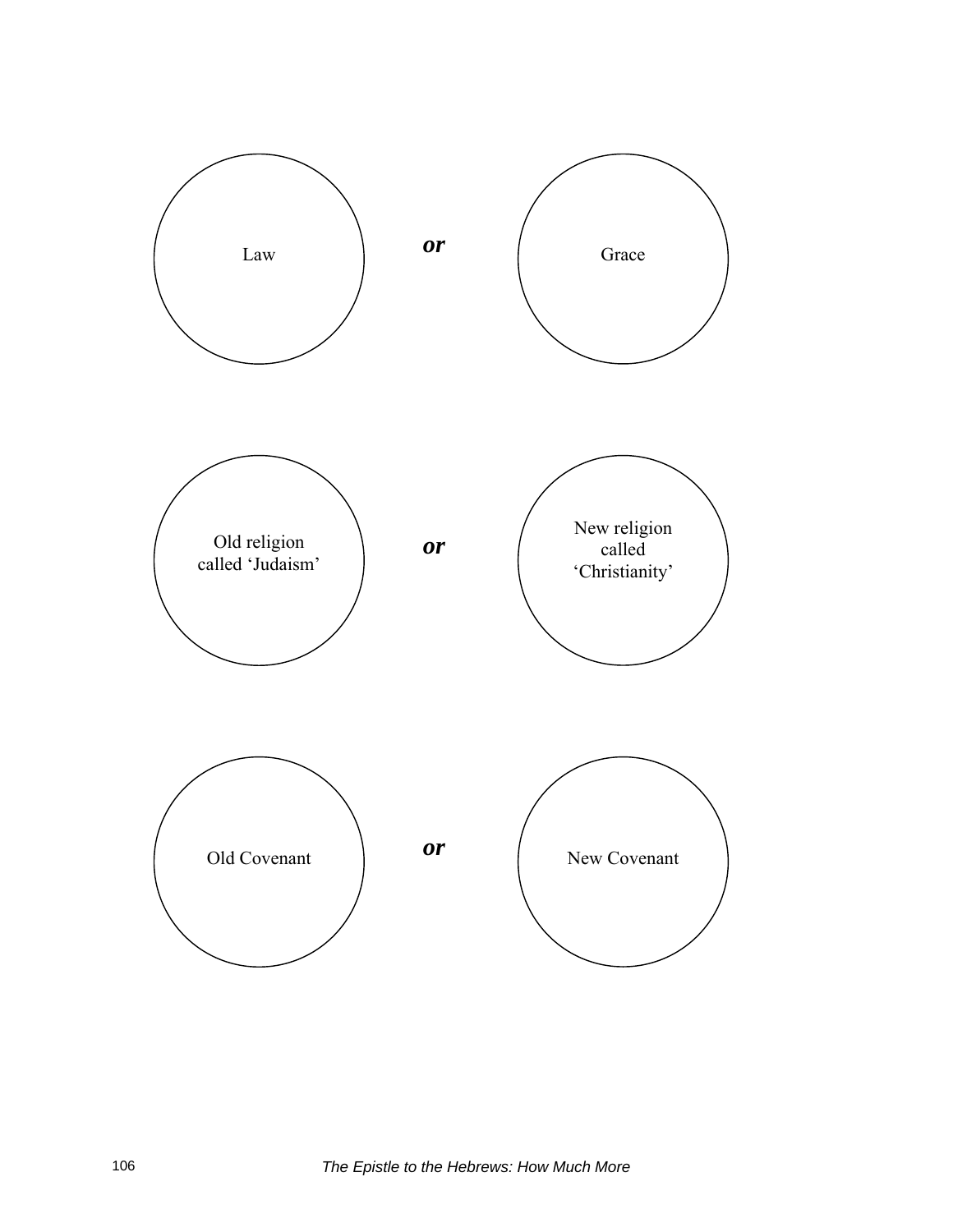Law *or* Grace

Old religion called 'Judaism' *or* New religion called 'Christianity'

Old Covenant *or* New Covenant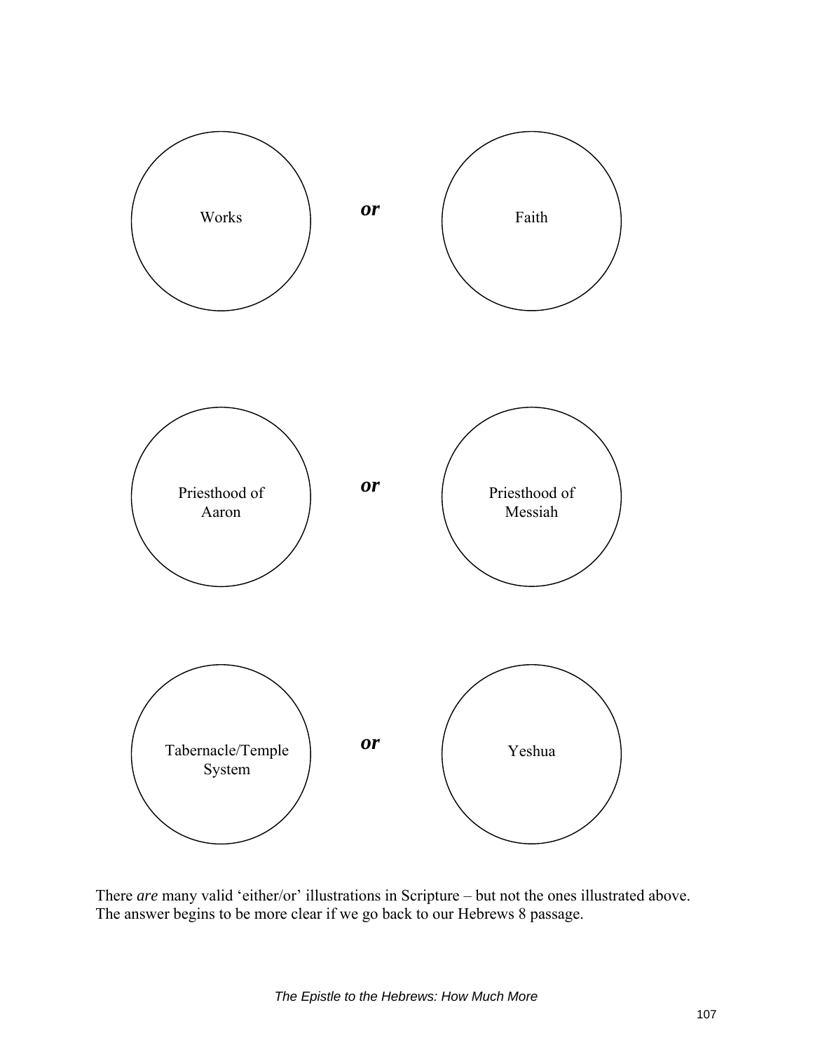Works *or* Faith

Priesthood of Aaron *or* Priesthood of Messiah

Tabernacle/Temple System *or* Yeshua

There *are* many valid 'either/or' illustrations in Scripture – but not the ones illustrated above. The answer begins to be more clear if we go back to our Hebrews 8 passage.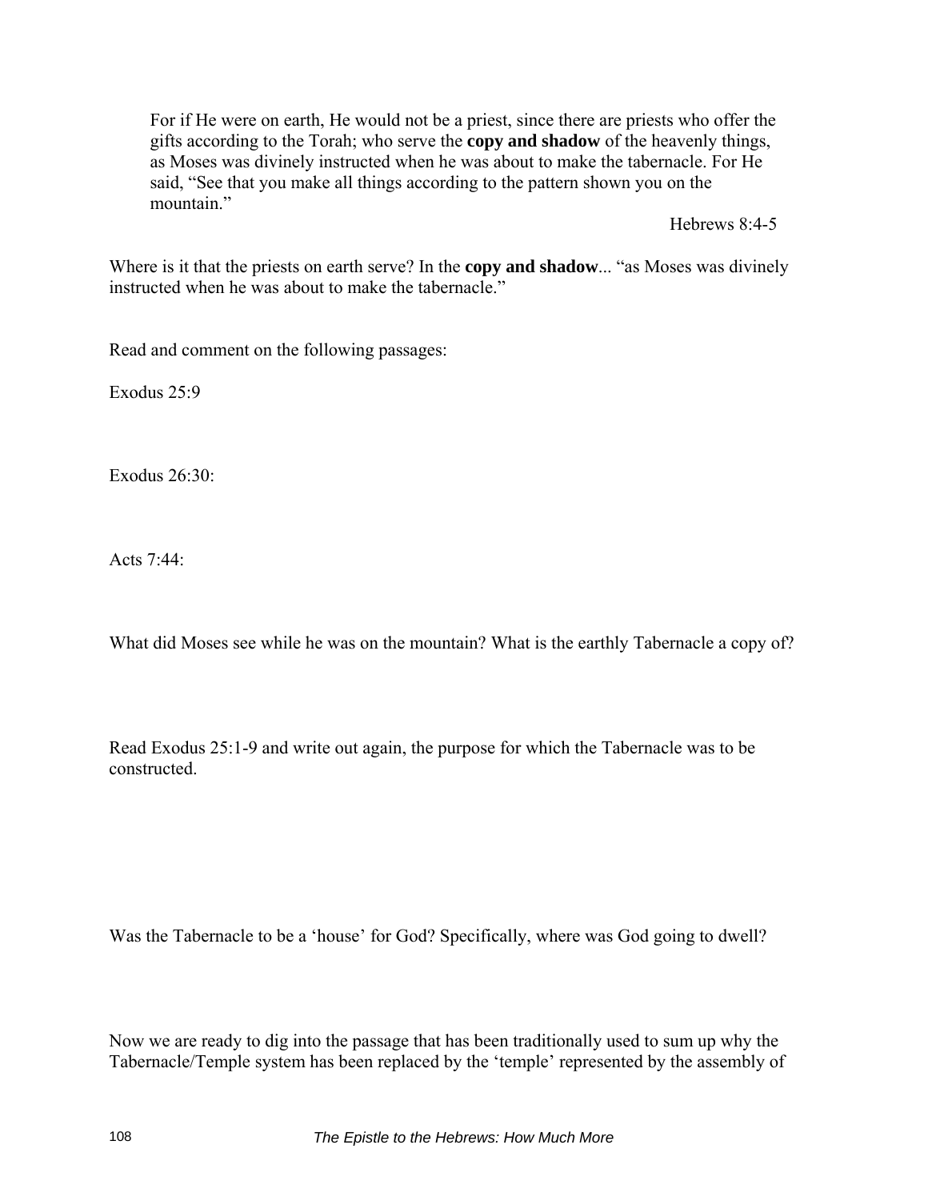> For if He were on earth, He would not be a priest, since there are priests who offer the gifts according to the Torah; who serve the **copy and shadow** of the heavenly things, as Moses was divinely instructed when he was about to make the tabernacle. For He said, "See that you make all things according to the pattern shown you on the mountain."
>
> Hebrews 8:4-5

Where is it that the priests on earth serve? In the **copy and shadow**... "as Moses was divinely instructed when he was about to make the tabernacle."

Read and comment on the following passages:

Exodus 25:9

Exodus 26:30:

Acts 7:44:

What did Moses see while he was on the mountain? What is the earthly Tabernacle a copy of?

Read Exodus 25:1-9 and write out again, the purpose for which the Tabernacle was to be constructed.

Was the Tabernacle to be a 'house' for God? Specifically, where was God going to dwell?

Now we are ready to dig into the passage that has been traditionally used to sum up why the Tabernacle/Temple system has been replaced by the 'temple' represented by the assembly of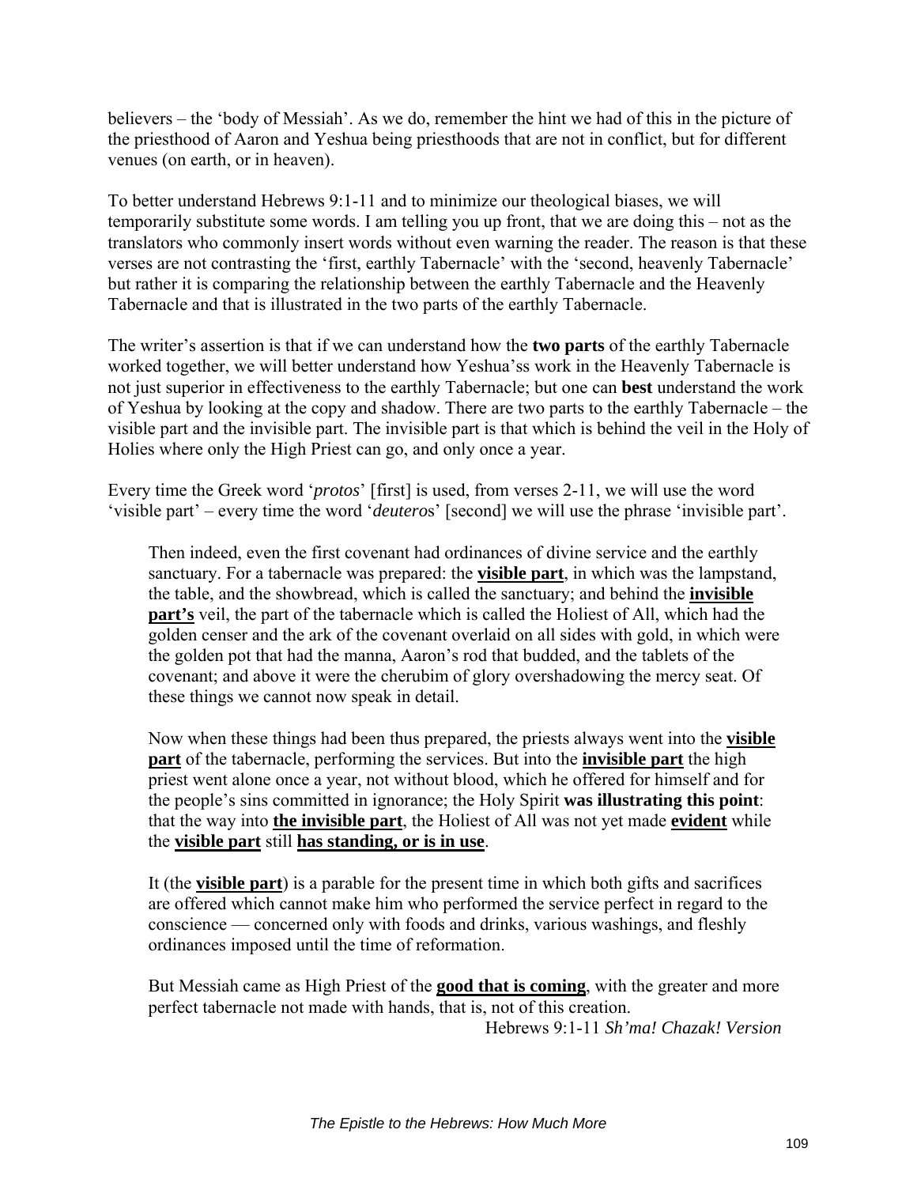believers – the 'body of Messiah'. As we do, remember the hint we had of this in the picture of the priesthood of Aaron and Yeshua being priesthoods that are not in conflict, but for different venues (on earth, or in heaven).

To better understand Hebrews 9:1-11 and to minimize our theological biases, we will temporarily substitute some words. I am telling you up front, that we are doing this – not as the translators who commonly insert words without even warning the reader. The reason is that these verses are not contrasting the 'first, earthly Tabernacle' with the 'second, heavenly Tabernacle' but rather it is comparing the relationship between the earthly Tabernacle and the Heavenly Tabernacle and that is illustrated in the two parts of the earthly Tabernacle.

The writer's assertion is that if we can understand how the **two parts** of the earthly Tabernacle worked together, we will better understand how Yeshua'ss work in the Heavenly Tabernacle is not just superior in effectiveness to the earthly Tabernacle; but one can **best** understand the work of Yeshua by looking at the copy and shadow. There are two parts to the earthly Tabernacle – the visible part and the invisible part. The invisible part is that which is behind the veil in the Holy of Holies where only the High Priest can go, and only once a year.

Every time the Greek word '*protos*' [first] is used, from verses 2-11, we will use the word 'visible part' – every time the word '*deuteros*' [second] we will use the phrase 'invisible part'.

> Then indeed, even the first covenant had ordinances of divine service and the earthly sanctuary. For a tabernacle was prepared: the <u>**visible part**</u>, in which was the lampstand, the table, and the showbread, which is called the sanctuary; and behind the <u>**invisible part's**</u> veil, the part of the tabernacle which is called the Holiest of All, which had the golden censer and the ark of the covenant overlaid on all sides with gold, in which were the golden pot that had the manna, Aaron's rod that budded, and the tablets of the covenant; and above it were the cherubim of glory overshadowing the mercy seat. Of these things we cannot now speak in detail.
>
> Now when these things had been thus prepared, the priests always went into the <u>**visible part**</u> of the tabernacle, performing the services. But into the <u>**invisible part**</u> the high priest went alone once a year, not without blood, which he offered for himself and for the people's sins committed in ignorance; the Holy Spirit **was illustrating this point**: that the way into <u>**the invisible part**</u>, the Holiest of All was not yet made <u>**evident**</u> while the <u>**visible part**</u> still <u>**has standing, or is in use**</u>.
>
> It (the <u>**visible part**</u>) is a parable for the present time in which both gifts and sacrifices are offered which cannot make him who performed the service perfect in regard to the conscience — concerned only with foods and drinks, various washings, and fleshly ordinances imposed until the time of reformation.
>
> But Messiah came as High Priest of the <u>**good that is coming**</u>, with the greater and more perfect tabernacle not made with hands, that is, not of this creation.
>
> Hebrews 9:1-11 *Sh'ma! Chazak! Version*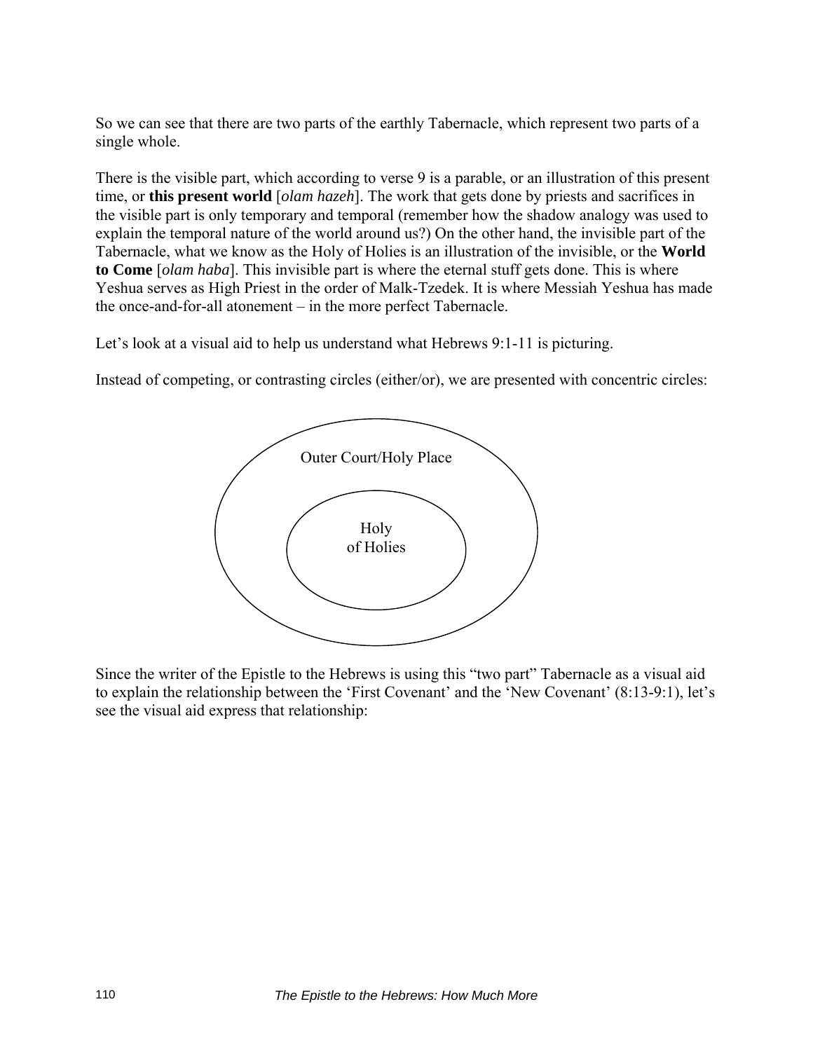So we can see that there are two parts of the earthly Tabernacle, which represent two parts of a single whole.

There is the visible part, which according to verse 9 is a parable, or an illustration of this present time, or **this present world** [*olam hazeh*]. The work that gets done by priests and sacrifices in the visible part is only temporary and temporal (remember how the shadow analogy was used to explain the temporal nature of the world around us?) On the other hand, the invisible part of the Tabernacle, what we know as the Holy of Holies is an illustration of the invisible, or the **World to Come** [*olam haba*]. This invisible part is where the eternal stuff gets done. This is where Yeshua serves as High Priest in the order of Malk-Tzedek. It is where Messiah Yeshua has made the once-and-for-all atonement – in the more perfect Tabernacle.

Let's look at a visual aid to help us understand what Hebrews 9:1-11 is picturing.

Instead of competing, or contrasting circles (either/or), we are presented with concentric circles:

Outer Court/Holy Place

Holy of Holies

Since the writer of the Epistle to the Hebrews is using this "two part" Tabernacle as a visual aid to explain the relationship between the 'First Covenant' and the 'New Covenant' (8:13-9:1), let's see the visual aid express that relationship: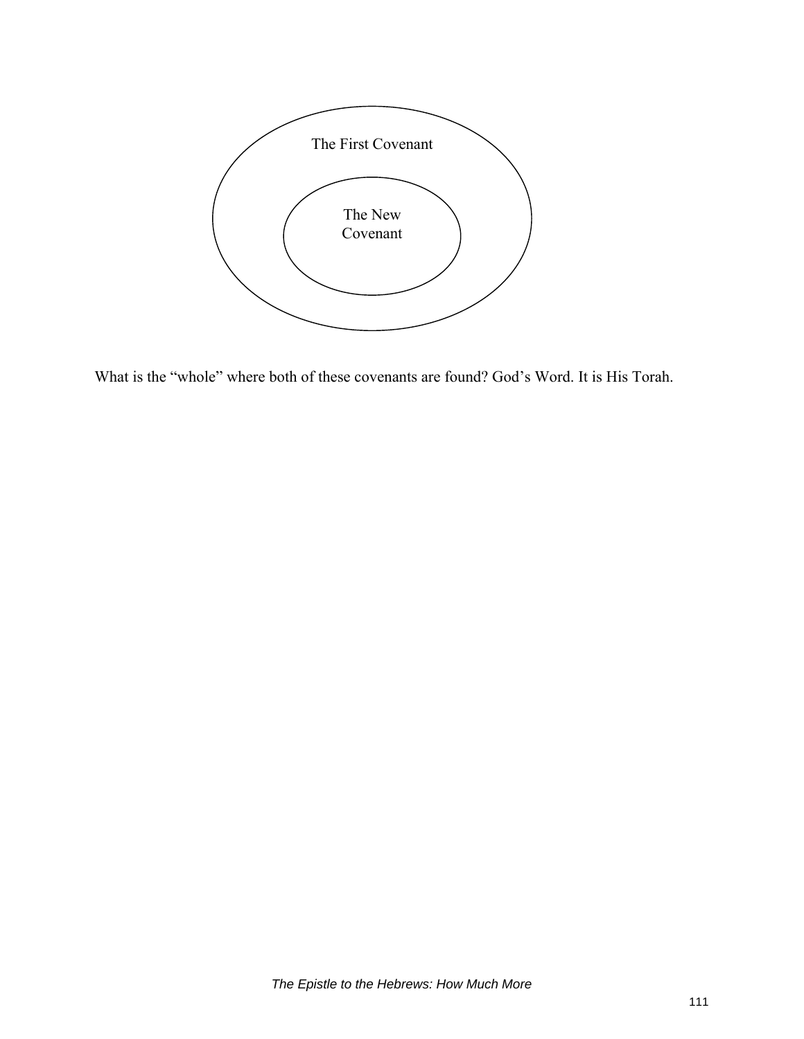The First Covenant

The New Covenant

What is the “whole” where both of these covenants are found? God’s Word. It is His Torah.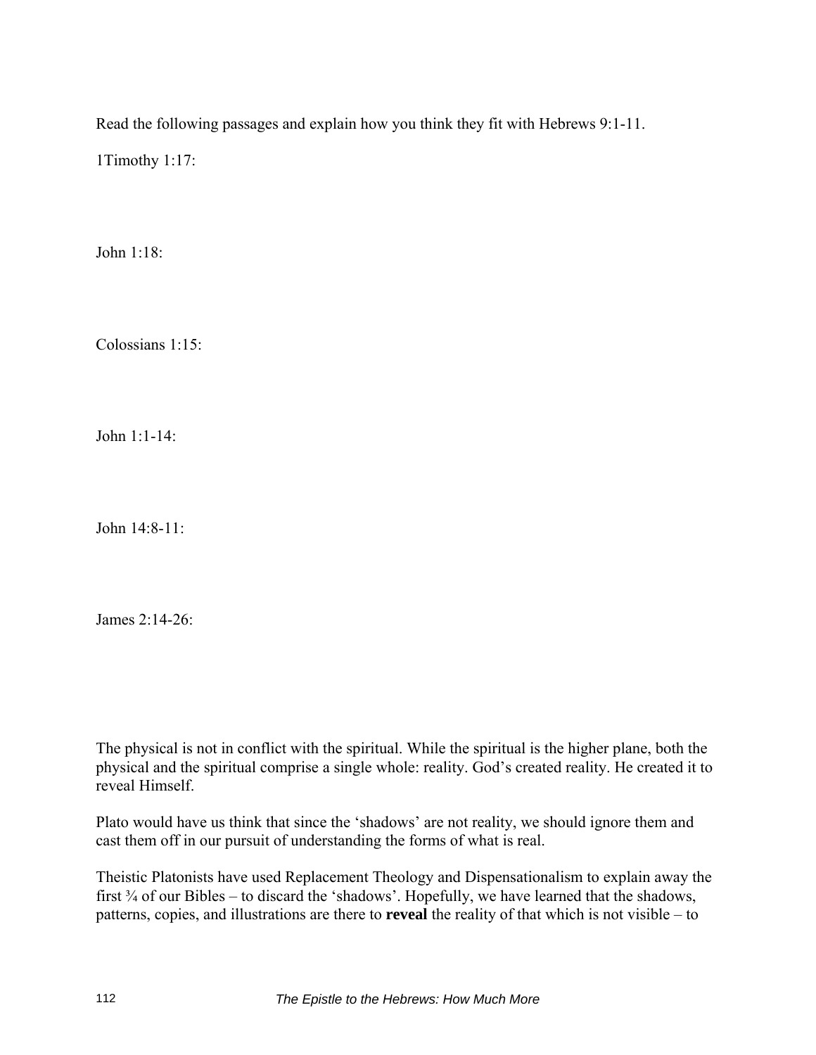Read the following passages and explain how you think they fit with Hebrews 9:1-11.

1Timothy 1:17:

John 1:18:

Colossians 1:15:

John 1:1-14:

John 14:8-11:

James 2:14-26:

The physical is not in conflict with the spiritual. While the spiritual is the higher plane, both the physical and the spiritual comprise a single whole: reality. God's created reality. He created it to reveal Himself.

Plato would have us think that since the 'shadows' are not reality, we should ignore them and cast them off in our pursuit of understanding the forms of what is real.

Theistic Platonists have used Replacement Theology and Dispensationalism to explain away the first ¾ of our Bibles – to discard the 'shadows'. Hopefully, we have learned that the shadows, patterns, copies, and illustrations are there to **reveal** the reality of that which is not visible – to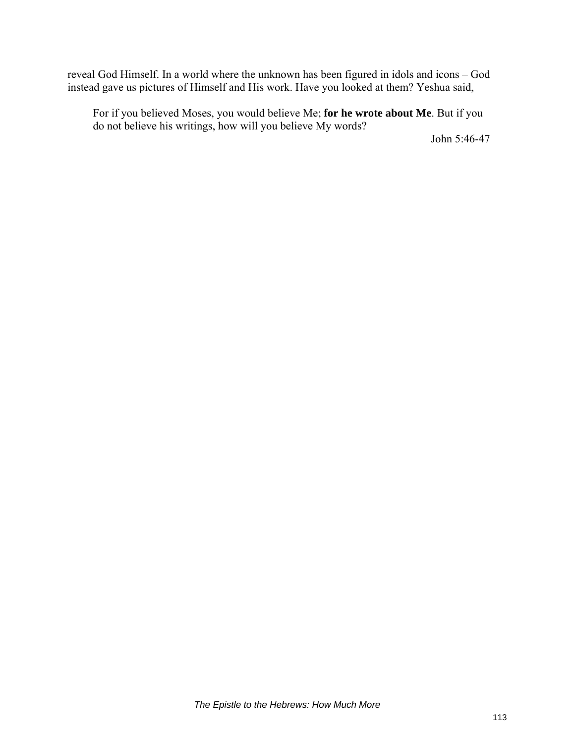reveal God Himself. In a world where the unknown has been figured in idols and icons – God instead gave us pictures of Himself and His work. Have you looked at them? Yeshua said,

> For if you believed Moses, you would believe Me; **for he wrote about Me**. But if you do not believe his writings, how will you believe My words?
>
> John 5:46-47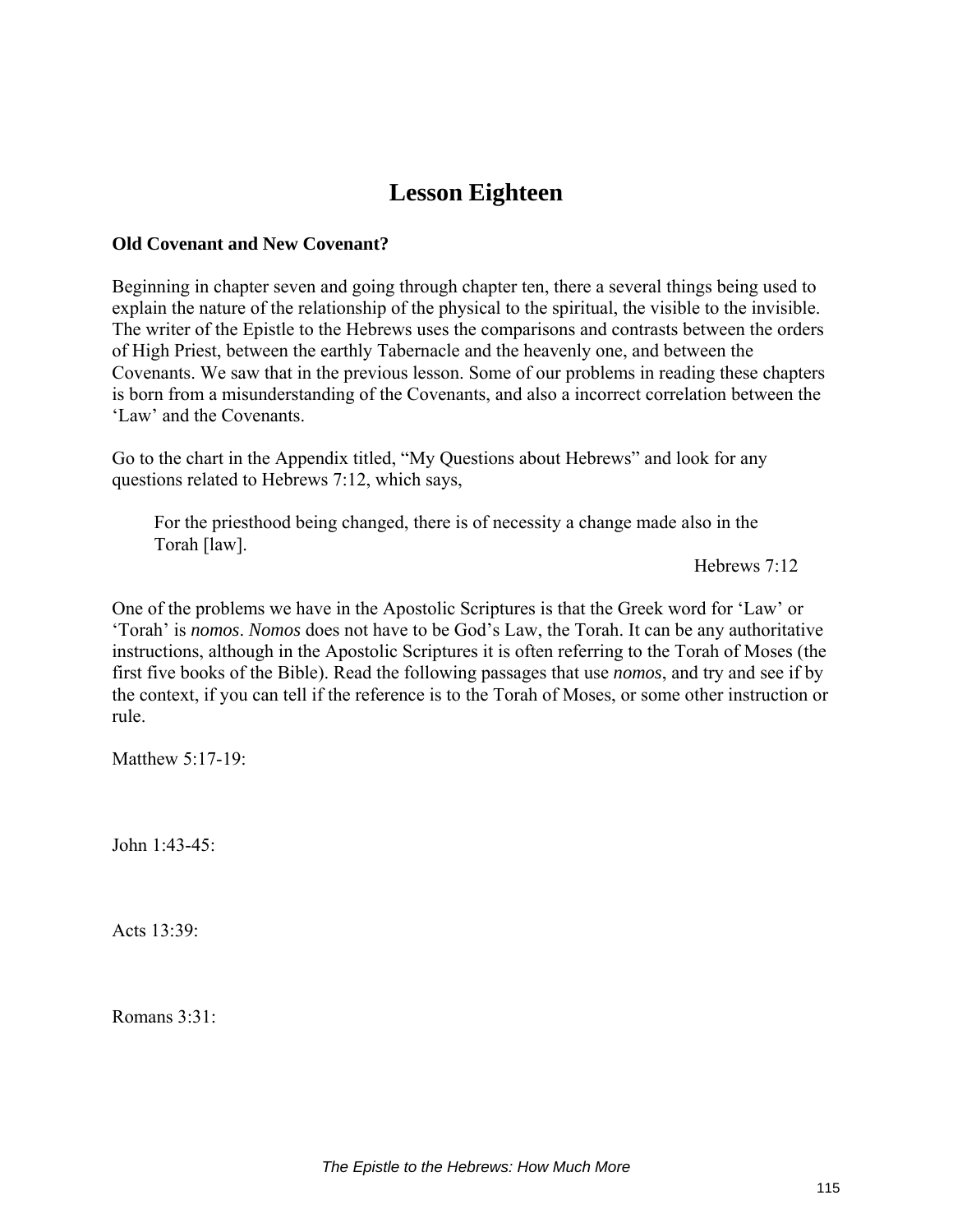# Lesson Eighteen

**Old Covenant and New Covenant?**

Beginning in chapter seven and going through chapter ten, there a several things being used to explain the nature of the relationship of the physical to the spiritual, the visible to the invisible. The writer of the Epistle to the Hebrews uses the comparisons and contrasts between the orders of High Priest, between the earthly Tabernacle and the heavenly one, and between the Covenants. We saw that in the previous lesson. Some of our problems in reading these chapters is born from a misunderstanding of the Covenants, and also a incorrect correlation between the 'Law' and the Covenants.

Go to the chart in the Appendix titled, "My Questions about Hebrews" and look for any questions related to Hebrews 7:12, which says,

> For the priesthood being changed, there is of necessity a change made also in the Torah [law].
>
> Hebrews 7:12

One of the problems we have in the Apostolic Scriptures is that the Greek word for 'Law' or 'Torah' is *nomos*. *Nomos* does not have to be God's Law, the Torah. It can be any authoritative instructions, although in the Apostolic Scriptures it is often referring to the Torah of Moses (the first five books of the Bible). Read the following passages that use *nomos*, and try and see if by the context, if you can tell if the reference is to the Torah of Moses, or some other instruction or rule.

Matthew 5:17-19:

John 1:43-45:

Acts 13:39:

Romans 3:31: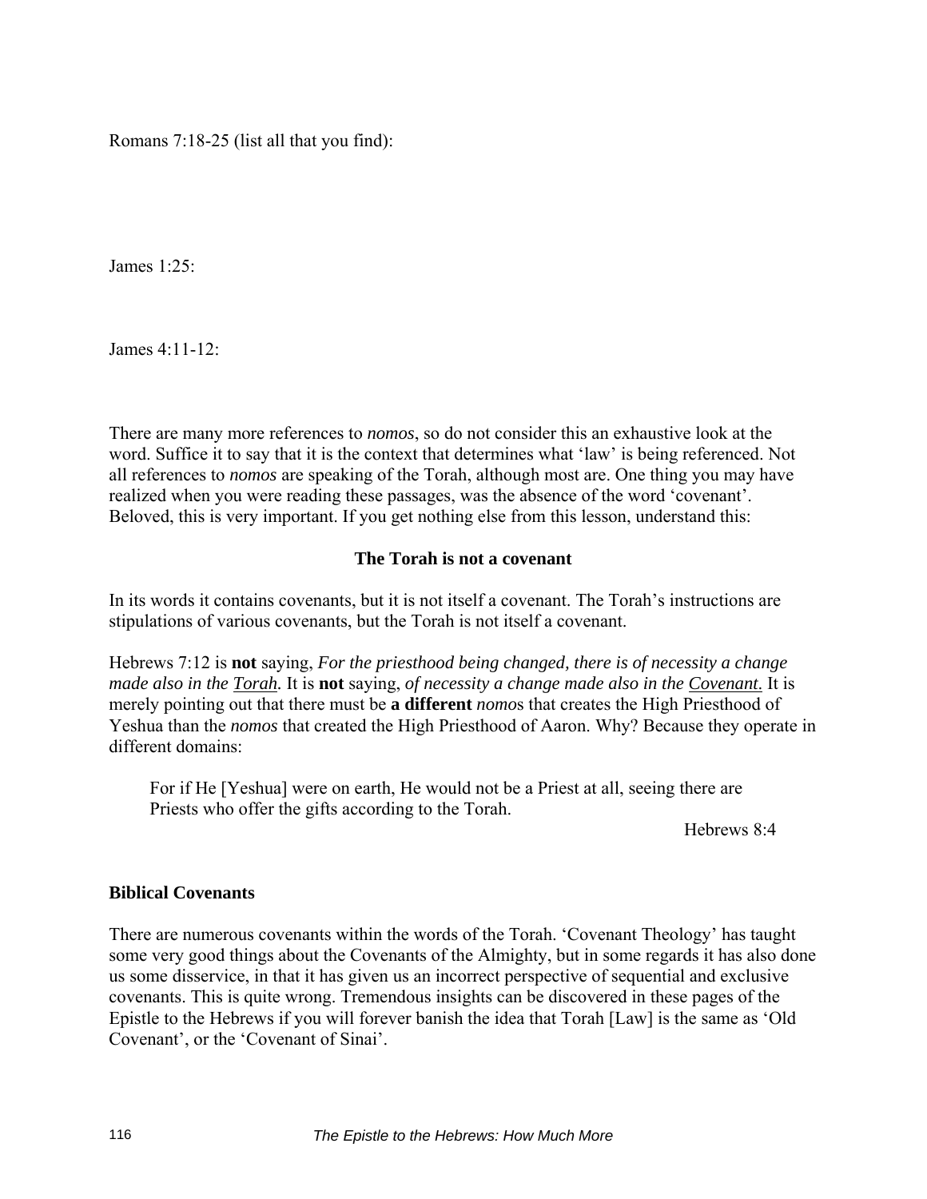Romans 7:18-25 (list all that you find):

James 1:25:

James 4:11-12:

There are many more references to *nomos*, so do not consider this an exhaustive look at the word. Suffice it to say that it is the context that determines what 'law' is being referenced. Not all references to *nomos* are speaking of the Torah, although most are. One thing you may have realized when you were reading these passages, was the absence of the word 'covenant'. Beloved, this is very important. If you get nothing else from this lesson, understand this:

**The Torah is not a covenant**

In its words it contains covenants, but it is not itself a covenant. The Torah's instructions are stipulations of various covenants, but the Torah is not itself a covenant.

Hebrews 7:12 is **not** saying, *For the priesthood being changed, there is of necessity a change made also in the <u>Torah</u>.* It is **not** saying, *of necessity a change made also in the <u>Covenant</u>.* It is merely pointing out that there must be **a different** *nomos* that creates the High Priesthood of Yeshua than the *nomos* that created the High Priesthood of Aaron. Why? Because they operate in different domains:

> For if He [Yeshua] were on earth, He would not be a Priest at all, seeing there are Priests who offer the gifts according to the Torah.
>
> Hebrews 8:4

**Biblical Covenants**

There are numerous covenants within the words of the Torah. 'Covenant Theology' has taught some very good things about the Covenants of the Almighty, but in some regards it has also done us some disservice, in that it has given us an incorrect perspective of sequential and exclusive covenants. This is quite wrong. Tremendous insights can be discovered in these pages of the Epistle to the Hebrews if you will forever banish the idea that Torah [Law] is the same as 'Old Covenant', or the 'Covenant of Sinai'.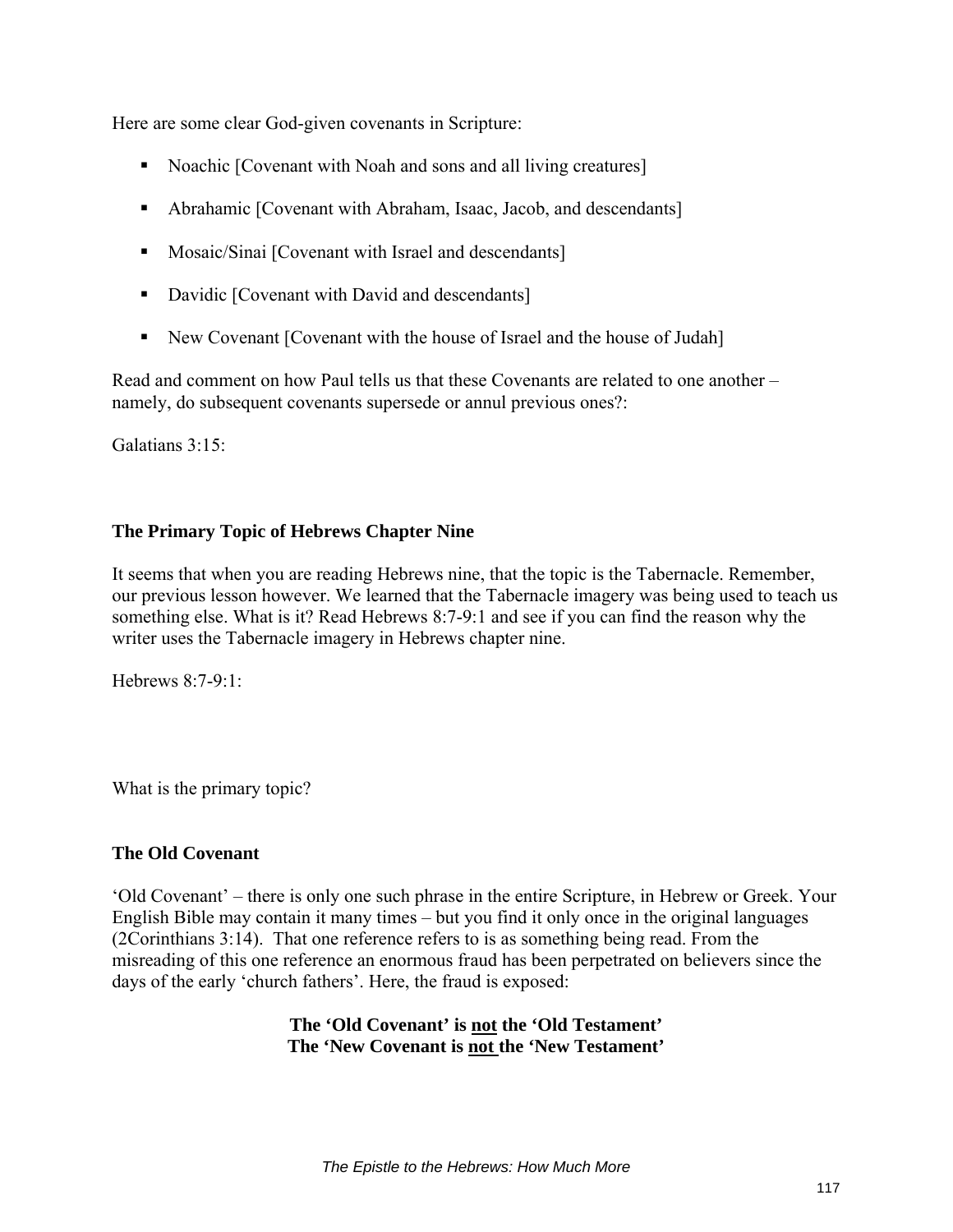Here are some clear God-given covenants in Scripture:

- Noachic [Covenant with Noah and sons and all living creatures]
- Abrahamic [Covenant with Abraham, Isaac, Jacob, and descendants]
- Mosaic/Sinai [Covenant with Israel and descendants]
- Davidic [Covenant with David and descendants]
- New Covenant [Covenant with the house of Israel and the house of Judah]

Read and comment on how Paul tells us that these Covenants are related to one another – namely, do subsequent covenants supersede or annul previous ones?:

Galatians 3:15:

### The Primary Topic of Hebrews Chapter Nine

It seems that when you are reading Hebrews nine, that the topic is the Tabernacle. Remember, our previous lesson however. We learned that the Tabernacle imagery was being used to teach us something else. What is it? Read Hebrews 8:7-9:1 and see if you can find the reason why the writer uses the Tabernacle imagery in Hebrews chapter nine.

Hebrews 8:7-9:1:

What is the primary topic?

### The Old Covenant

'Old Covenant' – there is only one such phrase in the entire Scripture, in Hebrew or Greek. Your English Bible may contain it many times – but you find it only once in the original languages (2Corinthians 3:14). That one reference refers to is as something being read. From the misreading of this one reference an enormous fraud has been perpetrated on believers since the days of the early 'church fathers'. Here, the fraud is exposed:

**The 'Old Covenant' is <u>not</u> the 'Old Testament'**
**The 'New Covenant is <u>not</u> the 'New Testament'**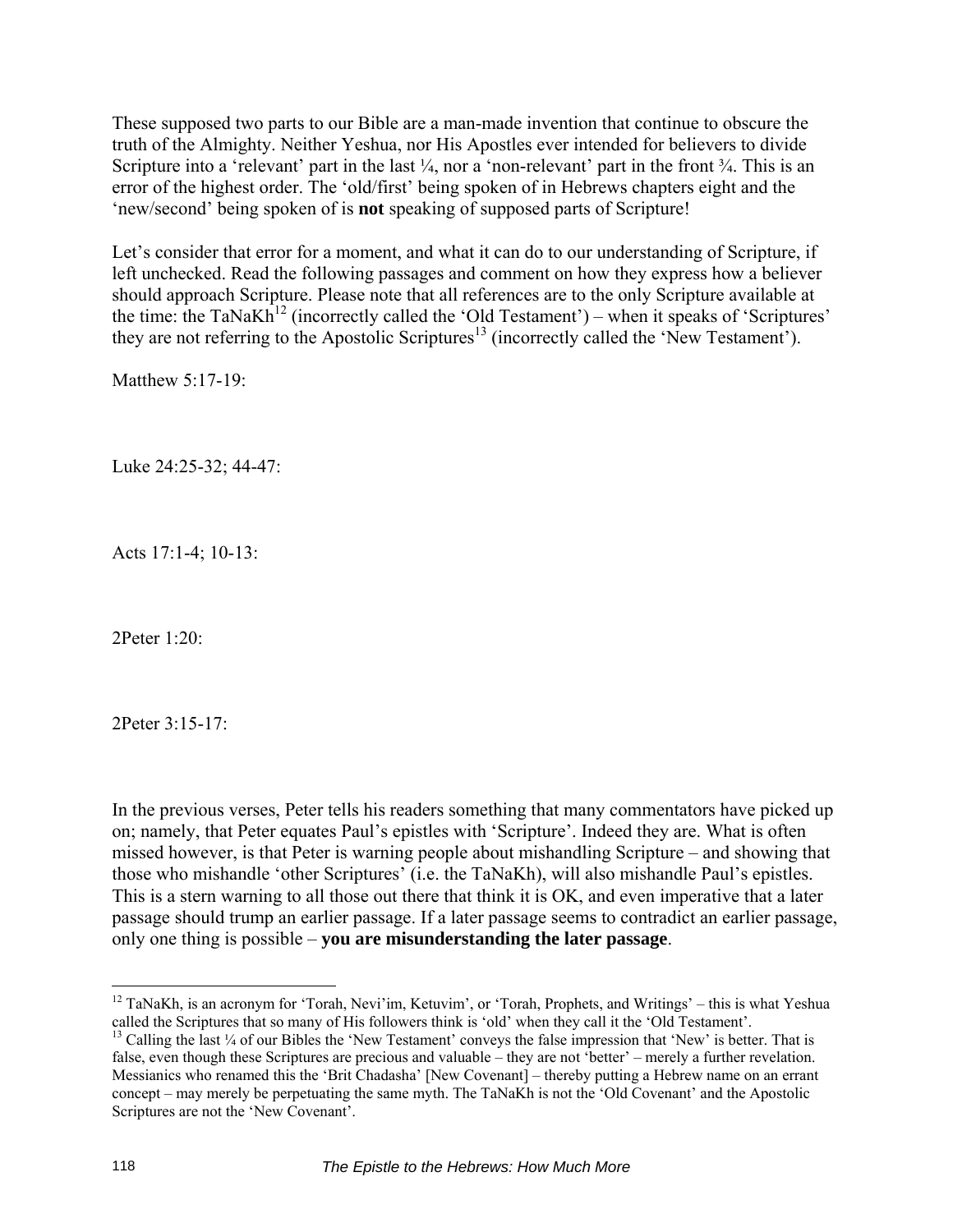These supposed two parts to our Bible are a man-made invention that continue to obscure the truth of the Almighty. Neither Yeshua, nor His Apostles ever intended for believers to divide Scripture into a 'relevant' part in the last ¼, nor a 'non-relevant' part in the front ¾. This is an error of the highest order. The 'old/first' being spoken of in Hebrews chapters eight and the 'new/second' being spoken of is **not** speaking of supposed parts of Scripture!

Let's consider that error for a moment, and what it can do to our understanding of Scripture, if left unchecked. Read the following passages and comment on how they express how a believer should approach Scripture. Please note that all references are to the only Scripture available at the time: the TaNaKh[12] (incorrectly called the 'Old Testament') – when it speaks of 'Scriptures' they are not referring to the Apostolic Scriptures[13] (incorrectly called the 'New Testament').

Matthew 5:17-19:

Luke 24:25-32; 44-47:

Acts 17:1-4; 10-13:

2Peter 1:20:

2Peter 3:15-17:

In the previous verses, Peter tells his readers something that many commentators have picked up on; namely, that Peter equates Paul's epistles with 'Scripture'. Indeed they are. What is often missed however, is that Peter is warning people about mishandling Scripture – and showing that those who mishandle 'other Scriptures' (i.e. the TaNaKh), will also mishandle Paul's epistles. This is a stern warning to all those out there that think it is OK, and even imperative that a later passage should trump an earlier passage. If a later passage seems to contradict an earlier passage, only one thing is possible – **you are misunderstanding the later passage**.

---

[12] TaNaKh, is an acronym for 'Torah, Nevi'im, Ketuvim', or 'Torah, Prophets, and Writings' – this is what Yeshua called the Scriptures that so many of His followers think is 'old' when they call it the 'Old Testament'.

[13] Calling the last ¼ of our Bibles the 'New Testament' conveys the false impression that 'New' is better. That is false, even though these Scriptures are precious and valuable – they are not 'better' – merely a further revelation. Messianics who renamed this the 'Brit Chadasha' [New Covenant] – thereby putting a Hebrew name on an errant concept – may merely be perpetuating the same myth. The TaNaKh is not the 'Old Covenant' and the Apostolic Scriptures are not the 'New Covenant'.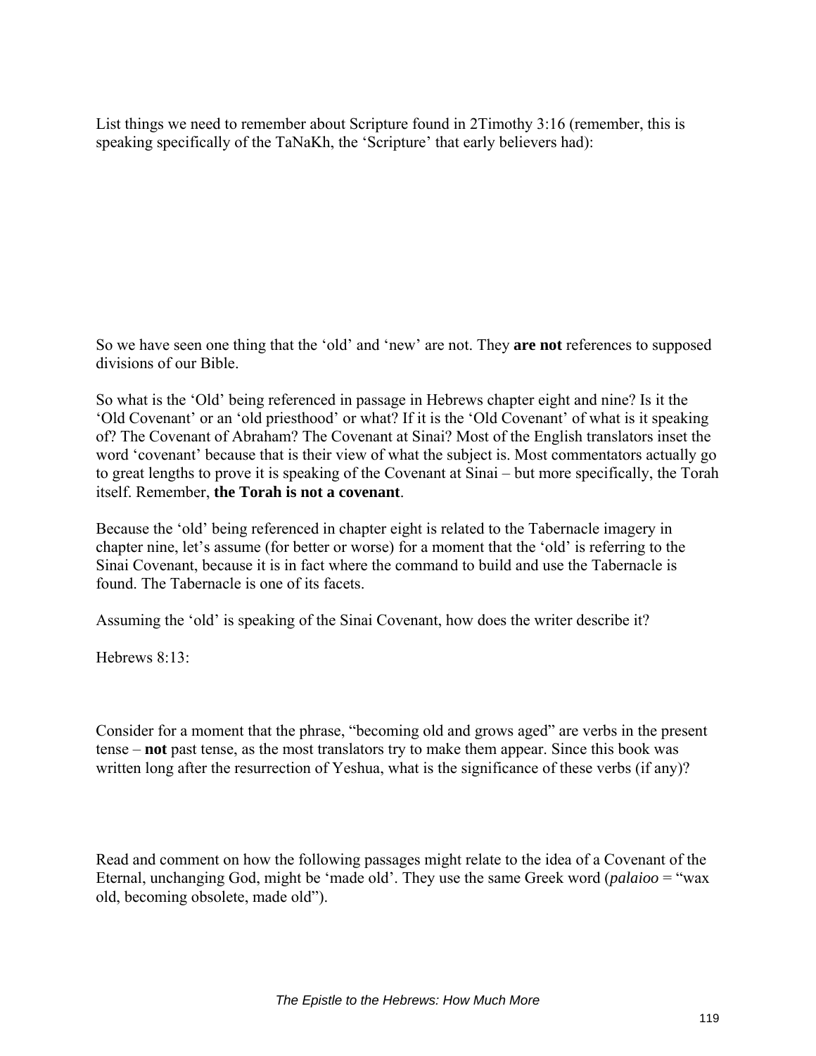List things we need to remember about Scripture found in 2Timothy 3:16 (remember, this is speaking specifically of the TaNaKh, the 'Scripture' that early believers had):

So we have seen one thing that the 'old' and 'new' are not. They **are not** references to supposed divisions of our Bible.

So what is the 'Old' being referenced in passage in Hebrews chapter eight and nine? Is it the 'Old Covenant' or an 'old priesthood' or what? If it is the 'Old Covenant' of what is it speaking of? The Covenant of Abraham? The Covenant at Sinai? Most of the English translators inset the word 'covenant' because that is their view of what the subject is. Most commentators actually go to great lengths to prove it is speaking of the Covenant at Sinai – but more specifically, the Torah itself. Remember, **the Torah is not a covenant**.

Because the 'old' being referenced in chapter eight is related to the Tabernacle imagery in chapter nine, let's assume (for better or worse) for a moment that the 'old' is referring to the Sinai Covenant, because it is in fact where the command to build and use the Tabernacle is found. The Tabernacle is one of its facets.

Assuming the 'old' is speaking of the Sinai Covenant, how does the writer describe it?

Hebrews 8:13:

Consider for a moment that the phrase, "becoming old and grows aged" are verbs in the present tense – **not** past tense, as the most translators try to make them appear. Since this book was written long after the resurrection of Yeshua, what is the significance of these verbs (if any)?

Read and comment on how the following passages might relate to the idea of a Covenant of the Eternal, unchanging God, might be 'made old'. They use the same Greek word (*palaioo* = "wax old, becoming obsolete, made old").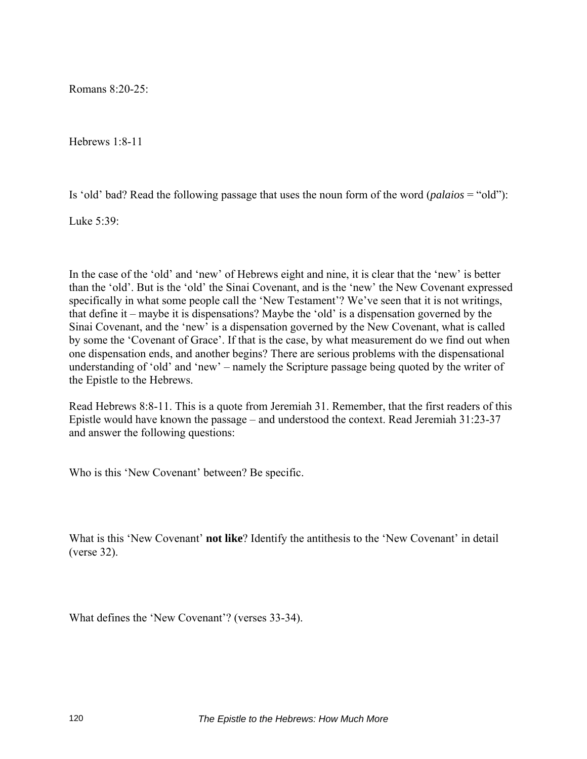Romans 8:20-25:

Hebrews 1:8-11

Is 'old' bad? Read the following passage that uses the noun form of the word (*palaios* = "old"):

Luke 5:39:

In the case of the 'old' and 'new' of Hebrews eight and nine, it is clear that the 'new' is better than the 'old'. But is the 'old' the Sinai Covenant, and is the 'new' the New Covenant expressed specifically in what some people call the 'New Testament'? We've seen that it is not writings, that define it – maybe it is dispensations? Maybe the 'old' is a dispensation governed by the Sinai Covenant, and the 'new' is a dispensation governed by the New Covenant, what is called by some the 'Covenant of Grace'. If that is the case, by what measurement do we find out when one dispensation ends, and another begins? There are serious problems with the dispensational understanding of 'old' and 'new' – namely the Scripture passage being quoted by the writer of the Epistle to the Hebrews.

Read Hebrews 8:8-11. This is a quote from Jeremiah 31. Remember, that the first readers of this Epistle would have known the passage – and understood the context. Read Jeremiah 31:23-37 and answer the following questions:

Who is this 'New Covenant' between? Be specific.

What is this 'New Covenant' **not like**? Identify the antithesis to the 'New Covenant' in detail (verse 32).

What defines the 'New Covenant'? (verses 33-34).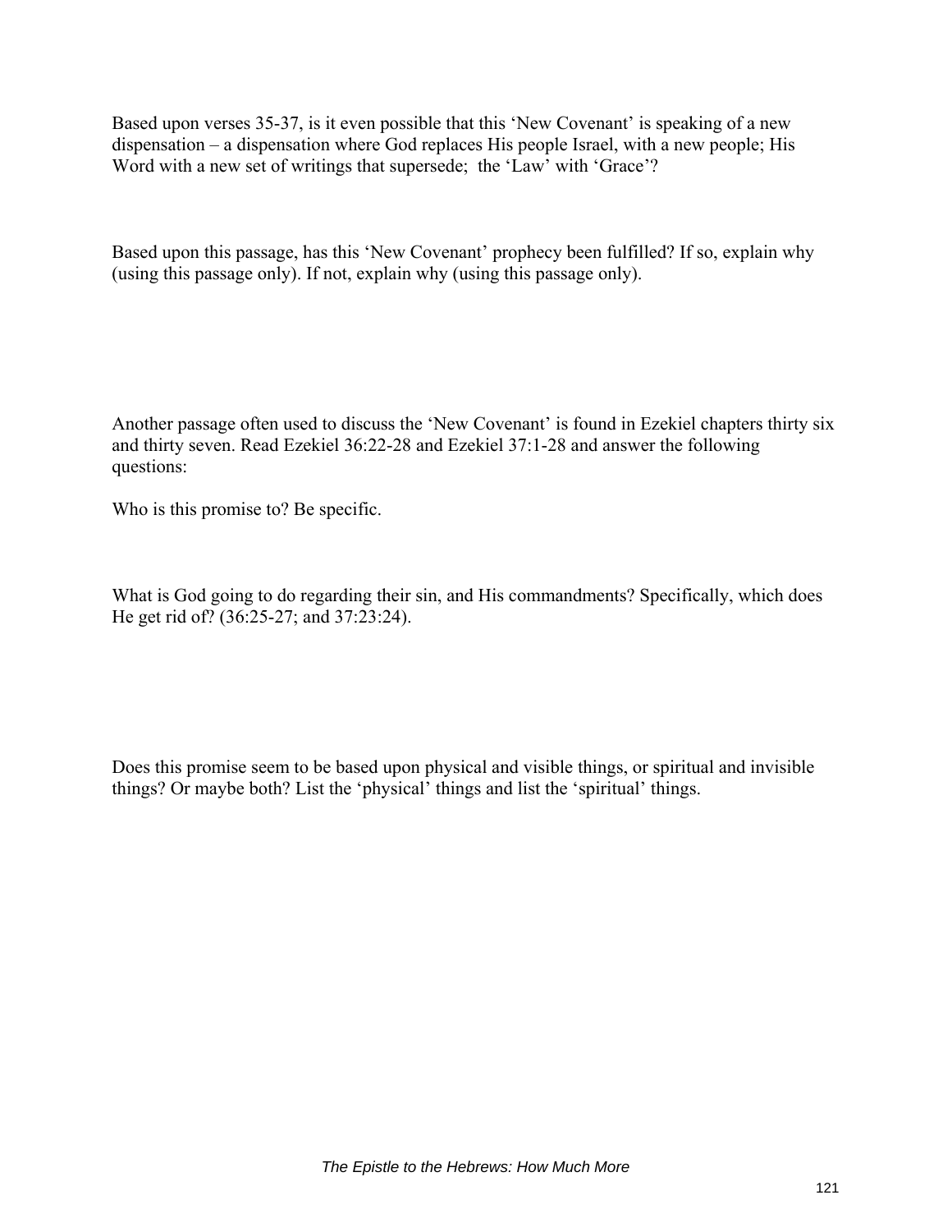Based upon verses 35-37, is it even possible that this 'New Covenant' is speaking of a new dispensation – a dispensation where God replaces His people Israel, with a new people; His Word with a new set of writings that supersede; the 'Law' with 'Grace'?

Based upon this passage, has this 'New Covenant' prophecy been fulfilled? If so, explain why (using this passage only). If not, explain why (using this passage only).

Another passage often used to discuss the 'New Covenant' is found in Ezekiel chapters thirty six and thirty seven. Read Ezekiel 36:22-28 and Ezekiel 37:1-28 and answer the following questions:

Who is this promise to? Be specific.

What is God going to do regarding their sin, and His commandments? Specifically, which does He get rid of? (36:25-27; and 37:23:24).

Does this promise seem to be based upon physical and visible things, or spiritual and invisible things? Or maybe both? List the 'physical' things and list the 'spiritual' things.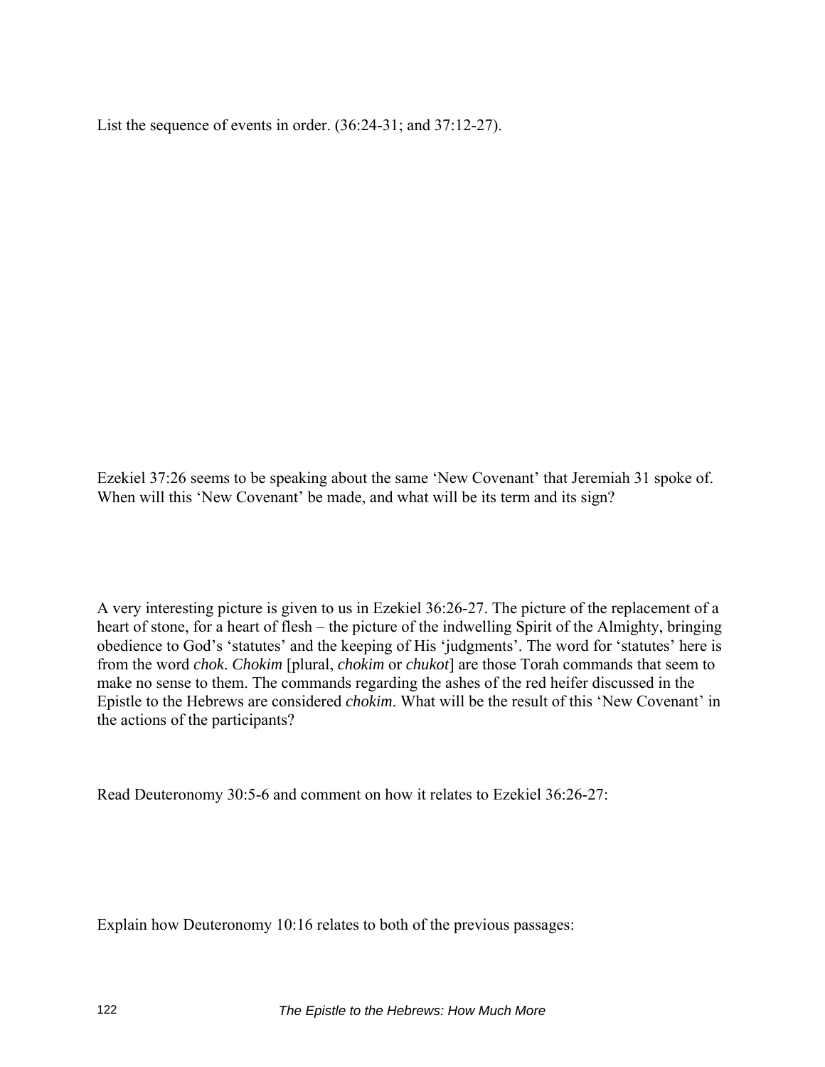List the sequence of events in order. (36:24-31; and 37:12-27).

Ezekiel 37:26 seems to be speaking about the same ‘New Covenant’ that Jeremiah 31 spoke of. When will this ‘New Covenant’ be made, and what will be its term and its sign?

A very interesting picture is given to us in Ezekiel 36:26-27. The picture of the replacement of a heart of stone, for a heart of flesh – the picture of the indwelling Spirit of the Almighty, bringing obedience to God’s ‘statutes’ and the keeping of His ‘judgments’. The word for ‘statutes’ here is from the word *chok*. *Chokim* [plural, *chokim* or *chukot*] are those Torah commands that seem to make no sense to them. The commands regarding the ashes of the red heifer discussed in the Epistle to the Hebrews are considered *chokim*. What will be the result of this ‘New Covenant’ in the actions of the participants?

Read Deuteronomy 30:5-6 and comment on how it relates to Ezekiel 36:26-27:

Explain how Deuteronomy 10:16 relates to both of the previous passages: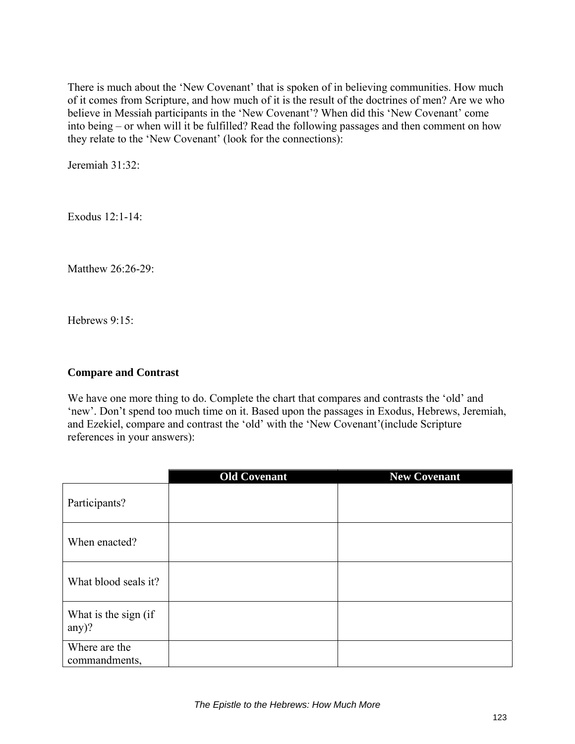There is much about the 'New Covenant' that is spoken of in believing communities. How much of it comes from Scripture, and how much of it is the result of the doctrines of men? Are we who believe in Messiah participants in the 'New Covenant'? When did this 'New Covenant' come into being – or when will it be fulfilled? Read the following passages and then comment on how they relate to the 'New Covenant' (look for the connections):

Jeremiah 31:32:

Exodus 12:1-14:

Matthew 26:26-29:

Hebrews 9:15:

**Compare and Contrast**

We have one more thing to do. Complete the chart that compares and contrasts the 'old' and 'new'. Don't spend too much time on it. Based upon the passages in Exodus, Hebrews, Jeremiah, and Ezekiel, compare and contrast the 'old' with the 'New Covenant'(include Scripture references in your answers):

| | Old Covenant | New Covenant |
|---|---|---|
| Participants? | | |
| When enacted? | | |
| What blood seals it? | | |
| What is the sign (if any)? | | |
| Where are the commandments, | | |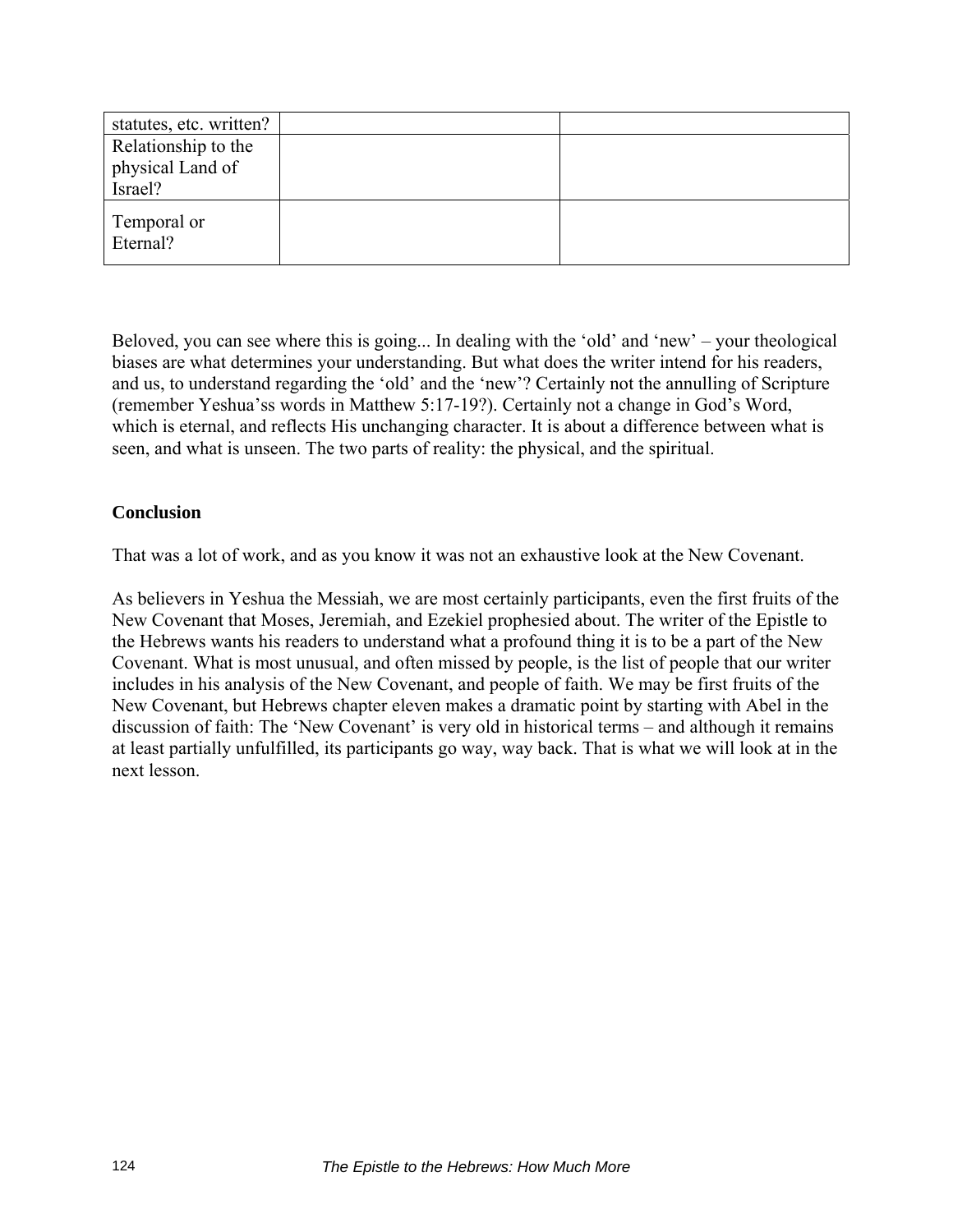| | | |
|---|---|---|
| statutes, etc. written? | | |
| Relationship to the physical Land of Israel? | | |
| Temporal or Eternal? | | |

Beloved, you can see where this is going... In dealing with the 'old' and 'new' – your theological biases are what determines your understanding. But what does the writer intend for his readers, and us, to understand regarding the 'old' and the 'new'? Certainly not the annulling of Scripture (remember Yeshua'ss words in Matthew 5:17-19?). Certainly not a change in God's Word, which is eternal, and reflects His unchanging character. It is about a difference between what is seen, and what is unseen. The two parts of reality: the physical, and the spiritual.

**Conclusion**

That was a lot of work, and as you know it was not an exhaustive look at the New Covenant.

As believers in Yeshua the Messiah, we are most certainly participants, even the first fruits of the New Covenant that Moses, Jeremiah, and Ezekiel prophesied about. The writer of the Epistle to the Hebrews wants his readers to understand what a profound thing it is to be a part of the New Covenant. What is most unusual, and often missed by people, is the list of people that our writer includes in his analysis of the New Covenant, and people of faith. We may be first fruits of the New Covenant, but Hebrews chapter eleven makes a dramatic point by starting with Abel in the discussion of faith: The 'New Covenant' is very old in historical terms – and although it remains at least partially unfulfilled, its participants go way, way back. That is what we will look at in the next lesson.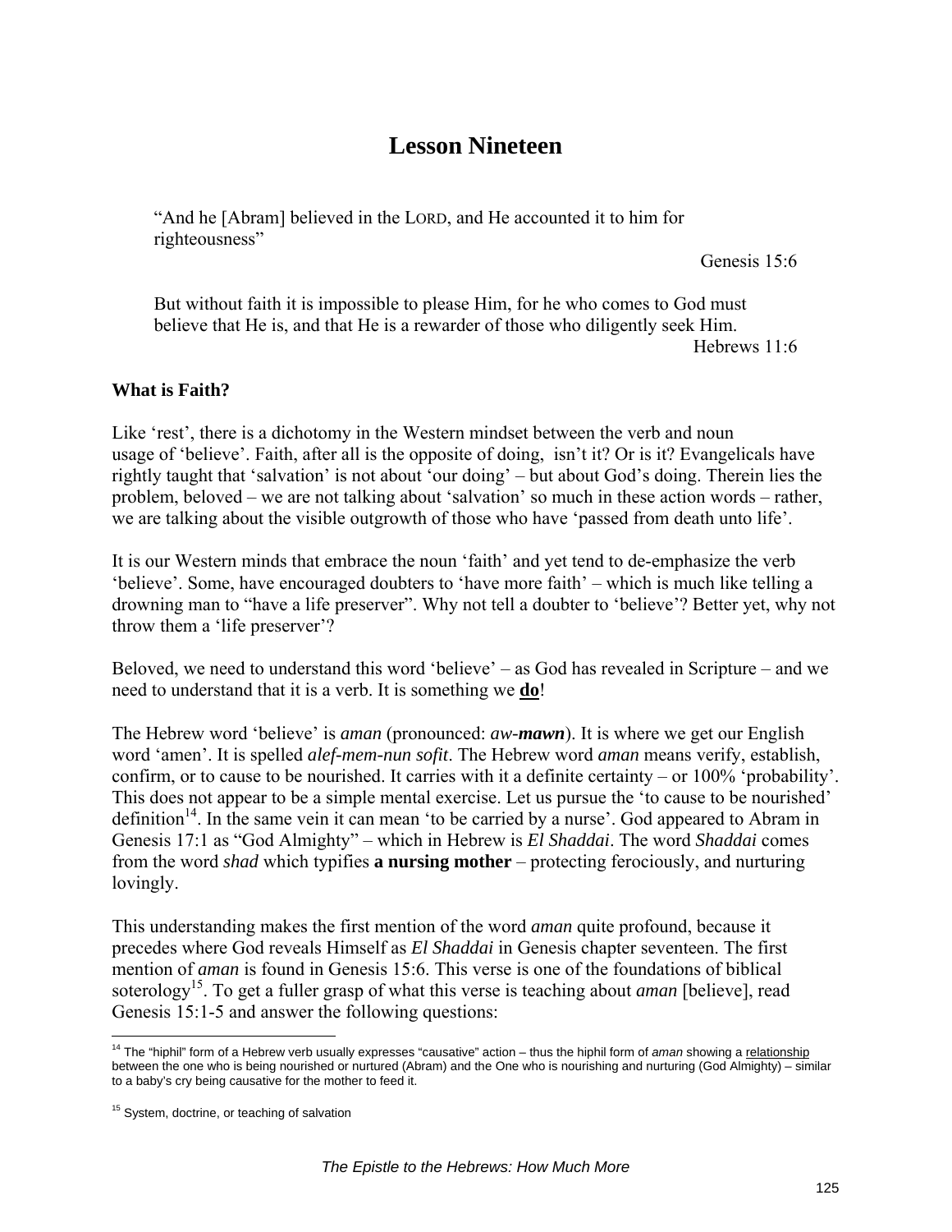# Lesson Nineteen

> "And he [Abram] believed in the LORD, and He accounted it to him for righteousness"
>
> Genesis 15:6

> But without faith it is impossible to please Him, for he who comes to God must believe that He is, and that He is a rewarder of those who diligently seek Him.
>
> Hebrews 11:6

### What is Faith?

Like 'rest', there is a dichotomy in the Western mindset between the verb and noun usage of 'believe'. Faith, after all is the opposite of doing, isn't it? Or is it? Evangelicals have rightly taught that 'salvation' is not about 'our doing' – but about God's doing. Therein lies the problem, beloved – we are not talking about 'salvation' so much in these action words – rather, we are talking about the visible outgrowth of those who have 'passed from death unto life'.

It is our Western minds that embrace the noun 'faith' and yet tend to de-emphasize the verb 'believe'. Some, have encouraged doubters to 'have more faith' – which is much like telling a drowning man to "have a life preserver". Why not tell a doubter to 'believe'? Better yet, why not throw them a 'life preserver'?

Beloved, we need to understand this word 'believe' – as God has revealed in Scripture – and we need to understand that it is a verb. It is something we **do**!

The Hebrew word 'believe' is *aman* (pronounced: *aw-**mawn***). It is where we get our English word 'amen'. It is spelled *alef-mem-nun sofit*. The Hebrew word *aman* means verify, establish, confirm, or to cause to be nourished. It carries with it a definite certainty – or 100% 'probability'. This does not appear to be a simple mental exercise. Let us pursue the 'to cause to be nourished' definition[14]. In the same vein it can mean 'to be carried by a nurse'. God appeared to Abram in Genesis 17:1 as "God Almighty" – which in Hebrew is *El Shaddai*. The word *Shaddai* comes from the word *shad* which typifies **a nursing mother** – protecting ferociously, and nurturing lovingly.

This understanding makes the first mention of the word *aman* quite profound, because it precedes where God reveals Himself as *El Shaddai* in Genesis chapter seventeen. The first mention of *aman* is found in Genesis 15:6. This verse is one of the foundations of biblical soterology[15]. To get a fuller grasp of what this verse is teaching about *aman* [believe], read Genesis 15:1-5 and answer the following questions:

---

[14] The "hiphil" form of a Hebrew verb usually expresses "causative" action – thus the hiphil form of *aman* showing a relationship between the one who is being nourished or nurtured (Abram) and the One who is nourishing and nurturing (God Almighty) – similar to a baby's cry being causative for the mother to feed it.

[15] System, doctrine, or teaching of salvation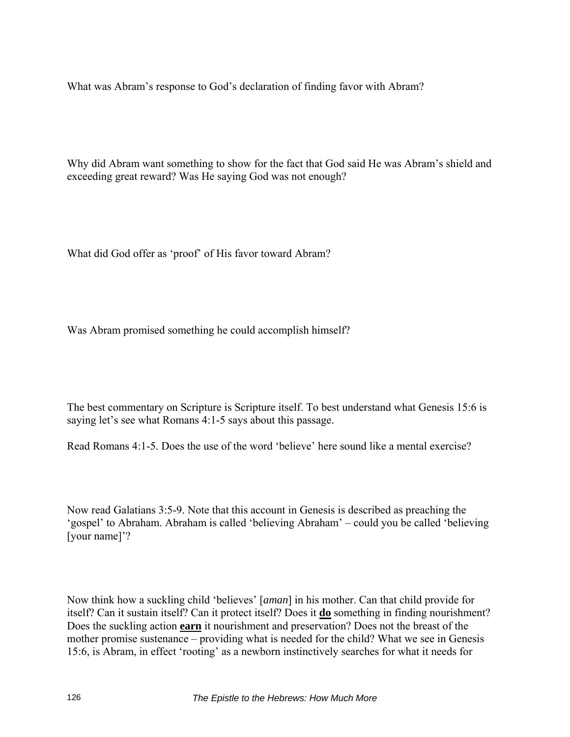What was Abram's response to God's declaration of finding favor with Abram?

Why did Abram want something to show for the fact that God said He was Abram's shield and exceeding great reward? Was He saying God was not enough?

What did God offer as 'proof' of His favor toward Abram?

Was Abram promised something he could accomplish himself?

The best commentary on Scripture is Scripture itself. To best understand what Genesis 15:6 is saying let's see what Romans 4:1-5 says about this passage.

Read Romans 4:1-5. Does the use of the word 'believe' here sound like a mental exercise?

Now read Galatians 3:5-9. Note that this account in Genesis is described as preaching the 'gospel' to Abraham. Abraham is called 'believing Abraham' – could you be called 'believing [your name]'?

Now think how a suckling child 'believes' [*aman*] in his mother. Can that child provide for itself? Can it sustain itself? Can it protect itself? Does it **do** something in finding nourishment? Does the suckling action **earn** it nourishment and preservation? Does not the breast of the mother promise sustenance – providing what is needed for the child? What we see in Genesis 15:6, is Abram, in effect 'rooting' as a newborn instinctively searches for what it needs for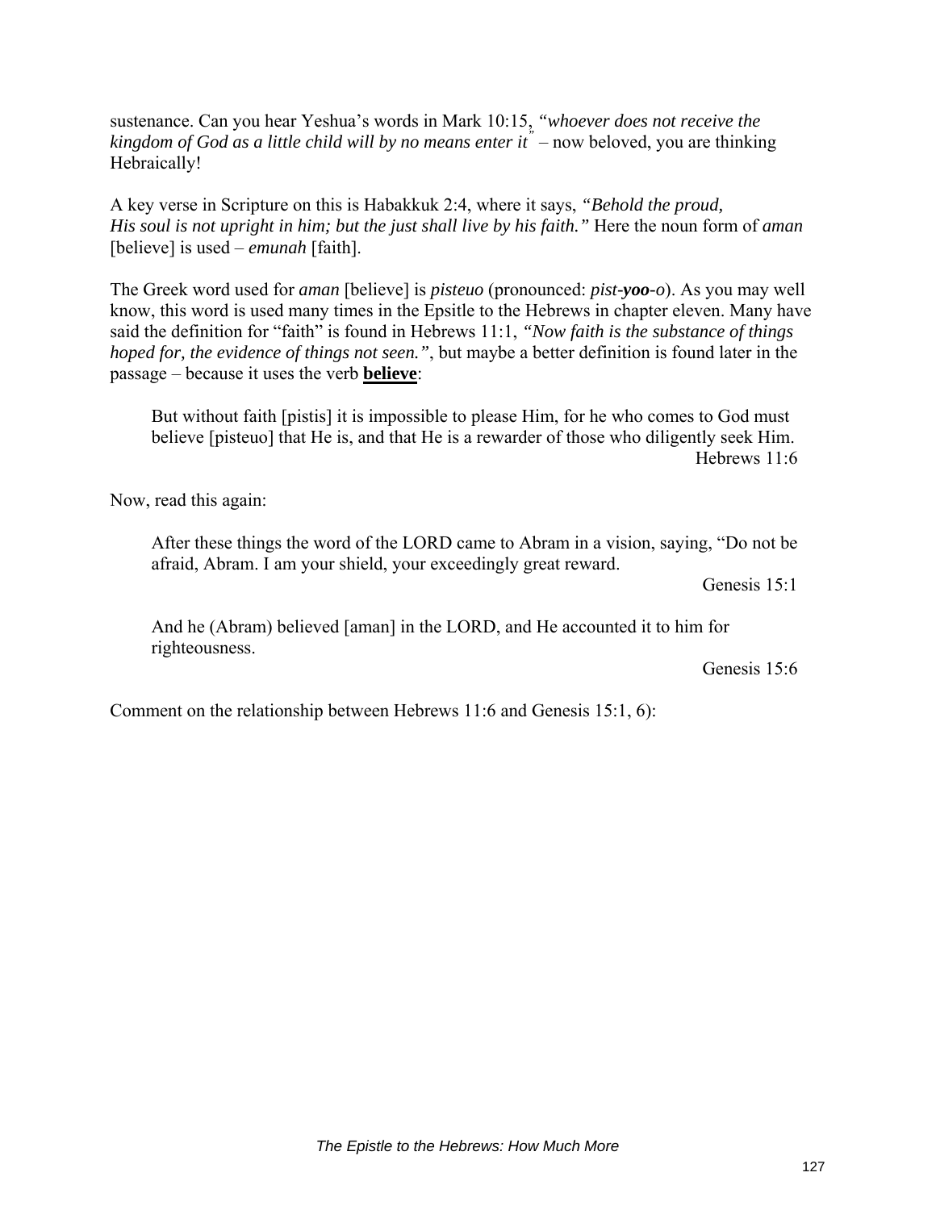sustenance. Can you hear Yeshua's words in Mark 10:15, *"whoever does not receive the kingdom of God as a little child will by no means enter it"* – now beloved, you are thinking Hebraically!

A key verse in Scripture on this is Habakkuk 2:4, where it says, *"Behold the proud, His soul is not upright in him; but the just shall live by his faith."* Here the noun form of *aman* [believe] is used – *emunah* [faith].

The Greek word used for *aman* [believe] is *pisteuo* (pronounced: *pist-**yoo**-o*). As you may well know, this word is used many times in the Epsitle to the Hebrews in chapter eleven. Many have said the definition for "faith" is found in Hebrews 11:1, *"Now faith is the substance of things hoped for, the evidence of things not seen."*, but maybe a better definition is found later in the passage – because it uses the verb **<u>believe</u>**:

> But without faith [pistis] it is impossible to please Him, for he who comes to God must believe [pisteuo] that He is, and that He is a rewarder of those who diligently seek Him.
>
> Hebrews 11:6

Now, read this again:

> After these things the word of the LORD came to Abram in a vision, saying, "Do not be afraid, Abram. I am your shield, your exceedingly great reward.
>
> Genesis 15:1

> And he (Abram) believed [aman] in the LORD, and He accounted it to him for righteousness.
>
> Genesis 15:6

Comment on the relationship between Hebrews 11:6 and Genesis 15:1, 6):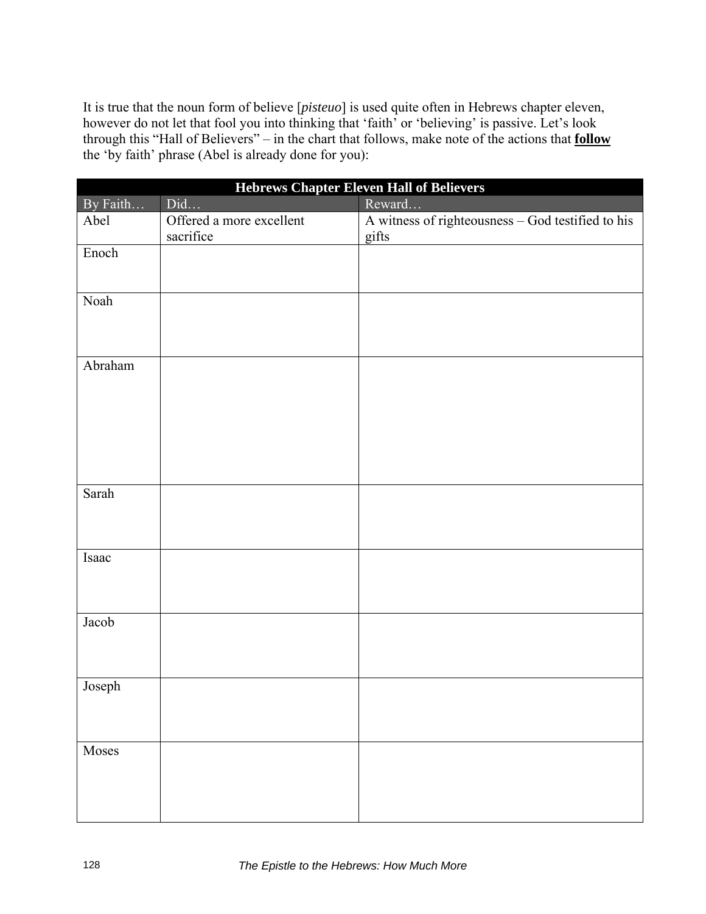It is true that the noun form of believe [*pisteuo*] is used quite often in Hebrews chapter eleven, however do not let that fool you into thinking that 'faith' or 'believing' is passive. Let's look through this "Hall of Believers" – in the chart that follows, make note of the actions that **follow** the 'by faith' phrase (Abel is already done for you):

| **Hebrews Chapter Eleven Hall of Believers** | | |
|---|---|---|
| By Faith… | Did… | Reward… |
| Abel | Offered a more excellent sacrifice | A witness of righteousness – God testified to his gifts |
| Enoch | | |
| Noah | | |
| Abraham | | |
| Sarah | | |
| Isaac | | |
| Jacob | | |
| Joseph | | |
| Moses | | |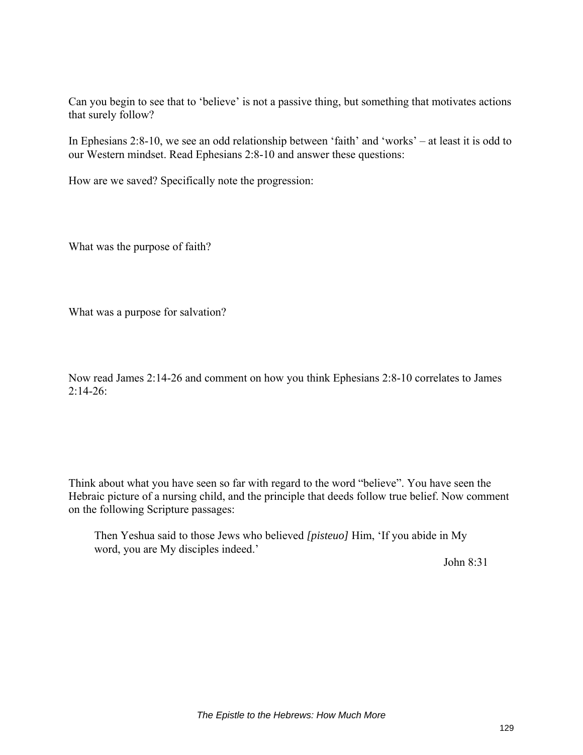Can you begin to see that to 'believe' is not a passive thing, but something that motivates actions that surely follow?

In Ephesians 2:8-10, we see an odd relationship between 'faith' and 'works' – at least it is odd to our Western mindset. Read Ephesians 2:8-10 and answer these questions:

How are we saved? Specifically note the progression:

What was the purpose of faith?

What was a purpose for salvation?

Now read James 2:14-26 and comment on how you think Ephesians 2:8-10 correlates to James 2:14-26:

Think about what you have seen so far with regard to the word "believe". You have seen the Hebraic picture of a nursing child, and the principle that deeds follow true belief. Now comment on the following Scripture passages:

> Then Yeshua said to those Jews who believed *[pisteuo]* Him, 'If you abide in My word, you are My disciples indeed.'
>
> John 8:31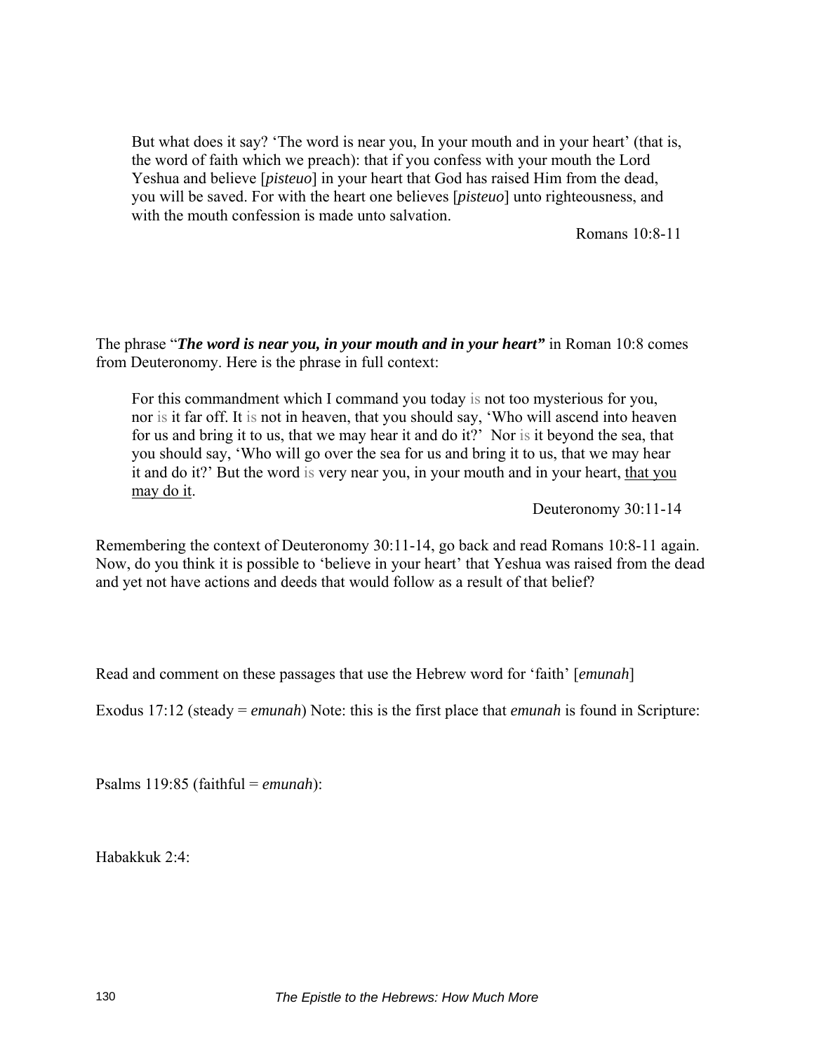> But what does it say? 'The word is near you, In your mouth and in your heart' (that is, the word of faith which we preach): that if you confess with your mouth the Lord Yeshua and believe [*pisteuo*] in your heart that God has raised Him from the dead, you will be saved. For with the heart one believes [*pisteuo*] unto righteousness, and with the mouth confession is made unto salvation.
>
> Romans 10:8-11

The phrase "***The word is near you, in your mouth and in your heart"*** in Roman 10:8 comes from Deuteronomy. Here is the phrase in full context:

> For this commandment which I command you today is not too mysterious for you, nor is it far off. It is not in heaven, that you should say, 'Who will ascend into heaven for us and bring it to us, that we may hear it and do it?' Nor is it beyond the sea, that you should say, 'Who will go over the sea for us and bring it to us, that we may hear it and do it?' But the word is very near you, in your mouth and in your heart, <u>that you may do it</u>.
>
> Deuteronomy 30:11-14

Remembering the context of Deuteronomy 30:11-14, go back and read Romans 10:8-11 again. Now, do you think it is possible to 'believe in your heart' that Yeshua was raised from the dead and yet not have actions and deeds that would follow as a result of that belief?

Read and comment on these passages that use the Hebrew word for 'faith' [*emunah*]

Exodus 17:12 (steady = *emunah*) Note: this is the first place that *emunah* is found in Scripture:

Psalms 119:85 (faithful = *emunah*):

Habakkuk 2:4: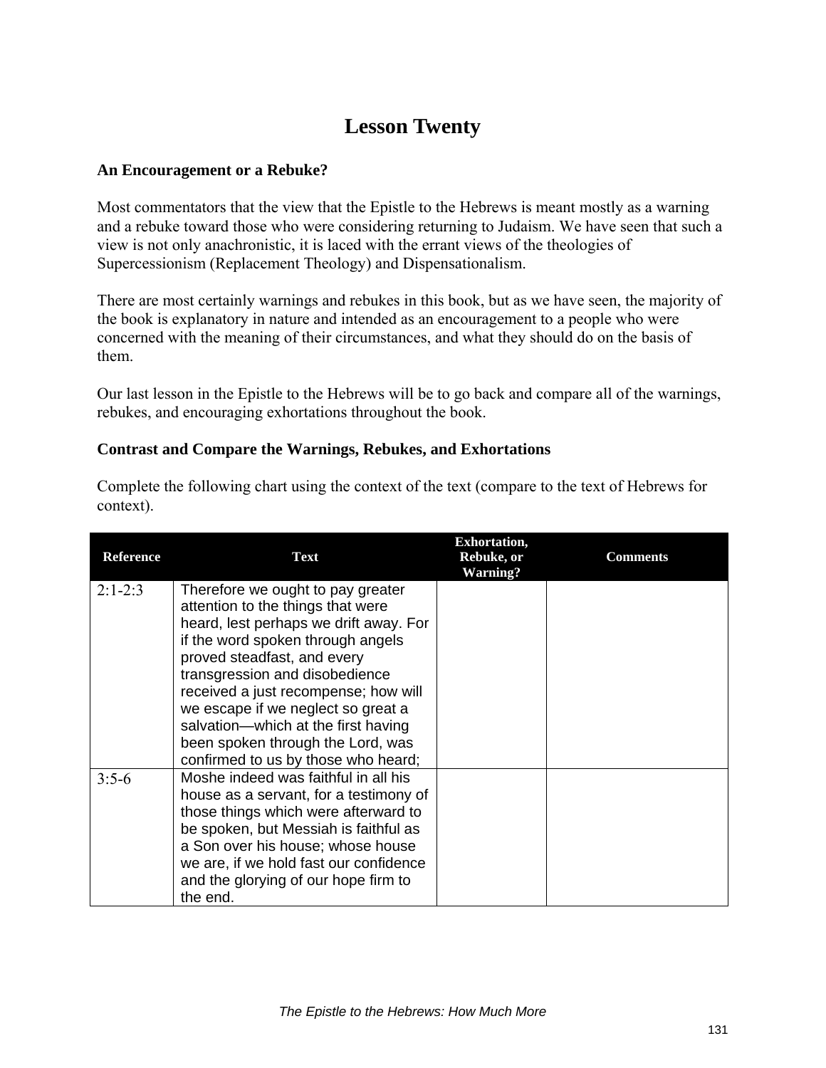# Lesson Twenty

### An Encouragement or a Rebuke?

Most commentators that the view that the Epistle to the Hebrews is meant mostly as a warning and a rebuke toward those who were considering returning to Judaism. We have seen that such a view is not only anachronistic, it is laced with the errant views of the theologies of Supercessionism (Replacement Theology) and Dispensationalism.

There are most certainly warnings and rebukes in this book, but as we have seen, the majority of the book is explanatory in nature and intended as an encouragement to a people who were concerned with the meaning of their circumstances, and what they should do on the basis of them.

Our last lesson in the Epistle to the Hebrews will be to go back and compare all of the warnings, rebukes, and encouraging exhortations throughout the book.

### Contrast and Compare the Warnings, Rebukes, and Exhortations

Complete the following chart using the context of the text (compare to the text of Hebrews for context).

| Reference | Text | Exhortation, Rebuke, or Warning? | Comments |
|---|---|---|---|
| 2:1-2:3 | Therefore we ought to pay greater attention to the things that were heard, lest perhaps we drift away. For if the word spoken through angels proved steadfast, and every transgression and disobedience received a just recompense; how will we escape if we neglect so great a salvation—which at the first having been spoken through the Lord, was confirmed to us by those who heard; | | |
| 3:5-6 | Moshe indeed was faithful in all his house as a servant, for a testimony of those things which were afterward to be spoken, but Messiah is faithful as a Son over his house; whose house we are, if we hold fast our confidence and the glorying of our hope firm to the end. | | |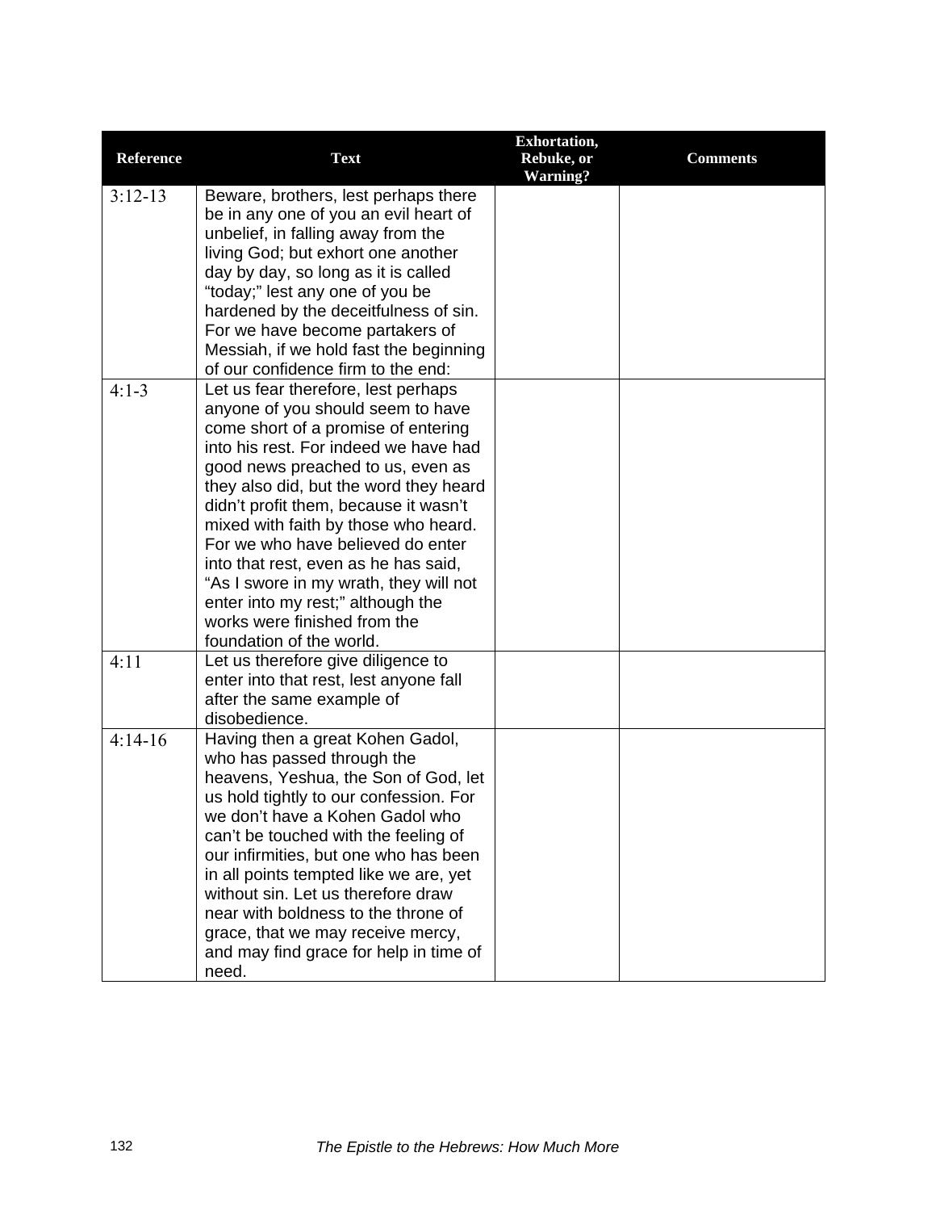| Reference | Text | Exhortation, Rebuke, or Warning? | Comments |
|---|---|---|---|
| 3:12-13 | Beware, brothers, lest perhaps there be in any one of you an evil heart of unbelief, in falling away from the living God; but exhort one another day by day, so long as it is called "today;" lest any one of you be hardened by the deceitfulness of sin. For we have become partakers of Messiah, if we hold fast the beginning of our confidence firm to the end: | | |
| 4:1-3 | Let us fear therefore, lest perhaps anyone of you should seem to have come short of a promise of entering into his rest. For indeed we have had good news preached to us, even as they also did, but the word they heard didn't profit them, because it wasn't mixed with faith by those who heard. For we who have believed do enter into that rest, even as he has said, "As I swore in my wrath, they will not enter into my rest;" although the works were finished from the foundation of the world. | | |
| 4:11 | Let us therefore give diligence to enter into that rest, lest anyone fall after the same example of disobedience. | | |
| 4:14-16 | Having then a great Kohen Gadol, who has passed through the heavens, Yeshua, the Son of God, let us hold tightly to our confession. For we don't have a Kohen Gadol who can't be touched with the feeling of our infirmities, but one who has been in all points tempted like we are, yet without sin. Let us therefore draw near with boldness to the throne of grace, that we may receive mercy, and may find grace for help in time of need. | | |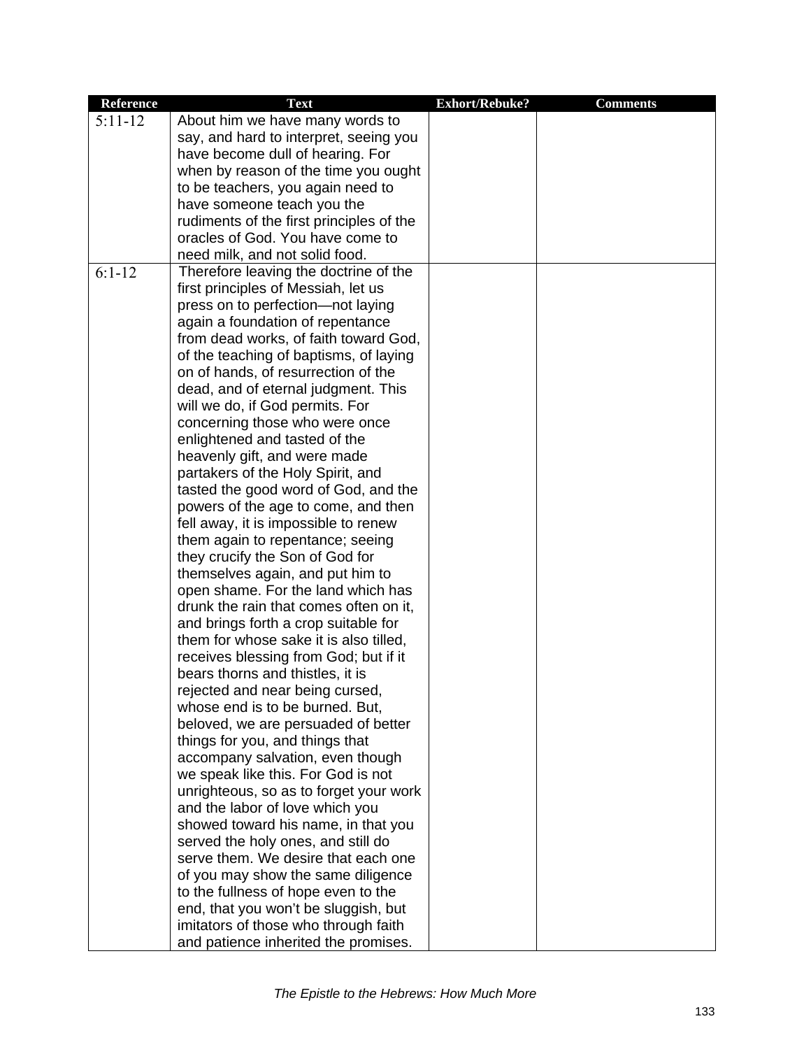| Reference | Text | Exhort/Rebuke? | Comments |
|---|---|---|---|
| 5:11-12 | About him we have many words to say, and hard to interpret, seeing you have become dull of hearing. For when by reason of the time you ought to be teachers, you again need to have someone teach you the rudiments of the first principles of the oracles of God. You have come to need milk, and not solid food. | | |
| 6:1-12 | Therefore leaving the doctrine of the first principles of Messiah, let us press on to perfection—not laying again a foundation of repentance from dead works, of faith toward God, of the teaching of baptisms, of laying on of hands, of resurrection of the dead, and of eternal judgment. This will we do, if God permits. For concerning those who were once enlightened and tasted of the heavenly gift, and were made partakers of the Holy Spirit, and tasted the good word of God, and the powers of the age to come, and then fell away, it is impossible to renew them again to repentance; seeing they crucify the Son of God for themselves again, and put him to open shame. For the land which has drunk the rain that comes often on it, and brings forth a crop suitable for them for whose sake it is also tilled, receives blessing from God; but if it bears thorns and thistles, it is rejected and near being cursed, whose end is to be burned. But, beloved, we are persuaded of better things for you, and things that accompany salvation, even though we speak like this. For God is not unrighteous, so as to forget your work and the labor of love which you showed toward his name, in that you served the holy ones, and still do serve them. We desire that each one of you may show the same diligence to the fullness of hope even to the end, that you won't be sluggish, but imitators of those who through faith and patience inherited the promises. | | |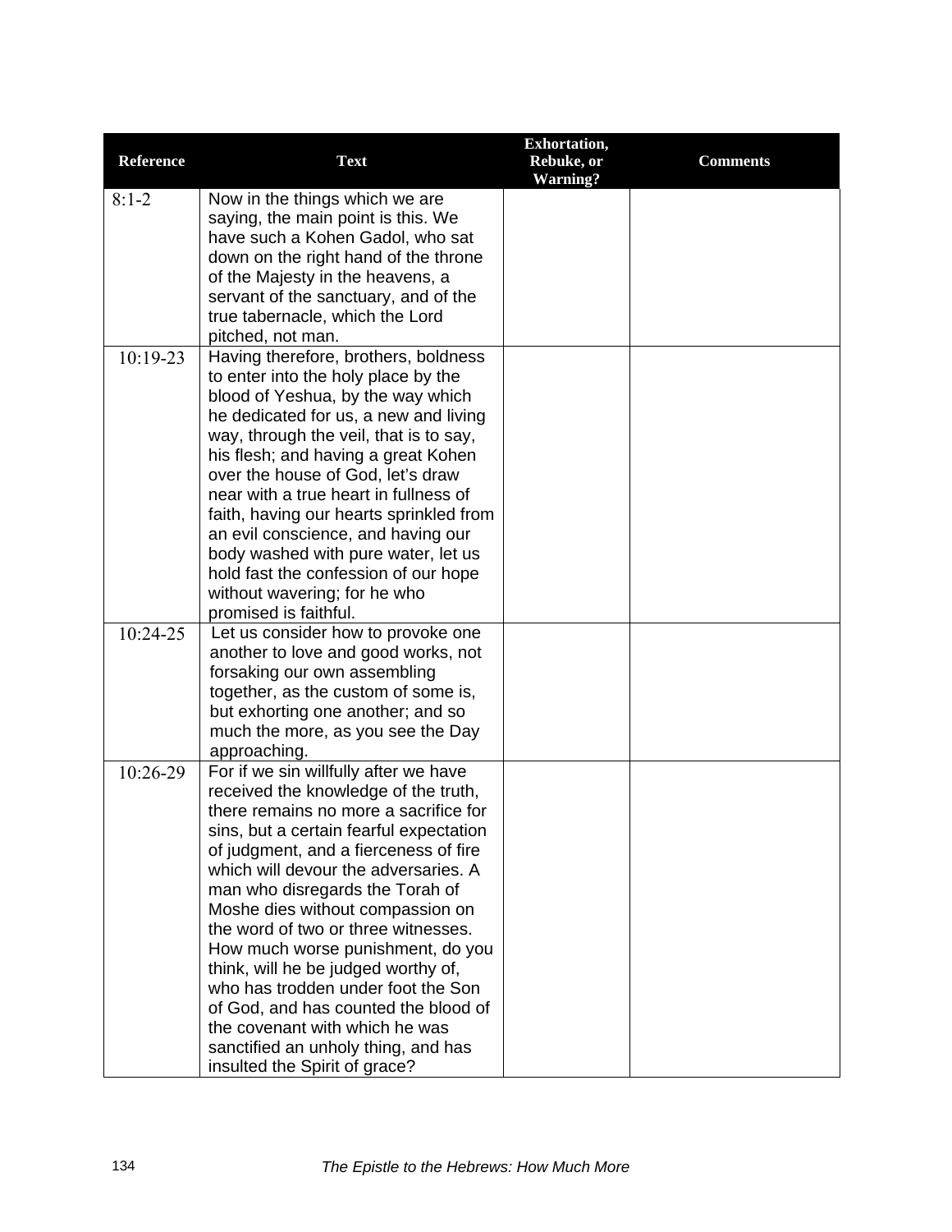| Reference | Text | Exhortation, Rebuke, or Warning? | Comments |
|---|---|---|---|
| 8:1-2 | Now in the things which we are saying, the main point is this. We have such a Kohen Gadol, who sat down on the right hand of the throne of the Majesty in the heavens, a servant of the sanctuary, and of the true tabernacle, which the Lord pitched, not man. | | |
| 10:19-23 | Having therefore, brothers, boldness to enter into the holy place by the blood of Yeshua, by the way which he dedicated for us, a new and living way, through the veil, that is to say, his flesh; and having a great Kohen over the house of God, let's draw near with a true heart in fullness of faith, having our hearts sprinkled from an evil conscience, and having our body washed with pure water, let us hold fast the confession of our hope without wavering; for he who promised is faithful. | | |
| 10:24-25 | Let us consider how to provoke one another to love and good works, not forsaking our own assembling together, as the custom of some is, but exhorting one another; and so much the more, as you see the Day approaching. | | |
| 10:26-29 | For if we sin willfully after we have received the knowledge of the truth, there remains no more a sacrifice for sins, but a certain fearful expectation of judgment, and a fierceness of fire which will devour the adversaries. A man who disregards the Torah of Moshe dies without compassion on the word of two or three witnesses. How much worse punishment, do you think, will he be judged worthy of, who has trodden under foot the Son of God, and has counted the blood of the covenant with which he was sanctified an unholy thing, and has insulted the Spirit of grace? | | |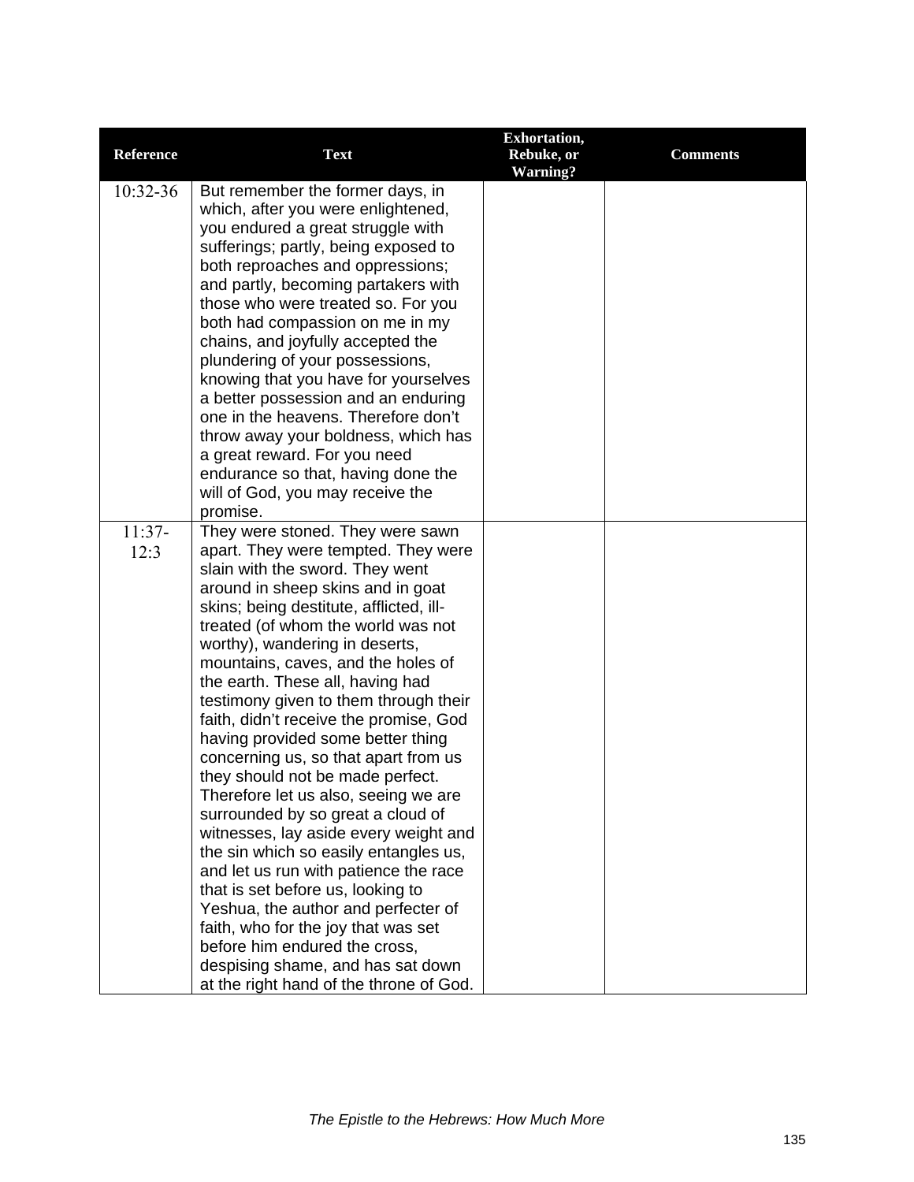| Reference | Text | Exhortation, Rebuke, or Warning? | Comments |
|---|---|---|---|
| 10:32-36 | But remember the former days, in which, after you were enlightened, you endured a great struggle with sufferings; partly, being exposed to both reproaches and oppressions; and partly, becoming partakers with those who were treated so. For you both had compassion on me in my chains, and joyfully accepted the plundering of your possessions, knowing that you have for yourselves a better possession and an enduring one in the heavens. Therefore don't throw away your boldness, which has a great reward. For you need endurance so that, having done the will of God, you may receive the promise. | | |
| 11:37-12:3 | They were stoned. They were sawn apart. They were tempted. They were slain with the sword. They went around in sheep skins and in goat skins; being destitute, afflicted, ill-treated (of whom the world was not worthy), wandering in deserts, mountains, caves, and the holes of the earth. These all, having had testimony given to them through their faith, didn't receive the promise, God having provided some better thing concerning us, so that apart from us they should not be made perfect. Therefore let us also, seeing we are surrounded by so great a cloud of witnesses, lay aside every weight and the sin which so easily entangles us, and let us run with patience the race that is set before us, looking to Yeshua, the author and perfecter of faith, who for the joy that was set before him endured the cross, despising shame, and has sat down at the right hand of the throne of God. | | |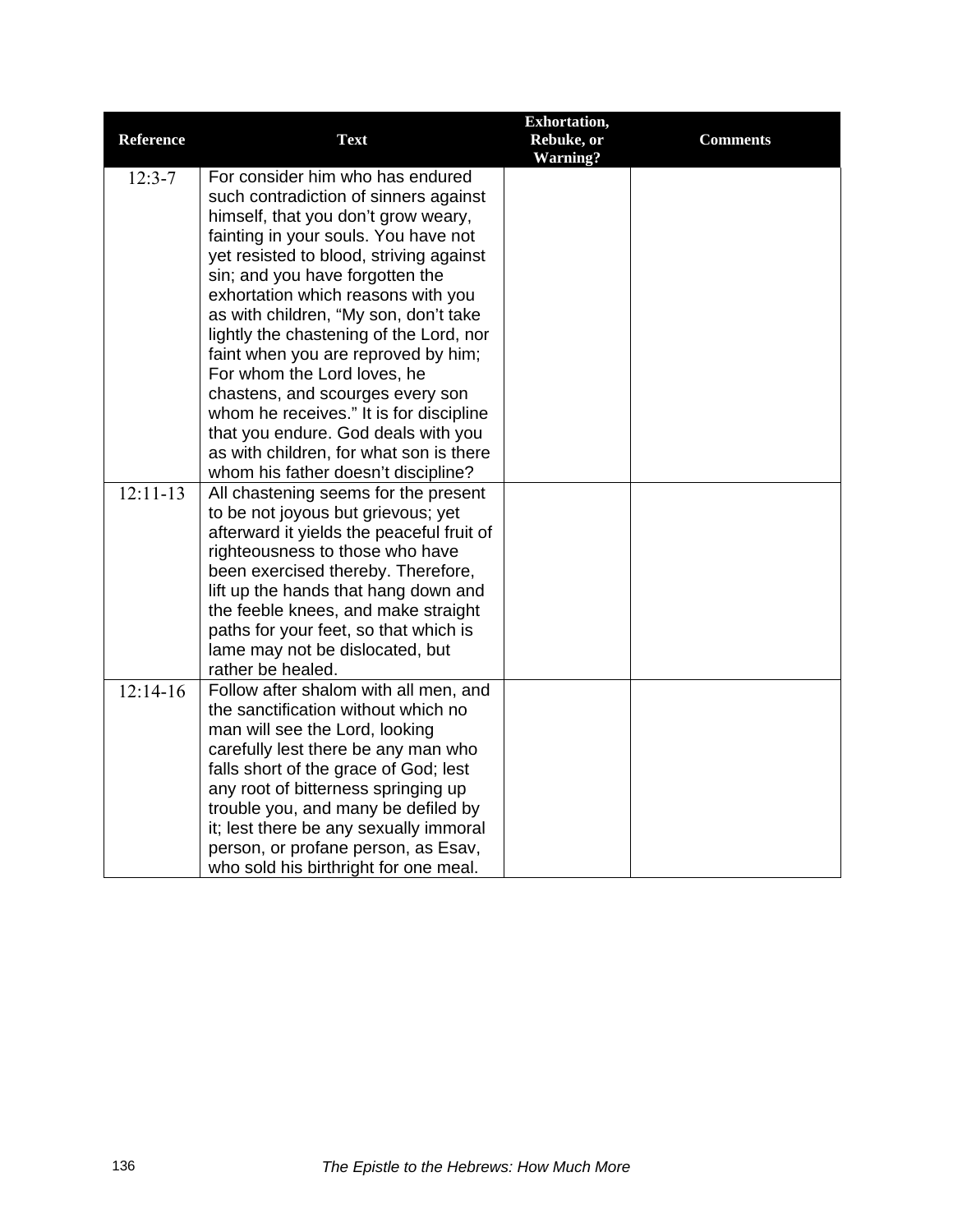| Reference | Text | Exhortation, Rebuke, or Warning? | Comments |
|---|---|---|---|
| 12:3-7 | For consider him who has endured such contradiction of sinners against himself, that you don't grow weary, fainting in your souls. You have not yet resisted to blood, striving against sin; and you have forgotten the exhortation which reasons with you as with children, "My son, don't take lightly the chastening of the Lord, nor faint when you are reproved by him; For whom the Lord loves, he chastens, and scourges every son whom he receives." It is for discipline that you endure. God deals with you as with children, for what son is there whom his father doesn't discipline? | | |
| 12:11-13 | All chastening seems for the present to be not joyous but grievous; yet afterward it yields the peaceful fruit of righteousness to those who have been exercised thereby. Therefore, lift up the hands that hang down and the feeble knees, and make straight paths for your feet, so that which is lame may not be dislocated, but rather be healed. | | |
| 12:14-16 | Follow after shalom with all men, and the sanctification without which no man will see the Lord, looking carefully lest there be any man who falls short of the grace of God; lest any root of bitterness springing up trouble you, and many be defiled by it; lest there be any sexually immoral person, or profane person, as Esav, who sold his birthright for one meal. | | |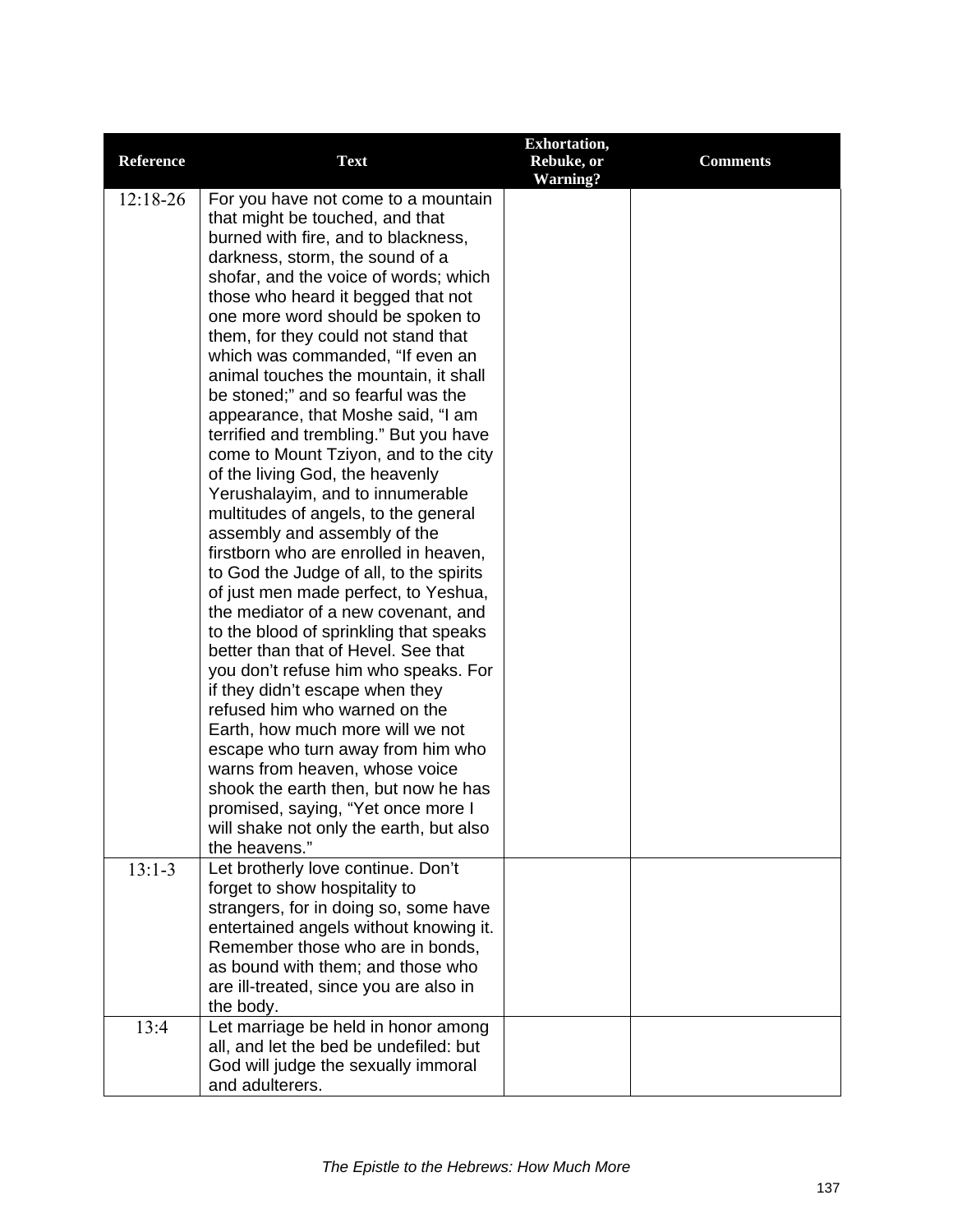| Reference | Text | Exhortation, Rebuke, or Warning? | Comments |
|---|---|---|---|
| 12:18-26 | For you have not come to a mountain that might be touched, and that burned with fire, and to blackness, darkness, storm, the sound of a shofar, and the voice of words; which those who heard it begged that not one more word should be spoken to them, for they could not stand that which was commanded, “If even an animal touches the mountain, it shall be stoned;” and so fearful was the appearance, that Moshe said, “I am terrified and trembling.” But you have come to Mount Tziyon, and to the city of the living God, the heavenly Yerushalayim, and to innumerable multitudes of angels, to the general assembly and assembly of the firstborn who are enrolled in heaven, to God the Judge of all, to the spirits of just men made perfect, to Yeshua, the mediator of a new covenant, and to the blood of sprinkling that speaks better than that of Hevel. See that you don’t refuse him who speaks. For if they didn’t escape when they refused him who warned on the Earth, how much more will we not escape who turn away from him who warns from heaven, whose voice shook the earth then, but now he has promised, saying, “Yet once more I will shake not only the earth, but also the heavens.” | | |
| 13:1-3 | Let brotherly love continue. Don’t forget to show hospitality to strangers, for in doing so, some have entertained angels without knowing it. Remember those who are in bonds, as bound with them; and those who are ill-treated, since you are also in the body. | | |
| 13:4 | Let marriage be held in honor among all, and let the bed be undefiled: but God will judge the sexually immoral and adulterers. | | |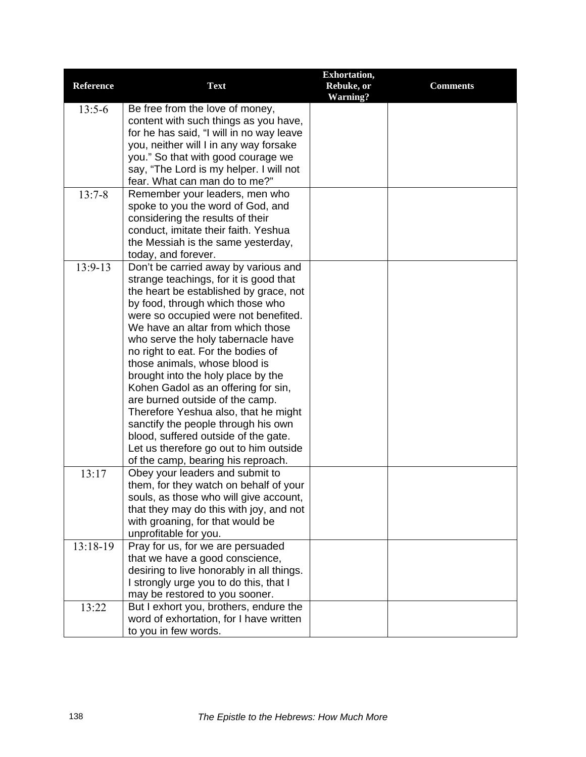| Reference | Text | Exhortation, Rebuke, or Warning? | Comments |
|---|---|---|---|
| 13:5-6 | Be free from the love of money, content with such things as you have, for he has said, "I will in no way leave you, neither will I in any way forsake you." So that with good courage we say, "The Lord is my helper. I will not fear. What can man do to me?" | | |
| 13:7-8 | Remember your leaders, men who spoke to you the word of God, and considering the results of their conduct, imitate their faith. Yeshua the Messiah is the same yesterday, today, and forever. | | |
| 13:9-13 | Don't be carried away by various and strange teachings, for it is good that the heart be established by grace, not by food, through which those who were so occupied were not benefited. We have an altar from which those who serve the holy tabernacle have no right to eat. For the bodies of those animals, whose blood is brought into the holy place by the Kohen Gadol as an offering for sin, are burned outside of the camp. Therefore Yeshua also, that he might sanctify the people through his own blood, suffered outside of the gate. Let us therefore go out to him outside of the camp, bearing his reproach. | | |
| 13:17 | Obey your leaders and submit to them, for they watch on behalf of your souls, as those who will give account, that they may do this with joy, and not with groaning, for that would be unprofitable for you. | | |
| 13:18-19 | Pray for us, for we are persuaded that we have a good conscience, desiring to live honorably in all things. I strongly urge you to do this, that I may be restored to you sooner. | | |
| 13:22 | But I exhort you, brothers, endure the word of exhortation, for I have written to you in few words. | | |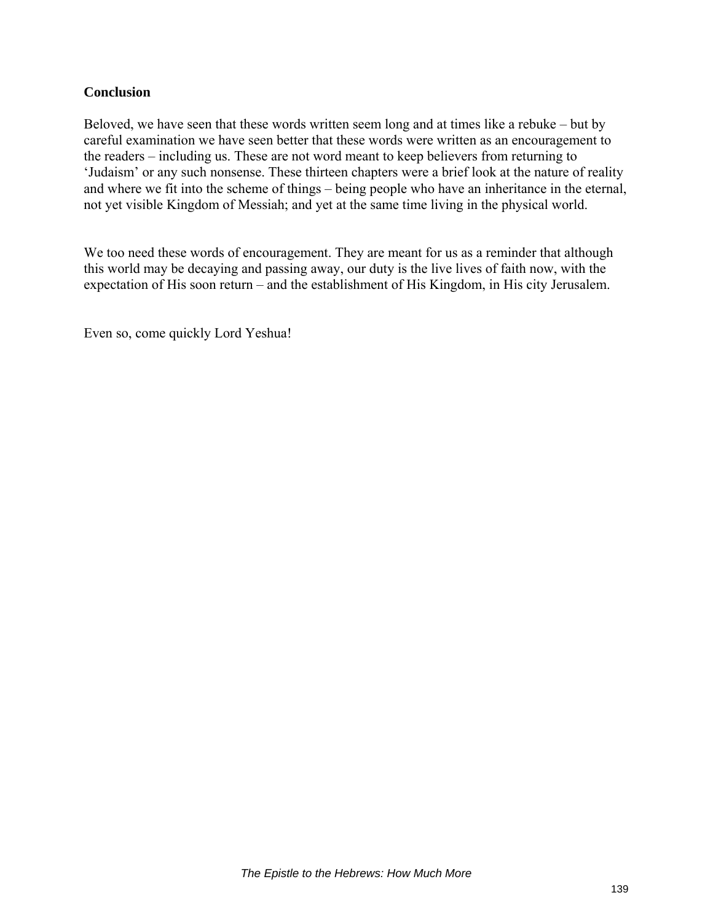## Conclusion

Beloved, we have seen that these words written seem long and at times like a rebuke – but by careful examination we have seen better that these words were written as an encouragement to the readers – including us. These are not word meant to keep believers from returning to 'Judaism' or any such nonsense. These thirteen chapters were a brief look at the nature of reality and where we fit into the scheme of things – being people who have an inheritance in the eternal, not yet visible Kingdom of Messiah; and yet at the same time living in the physical world.

We too need these words of encouragement. They are meant for us as a reminder that although this world may be decaying and passing away, our duty is the live lives of faith now, with the expectation of His soon return – and the establishment of His Kingdom, in His city Jerusalem.

Even so, come quickly Lord Yeshua!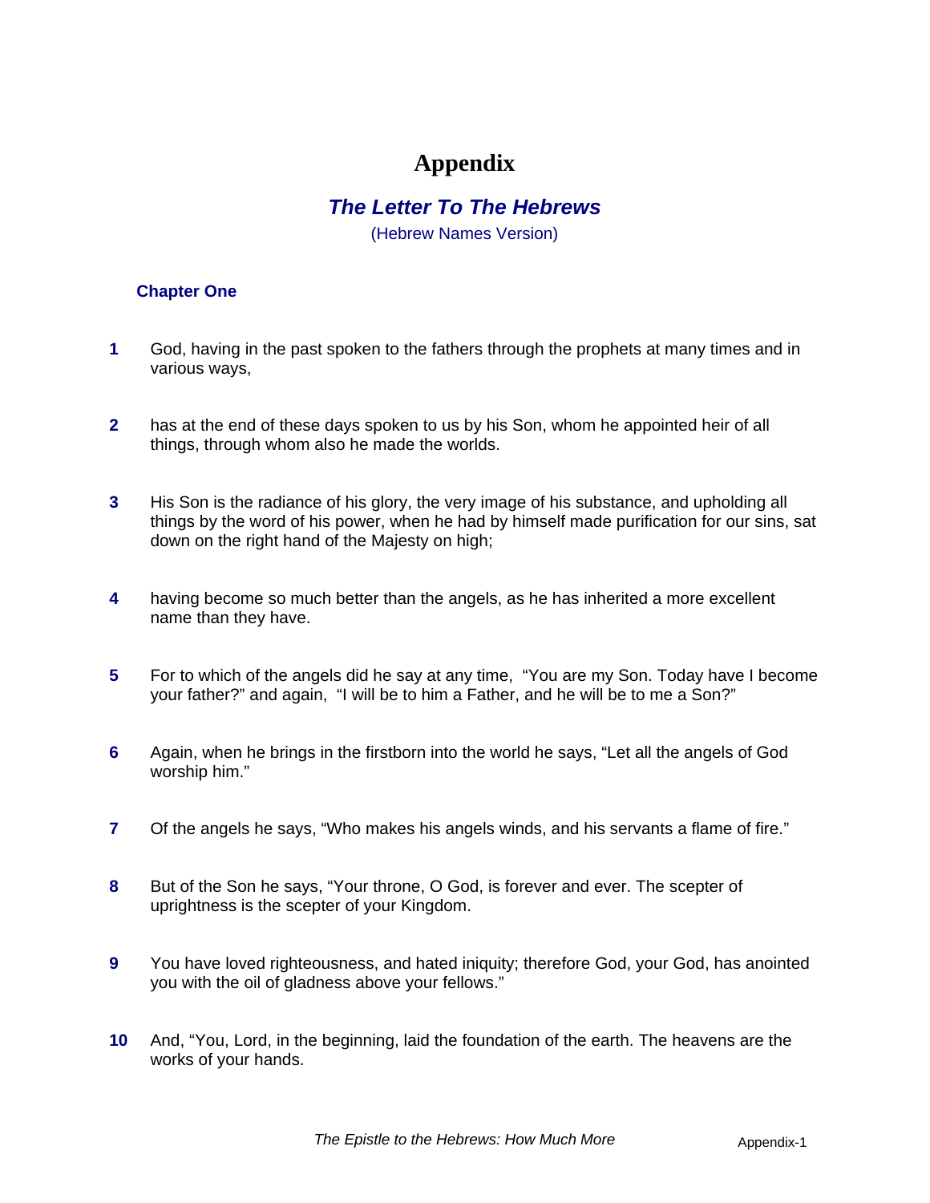# Appendix

## *The Letter To The Hebrews*

(Hebrew Names Version)

### Chapter One

**1** God, having in the past spoken to the fathers through the prophets at many times and in various ways,

**2** has at the end of these days spoken to us by his Son, whom he appointed heir of all things, through whom also he made the worlds.

**3** His Son is the radiance of his glory, the very image of his substance, and upholding all things by the word of his power, when he had by himself made purification for our sins, sat down on the right hand of the Majesty on high;

**4** having become so much better than the angels, as he has inherited a more excellent name than they have.

**5** For to which of the angels did he say at any time, "You are my Son. Today have I become your father?" and again, "I will be to him a Father, and he will be to me a Son?"

**6** Again, when he brings in the firstborn into the world he says, "Let all the angels of God worship him."

**7** Of the angels he says, "Who makes his angels winds, and his servants a flame of fire."

**8** But of the Son he says, "Your throne, O God, is forever and ever. The scepter of uprightness is the scepter of your Kingdom.

**9** You have loved righteousness, and hated iniquity; therefore God, your God, has anointed you with the oil of gladness above your fellows."

**10** And, "You, Lord, in the beginning, laid the foundation of the earth. The heavens are the works of your hands.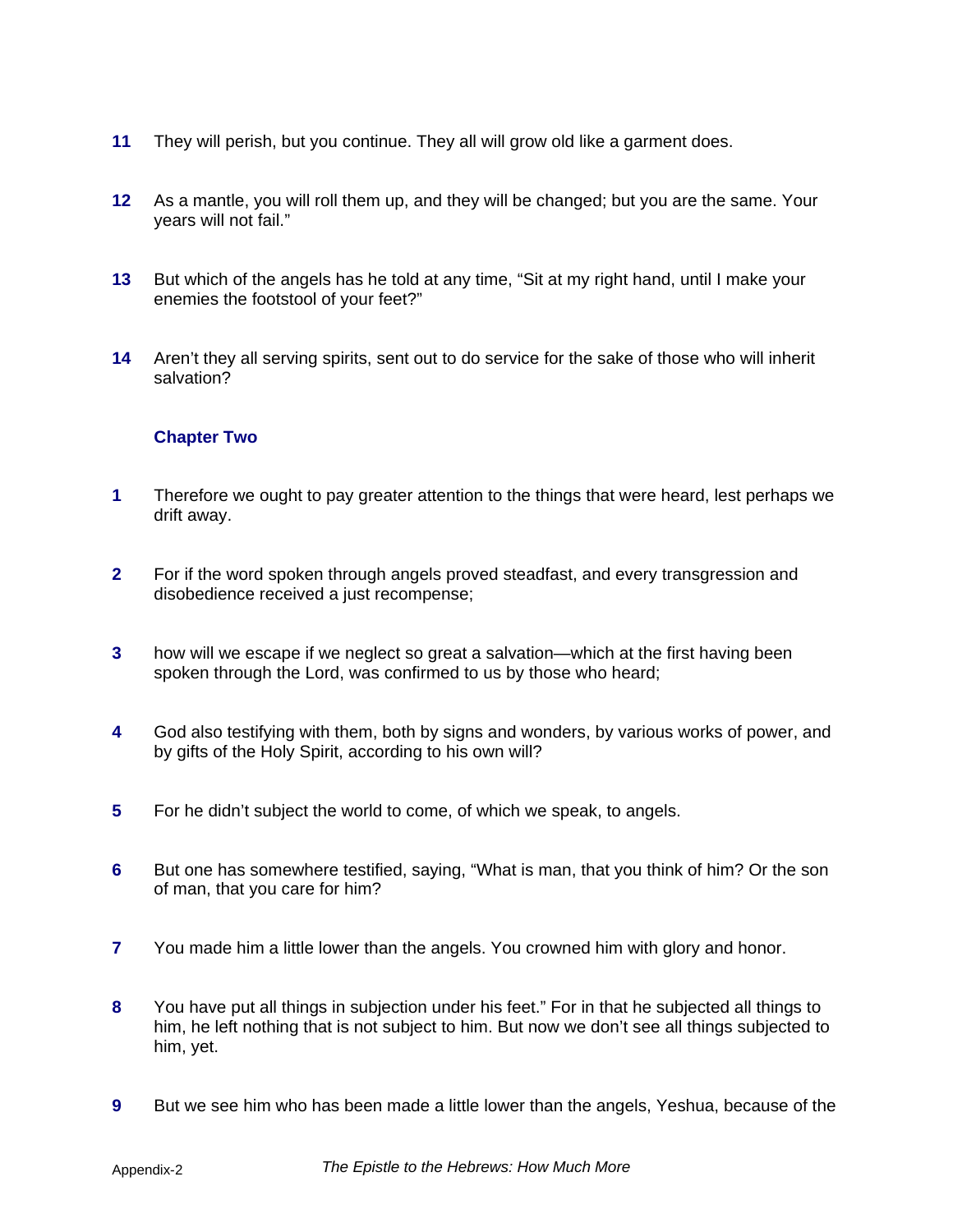**11** They will perish, but you continue. They all will grow old like a garment does.

**12** As a mantle, you will roll them up, and they will be changed; but you are the same. Your years will not fail."

**13** But which of the angels has he told at any time, "Sit at my right hand, until I make your enemies the footstool of your feet?"

**14** Aren't they all serving spirits, sent out to do service for the sake of those who will inherit salvation?

## Chapter Two

**1** Therefore we ought to pay greater attention to the things that were heard, lest perhaps we drift away.

**2** For if the word spoken through angels proved steadfast, and every transgression and disobedience received a just recompense;

**3** how will we escape if we neglect so great a salvation—which at the first having been spoken through the Lord, was confirmed to us by those who heard;

**4** God also testifying with them, both by signs and wonders, by various works of power, and by gifts of the Holy Spirit, according to his own will?

**5** For he didn't subject the world to come, of which we speak, to angels.

**6** But one has somewhere testified, saying, "What is man, that you think of him? Or the son of man, that you care for him?

**7** You made him a little lower than the angels. You crowned him with glory and honor.

**8** You have put all things in subjection under his feet." For in that he subjected all things to him, he left nothing that is not subject to him. But now we don't see all things subjected to him, yet.

**9** But we see him who has been made a little lower than the angels, Yeshua, because of the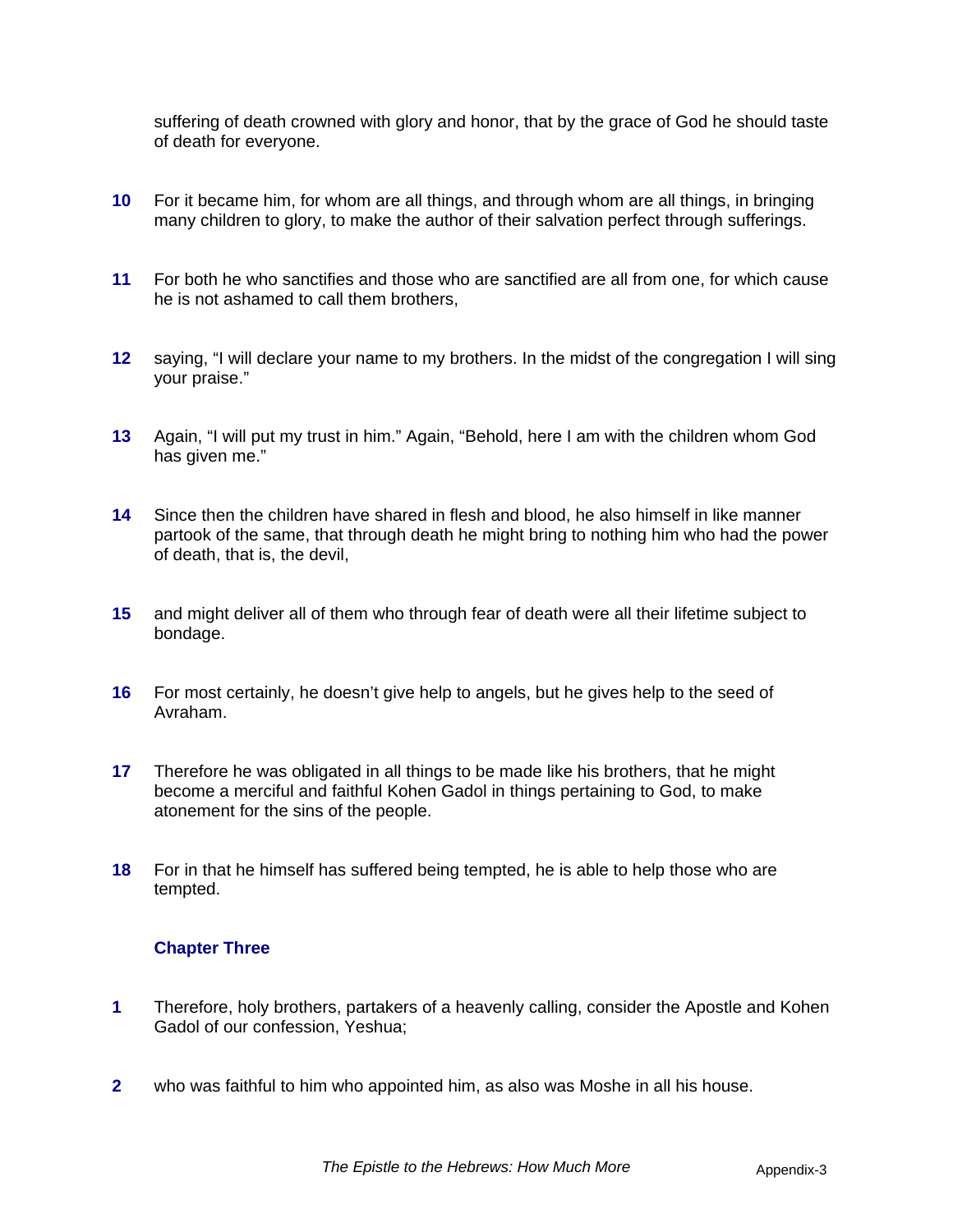suffering of death crowned with glory and honor, that by the grace of God he should taste of death for everyone.

**10** For it became him, for whom are all things, and through whom are all things, in bringing many children to glory, to make the author of their salvation perfect through sufferings.

**11** For both he who sanctifies and those who are sanctified are all from one, for which cause he is not ashamed to call them brothers,

**12** saying, “I will declare your name to my brothers. In the midst of the congregation I will sing your praise.”

**13** Again, “I will put my trust in him.” Again, “Behold, here I am with the children whom God has given me.”

**14** Since then the children have shared in flesh and blood, he also himself in like manner partook of the same, that through death he might bring to nothing him who had the power of death, that is, the devil,

**15** and might deliver all of them who through fear of death were all their lifetime subject to bondage.

**16** For most certainly, he doesn’t give help to angels, but he gives help to the seed of Avraham.

**17** Therefore he was obligated in all things to be made like his brothers, that he might become a merciful and faithful Kohen Gadol in things pertaining to God, to make atonement for the sins of the people.

**18** For in that he himself has suffered being tempted, he is able to help those who are tempted.

### Chapter Three

**1** Therefore, holy brothers, partakers of a heavenly calling, consider the Apostle and Kohen Gadol of our confession, Yeshua;

**2** who was faithful to him who appointed him, as also was Moshe in all his house.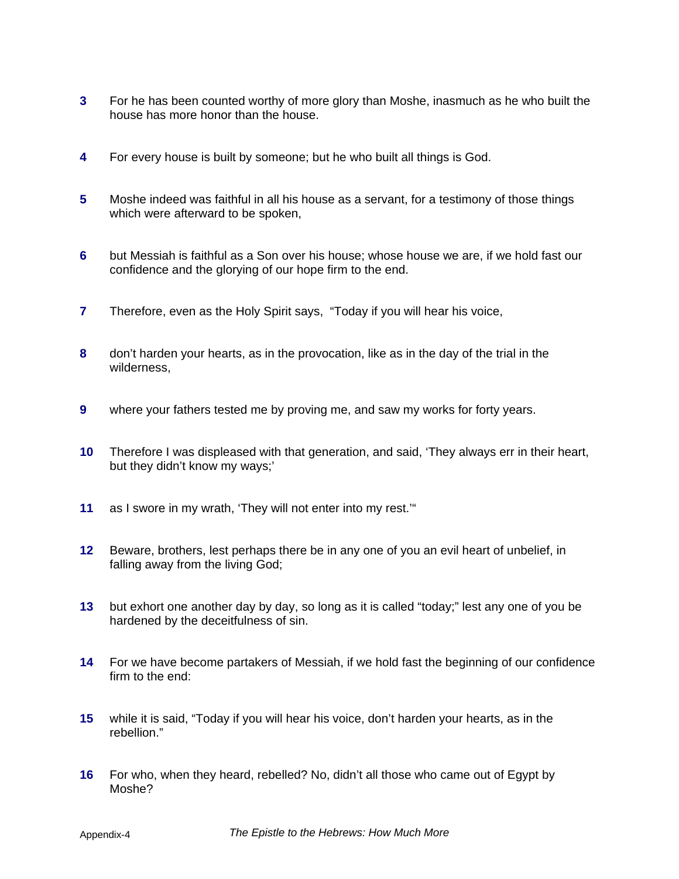**3** For he has been counted worthy of more glory than Moshe, inasmuch as he who built the house has more honor than the house.

**4** For every house is built by someone; but he who built all things is God.

**5** Moshe indeed was faithful in all his house as a servant, for a testimony of those things which were afterward to be spoken,

**6** but Messiah is faithful as a Son over his house; whose house we are, if we hold fast our confidence and the glorying of our hope firm to the end.

**7** Therefore, even as the Holy Spirit says, "Today if you will hear his voice,

**8** don't harden your hearts, as in the provocation, like as in the day of the trial in the wilderness,

**9** where your fathers tested me by proving me, and saw my works for forty years.

**10** Therefore I was displeased with that generation, and said, 'They always err in their heart, but they didn't know my ways;'

**11** as I swore in my wrath, 'They will not enter into my rest.'"

**12** Beware, brothers, lest perhaps there be in any one of you an evil heart of unbelief, in falling away from the living God;

**13** but exhort one another day by day, so long as it is called "today;" lest any one of you be hardened by the deceitfulness of sin.

**14** For we have become partakers of Messiah, if we hold fast the beginning of our confidence firm to the end:

**15** while it is said, "Today if you will hear his voice, don't harden your hearts, as in the rebellion."

**16** For who, when they heard, rebelled? No, didn't all those who came out of Egypt by Moshe?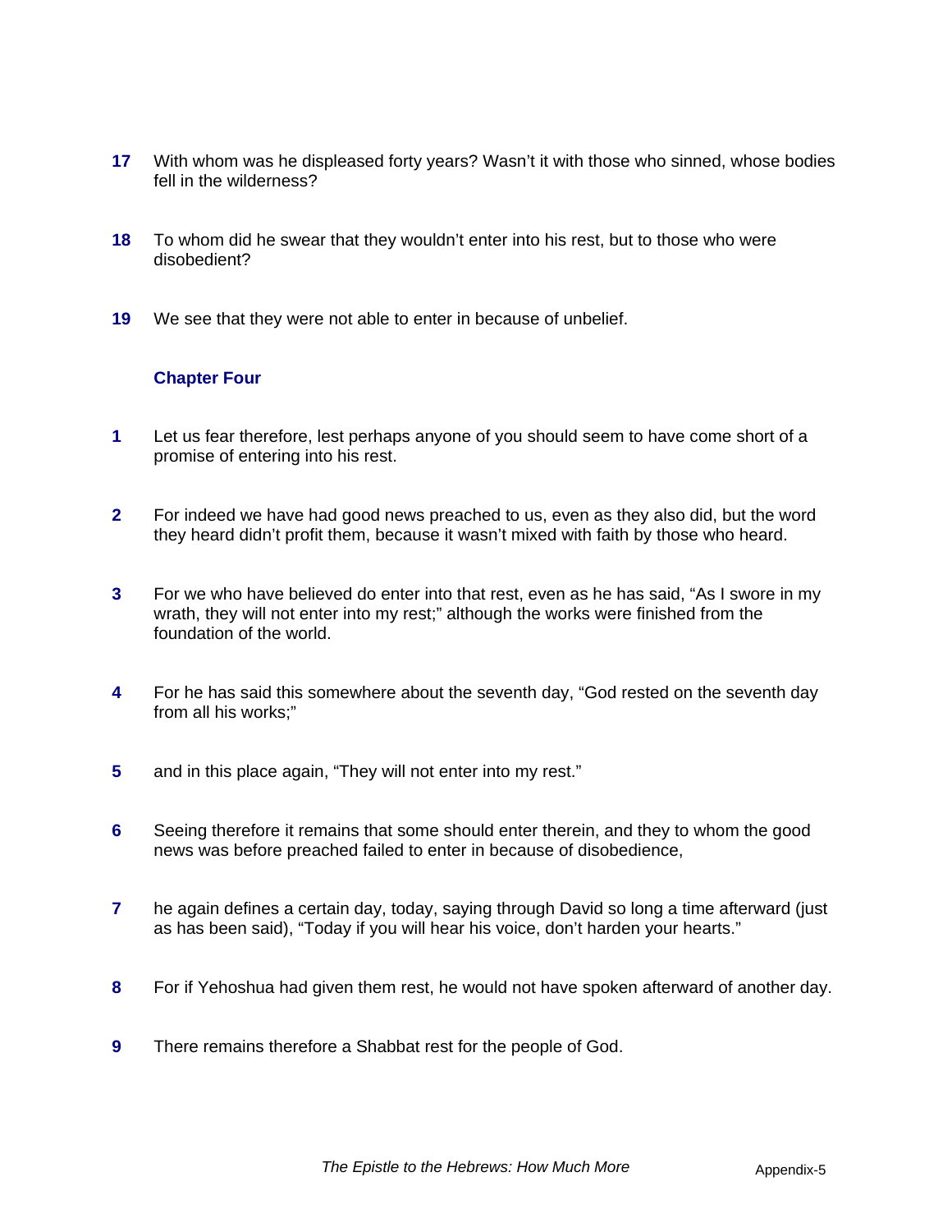**17** With whom was he displeased forty years? Wasn't it with those who sinned, whose bodies fell in the wilderness?

**18** To whom did he swear that they wouldn't enter into his rest, but to those who were disobedient?

**19** We see that they were not able to enter in because of unbelief.

### Chapter Four

**1** Let us fear therefore, lest perhaps anyone of you should seem to have come short of a promise of entering into his rest.

**2** For indeed we have had good news preached to us, even as they also did, but the word they heard didn't profit them, because it wasn't mixed with faith by those who heard.

**3** For we who have believed do enter into that rest, even as he has said, "As I swore in my wrath, they will not enter into my rest;" although the works were finished from the foundation of the world.

**4** For he has said this somewhere about the seventh day, "God rested on the seventh day from all his works;"

**5** and in this place again, "They will not enter into my rest."

**6** Seeing therefore it remains that some should enter therein, and they to whom the good news was before preached failed to enter in because of disobedience,

**7** he again defines a certain day, today, saying through David so long a time afterward (just as has been said), "Today if you will hear his voice, don't harden your hearts."

**8** For if Yehoshua had given them rest, he would not have spoken afterward of another day.

**9** There remains therefore a Shabbat rest for the people of God.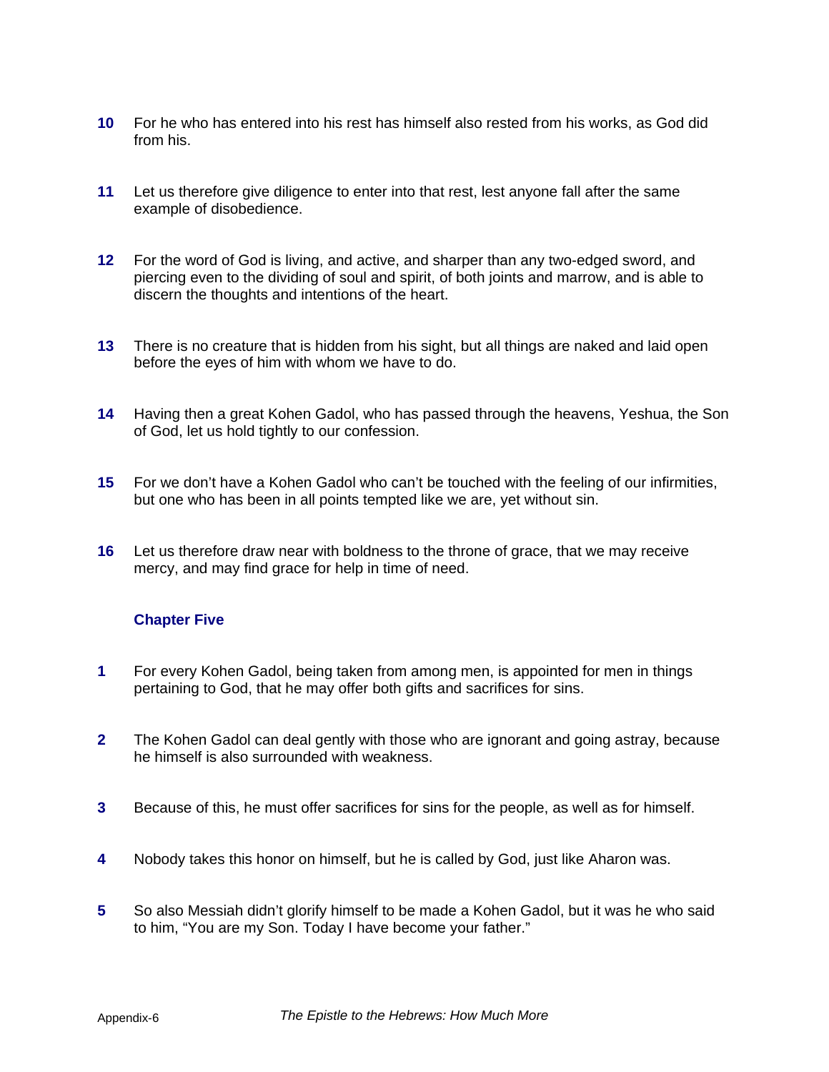**10** For he who has entered into his rest has himself also rested from his works, as God did from his.

**11** Let us therefore give diligence to enter into that rest, lest anyone fall after the same example of disobedience.

**12** For the word of God is living, and active, and sharper than any two-edged sword, and piercing even to the dividing of soul and spirit, of both joints and marrow, and is able to discern the thoughts and intentions of the heart.

**13** There is no creature that is hidden from his sight, but all things are naked and laid open before the eyes of him with whom we have to do.

**14** Having then a great Kohen Gadol, who has passed through the heavens, Yeshua, the Son of God, let us hold tightly to our confession.

**15** For we don't have a Kohen Gadol who can't be touched with the feeling of our infirmities, but one who has been in all points tempted like we are, yet without sin.

**16** Let us therefore draw near with boldness to the throne of grace, that we may receive mercy, and may find grace for help in time of need.

### Chapter Five

**1** For every Kohen Gadol, being taken from among men, is appointed for men in things pertaining to God, that he may offer both gifts and sacrifices for sins.

**2** The Kohen Gadol can deal gently with those who are ignorant and going astray, because he himself is also surrounded with weakness.

**3** Because of this, he must offer sacrifices for sins for the people, as well as for himself.

**4** Nobody takes this honor on himself, but he is called by God, just like Aharon was.

**5** So also Messiah didn't glorify himself to be made a Kohen Gadol, but it was he who said to him, "You are my Son. Today I have become your father."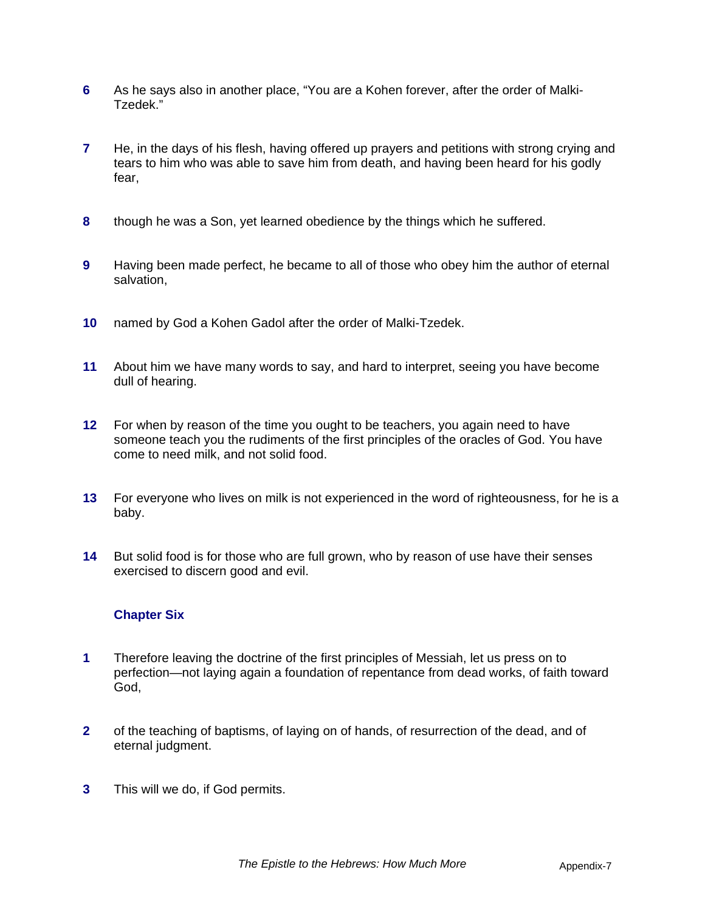**6** As he says also in another place, "You are a Kohen forever, after the order of Malki-Tzedek."

**7** He, in the days of his flesh, having offered up prayers and petitions with strong crying and tears to him who was able to save him from death, and having been heard for his godly fear,

**8** though he was a Son, yet learned obedience by the things which he suffered.

**9** Having been made perfect, he became to all of those who obey him the author of eternal salvation,

**10** named by God a Kohen Gadol after the order of Malki-Tzedek.

**11** About him we have many words to say, and hard to interpret, seeing you have become dull of hearing.

**12** For when by reason of the time you ought to be teachers, you again need to have someone teach you the rudiments of the first principles of the oracles of God. You have come to need milk, and not solid food.

**13** For everyone who lives on milk is not experienced in the word of righteousness, for he is a baby.

**14** But solid food is for those who are full grown, who by reason of use have their senses exercised to discern good and evil.

### Chapter Six

**1** Therefore leaving the doctrine of the first principles of Messiah, let us press on to perfection—not laying again a foundation of repentance from dead works, of faith toward God,

**2** of the teaching of baptisms, of laying on of hands, of resurrection of the dead, and of eternal judgment.

**3** This will we do, if God permits.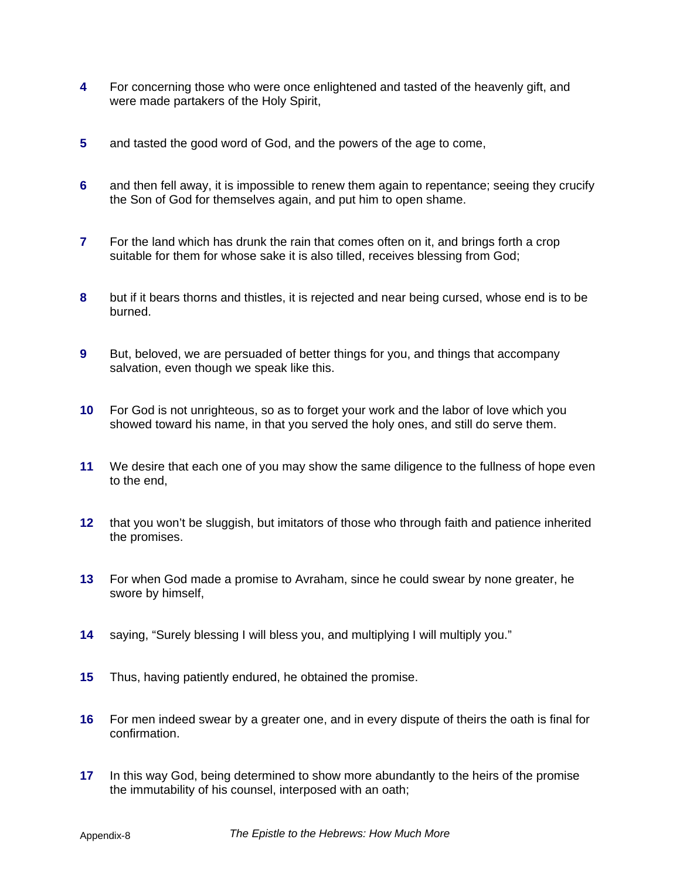**4** For concerning those who were once enlightened and tasted of the heavenly gift, and were made partakers of the Holy Spirit,

**5** and tasted the good word of God, and the powers of the age to come,

**6** and then fell away, it is impossible to renew them again to repentance; seeing they crucify the Son of God for themselves again, and put him to open shame.

**7** For the land which has drunk the rain that comes often on it, and brings forth a crop suitable for them for whose sake it is also tilled, receives blessing from God;

**8** but if it bears thorns and thistles, it is rejected and near being cursed, whose end is to be burned.

**9** But, beloved, we are persuaded of better things for you, and things that accompany salvation, even though we speak like this.

**10** For God is not unrighteous, so as to forget your work and the labor of love which you showed toward his name, in that you served the holy ones, and still do serve them.

**11** We desire that each one of you may show the same diligence to the fullness of hope even to the end,

**12** that you won't be sluggish, but imitators of those who through faith and patience inherited the promises.

**13** For when God made a promise to Avraham, since he could swear by none greater, he swore by himself,

**14** saying, "Surely blessing I will bless you, and multiplying I will multiply you."

**15** Thus, having patiently endured, he obtained the promise.

**16** For men indeed swear by a greater one, and in every dispute of theirs the oath is final for confirmation.

**17** In this way God, being determined to show more abundantly to the heirs of the promise the immutability of his counsel, interposed with an oath;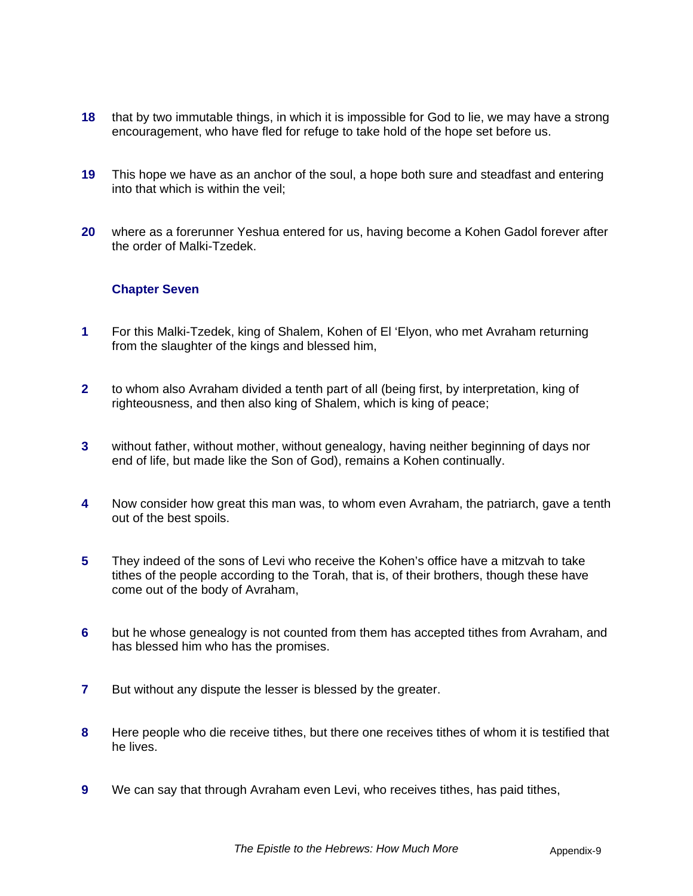**18** that by two immutable things, in which it is impossible for God to lie, we may have a strong encouragement, who have fled for refuge to take hold of the hope set before us.

**19** This hope we have as an anchor of the soul, a hope both sure and steadfast and entering into that which is within the veil;

**20** where as a forerunner Yeshua entered for us, having become a Kohen Gadol forever after the order of Malki-Tzedek.

### Chapter Seven

**1** For this Malki-Tzedek, king of Shalem, Kohen of El 'Elyon, who met Avraham returning from the slaughter of the kings and blessed him,

**2** to whom also Avraham divided a tenth part of all (being first, by interpretation, king of righteousness, and then also king of Shalem, which is king of peace;

**3** without father, without mother, without genealogy, having neither beginning of days nor end of life, but made like the Son of God), remains a Kohen continually.

**4** Now consider how great this man was, to whom even Avraham, the patriarch, gave a tenth out of the best spoils.

**5** They indeed of the sons of Levi who receive the Kohen's office have a mitzvah to take tithes of the people according to the Torah, that is, of their brothers, though these have come out of the body of Avraham,

**6** but he whose genealogy is not counted from them has accepted tithes from Avraham, and has blessed him who has the promises.

**7** But without any dispute the lesser is blessed by the greater.

**8** Here people who die receive tithes, but there one receives tithes of whom it is testified that he lives.

**9** We can say that through Avraham even Levi, who receives tithes, has paid tithes,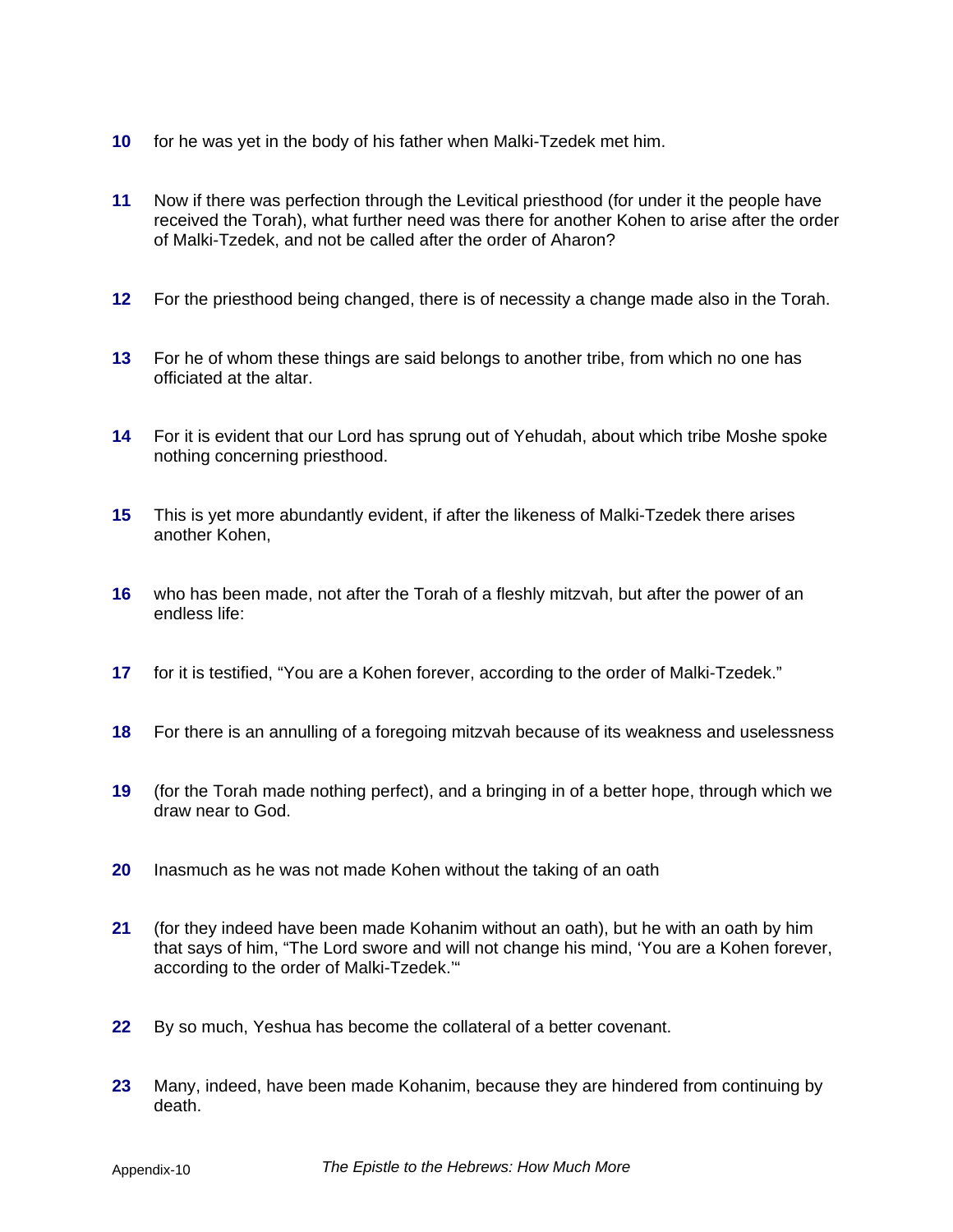**10** for he was yet in the body of his father when Malki-Tzedek met him.

**11** Now if there was perfection through the Levitical priesthood (for under it the people have received the Torah), what further need was there for another Kohen to arise after the order of Malki-Tzedek, and not be called after the order of Aharon?

**12** For the priesthood being changed, there is of necessity a change made also in the Torah.

**13** For he of whom these things are said belongs to another tribe, from which no one has officiated at the altar.

**14** For it is evident that our Lord has sprung out of Yehudah, about which tribe Moshe spoke nothing concerning priesthood.

**15** This is yet more abundantly evident, if after the likeness of Malki-Tzedek there arises another Kohen,

**16** who has been made, not after the Torah of a fleshly mitzvah, but after the power of an endless life:

**17** for it is testified, "You are a Kohen forever, according to the order of Malki-Tzedek."

**18** For there is an annulling of a foregoing mitzvah because of its weakness and uselessness

**19** (for the Torah made nothing perfect), and a bringing in of a better hope, through which we draw near to God.

**20** Inasmuch as he was not made Kohen without the taking of an oath

**21** (for they indeed have been made Kohanim without an oath), but he with an oath by him that says of him, "The Lord swore and will not change his mind, 'You are a Kohen forever, according to the order of Malki-Tzedek.'"

**22** By so much, Yeshua has become the collateral of a better covenant.

**23** Many, indeed, have been made Kohanim, because they are hindered from continuing by death.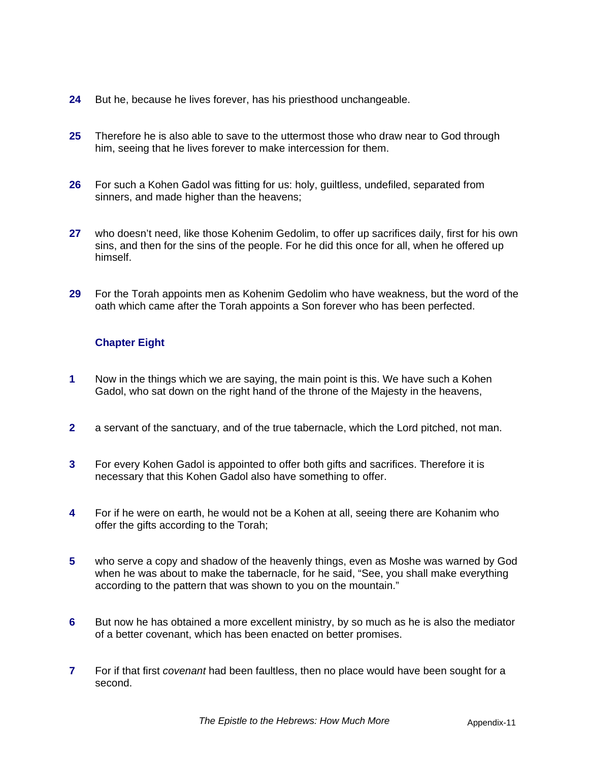**24** But he, because he lives forever, has his priesthood unchangeable.

**25** Therefore he is also able to save to the uttermost those who draw near to God through him, seeing that he lives forever to make intercession for them.

**26** For such a Kohen Gadol was fitting for us: holy, guiltless, undefiled, separated from sinners, and made higher than the heavens;

**27** who doesn't need, like those Kohenim Gedolim, to offer up sacrifices daily, first for his own sins, and then for the sins of the people. For he did this once for all, when he offered up himself.

**29** For the Torah appoints men as Kohenim Gedolim who have weakness, but the word of the oath which came after the Torah appoints a Son forever who has been perfected.

### Chapter Eight

**1** Now in the things which we are saying, the main point is this. We have such a Kohen Gadol, who sat down on the right hand of the throne of the Majesty in the heavens,

**2** a servant of the sanctuary, and of the true tabernacle, which the Lord pitched, not man.

**3** For every Kohen Gadol is appointed to offer both gifts and sacrifices. Therefore it is necessary that this Kohen Gadol also have something to offer.

**4** For if he were on earth, he would not be a Kohen at all, seeing there are Kohanim who offer the gifts according to the Torah;

**5** who serve a copy and shadow of the heavenly things, even as Moshe was warned by God when he was about to make the tabernacle, for he said, "See, you shall make everything according to the pattern that was shown to you on the mountain."

**6** But now he has obtained a more excellent ministry, by so much as he is also the mediator of a better covenant, which has been enacted on better promises.

**7** For if that first *covenant* had been faultless, then no place would have been sought for a second.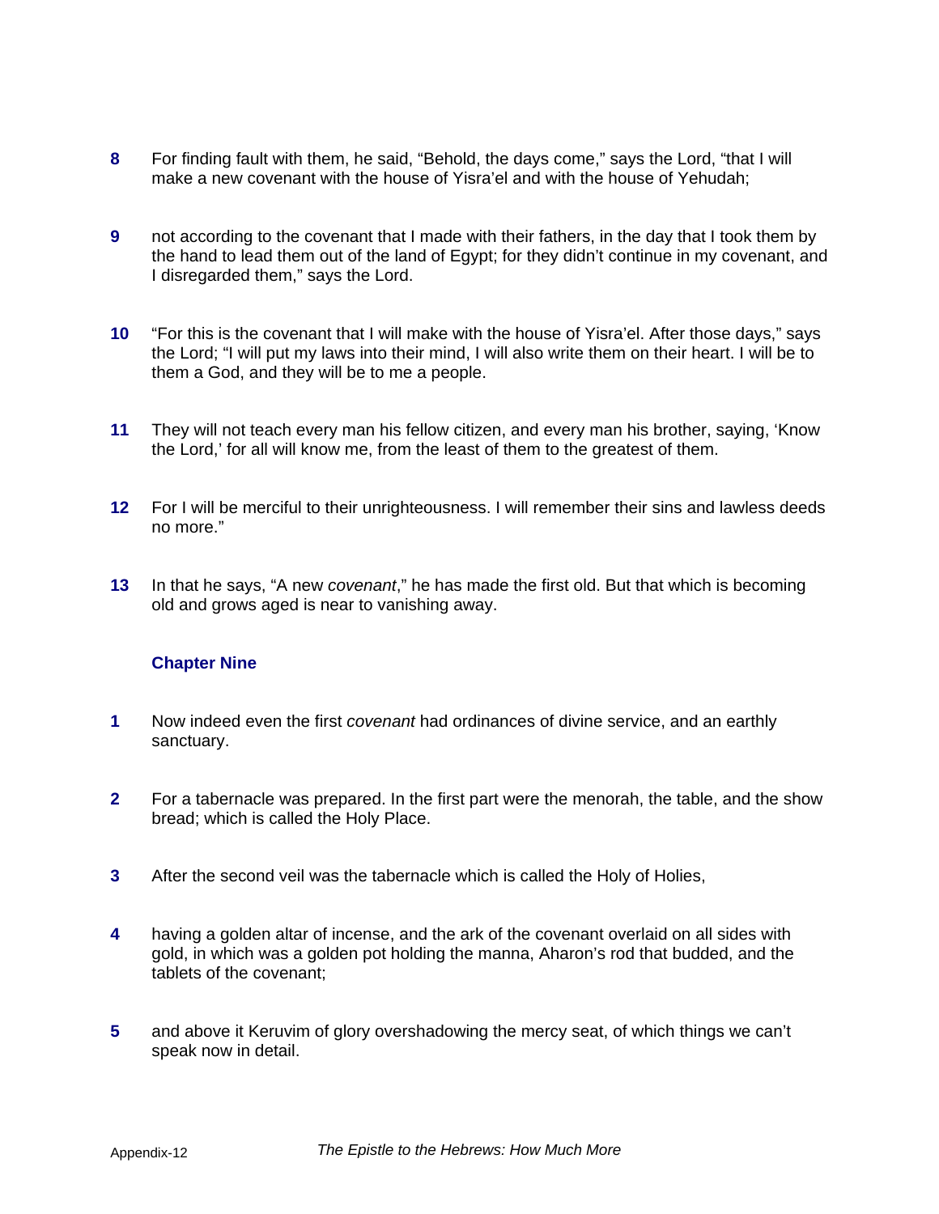**8** For finding fault with them, he said, “Behold, the days come,” says the Lord, “that I will make a new covenant with the house of Yisra’el and with the house of Yehudah;

**9** not according to the covenant that I made with their fathers, in the day that I took them by the hand to lead them out of the land of Egypt; for they didn’t continue in my covenant, and I disregarded them,” says the Lord.

**10** “For this is the covenant that I will make with the house of Yisra’el. After those days,” says the Lord; “I will put my laws into their mind, I will also write them on their heart. I will be to them a God, and they will be to me a people.

**11** They will not teach every man his fellow citizen, and every man his brother, saying, ‘Know the Lord,’ for all will know me, from the least of them to the greatest of them.

**12** For I will be merciful to their unrighteousness. I will remember their sins and lawless deeds no more.”

**13** In that he says, “A new *covenant*,” he has made the first old. But that which is becoming old and grows aged is near to vanishing away.

### Chapter Nine

**1** Now indeed even the first *covenant* had ordinances of divine service, and an earthly sanctuary.

**2** For a tabernacle was prepared. In the first part were the menorah, the table, and the show bread; which is called the Holy Place.

**3** After the second veil was the tabernacle which is called the Holy of Holies,

**4** having a golden altar of incense, and the ark of the covenant overlaid on all sides with gold, in which was a golden pot holding the manna, Aharon’s rod that budded, and the tablets of the covenant;

**5** and above it Keruvim of glory overshadowing the mercy seat, of which things we can’t speak now in detail.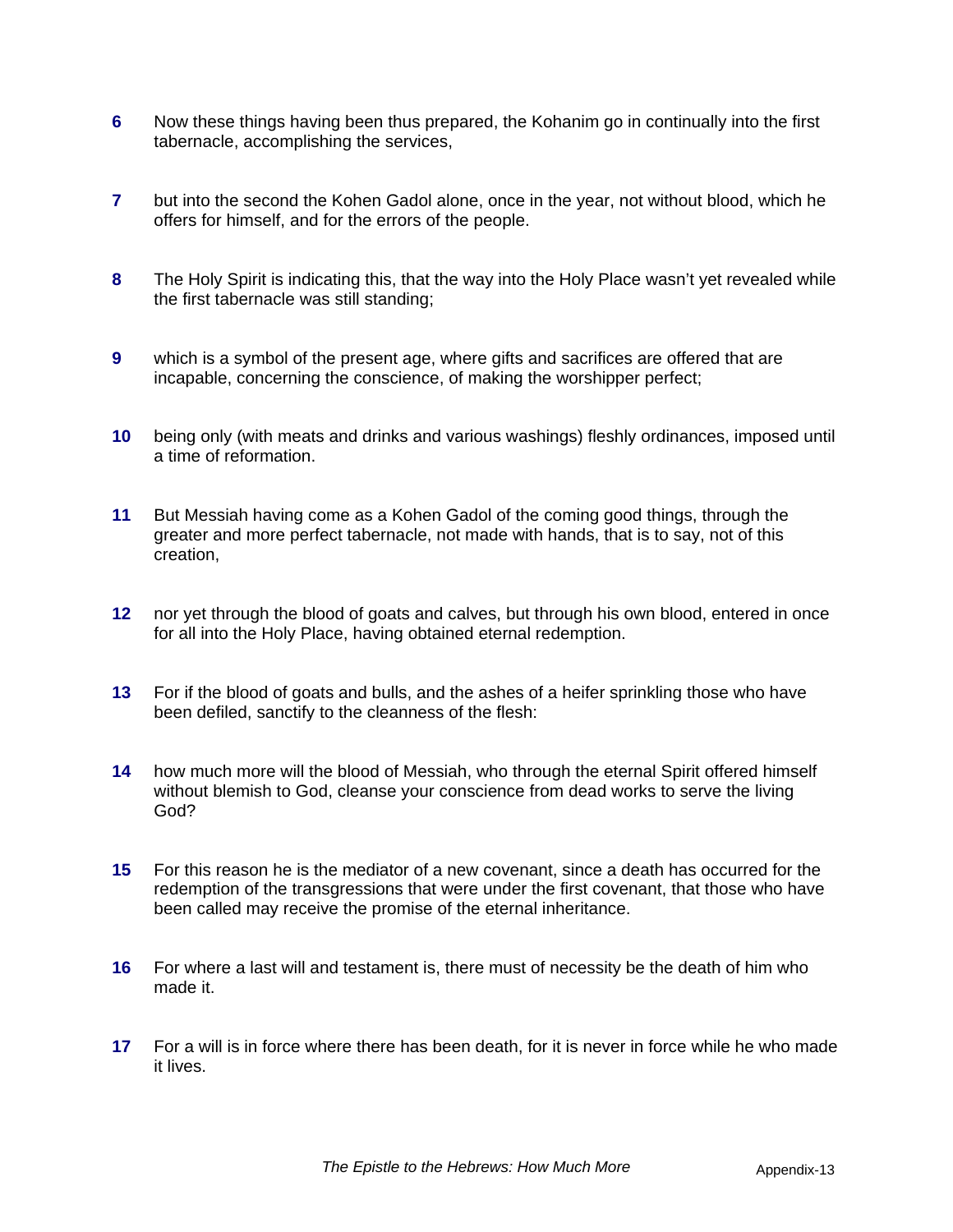**6** Now these things having been thus prepared, the Kohanim go in continually into the first tabernacle, accomplishing the services,

**7** but into the second the Kohen Gadol alone, once in the year, not without blood, which he offers for himself, and for the errors of the people.

**8** The Holy Spirit is indicating this, that the way into the Holy Place wasn't yet revealed while the first tabernacle was still standing;

**9** which is a symbol of the present age, where gifts and sacrifices are offered that are incapable, concerning the conscience, of making the worshipper perfect;

**10** being only (with meats and drinks and various washings) fleshly ordinances, imposed until a time of reformation.

**11** But Messiah having come as a Kohen Gadol of the coming good things, through the greater and more perfect tabernacle, not made with hands, that is to say, not of this creation,

**12** nor yet through the blood of goats and calves, but through his own blood, entered in once for all into the Holy Place, having obtained eternal redemption.

**13** For if the blood of goats and bulls, and the ashes of a heifer sprinkling those who have been defiled, sanctify to the cleanness of the flesh:

**14** how much more will the blood of Messiah, who through the eternal Spirit offered himself without blemish to God, cleanse your conscience from dead works to serve the living God?

**15** For this reason he is the mediator of a new covenant, since a death has occurred for the redemption of the transgressions that were under the first covenant, that those who have been called may receive the promise of the eternal inheritance.

**16** For where a last will and testament is, there must of necessity be the death of him who made it.

**17** For a will is in force where there has been death, for it is never in force while he who made it lives.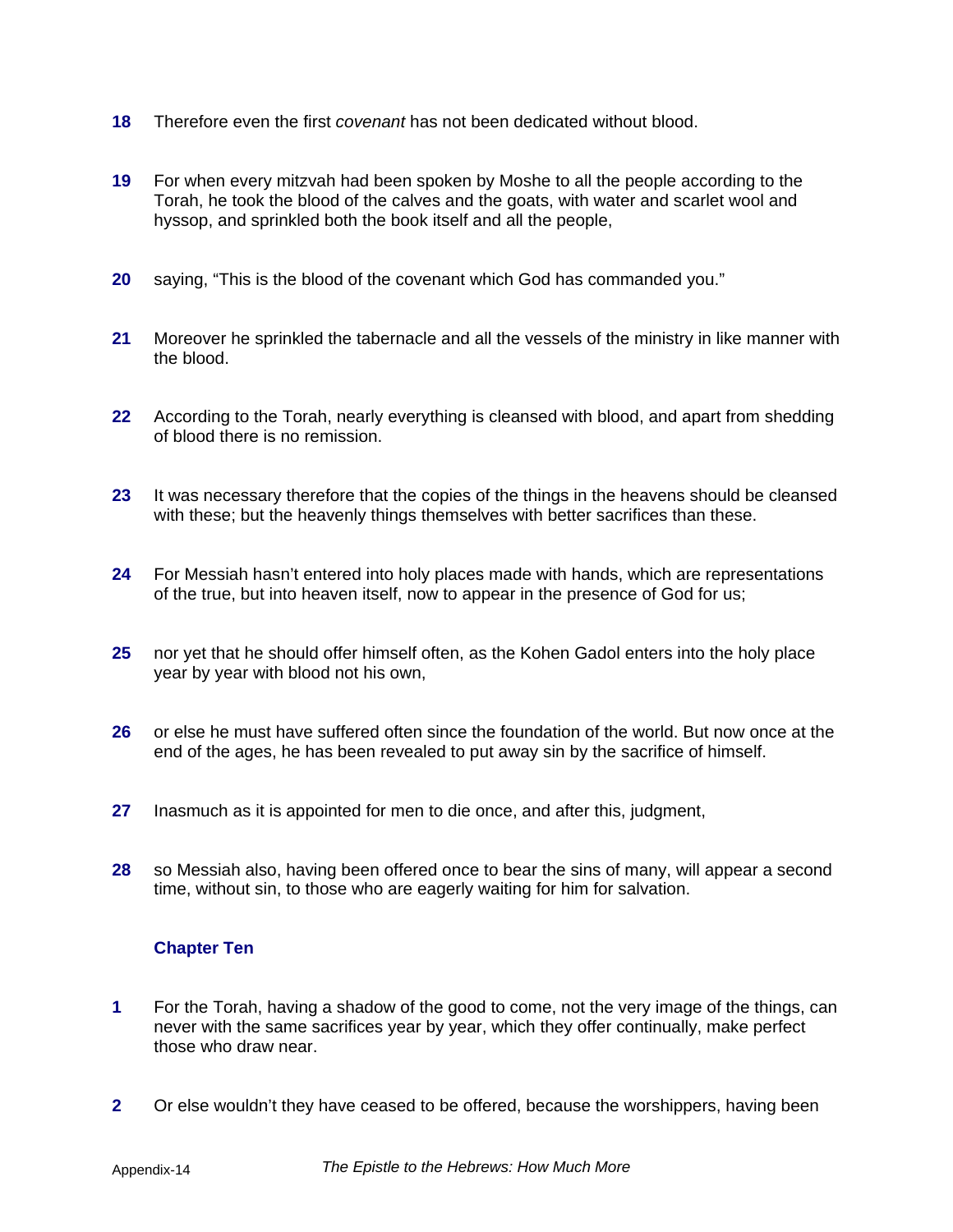**18** Therefore even the first *covenant* has not been dedicated without blood.

**19** For when every mitzvah had been spoken by Moshe to all the people according to the Torah, he took the blood of the calves and the goats, with water and scarlet wool and hyssop, and sprinkled both the book itself and all the people,

**20** saying, “This is the blood of the covenant which God has commanded you.”

**21** Moreover he sprinkled the tabernacle and all the vessels of the ministry in like manner with the blood.

**22** According to the Torah, nearly everything is cleansed with blood, and apart from shedding of blood there is no remission.

**23** It was necessary therefore that the copies of the things in the heavens should be cleansed with these; but the heavenly things themselves with better sacrifices than these.

**24** For Messiah hasn’t entered into holy places made with hands, which are representations of the true, but into heaven itself, now to appear in the presence of God for us;

**25** nor yet that he should offer himself often, as the Kohen Gadol enters into the holy place year by year with blood not his own,

**26** or else he must have suffered often since the foundation of the world. But now once at the end of the ages, he has been revealed to put away sin by the sacrifice of himself.

**27** Inasmuch as it is appointed for men to die once, and after this, judgment,

**28** so Messiah also, having been offered once to bear the sins of many, will appear a second time, without sin, to those who are eagerly waiting for him for salvation.

### Chapter Ten

**1** For the Torah, having a shadow of the good to come, not the very image of the things, can never with the same sacrifices year by year, which they offer continually, make perfect those who draw near.

**2** Or else wouldn’t they have ceased to be offered, because the worshippers, having been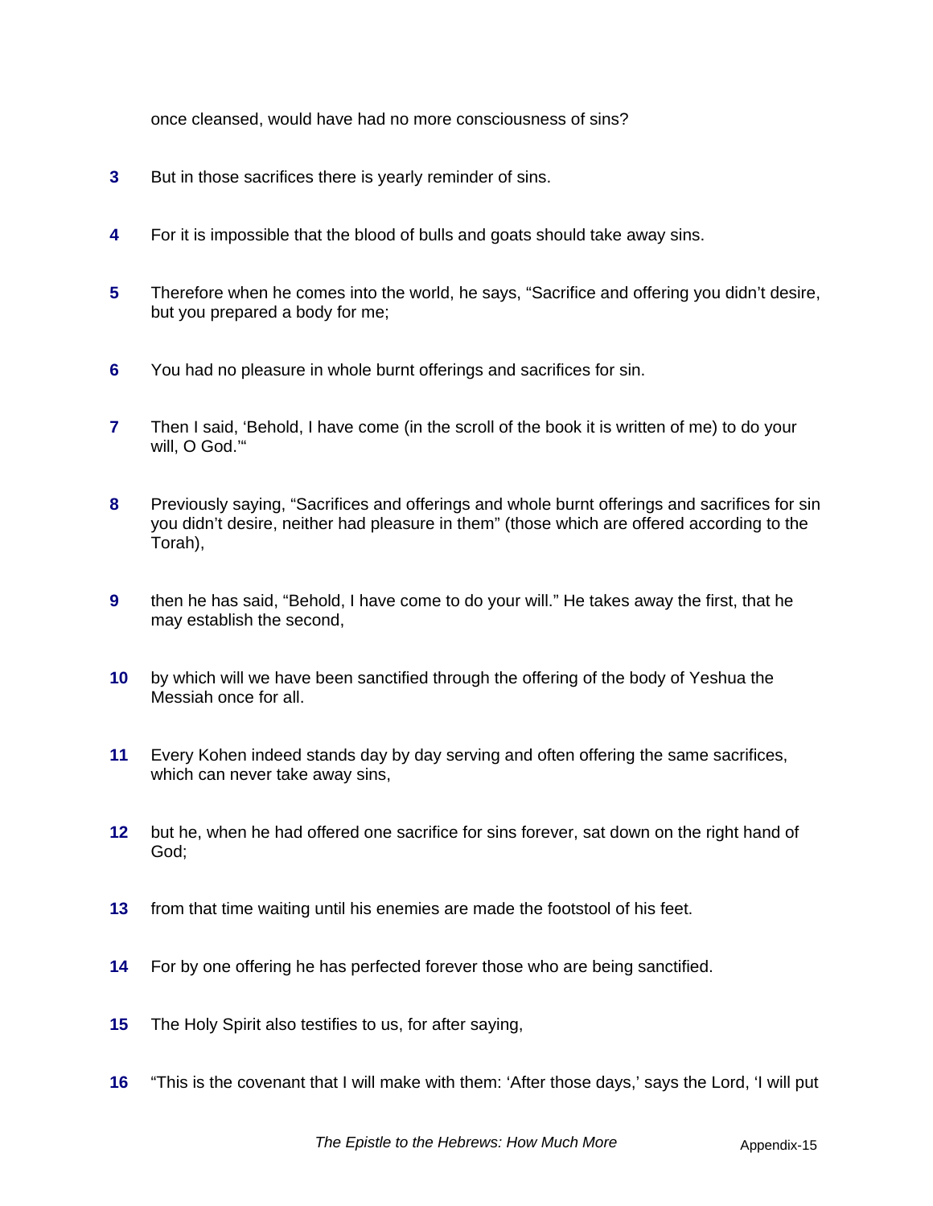once cleansed, would have had no more consciousness of sins?

**3** But in those sacrifices there is yearly reminder of sins.

**4** For it is impossible that the blood of bulls and goats should take away sins.

**5** Therefore when he comes into the world, he says, “Sacrifice and offering you didn’t desire, but you prepared a body for me;

**6** You had no pleasure in whole burnt offerings and sacrifices for sin.

**7** Then I said, ‘Behold, I have come (in the scroll of the book it is written of me) to do your will, O God.’“

**8** Previously saying, “Sacrifices and offerings and whole burnt offerings and sacrifices for sin you didn’t desire, neither had pleasure in them” (those which are offered according to the Torah),

**9** then he has said, “Behold, I have come to do your will.” He takes away the first, that he may establish the second,

**10** by which will we have been sanctified through the offering of the body of Yeshua the Messiah once for all.

**11** Every Kohen indeed stands day by day serving and often offering the same sacrifices, which can never take away sins,

**12** but he, when he had offered one sacrifice for sins forever, sat down on the right hand of God;

**13** from that time waiting until his enemies are made the footstool of his feet.

**14** For by one offering he has perfected forever those who are being sanctified.

**15** The Holy Spirit also testifies to us, for after saying,

**16** “This is the covenant that I will make with them: ‘After those days,’ says the Lord, ‘I will put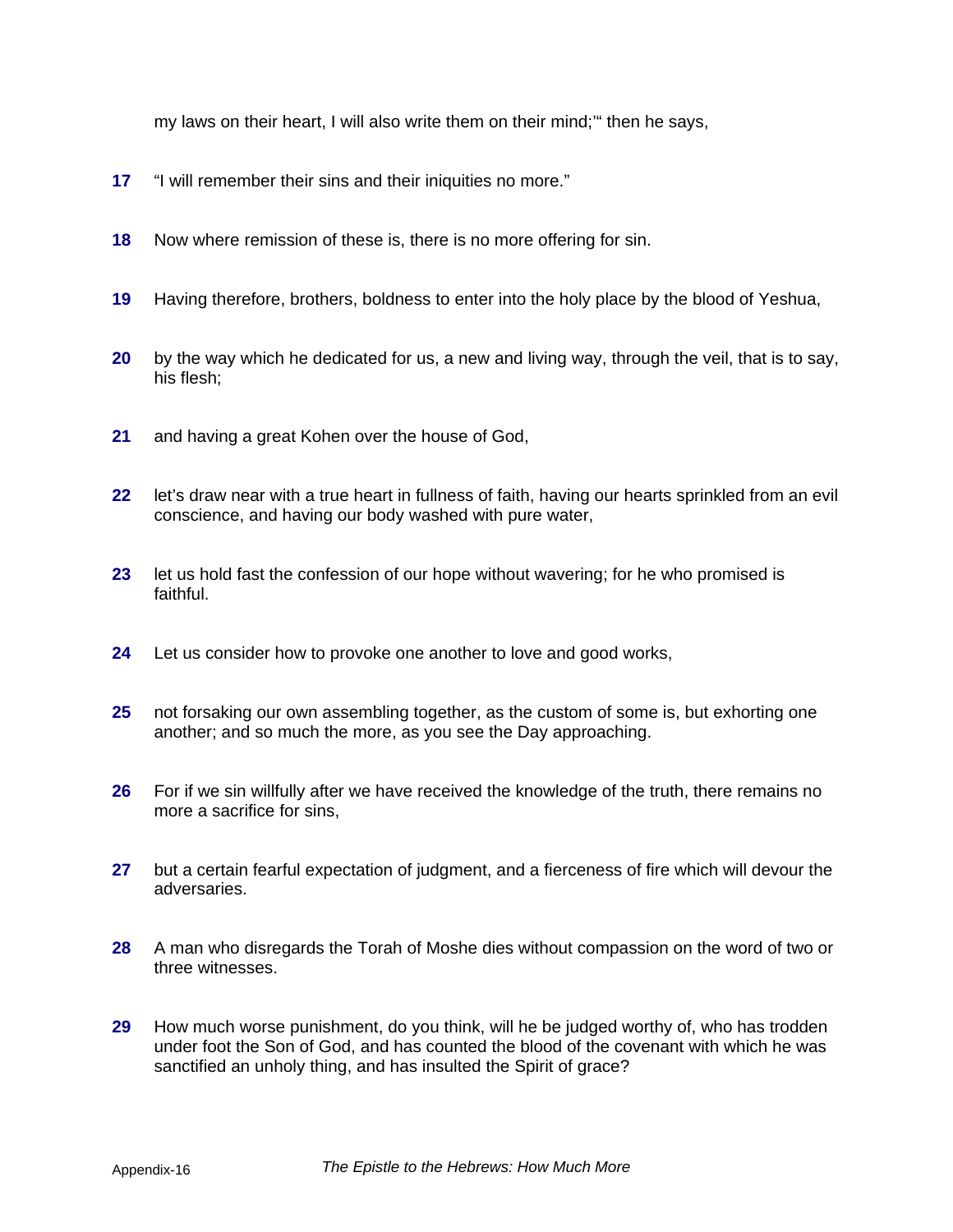my laws on their heart, I will also write them on their mind;'" then he says,

**17** "I will remember their sins and their iniquities no more."

**18** Now where remission of these is, there is no more offering for sin.

**19** Having therefore, brothers, boldness to enter into the holy place by the blood of Yeshua,

**20** by the way which he dedicated for us, a new and living way, through the veil, that is to say, his flesh;

**21** and having a great Kohen over the house of God,

**22** let's draw near with a true heart in fullness of faith, having our hearts sprinkled from an evil conscience, and having our body washed with pure water,

**23** let us hold fast the confession of our hope without wavering; for he who promised is faithful.

**24** Let us consider how to provoke one another to love and good works,

**25** not forsaking our own assembling together, as the custom of some is, but exhorting one another; and so much the more, as you see the Day approaching.

**26** For if we sin willfully after we have received the knowledge of the truth, there remains no more a sacrifice for sins,

**27** but a certain fearful expectation of judgment, and a fierceness of fire which will devour the adversaries.

**28** A man who disregards the Torah of Moshe dies without compassion on the word of two or three witnesses.

**29** How much worse punishment, do you think, will he be judged worthy of, who has trodden under foot the Son of God, and has counted the blood of the covenant with which he was sanctified an unholy thing, and has insulted the Spirit of grace?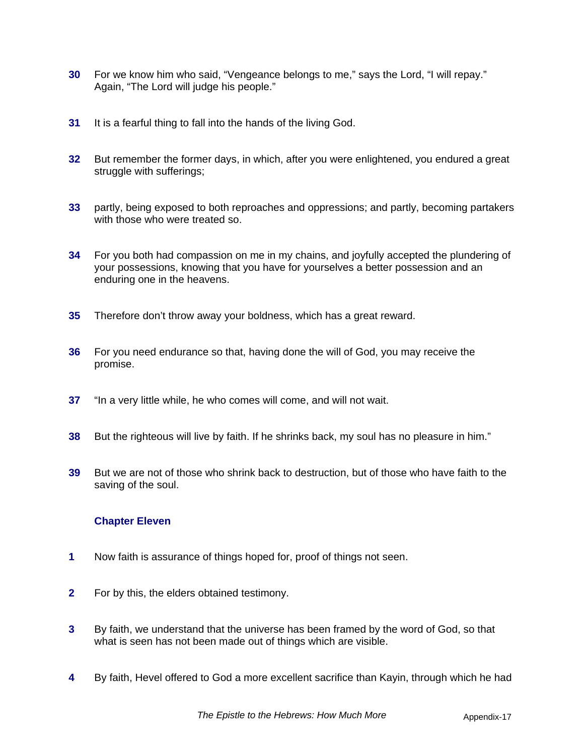**30** For we know him who said, “Vengeance belongs to me,” says the Lord, “I will repay.” Again, “The Lord will judge his people.”

**31** It is a fearful thing to fall into the hands of the living God.

**32** But remember the former days, in which, after you were enlightened, you endured a great struggle with sufferings;

**33** partly, being exposed to both reproaches and oppressions; and partly, becoming partakers with those who were treated so.

**34** For you both had compassion on me in my chains, and joyfully accepted the plundering of your possessions, knowing that you have for yourselves a better possession and an enduring one in the heavens.

**35** Therefore don’t throw away your boldness, which has a great reward.

**36** For you need endurance so that, having done the will of God, you may receive the promise.

**37** “In a very little while, he who comes will come, and will not wait.

**38** But the righteous will live by faith. If he shrinks back, my soul has no pleasure in him.”

**39** But we are not of those who shrink back to destruction, but of those who have faith to the saving of the soul.

### Chapter Eleven

**1** Now faith is assurance of things hoped for, proof of things not seen.

**2** For by this, the elders obtained testimony.

**3** By faith, we understand that the universe has been framed by the word of God, so that what is seen has not been made out of things which are visible.

**4** By faith, Hevel offered to God a more excellent sacrifice than Kayin, through which he had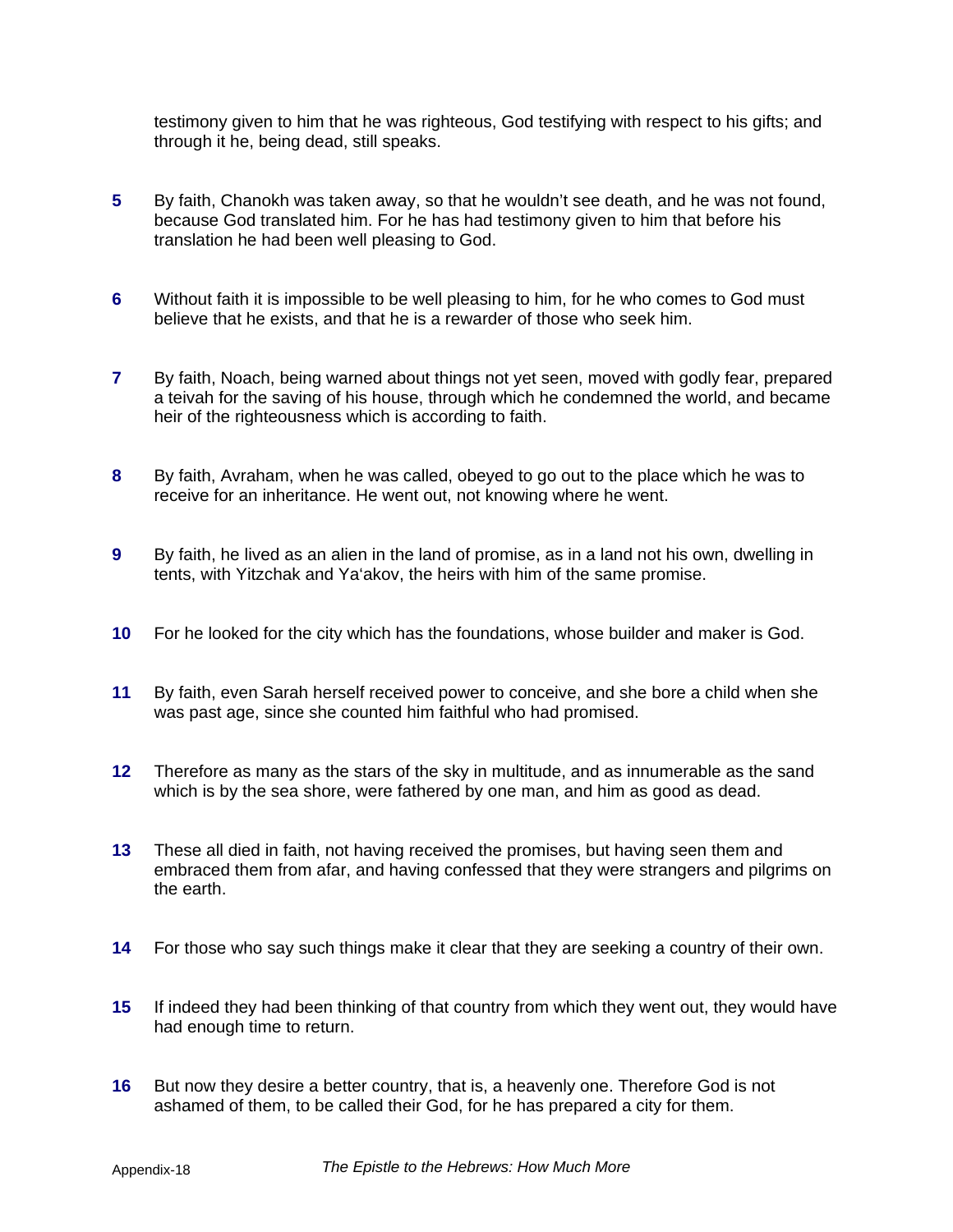testimony given to him that he was righteous, God testifying with respect to his gifts; and through it he, being dead, still speaks.

**5** By faith, Chanokh was taken away, so that he wouldn't see death, and he was not found, because God translated him. For he has had testimony given to him that before his translation he had been well pleasing to God.

**6** Without faith it is impossible to be well pleasing to him, for he who comes to God must believe that he exists, and that he is a rewarder of those who seek him.

**7** By faith, Noach, being warned about things not yet seen, moved with godly fear, prepared a teivah for the saving of his house, through which he condemned the world, and became heir of the righteousness which is according to faith.

**8** By faith, Avraham, when he was called, obeyed to go out to the place which he was to receive for an inheritance. He went out, not knowing where he went.

**9** By faith, he lived as an alien in the land of promise, as in a land not his own, dwelling in tents, with Yitzchak and Ya'akov, the heirs with him of the same promise.

**10** For he looked for the city which has the foundations, whose builder and maker is God.

**11** By faith, even Sarah herself received power to conceive, and she bore a child when she was past age, since she counted him faithful who had promised.

**12** Therefore as many as the stars of the sky in multitude, and as innumerable as the sand which is by the sea shore, were fathered by one man, and him as good as dead.

**13** These all died in faith, not having received the promises, but having seen them and embraced them from afar, and having confessed that they were strangers and pilgrims on the earth.

**14** For those who say such things make it clear that they are seeking a country of their own.

**15** If indeed they had been thinking of that country from which they went out, they would have had enough time to return.

**16** But now they desire a better country, that is, a heavenly one. Therefore God is not ashamed of them, to be called their God, for he has prepared a city for them.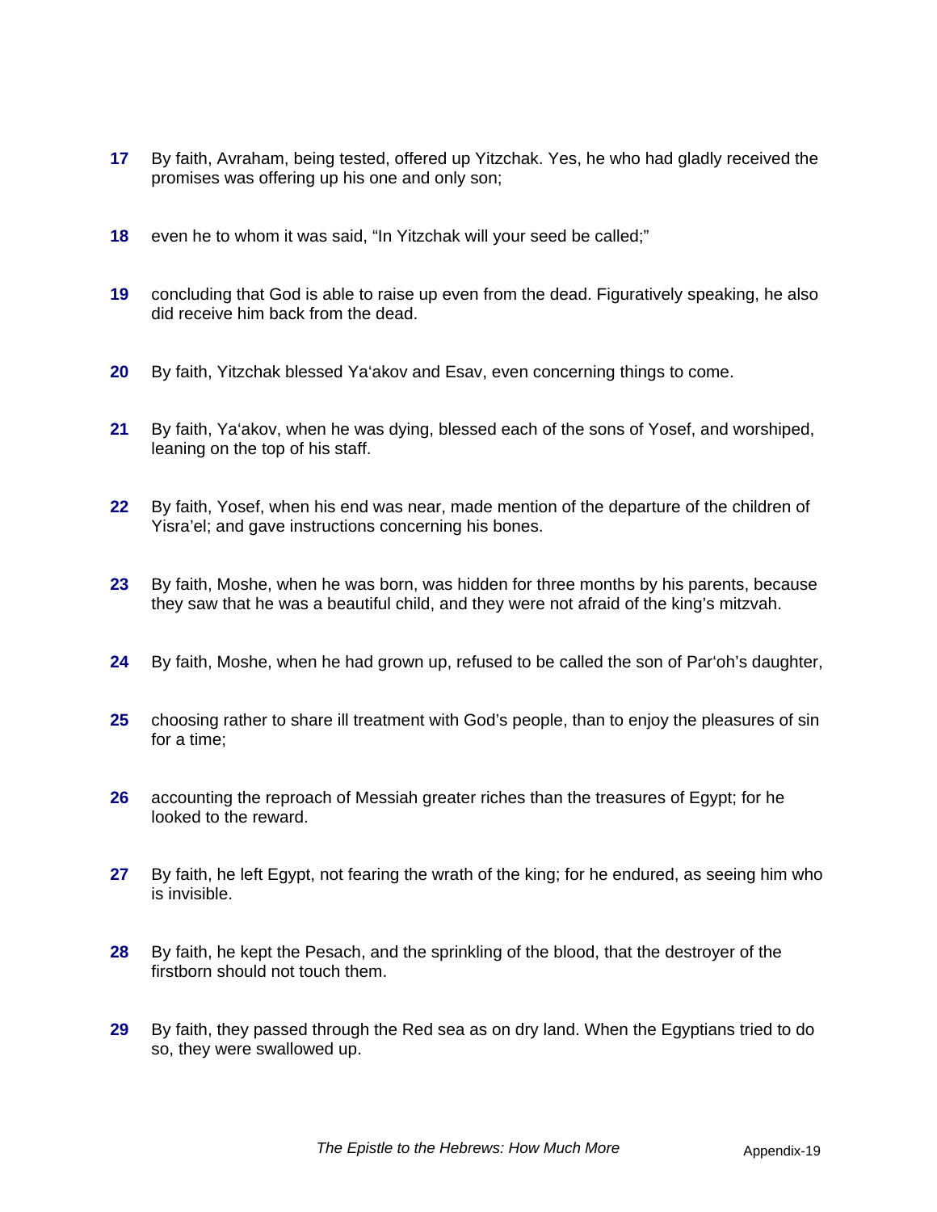**17** By faith, Avraham, being tested, offered up Yitzchak. Yes, he who had gladly received the promises was offering up his one and only son;

**18** even he to whom it was said, “In Yitzchak will your seed be called;”

**19** concluding that God is able to raise up even from the dead. Figuratively speaking, he also did receive him back from the dead.

**20** By faith, Yitzchak blessed Ya‘akov and Esav, even concerning things to come.

**21** By faith, Ya‘akov, when he was dying, blessed each of the sons of Yosef, and worshiped, leaning on the top of his staff.

**22** By faith, Yosef, when his end was near, made mention of the departure of the children of Yisra’el; and gave instructions concerning his bones.

**23** By faith, Moshe, when he was born, was hidden for three months by his parents, because they saw that he was a beautiful child, and they were not afraid of the king’s mitzvah.

**24** By faith, Moshe, when he had grown up, refused to be called the son of Par‘oh’s daughter,

**25** choosing rather to share ill treatment with God’s people, than to enjoy the pleasures of sin for a time;

**26** accounting the reproach of Messiah greater riches than the treasures of Egypt; for he looked to the reward.

**27** By faith, he left Egypt, not fearing the wrath of the king; for he endured, as seeing him who is invisible.

**28** By faith, he kept the Pesach, and the sprinkling of the blood, that the destroyer of the firstborn should not touch them.

**29** By faith, they passed through the Red sea as on dry land. When the Egyptians tried to do so, they were swallowed up.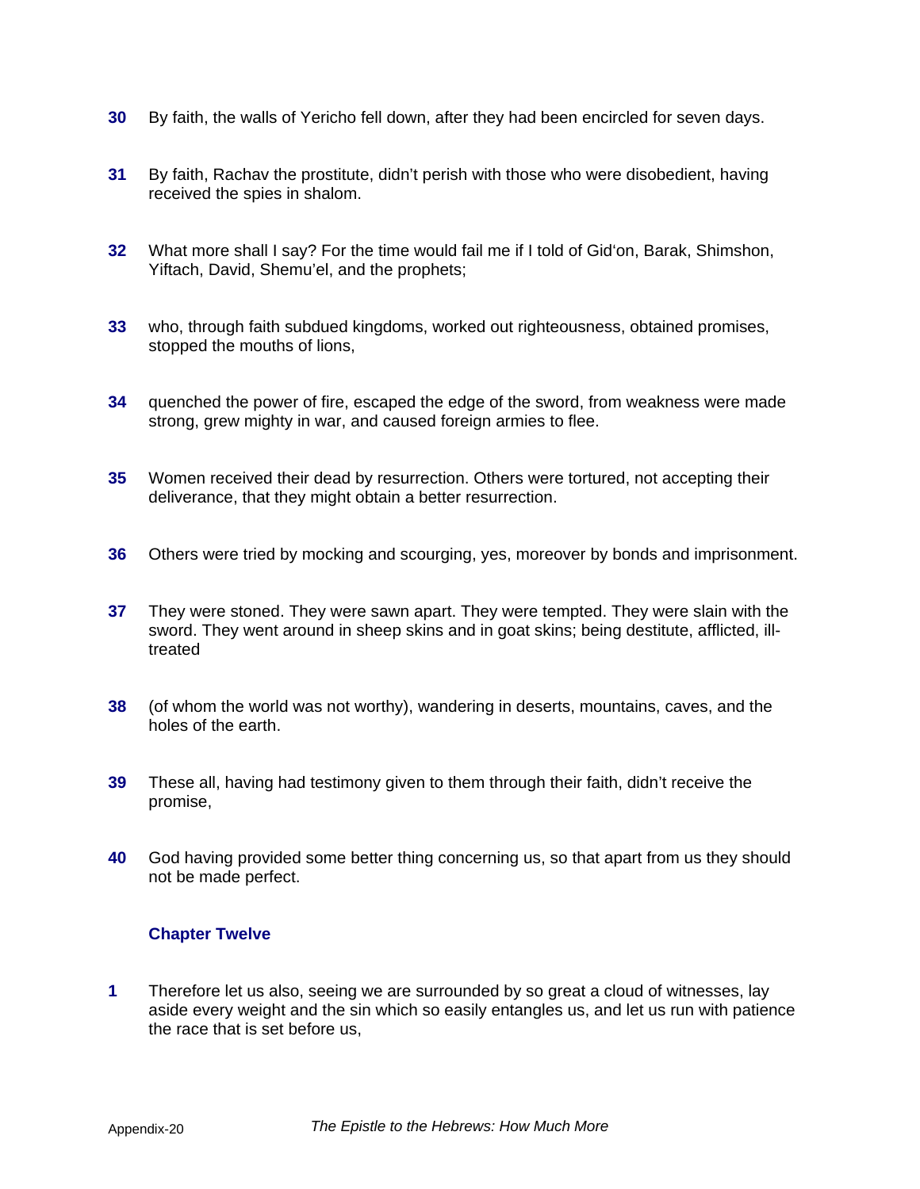**30** By faith, the walls of Yericho fell down, after they had been encircled for seven days.

**31** By faith, Rachav the prostitute, didn't perish with those who were disobedient, having received the spies in shalom.

**32** What more shall I say? For the time would fail me if I told of Gid'on, Barak, Shimshon, Yiftach, David, Shemu'el, and the prophets;

**33** who, through faith subdued kingdoms, worked out righteousness, obtained promises, stopped the mouths of lions,

**34** quenched the power of fire, escaped the edge of the sword, from weakness were made strong, grew mighty in war, and caused foreign armies to flee.

**35** Women received their dead by resurrection. Others were tortured, not accepting their deliverance, that they might obtain a better resurrection.

**36** Others were tried by mocking and scourging, yes, moreover by bonds and imprisonment.

**37** They were stoned. They were sawn apart. They were tempted. They were slain with the sword. They went around in sheep skins and in goat skins; being destitute, afflicted, ill-treated

**38** (of whom the world was not worthy), wandering in deserts, mountains, caves, and the holes of the earth.

**39** These all, having had testimony given to them through their faith, didn't receive the promise,

**40** God having provided some better thing concerning us, so that apart from us they should not be made perfect.

## Chapter Twelve

**1** Therefore let us also, seeing we are surrounded by so great a cloud of witnesses, lay aside every weight and the sin which so easily entangles us, and let us run with patience the race that is set before us,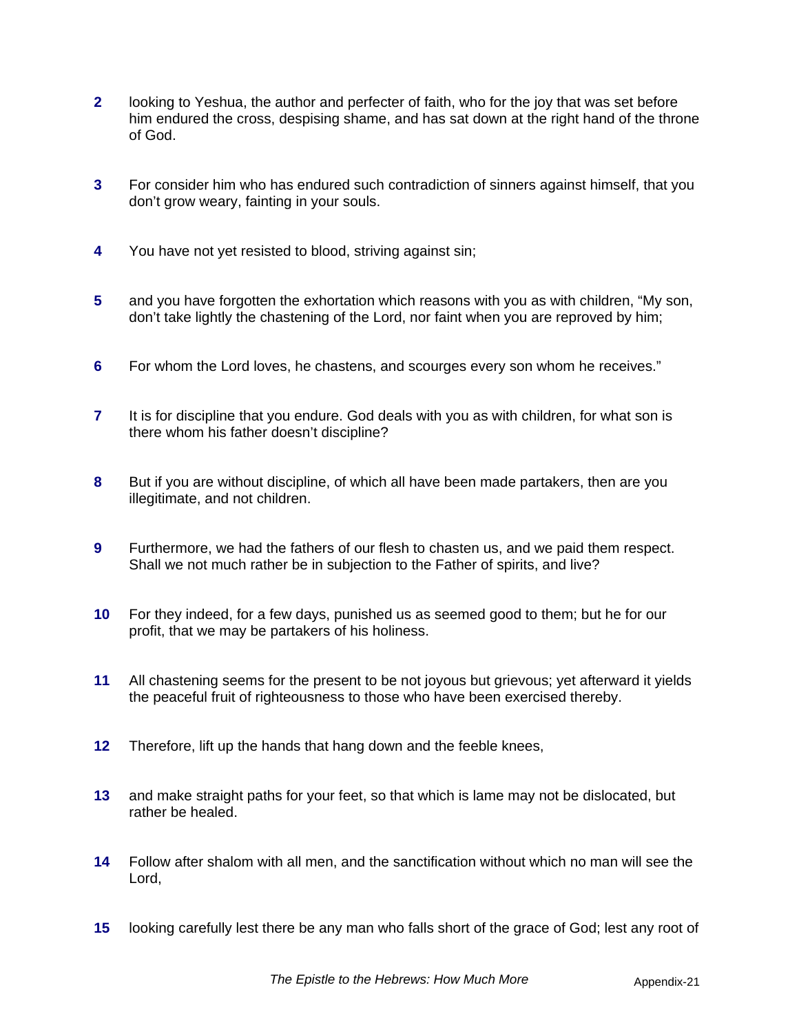**2** looking to Yeshua, the author and perfecter of faith, who for the joy that was set before him endured the cross, despising shame, and has sat down at the right hand of the throne of God.

**3** For consider him who has endured such contradiction of sinners against himself, that you don't grow weary, fainting in your souls.

**4** You have not yet resisted to blood, striving against sin;

**5** and you have forgotten the exhortation which reasons with you as with children, "My son, don't take lightly the chastening of the Lord, nor faint when you are reproved by him;

**6** For whom the Lord loves, he chastens, and scourges every son whom he receives."

**7** It is for discipline that you endure. God deals with you as with children, for what son is there whom his father doesn't discipline?

**8** But if you are without discipline, of which all have been made partakers, then are you illegitimate, and not children.

**9** Furthermore, we had the fathers of our flesh to chasten us, and we paid them respect. Shall we not much rather be in subjection to the Father of spirits, and live?

**10** For they indeed, for a few days, punished us as seemed good to them; but he for our profit, that we may be partakers of his holiness.

**11** All chastening seems for the present to be not joyous but grievous; yet afterward it yields the peaceful fruit of righteousness to those who have been exercised thereby.

**12** Therefore, lift up the hands that hang down and the feeble knees,

**13** and make straight paths for your feet, so that which is lame may not be dislocated, but rather be healed.

**14** Follow after shalom with all men, and the sanctification without which no man will see the Lord,

**15** looking carefully lest there be any man who falls short of the grace of God; lest any root of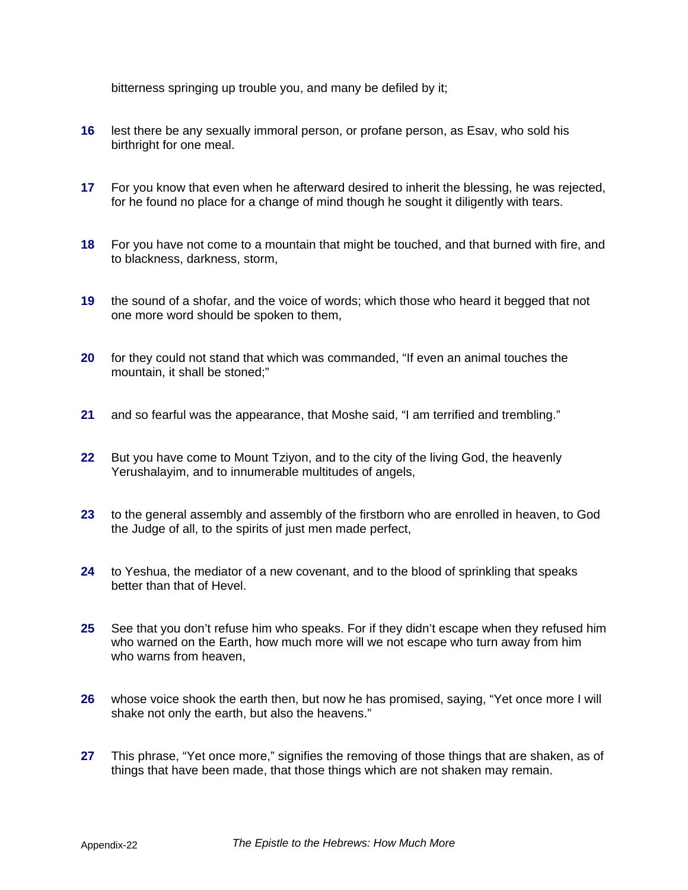bitterness springing up trouble you, and many be defiled by it;

**16** lest there be any sexually immoral person, or profane person, as Esav, who sold his birthright for one meal.

**17** For you know that even when he afterward desired to inherit the blessing, he was rejected, for he found no place for a change of mind though he sought it diligently with tears.

**18** For you have not come to a mountain that might be touched, and that burned with fire, and to blackness, darkness, storm,

**19** the sound of a shofar, and the voice of words; which those who heard it begged that not one more word should be spoken to them,

**20** for they could not stand that which was commanded, “If even an animal touches the mountain, it shall be stoned;”

**21** and so fearful was the appearance, that Moshe said, “I am terrified and trembling.”

**22** But you have come to Mount Tziyon, and to the city of the living God, the heavenly Yerushalayim, and to innumerable multitudes of angels,

**23** to the general assembly and assembly of the firstborn who are enrolled in heaven, to God the Judge of all, to the spirits of just men made perfect,

**24** to Yeshua, the mediator of a new covenant, and to the blood of sprinkling that speaks better than that of Hevel.

**25** See that you don’t refuse him who speaks. For if they didn’t escape when they refused him who warned on the Earth, how much more will we not escape who turn away from him who warns from heaven,

**26** whose voice shook the earth then, but now he has promised, saying, “Yet once more I will shake not only the earth, but also the heavens.”

**27** This phrase, “Yet once more,” signifies the removing of those things that are shaken, as of things that have been made, that those things which are not shaken may remain.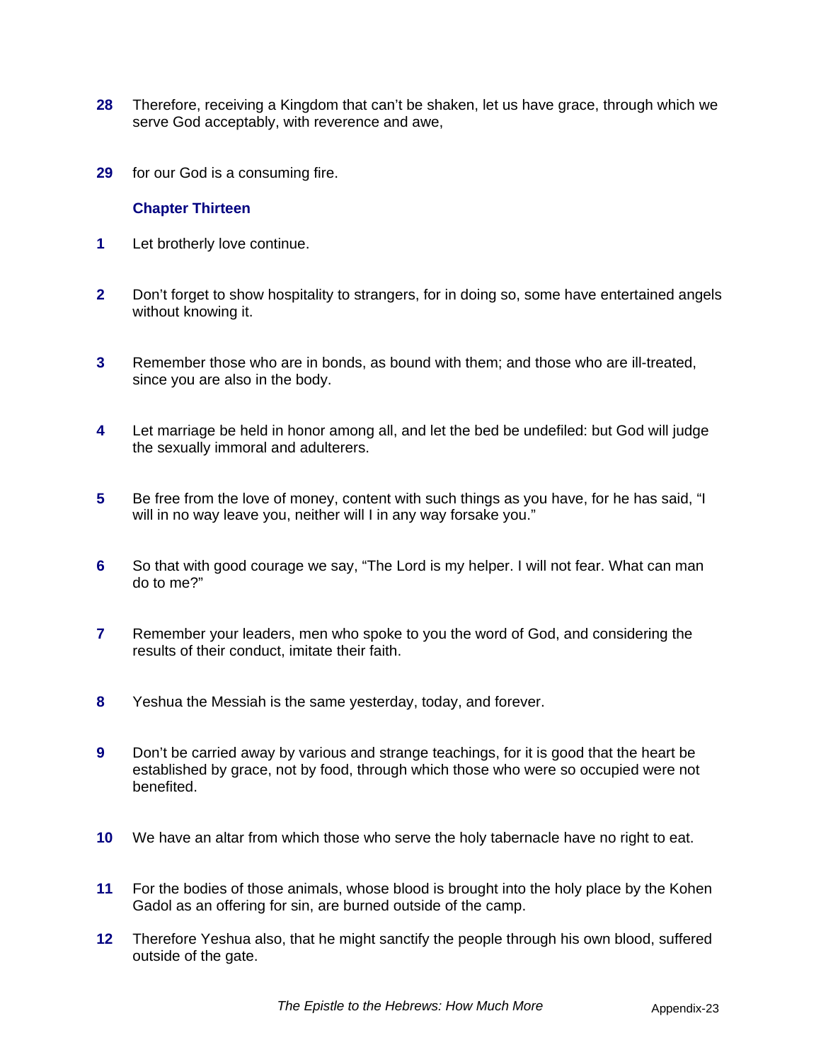**28** Therefore, receiving a Kingdom that can't be shaken, let us have grace, through which we serve God acceptably, with reverence and awe,

**29** for our God is a consuming fire.

### Chapter Thirteen

**1** Let brotherly love continue.

**2** Don't forget to show hospitality to strangers, for in doing so, some have entertained angels without knowing it.

**3** Remember those who are in bonds, as bound with them; and those who are ill-treated, since you are also in the body.

**4** Let marriage be held in honor among all, and let the bed be undefiled: but God will judge the sexually immoral and adulterers.

**5** Be free from the love of money, content with such things as you have, for he has said, "I will in no way leave you, neither will I in any way forsake you."

**6** So that with good courage we say, "The Lord is my helper. I will not fear. What can man do to me?"

**7** Remember your leaders, men who spoke to you the word of God, and considering the results of their conduct, imitate their faith.

**8** Yeshua the Messiah is the same yesterday, today, and forever.

**9** Don't be carried away by various and strange teachings, for it is good that the heart be established by grace, not by food, through which those who were so occupied were not benefited.

**10** We have an altar from which those who serve the holy tabernacle have no right to eat.

**11** For the bodies of those animals, whose blood is brought into the holy place by the Kohen Gadol as an offering for sin, are burned outside of the camp.

**12** Therefore Yeshua also, that he might sanctify the people through his own blood, suffered outside of the gate.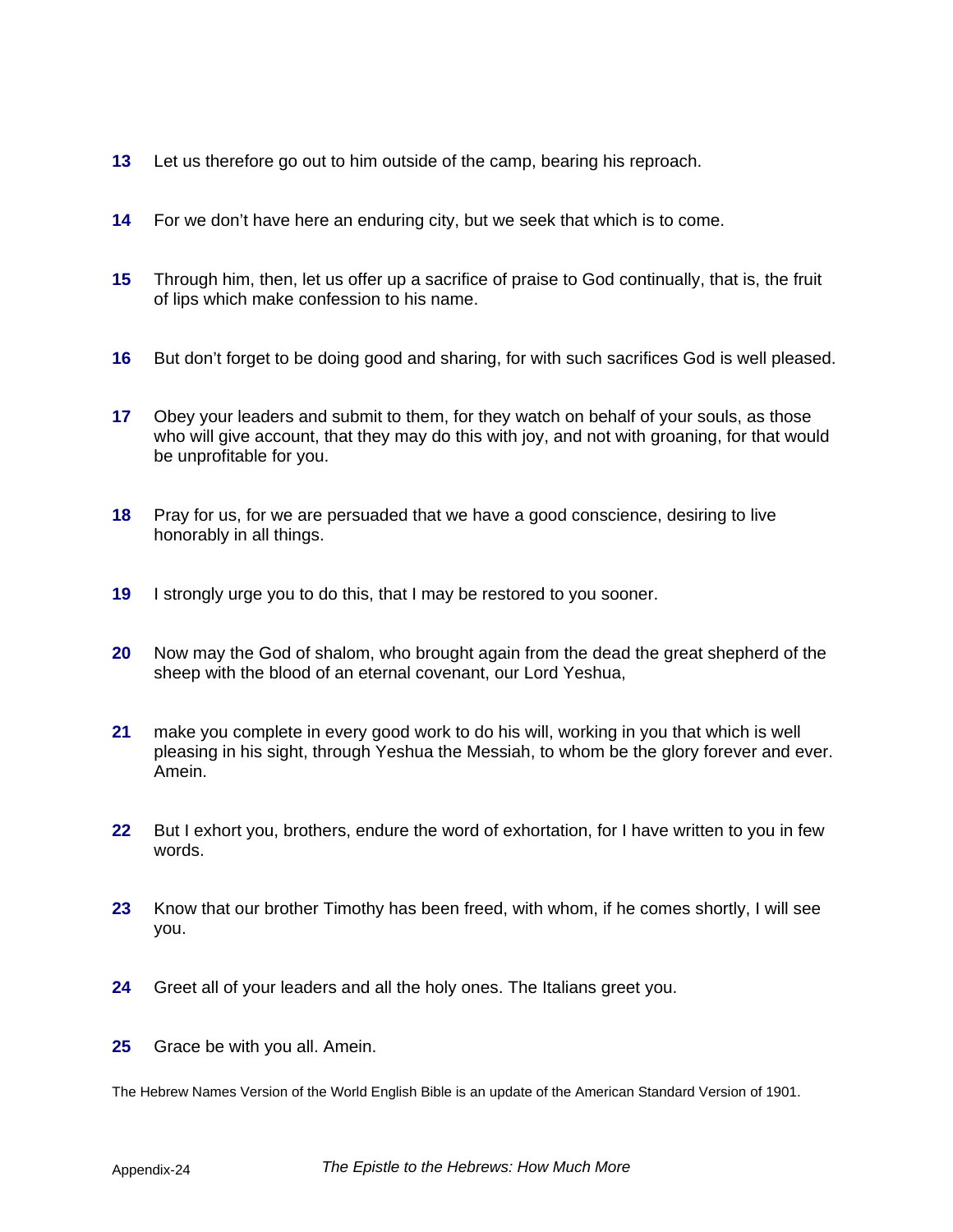**13** Let us therefore go out to him outside of the camp, bearing his reproach.

**14** For we don't have here an enduring city, but we seek that which is to come.

**15** Through him, then, let us offer up a sacrifice of praise to God continually, that is, the fruit of lips which make confession to his name.

**16** But don't forget to be doing good and sharing, for with such sacrifices God is well pleased.

**17** Obey your leaders and submit to them, for they watch on behalf of your souls, as those who will give account, that they may do this with joy, and not with groaning, for that would be unprofitable for you.

**18** Pray for us, for we are persuaded that we have a good conscience, desiring to live honorably in all things.

**19** I strongly urge you to do this, that I may be restored to you sooner.

**20** Now may the God of shalom, who brought again from the dead the great shepherd of the sheep with the blood of an eternal covenant, our Lord Yeshua,

**21** make you complete in every good work to do his will, working in you that which is well pleasing in his sight, through Yeshua the Messiah, to whom be the glory forever and ever. Amein.

**22** But I exhort you, brothers, endure the word of exhortation, for I have written to you in few words.

**23** Know that our brother Timothy has been freed, with whom, if he comes shortly, I will see you.

**24** Greet all of your leaders and all the holy ones. The Italians greet you.

**25** Grace be with you all. Amein.

The Hebrew Names Version of the World English Bible is an update of the American Standard Version of 1901.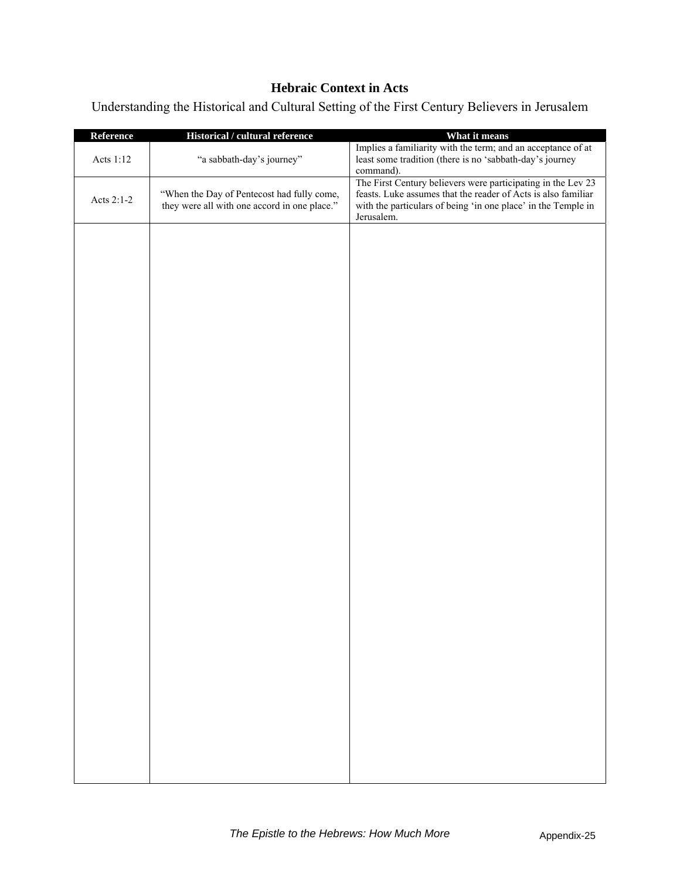**Hebraic Context in Acts**

Understanding the Historical and Cultural Setting of the First Century Believers in Jerusalem

| Reference | Historical / cultural reference | What it means |
|---|---|---|
| Acts 1:12 | "a sabbath-day's journey" | Implies a familiarity with the term; and an acceptance of at least some tradition (there is no 'sabbath-day's journey command). |
| Acts 2:1-2 | "When the Day of Pentecost had fully come, they were all with one accord in one place." | The First Century believers were participating in the Lev 23 feasts. Luke assumes that the reader of Acts is also familiar with the particulars of being 'in one place' in the Temple in Jerusalem. |
| | | |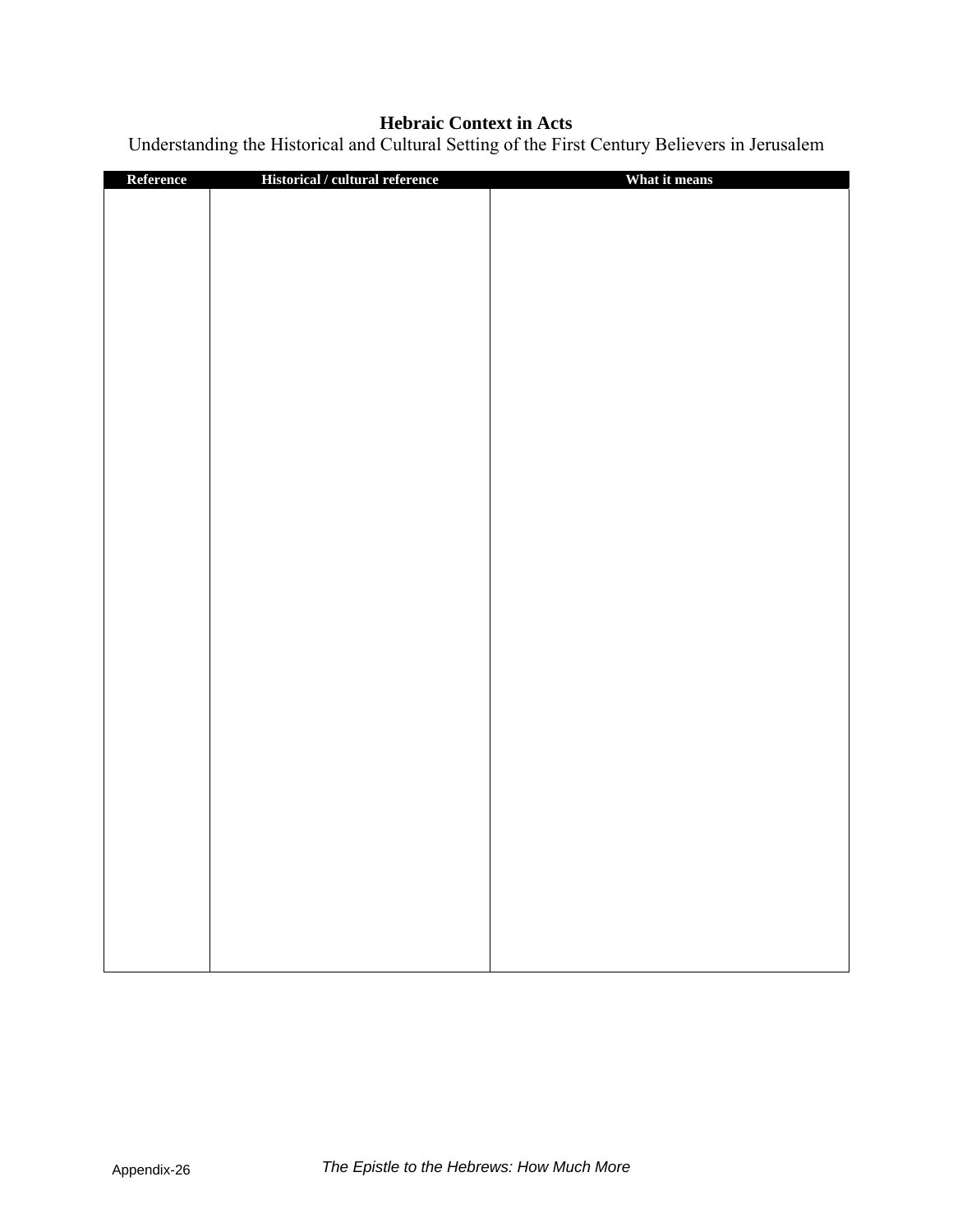**Hebraic Context in Acts**

Understanding the Historical and Cultural Setting of the First Century Believers in Jerusalem

| Reference | Historical / cultural reference | What it means |
|---|---|---|
| | | |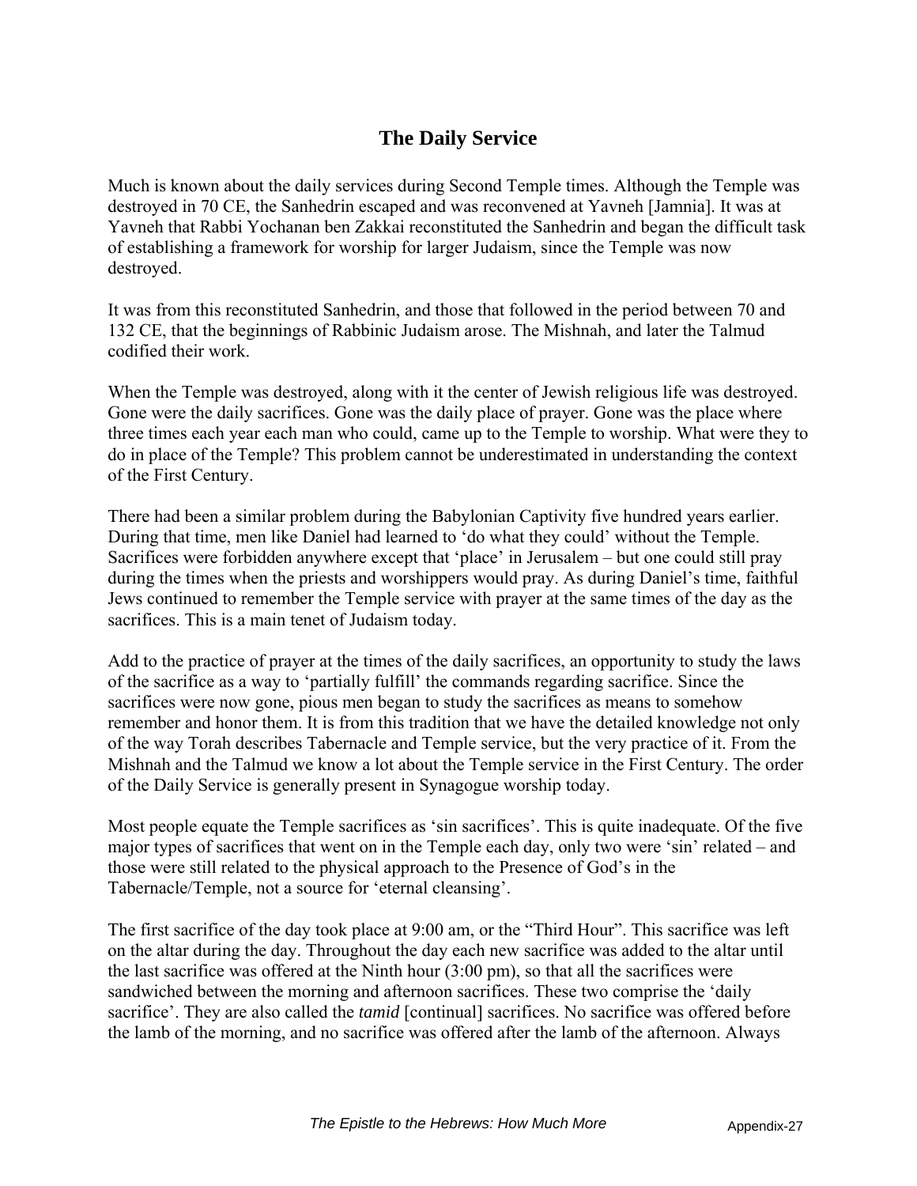## The Daily Service

Much is known about the daily services during Second Temple times. Although the Temple was destroyed in 70 CE, the Sanhedrin escaped and was reconvened at Yavneh [Jamnia]. It was at Yavneh that Rabbi Yochanan ben Zakkai reconstituted the Sanhedrin and began the difficult task of establishing a framework for worship for larger Judaism, since the Temple was now destroyed.

It was from this reconstituted Sanhedrin, and those that followed in the period between 70 and 132 CE, that the beginnings of Rabbinic Judaism arose. The Mishnah, and later the Talmud codified their work.

When the Temple was destroyed, along with it the center of Jewish religious life was destroyed. Gone were the daily sacrifices. Gone was the daily place of prayer. Gone was the place where three times each year each man who could, came up to the Temple to worship. What were they to do in place of the Temple? This problem cannot be underestimated in understanding the context of the First Century.

There had been a similar problem during the Babylonian Captivity five hundred years earlier. During that time, men like Daniel had learned to 'do what they could' without the Temple. Sacrifices were forbidden anywhere except that 'place' in Jerusalem – but one could still pray during the times when the priests and worshippers would pray. As during Daniel's time, faithful Jews continued to remember the Temple service with prayer at the same times of the day as the sacrifices. This is a main tenet of Judaism today.

Add to the practice of prayer at the times of the daily sacrifices, an opportunity to study the laws of the sacrifice as a way to 'partially fulfill' the commands regarding sacrifice. Since the sacrifices were now gone, pious men began to study the sacrifices as means to somehow remember and honor them. It is from this tradition that we have the detailed knowledge not only of the way Torah describes Tabernacle and Temple service, but the very practice of it. From the Mishnah and the Talmud we know a lot about the Temple service in the First Century. The order of the Daily Service is generally present in Synagogue worship today.

Most people equate the Temple sacrifices as 'sin sacrifices'. This is quite inadequate. Of the five major types of sacrifices that went on in the Temple each day, only two were 'sin' related – and those were still related to the physical approach to the Presence of God's in the Tabernacle/Temple, not a source for 'eternal cleansing'.

The first sacrifice of the day took place at 9:00 am, or the "Third Hour". This sacrifice was left on the altar during the day. Throughout the day each new sacrifice was added to the altar until the last sacrifice was offered at the Ninth hour (3:00 pm), so that all the sacrifices were sandwiched between the morning and afternoon sacrifices. These two comprise the 'daily sacrifice'. They are also called the *tamid* [continual] sacrifices. No sacrifice was offered before the lamb of the morning, and no sacrifice was offered after the lamb of the afternoon. Always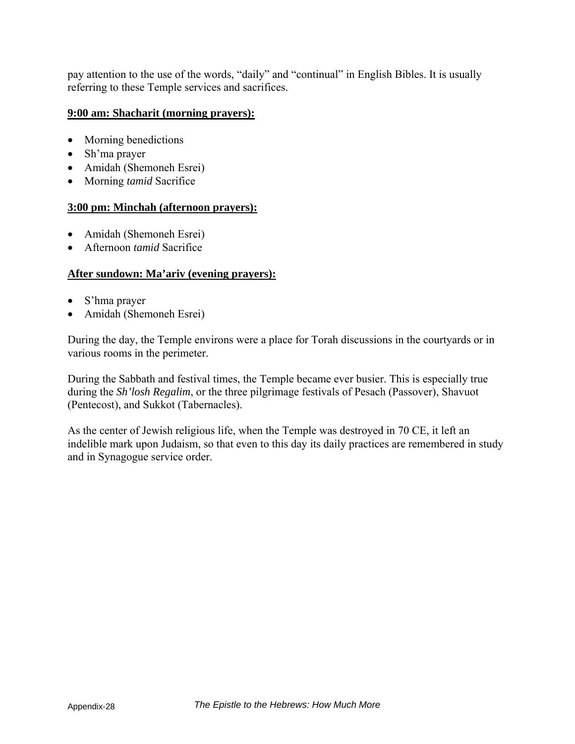pay attention to the use of the words, “daily” and “continual” in English Bibles. It is usually referring to these Temple services and sacrifices.

**<u>9:00 am: Shacharit (morning prayers):</u>**

- Morning benedictions
- Sh’ma prayer
- Amidah (Shemoneh Esrei)
- Morning *tamid* Sacrifice

**<u>3:00 pm: Minchah (afternoon prayers):</u>**

- Amidah (Shemoneh Esrei)
- Afternoon *tamid* Sacrifice

**<u>After sundown: Ma’ariv (evening prayers):</u>**

- S’hma prayer
- Amidah (Shemoneh Esrei)

During the day, the Temple environs were a place for Torah discussions in the courtyards or in various rooms in the perimeter.

During the Sabbath and festival times, the Temple became ever busier. This is especially true during the *Sh’losh Regalim*, or the three pilgrimage festivals of Pesach (Passover), Shavuot (Pentecost), and Sukkot (Tabernacles).

As the center of Jewish religious life, when the Temple was destroyed in 70 CE, it left an indelible mark upon Judaism, so that even to this day its daily practices are remembered in study and in Synagogue service order.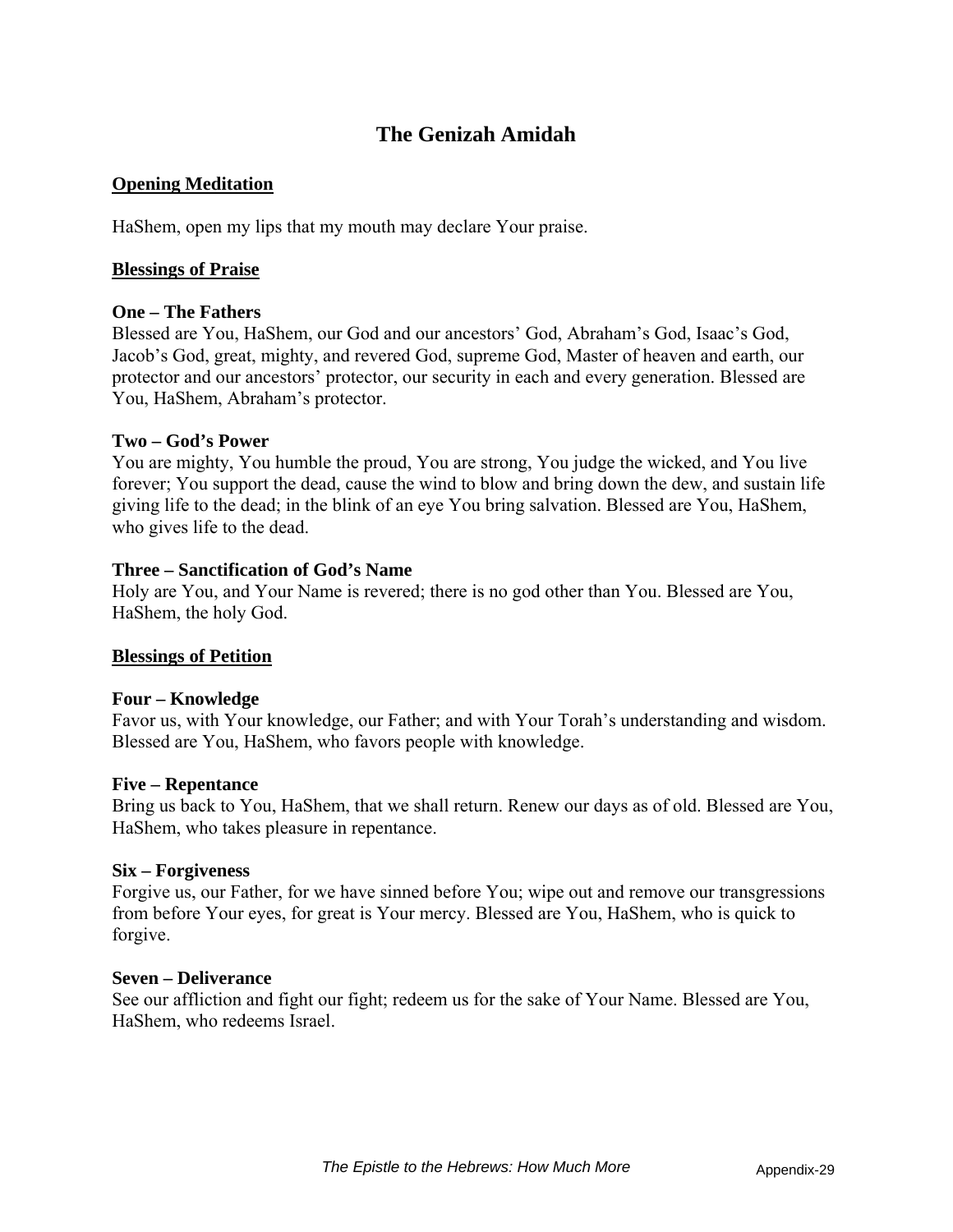# The Genizah Amidah

## Opening Meditation

HaShem, open my lips that my mouth may declare Your praise.

## Blessings of Praise

### One – The Fathers

Blessed are You, HaShem, our God and our ancestors' God, Abraham's God, Isaac's God, Jacob's God, great, mighty, and revered God, supreme God, Master of heaven and earth, our protector and our ancestors' protector, our security in each and every generation. Blessed are You, HaShem, Abraham's protector.

### Two – God's Power

You are mighty, You humble the proud, You are strong, You judge the wicked, and You live forever; You support the dead, cause the wind to blow and bring down the dew, and sustain life giving life to the dead; in the blink of an eye You bring salvation. Blessed are You, HaShem, who gives life to the dead.

### Three – Sanctification of God's Name

Holy are You, and Your Name is revered; there is no god other than You. Blessed are You, HaShem, the holy God.

## Blessings of Petition

### Four – Knowledge

Favor us, with Your knowledge, our Father; and with Your Torah's understanding and wisdom. Blessed are You, HaShem, who favors people with knowledge.

### Five – Repentance

Bring us back to You, HaShem, that we shall return. Renew our days as of old. Blessed are You, HaShem, who takes pleasure in repentance.

### Six – Forgiveness

Forgive us, our Father, for we have sinned before You; wipe out and remove our transgressions from before Your eyes, for great is Your mercy. Blessed are You, HaShem, who is quick to forgive.

### Seven – Deliverance

See our affliction and fight our fight; redeem us for the sake of Your Name. Blessed are You, HaShem, who redeems Israel.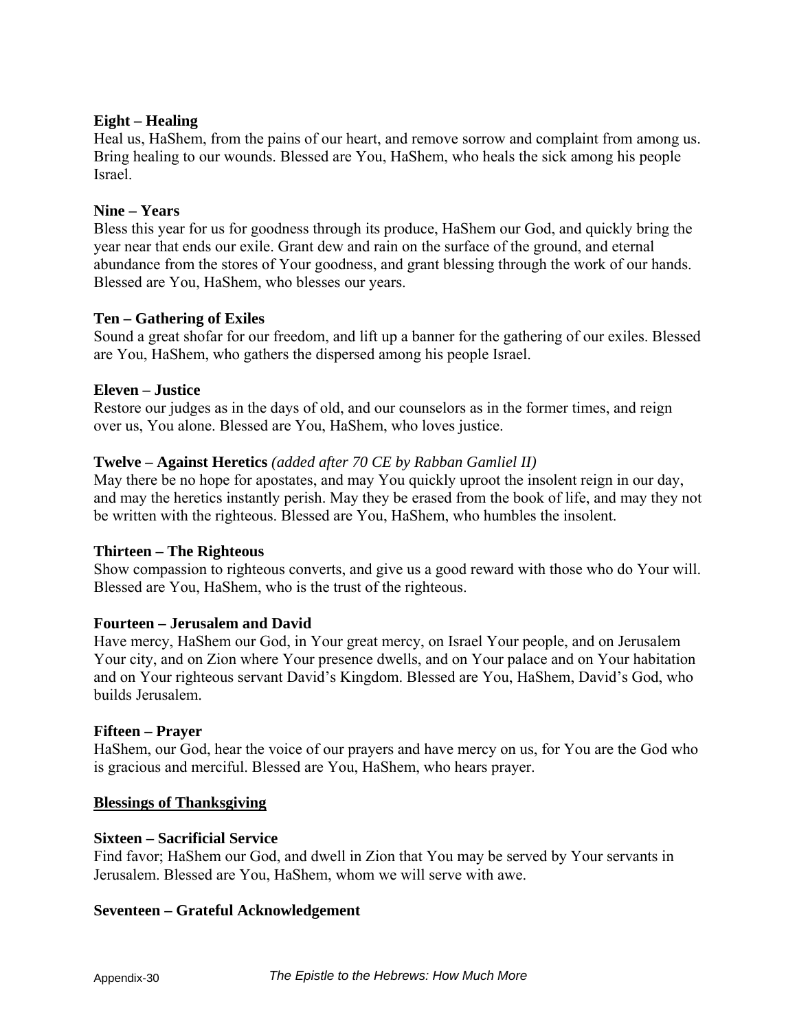**Eight – Healing**
Heal us, HaShem, from the pains of our heart, and remove sorrow and complaint from among us. Bring healing to our wounds. Blessed are You, HaShem, who heals the sick among his people Israel.

**Nine – Years**
Bless this year for us for goodness through its produce, HaShem our God, and quickly bring the year near that ends our exile. Grant dew and rain on the surface of the ground, and eternal abundance from the stores of Your goodness, and grant blessing through the work of our hands. Blessed are You, HaShem, who blesses our years.

**Ten – Gathering of Exiles**
Sound a great shofar for our freedom, and lift up a banner for the gathering of our exiles. Blessed are You, HaShem, who gathers the dispersed among his people Israel.

**Eleven – Justice**
Restore our judges as in the days of old, and our counselors as in the former times, and reign over us, You alone. Blessed are You, HaShem, who loves justice.

**Twelve – Against Heretics** *(added after 70 CE by Rabban Gamliel II)*
May there be no hope for apostates, and may You quickly uproot the insolent reign in our day, and may the heretics instantly perish. May they be erased from the book of life, and may they not be written with the righteous. Blessed are You, HaShem, who humbles the insolent.

**Thirteen – The Righteous**
Show compassion to righteous converts, and give us a good reward with those who do Your will. Blessed are You, HaShem, who is the trust of the righteous.

**Fourteen – Jerusalem and David**
Have mercy, HaShem our God, in Your great mercy, on Israel Your people, and on Jerusalem Your city, and on Zion where Your presence dwells, and on Your palace and on Your habitation and on Your righteous servant David's Kingdom. Blessed are You, HaShem, David's God, who builds Jerusalem.

**Fifteen – Prayer**
HaShem, our God, hear the voice of our prayers and have mercy on us, for You are the God who is gracious and merciful. Blessed are You, HaShem, who hears prayer.

**<u>Blessings of Thanksgiving</u>**

**Sixteen – Sacrificial Service**
Find favor; HaShem our God, and dwell in Zion that You may be served by Your servants in Jerusalem. Blessed are You, HaShem, whom we will serve with awe.

**Seventeen – Grateful Acknowledgement**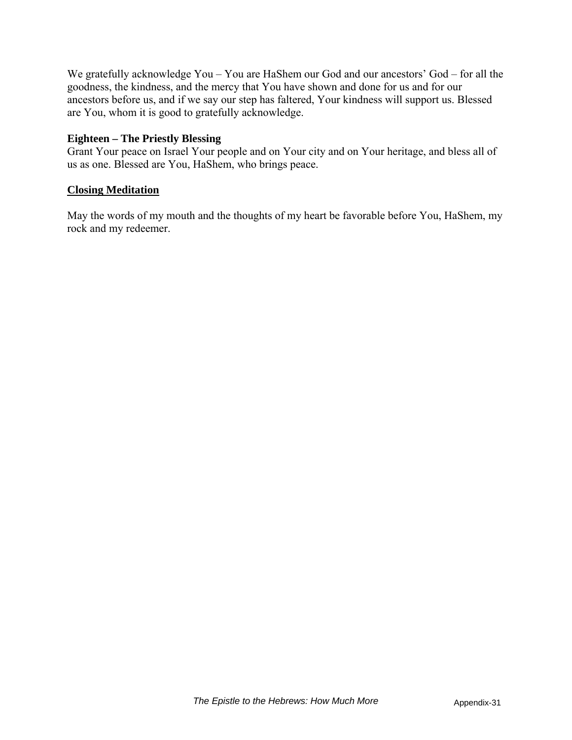We gratefully acknowledge You – You are HaShem our God and our ancestors' God – for all the goodness, the kindness, and the mercy that You have shown and done for us and for our ancestors before us, and if we say our step has faltered, Your kindness will support us. Blessed are You, whom it is good to gratefully acknowledge.

**Eighteen – The Priestly Blessing**
Grant Your peace on Israel Your people and on Your city and on Your heritage, and bless all of us as one. Blessed are You, HaShem, who brings peace.

**<u>Closing Meditation</u>**

May the words of my mouth and the thoughts of my heart be favorable before You, HaShem, my rock and my redeemer.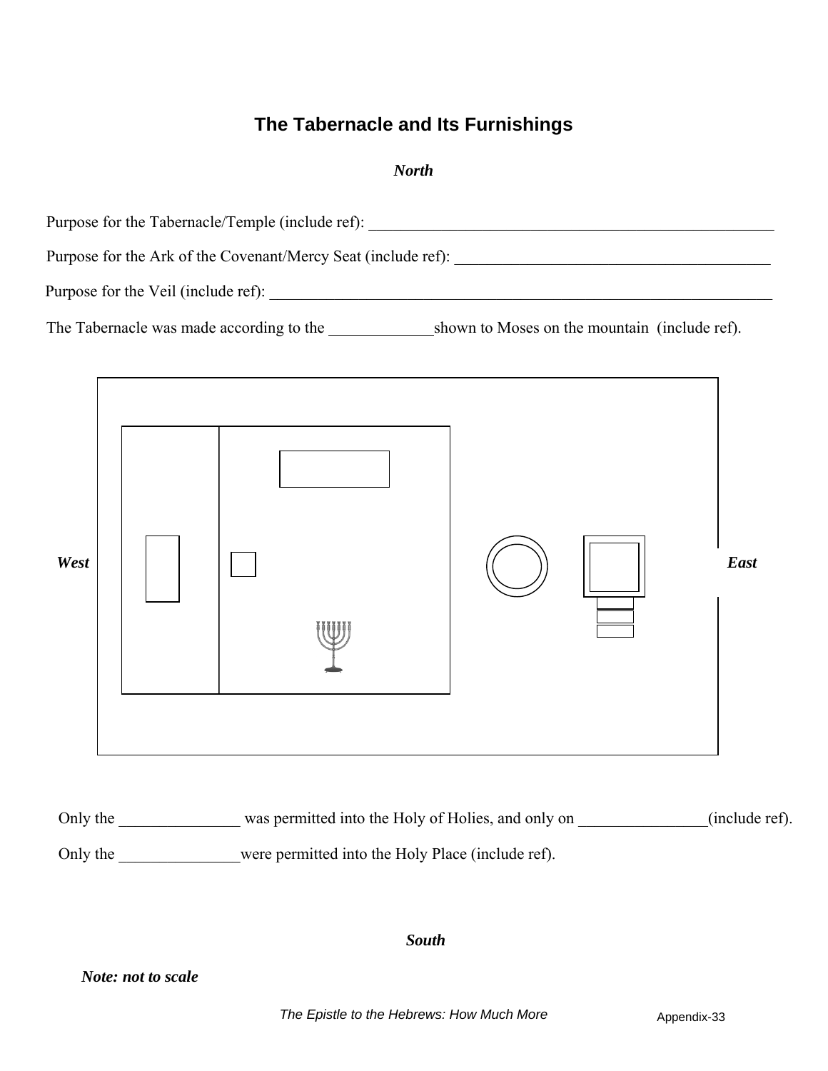# The Tabernacle and Its Furnishings

***North***

Purpose for the Tabernacle/Temple (include ref): ______________________________________________________

Purpose for the Ark of the Covenant/Mercy Seat (include ref): ________________________________________

Purpose for the Veil (include ref): ____________________________________________________________________

The Tabernacle was made according to the _____________shown to Moses on the mountain (include ref).

***West*** ***East***

Only the _______________ was permitted into the Holy of Holies, and only on ________________(include ref).

Only the _______________were permitted into the Holy Place (include ref).

***South***

***Note: not to scale***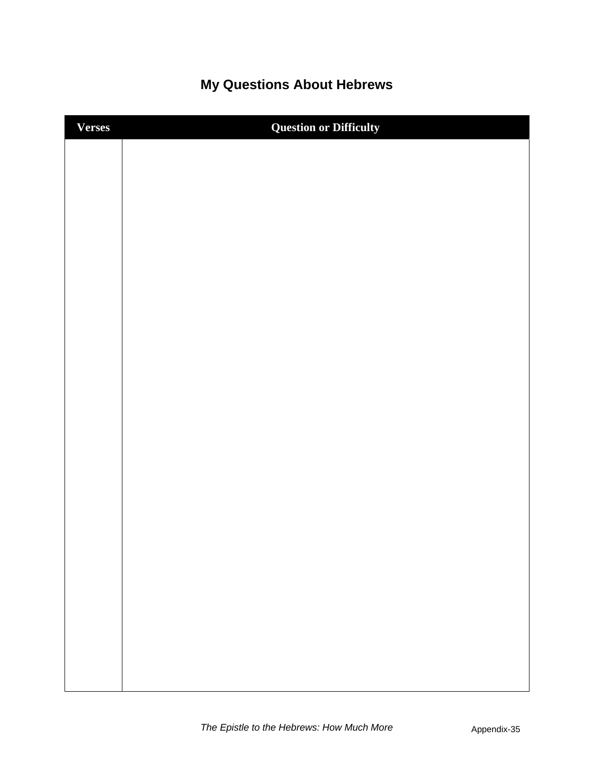# My Questions About Hebrews

| Verses | Question or Difficulty |
|---|---|
| | |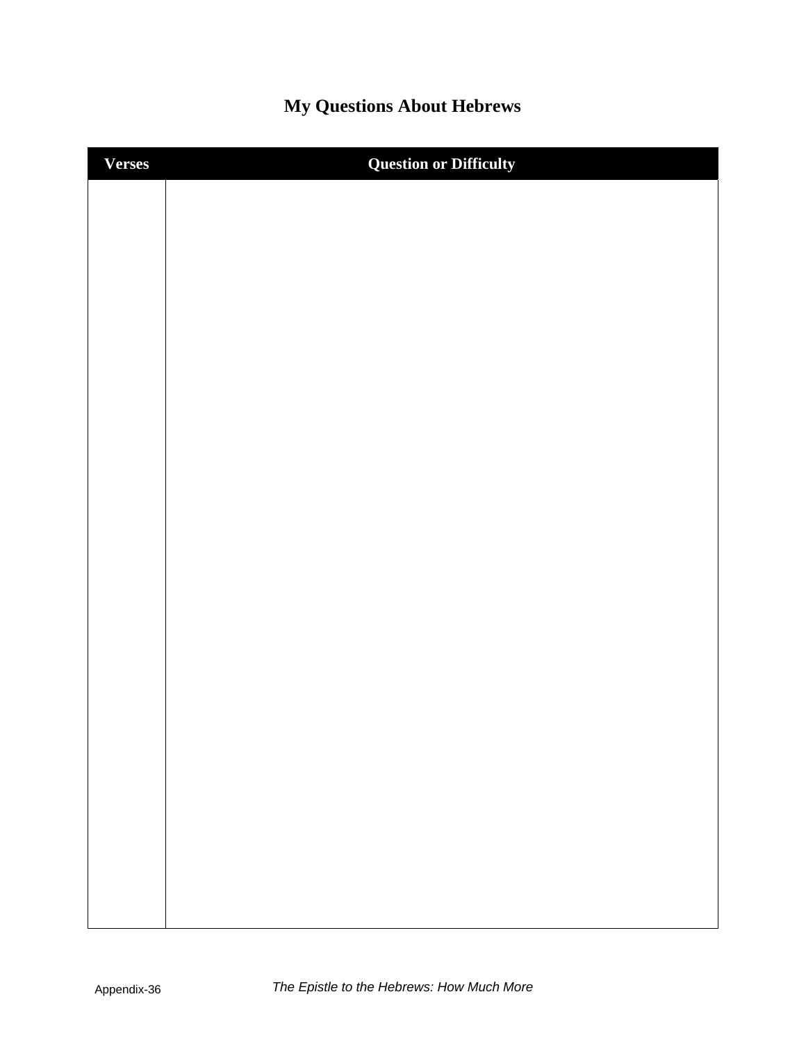# My Questions About Hebrews

| Verses | Question or Difficulty |
| --- | --- |
| | |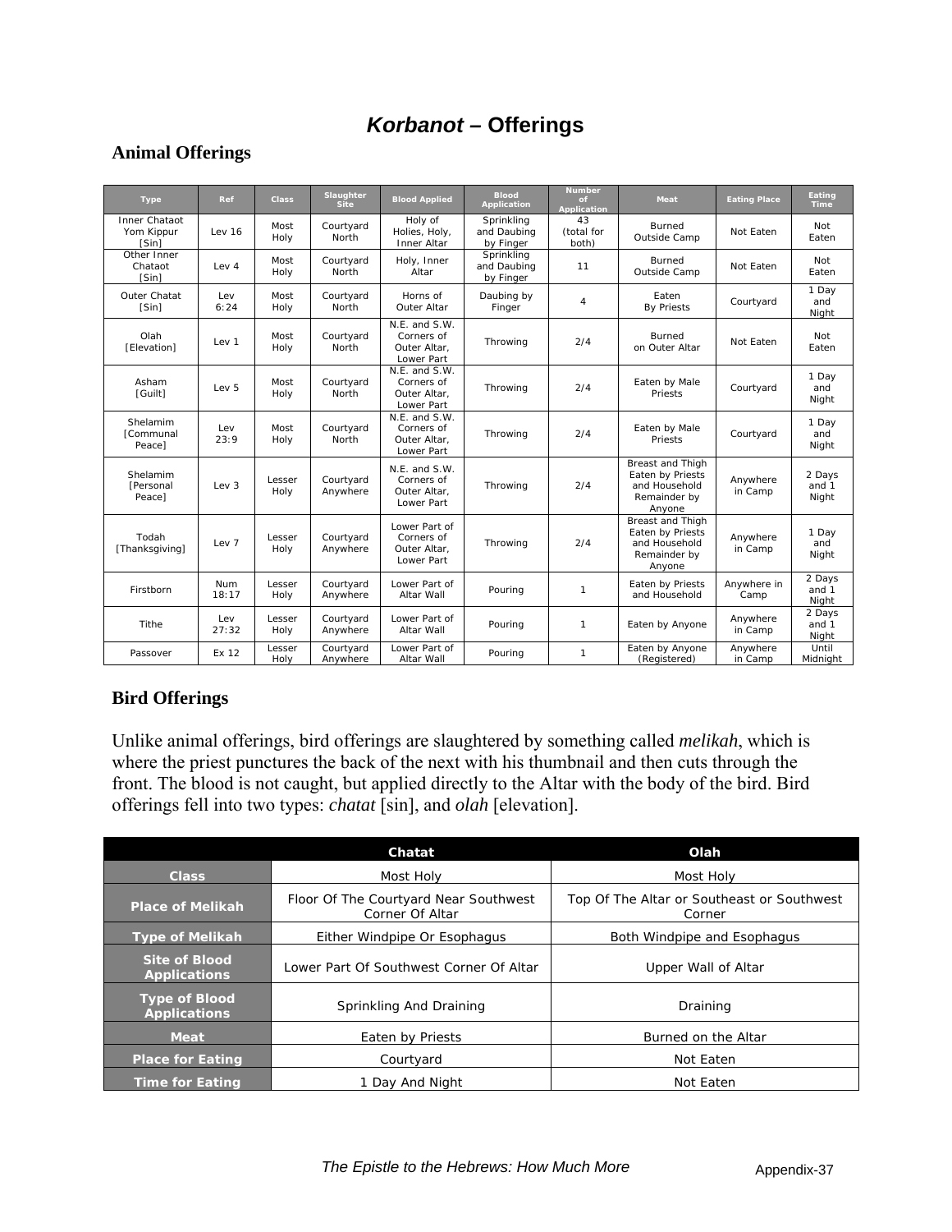# *Korbanot* – Offerings

## Animal Offerings

| Type | Ref | Class | Slaughter Site | Blood Applied | Blood Application | Number of Application | Meat | Eating Place | Eating Time |
|---|---|---|---|---|---|---|---|---|---|
| Inner Chataot Yom Kippur [Sin] | Lev 16 | Most Holy | Courtyard North | Holy of Holies, Holy, Inner Altar | Sprinkling and Daubing by Finger | 43 (total for both) | Burned Outside Camp | Not Eaten | Not Eaten |
| Other Inner Chataot [Sin] | Lev 4 | Most Holy | Courtyard North | Holy, Inner Altar | Sprinkling and Daubing by Finger | 11 | Burned Outside Camp | Not Eaten | Not Eaten |
| Outer Chatat [Sin] | Lev 6:24 | Most Holy | Courtyard North | Horns of Outer Altar | Daubing by Finger | 4 | Eaten By Priests | Courtyard | 1 Day and Night |
| Olah [Elevation] | Lev 1 | Most Holy | Courtyard North | N.E. and S.W. Corners of Outer Altar, Lower Part | Throwing | 2/4 | Burned on Outer Altar | Not Eaten | Not Eaten |
| Asham [Guilt] | Lev 5 | Most Holy | Courtyard North | N.E. and S.W. Corners of Outer Altar, Lower Part | Throwing | 2/4 | Eaten by Male Priests | Courtyard | 1 Day and Night |
| Shelamim [Communal Peace] | Lev 23:9 | Most Holy | Courtyard North | N.E. and S.W. Corners of Outer Altar, Lower Part | Throwing | 2/4 | Eaten by Male Priests | Courtyard | 1 Day and Night |
| Shelamim [Personal Peace] | Lev 3 | Lesser Holy | Courtyard Anywhere | N.E. and S.W. Corners of Outer Altar, Lower Part | Throwing | 2/4 | Breast and Thigh Eaten by Priests and Household Remainder by Anyone | Anywhere in Camp | 2 Days and 1 Night |
| Todah [Thanksgiving] | Lev 7 | Lesser Holy | Courtyard Anywhere | Lower Part of Corners of Outer Altar, Lower Part | Throwing | 2/4 | Breast and Thigh Eaten by Priests and Household Remainder by Anyone | Anywhere in Camp | 1 Day and Night |
| Firstborn | Num 18:17 | Lesser Holy | Courtyard Anywhere | Lower Part of Altar Wall | Pouring | 1 | Eaten by Priests and Household | Anywhere in Camp | 2 Days and 1 Night |
| Tithe | Lev 27:32 | Lesser Holy | Courtyard Anywhere | Lower Part of Altar Wall | Pouring | 1 | Eaten by Anyone | Anywhere in Camp | 2 Days and 1 Night |
| Passover | Ex 12 | Lesser Holy | Courtyard Anywhere | Lower Part of Altar Wall | Pouring | 1 | Eaten by Anyone (Registered) | Anywhere in Camp | Until Midnight |

## Bird Offerings

Unlike animal offerings, bird offerings are slaughtered by something called *melikah*, which is where the priest punctures the back of the next with his thumbnail and then cuts through the front. The blood is not caught, but applied directly to the Altar with the body of the bird. Bird offerings fell into two types: *chatat* [sin], and *olah* [elevation].

| | Chatat | Olah |
|---|---|---|
| Class | Most Holy | Most Holy |
| Place of Melikah | Floor Of The Courtyard Near Southwest Corner Of Altar | Top Of The Altar or Southeast or Southwest Corner |
| Type of Melikah | Either Windpipe Or Esophagus | Both Windpipe and Esophagus |
| Site of Blood Applications | Lower Part Of Southwest Corner Of Altar | Upper Wall of Altar |
| Type of Blood Applications | Sprinkling And Draining | Draining |
| Meat | Eaten by Priests | Burned on the Altar |
| Place for Eating | Courtyard | Not Eaten |
| Time for Eating | 1 Day And Night | Not Eaten |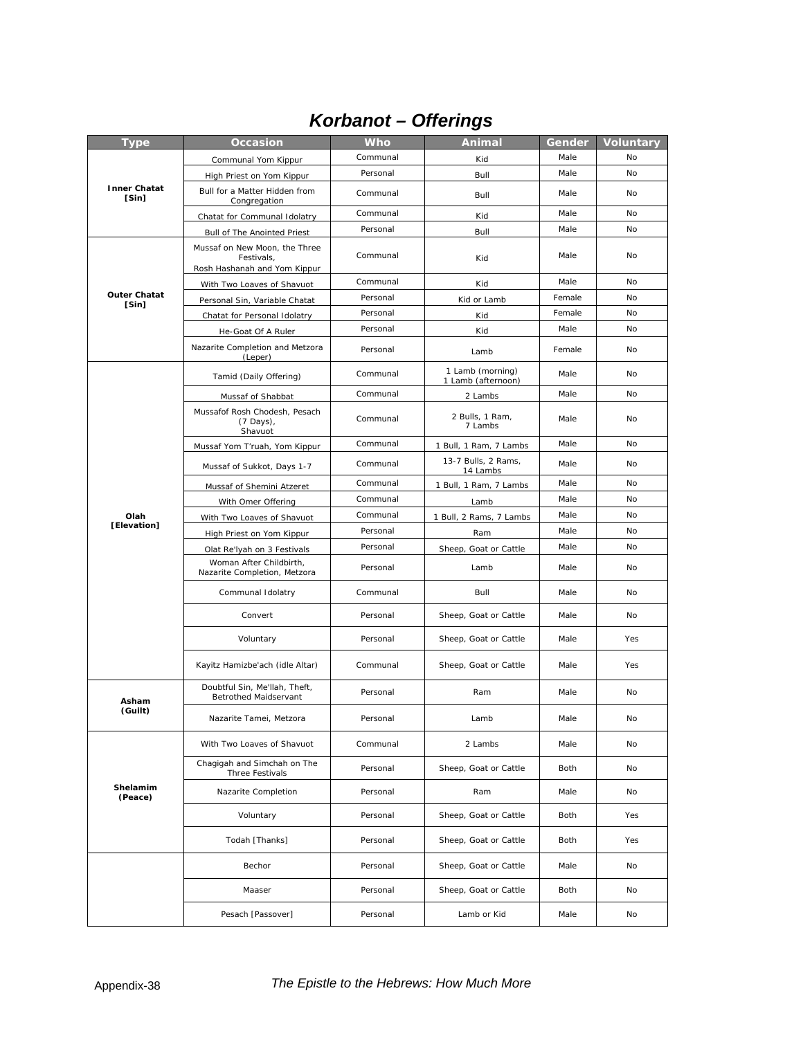# *Korbanot – Offerings*

| Type | Occasion | Who | Animal | Gender | Voluntary |
|---|---|---|---|---|---|
| **Inner Chatat [Sin]** | Communal Yom Kippur | Communal | Kid | Male | No |
| | High Priest on Yom Kippur | Personal | Bull | Male | No |
| | Bull for a Matter Hidden from Congregation | Communal | Bull | Male | No |
| | Chatat for Communal Idolatry | Communal | Kid | Male | No |
| | Bull of The Anointed Priest | Personal | Bull | Male | No |
| **Outer Chatat [Sin]** | Mussaf on New Moon, the Three Festivals, Rosh Hashanah and Yom Kippur | Communal | Kid | Male | No |
| | With Two Loaves of Shavuot | Communal | Kid | Male | No |
| | Personal Sin, Variable Chatat | Personal | Kid or Lamb | Female | No |
| | Chatat for Personal Idolatry | Personal | Kid | Female | No |
| | He-Goat Of A Ruler | Personal | Kid | Male | No |
| | Nazarite Completion and Metzora (Leper) | Personal | Lamb | Female | No |
| **Olah [Elevation]** | Tamid (Daily Offering) | Communal | 1 Lamb (morning) 1 Lamb (afternoon) | Male | No |
| | Mussaf of Shabbat | Communal | 2 Lambs | Male | No |
| | Mussafof Rosh Chodesh, Pesach (7 Days), Shavuot | Communal | 2 Bulls, 1 Ram, 7 Lambs | Male | No |
| | Mussaf Yom T'ruah, Yom Kippur | Communal | 1 Bull, 1 Ram, 7 Lambs | Male | No |
| | Mussaf of Sukkot, Days 1-7 | Communal | 13-7 Bulls, 2 Rams, 14 Lambs | Male | No |
| | Mussaf of Shemini Atzeret | Communal | 1 Bull, 1 Ram, 7 Lambs | Male | No |
| | With Omer Offering | Communal | Lamb | Male | No |
| | With Two Loaves of Shavuot | Communal | 1 Bull, 2 Rams, 7 Lambs | Male | No |
| | High Priest on Yom Kippur | Personal | Ram | Male | No |
| | Olat Re'Iyah on 3 Festivals | Personal | Sheep, Goat or Cattle | Male | No |
| | Woman After Childbirth, Nazarite Completion, Metzora | Personal | Lamb | Male | No |
| | Communal Idolatry | Communal | Bull | Male | No |
| | Convert | Personal | Sheep, Goat or Cattle | Male | No |
| | Voluntary | Personal | Sheep, Goat or Cattle | Male | Yes |
| | Kayitz Hamizbe'ach (idle Altar) | Communal | Sheep, Goat or Cattle | Male | Yes |
| **Asham (Guilt)** | Doubtful Sin, Me'Ilah, Theft, Betrothed Maidservant | Personal | Ram | Male | No |
| | Nazarite Tamei, Metzora | Personal | Lamb | Male | No |
| **Shelamim (Peace)** | With Two Loaves of Shavuot | Communal | 2 Lambs | Male | No |
| | Chagigah and Simchah on The Three Festivals | Personal | Sheep, Goat or Cattle | Both | No |
| | Nazarite Completion | Personal | Ram | Male | No |
| | Voluntary | Personal | Sheep, Goat or Cattle | Both | Yes |
| | Todah [Thanks] | Personal | Sheep, Goat or Cattle | Both | Yes |
| | Bechor | Personal | Sheep, Goat or Cattle | Male | No |
| | Maaser | Personal | Sheep, Goat or Cattle | Both | No |
| | Pesach [Passover] | Personal | Lamb or Kid | Male | No |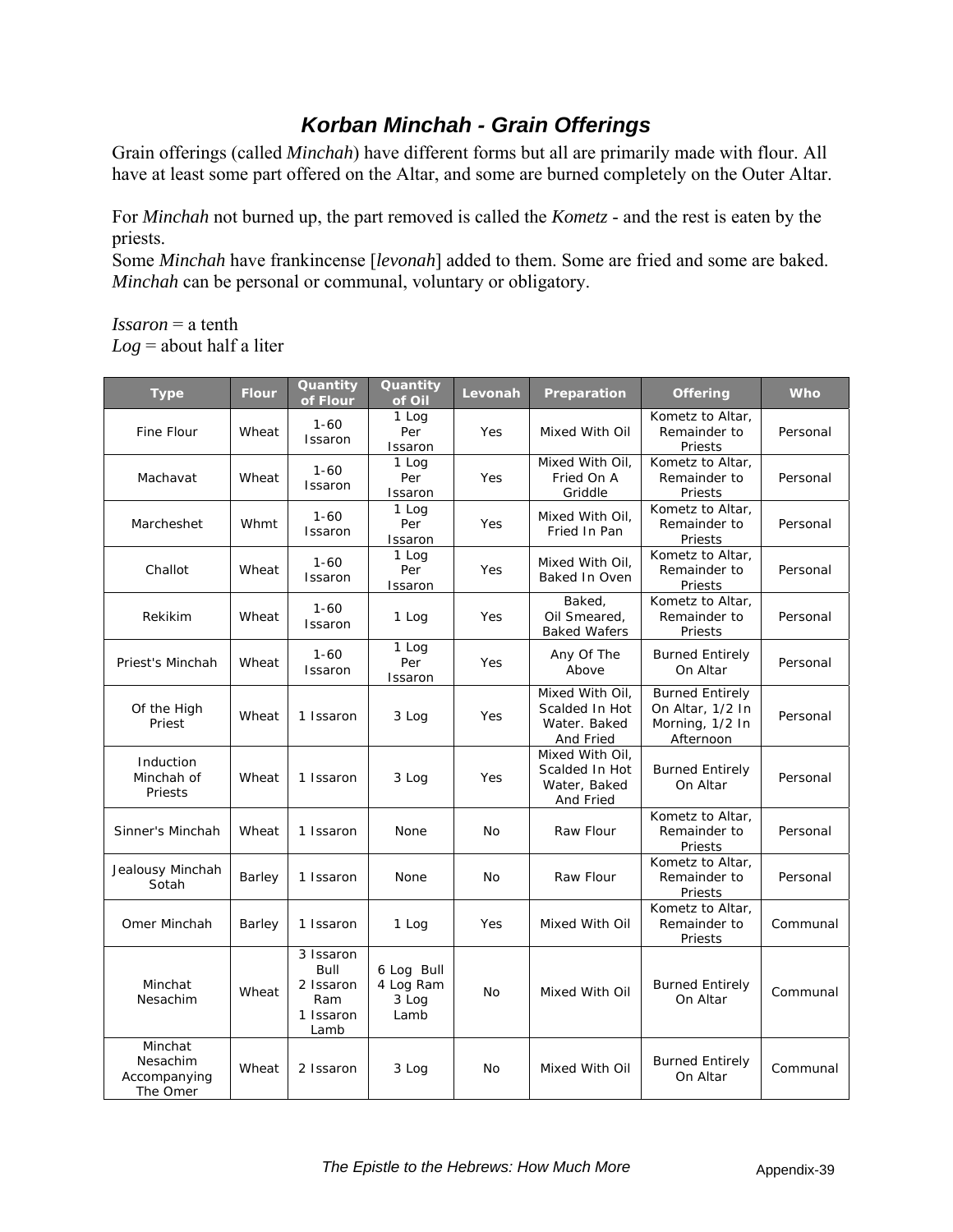# *Korban Minchah - Grain Offerings*

Grain offerings (called *Minchah*) have different forms but all are primarily made with flour. All have at least some part offered on the Altar, and some are burned completely on the Outer Altar.

For *Minchah* not burned up, the part removed is called the *Kometz* - and the rest is eaten by the priests.
Some *Minchah* have frankincense [*levonah*] added to them. Some are fried and some are baked. *Minchah* can be personal or communal, voluntary or obligatory.

*Issaron* = a tenth
*Log* = about half a liter

| Type | Flour | Quantity of Flour | Quantity of Oil | Levonah | Preparation | Offering | Who |
|---|---|---|---|---|---|---|---|
| Fine Flour | Wheat | 1-60 Issaron | 1 Log Per Issaron | Yes | Mixed With Oil | Kometz to Altar, Remainder to Priests | Personal |
| Machavat | Wheat | 1-60 Issaron | 1 Log Per Issaron | Yes | Mixed With Oil, Fried On A Griddle | Kometz to Altar, Remainder to Priests | Personal |
| Marcheshet | Whmt | 1-60 Issaron | 1 Log Per Issaron | Yes | Mixed With Oil, Fried In Pan | Kometz to Altar, Remainder to Priests | Personal |
| Challot | Wheat | 1-60 Issaron | 1 Log Per Issaron | Yes | Mixed With Oil, Baked In Oven | Kometz to Altar, Remainder to Priests | Personal |
| Rekikim | Wheat | 1-60 Issaron | 1 Log | Yes | Baked, Oil Smeared, Baked Wafers | Kometz to Altar, Remainder to Priests | Personal |
| Priest's Minchah | Wheat | 1-60 Issaron | 1 Log Per Issaron | Yes | Any Of The Above | Burned Entirely On Altar | Personal |
| Of the High Priest | Wheat | 1 Issaron | 3 Log | Yes | Mixed With Oil, Scalded In Hot Water. Baked And Fried | Burned Entirely On Altar, 1/2 In Morning, 1/2 In Afternoon | Personal |
| Induction Minchah of Priests | Wheat | 1 Issaron | 3 Log | Yes | Mixed With Oil, Scalded In Hot Water, Baked And Fried | Burned Entirely On Altar | Personal |
| Sinner's Minchah | Wheat | 1 Issaron | None | No | Raw Flour | Kometz to Altar, Remainder to Priests | Personal |
| Jealousy Minchah Sotah | Barley | 1 Issaron | None | No | Raw Flour | Kometz to Altar, Remainder to Priests | Personal |
| Omer Minchah | Barley | 1 Issaron | 1 Log | Yes | Mixed With Oil | Kometz to Altar, Remainder to Priests | Communal |
| Minchat Nesachim | Wheat | 3 Issaron Bull 2 Issaron Ram 1 Issaron Lamb | 6 Log Bull 4 Log Ram 3 Log Lamb | No | Mixed With Oil | Burned Entirely On Altar | Communal |
| Minchat Nesachim Accompanying The Omer | Wheat | 2 Issaron | 3 Log | No | Mixed With Oil | Burned Entirely On Altar | Communal |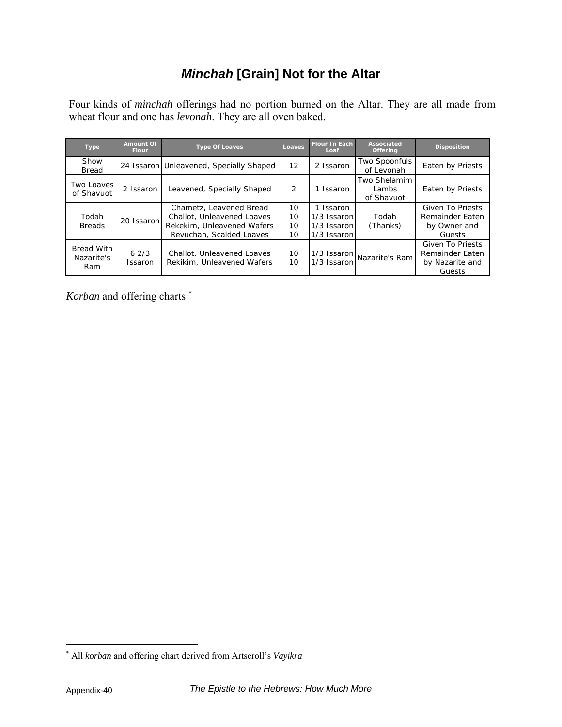# *Minchah* [Grain] Not for the Altar

Four kinds of *minchah* offerings had no portion burned on the Altar. They are all made from wheat flour and one has *levonah*. They are all oven baked.

| Type | Amount Of Flour | Type Of Loaves | Loaves | Flour In Each Loaf | Associated Offering | Disposition |
|---|---|---|---|---|---|---|
| Show Bread | 24 Issaron | Unleavened, Specially Shaped | 12 | 2 Issaron | Two Spoonfuls of Levonah | Eaten by Priests |
| Two Loaves of Shavuot | 2 Issaron | Leavened, Specially Shaped | 2 | 1 Issaron | Two Shelamim Lambs of Shavuot | Eaten by Priests |
| Todah Breads | 20 Issaron | Chametz, Leavened Bread<br>Challot, Unleavened Loaves<br>Rekekim, Unleavened Wafers<br>Revuchah, Scalded Loaves | 10<br>10<br>10<br>10 | 1 Issaron<br>1/3 Issaron<br>1/3 Issaron<br>1/3 Issaron | Todah (Thanks) | Given To Priests Remainder Eaten by Owner and Guests |
| Bread With Nazarite's Ram | 6 2/3 Issaron | Challot, Unleavened Loaves<br>Rekikim, Unleavened Wafers | 10<br>10 | 1/3 Issaron<br>1/3 Issaron | Nazarite's Ram | Given To Priests Remainder Eaten by Nazarite and Guests |

*Korban* and offering charts [*]

[*] All *korban* and offering chart derived from Artscroll's *Vayikra*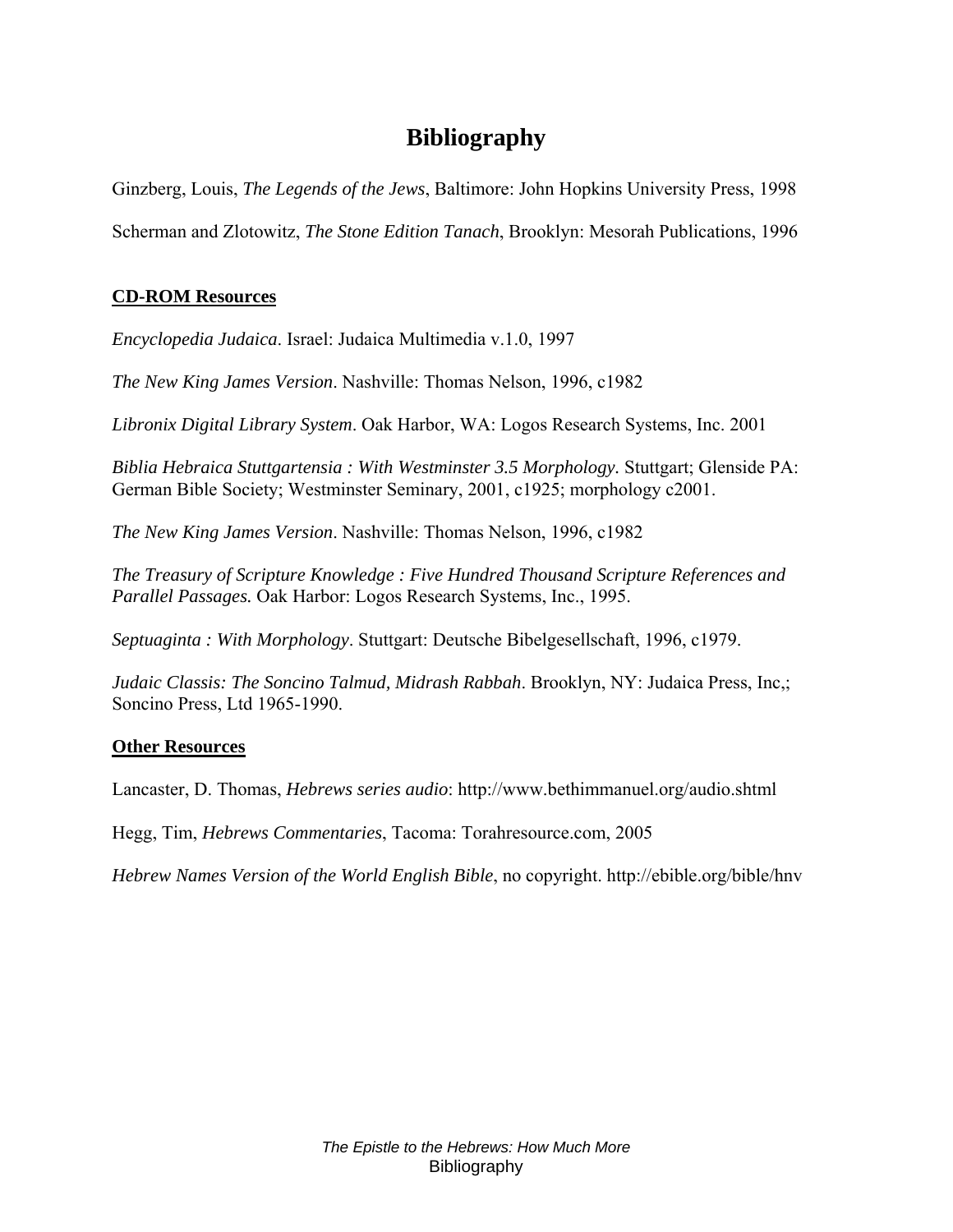# Bibliography

Ginzberg, Louis, *The Legends of the Jews*, Baltimore: John Hopkins University Press, 1998

Scherman and Zlotowitz, *The Stone Edition Tanach*, Brooklyn: Mesorah Publications, 1996

**CD-ROM Resources**

*Encyclopedia Judaica*. Israel: Judaica Multimedia v.1.0, 1997

*The New King James Version*. Nashville: Thomas Nelson, 1996, c1982

*Libronix Digital Library System*. Oak Harbor, WA: Logos Research Systems, Inc. 2001

*Biblia Hebraica Stuttgartensia : With Westminster 3.5 Morphology.* Stuttgart; Glenside PA: German Bible Society; Westminster Seminary, 2001, c1925; morphology c2001.

*The New King James Version*. Nashville: Thomas Nelson, 1996, c1982

*The Treasury of Scripture Knowledge : Five Hundred Thousand Scripture References and Parallel Passages.* Oak Harbor: Logos Research Systems, Inc., 1995.

*Septuaginta : With Morphology*. Stuttgart: Deutsche Bibelgesellschaft, 1996, c1979.

*Judaic Classis: The Soncino Talmud, Midrash Rabbah*. Brooklyn, NY: Judaica Press, Inc,; Soncino Press, Ltd 1965-1990.

**Other Resources**

Lancaster, D. Thomas, *Hebrews series audio*: http://www.bethimmanuel.org/audio.shtml

Hegg, Tim, *Hebrews Commentaries*, Tacoma: Torahresource.com, 2005

*Hebrew Names Version of the World English Bible*, no copyright. http://ebible.org/bible/hnv